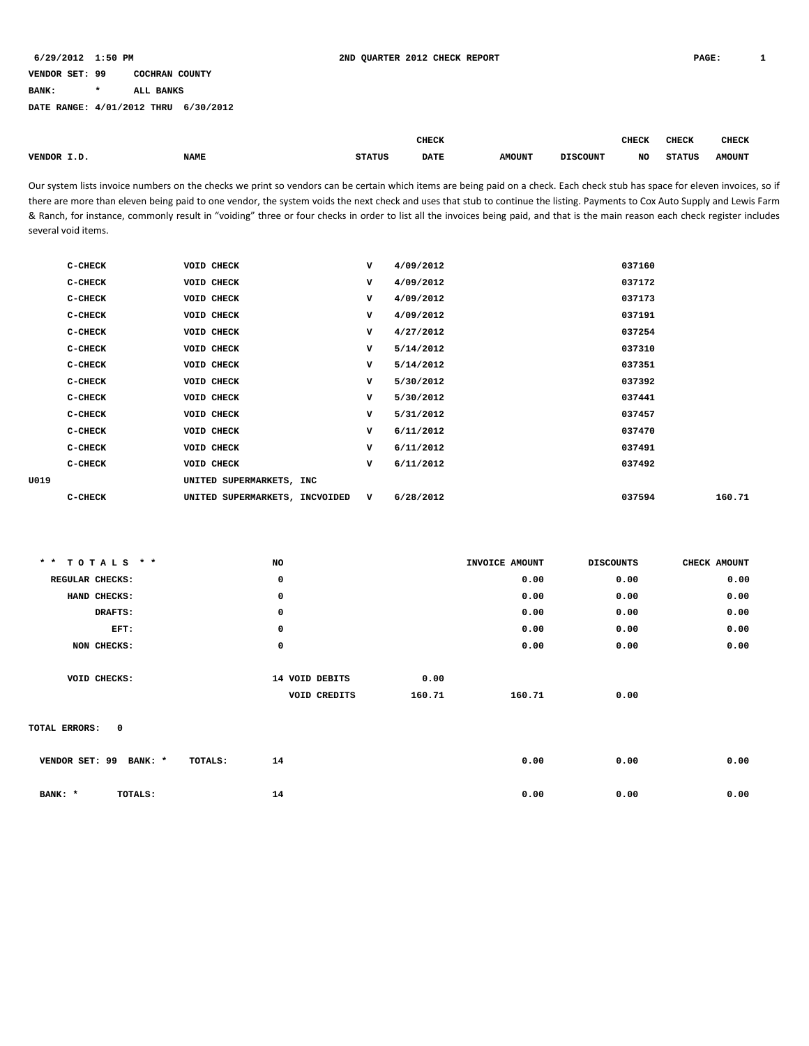6/29/2012 1:50 PM **2ND QUARTER 2012 CHECK REPORT**

VENDOR SET: 99 COCHRAN COUNTY
BANK: * ALL BANKS
DATE RANGE: 4/01/2012 THRU 6/30/2012

Our system lists invoice numbers on the checks we print so vendors can be certain which items are being paid on a check. Each check stub has space for eleven invoices, so if there are more than eleven being paid to one vendor, the system voids the next check and uses that stub to continue the listing. Payments to Cox Auto Supply and Lewis Farm & Ranch, for instance, commonly result in "voiding" three or four checks in order to list all the invoices being paid, and that is the main reason each check register includes several void items.

| VENDOR I.D. | NAME | STATUS | CHECK DATE | AMOUNT | DISCOUNT | CHECK NO | CHECK STATUS | CHECK AMOUNT |
|---|---|---|---|---|---|---|---|---|
| C-CHECK | VOID CHECK | V | 4/09/2012 | | | 037160 | | |
| C-CHECK | VOID CHECK | V | 4/09/2012 | | | 037172 | | |
| C-CHECK | VOID CHECK | V | 4/09/2012 | | | 037173 | | |
| C-CHECK | VOID CHECK | V | 4/09/2012 | | | 037191 | | |
| C-CHECK | VOID CHECK | V | 4/27/2012 | | | 037254 | | |
| C-CHECK | VOID CHECK | V | 5/14/2012 | | | 037310 | | |
| C-CHECK | VOID CHECK | V | 5/14/2012 | | | 037351 | | |
| C-CHECK | VOID CHECK | V | 5/30/2012 | | | 037392 | | |
| C-CHECK | VOID CHECK | V | 5/30/2012 | | | 037441 | | |
| C-CHECK | VOID CHECK | V | 5/31/2012 | | | 037457 | | |
| C-CHECK | VOID CHECK | V | 6/11/2012 | | | 037470 | | |
| C-CHECK | VOID CHECK | V | 6/11/2012 | | | 037491 | | |
| C-CHECK | VOID CHECK | V | 6/11/2012 | | | 037492 | | |
| U019 | UNITED SUPERMARKETS, INC | | | | | | | |
| C-CHECK | UNITED SUPERMARKETS, INCVOIDED | V | 6/28/2012 | | | 037594 | | 160.71 |

| * * T O T A L S * * | NO | | INVOICE AMOUNT | DISCOUNTS | CHECK AMOUNT |
|---|---|---|---|---|---|
| REGULAR CHECKS: | 0 | | 0.00 | 0.00 | 0.00 |
| HAND CHECKS: | 0 | | 0.00 | 0.00 | 0.00 |
| DRAFTS: | 0 | | 0.00 | 0.00 | 0.00 |
| EFT: | 0 | | 0.00 | 0.00 | 0.00 |
| NON CHECKS: | 0 | | 0.00 | 0.00 | 0.00 |
| VOID CHECKS: | 14 VOID DEBITS | 0.00 | | | |
| | VOID CREDITS | 160.71 | 160.71 | 0.00 | |

TOTAL ERRORS: 0

| | | NO | INVOICE AMOUNT | DISCOUNTS | CHECK AMOUNT |
|---|---|---|---|---|---|
| VENDOR SET: 99 BANK: * | TOTALS: | 14 | 0.00 | 0.00 | 0.00 |
| BANK: * | TOTALS: | 14 | 0.00 | 0.00 | 0.00 |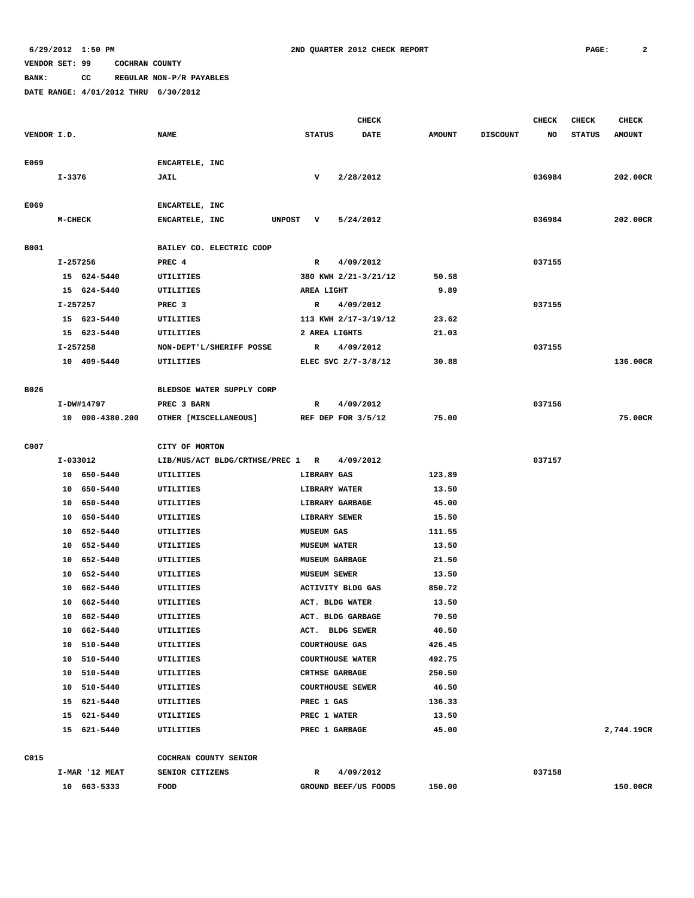6/29/2012 1:50 PM 2ND QUARTER 2012 CHECK REPORT

VENDOR SET: 99 COCHRAN COUNTY

BANK: CC REGULAR NON-P/R PAYABLES

DATE RANGE: 4/01/2012 THRU 6/30/2012

| VENDOR I.D. | NAME | STATUS | CHECK DATE | AMOUNT | DISCOUNT | CHECK NO | CHECK STATUS | CHECK AMOUNT |
|---|---|---|---|---|---|---|---|---|
| E069 | ENCARTELE, INC | | | | | | | |
| I-3376 | JAIL | V | 2/28/2012 | | | 036984 | | 202.00CR |
| E069 | ENCARTELE, INC | | | | | | | |
| M-CHECK | ENCARTELE, INC UNPOST | V | 5/24/2012 | | | 036984 | | 202.00CR |
| B001 | BAILEY CO. ELECTRIC COOP | | | | | | | |
| I-257256 | PREC 4 | R | 4/09/2012 | | | 037155 | | |
| 15 624-5440 | UTILITIES | 380 KWH 2/21-3/21/12 | | 50.58 | | | | |
| 15 624-5440 | UTILITIES | AREA LIGHT | | 9.89 | | | | |
| I-257257 | PREC 3 | R | 4/09/2012 | | | 037155 | | |
| 15 623-5440 | UTILITIES | 113 KWH 2/17-3/19/12 | | 23.62 | | | | |
| 15 623-5440 | UTILITIES | 2 AREA LIGHTS | | 21.03 | | | | |
| I-257258 | NON-DEPT'L/SHERIFF POSSE | R | 4/09/2012 | | | 037155 | | |
| 10 409-5440 | UTILITIES | ELEC SVC 2/7-3/8/12 | | 30.88 | | | | 136.00CR |
| B026 | BLEDSOE WATER SUPPLY CORP | | | | | | | |
| I-DW#14797 | PREC 3 BARN | R | 4/09/2012 | | | 037156 | | |
| 10 000-4380.200 | OTHER [MISCELLANEOUS] | REF DEP FOR 3/5/12 | | 75.00 | | | | 75.00CR |
| C007 | CITY OF MORTON | | | | | | | |
| I-033012 | LIB/MUS/ACT BLDG/CRTHSE/PREC 1 | R | 4/09/2012 | | | 037157 | | |
| 10 650-5440 | UTILITIES | LIBRARY GAS | | 123.89 | | | | |
| 10 650-5440 | UTILITIES | LIBRARY WATER | | 13.50 | | | | |
| 10 650-5440 | UTILITIES | LIBRARY GARBAGE | | 45.00 | | | | |
| 10 650-5440 | UTILITIES | LIBRARY SEWER | | 15.50 | | | | |
| 10 652-5440 | UTILITIES | MUSEUM GAS | | 111.55 | | | | |
| 10 652-5440 | UTILITIES | MUSEUM WATER | | 13.50 | | | | |
| 10 652-5440 | UTILITIES | MUSEUM GARBAGE | | 21.50 | | | | |
| 10 652-5440 | UTILITIES | MUSEUM SEWER | | 13.50 | | | | |
| 10 662-5440 | UTILITIES | ACTIVITY BLDG GAS | | 850.72 | | | | |
| 10 662-5440 | UTILITIES | ACT. BLDG WATER | | 13.50 | | | | |
| 10 662-5440 | UTILITIES | ACT. BLDG GARBAGE | | 70.50 | | | | |
| 10 662-5440 | UTILITIES | ACT. BLDG SEWER | | 40.50 | | | | |
| 10 510-5440 | UTILITIES | COURTHOUSE GAS | | 426.45 | | | | |
| 10 510-5440 | UTILITIES | COURTHOUSE WATER | | 492.75 | | | | |
| 10 510-5440 | UTILITIES | CRTHSE GARBAGE | | 250.50 | | | | |
| 10 510-5440 | UTILITIES | COURTHOUSE SEWER | | 46.50 | | | | |
| 15 621-5440 | UTILITIES | PREC 1 GAS | | 136.33 | | | | |
| 15 621-5440 | UTILITIES | PREC 1 WATER | | 13.50 | | | | |
| 15 621-5440 | UTILITIES | PREC 1 GARBAGE | | 45.00 | | | | 2,744.19CR |
| C015 | COCHRAN COUNTY SENIOR | | | | | | | |
| I-MAR '12 MEAT | SENIOR CITIZENS | R | 4/09/2012 | | | 037158 | | |
| 10 663-5333 | FOOD | GROUND BEEF/US FOODS | | 150.00 | | | | 150.00CR |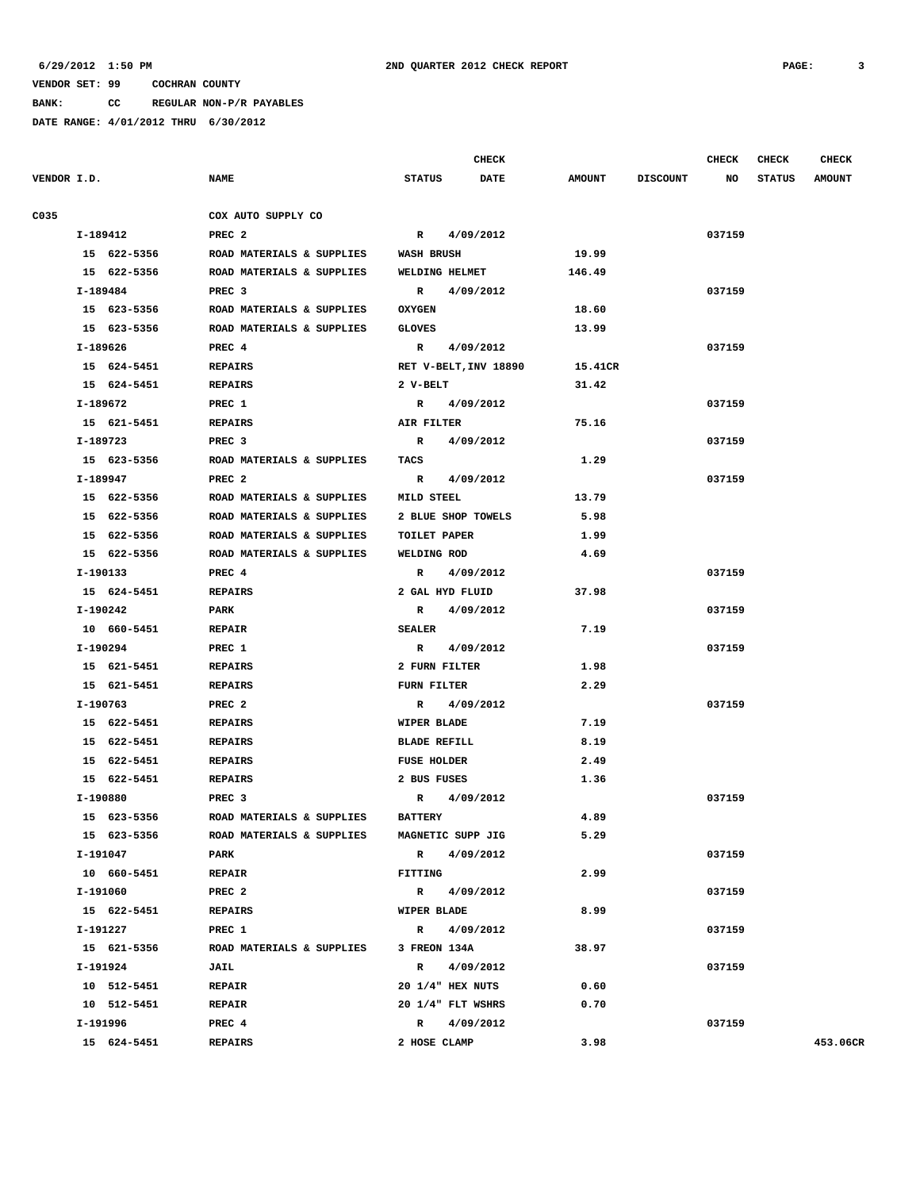6/29/2012 1:50 PM    2ND QUARTER 2012 CHECK REPORT

VENDOR SET: 99    COCHRAN COUNTY

BANK: CC    REGULAR NON-P/R PAYABLES

DATE RANGE: 4/01/2012 THRU 6/30/2012

| VENDOR I.D. | NAME | STATUS | CHECK DATE | AMOUNT | DISCOUNT | CHECK NO | CHECK STATUS | CHECK AMOUNT |
|---|---|---|---|---|---|---|---|---|
| C035 | COX AUTO SUPPLY CO | | | | | | | |
| I-189412 | PREC 2 | R | 4/09/2012 | | | 037159 | | |
| 15 622-5356 | ROAD MATERIALS & SUPPLIES | WASH BRUSH | | 19.99 | | | | |
| 15 622-5356 | ROAD MATERIALS & SUPPLIES | WELDING HELMET | | 146.49 | | | | |
| I-189484 | PREC 3 | R | 4/09/2012 | | | 037159 | | |
| 15 623-5356 | ROAD MATERIALS & SUPPLIES | OXYGEN | | 18.60 | | | | |
| 15 623-5356 | ROAD MATERIALS & SUPPLIES | GLOVES | | 13.99 | | | | |
| I-189626 | PREC 4 | R | 4/09/2012 | | | 037159 | | |
| 15 624-5451 | REPAIRS | RET V-BELT,INV 18890 | | 15.41CR | | | | |
| 15 624-5451 | REPAIRS | 2 V-BELT | | 31.42 | | | | |
| I-189672 | PREC 1 | R | 4/09/2012 | | | 037159 | | |
| 15 621-5451 | REPAIRS | AIR FILTER | | 75.16 | | | | |
| I-189723 | PREC 3 | R | 4/09/2012 | | | 037159 | | |
| 15 623-5356 | ROAD MATERIALS & SUPPLIES | TACS | | 1.29 | | | | |
| I-189947 | PREC 2 | R | 4/09/2012 | | | 037159 | | |
| 15 622-5356 | ROAD MATERIALS & SUPPLIES | MILD STEEL | | 13.79 | | | | |
| 15 622-5356 | ROAD MATERIALS & SUPPLIES | 2 BLUE SHOP TOWELS | | 5.98 | | | | |
| 15 622-5356 | ROAD MATERIALS & SUPPLIES | TOILET PAPER | | 1.99 | | | | |
| 15 622-5356 | ROAD MATERIALS & SUPPLIES | WELDING ROD | | 4.69 | | | | |
| I-190133 | PREC 4 | R | 4/09/2012 | | | 037159 | | |
| 15 624-5451 | REPAIRS | 2 GAL HYD FLUID | | 37.98 | | | | |
| I-190242 | PARK | R | 4/09/2012 | | | 037159 | | |
| 10 660-5451 | REPAIR | SEALER | | 7.19 | | | | |
| I-190294 | PREC 1 | R | 4/09/2012 | | | 037159 | | |
| 15 621-5451 | REPAIRS | 2 FURN FILTER | | 1.98 | | | | |
| 15 621-5451 | REPAIRS | FURN FILTER | | 2.29 | | | | |
| I-190763 | PREC 2 | R | 4/09/2012 | | | 037159 | | |
| 15 622-5451 | REPAIRS | WIPER BLADE | | 7.19 | | | | |
| 15 622-5451 | REPAIRS | BLADE REFILL | | 8.19 | | | | |
| 15 622-5451 | REPAIRS | FUSE HOLDER | | 2.49 | | | | |
| 15 622-5451 | REPAIRS | 2 BUS FUSES | | 1.36 | | | | |
| I-190880 | PREC 3 | R | 4/09/2012 | | | 037159 | | |
| 15 623-5356 | ROAD MATERIALS & SUPPLIES | BATTERY | | 4.89 | | | | |
| 15 623-5356 | ROAD MATERIALS & SUPPLIES | MAGNETIC SUPP JIG | | 5.29 | | | | |
| I-191047 | PARK | R | 4/09/2012 | | | 037159 | | |
| 10 660-5451 | REPAIR | FITTING | | 2.99 | | | | |
| I-191060 | PREC 2 | R | 4/09/2012 | | | 037159 | | |
| 15 622-5451 | REPAIRS | WIPER BLADE | | 8.99 | | | | |
| I-191227 | PREC 1 | R | 4/09/2012 | | | 037159 | | |
| 15 621-5356 | ROAD MATERIALS & SUPPLIES | 3 FREON 134A | | 38.97 | | | | |
| I-191924 | JAIL | R | 4/09/2012 | | | 037159 | | |
| 10 512-5451 | REPAIR | 20 1/4" HEX NUTS | | 0.60 | | | | |
| 10 512-5451 | REPAIR | 20 1/4" FLT WSHRS | | 0.70 | | | | |
| I-191996 | PREC 4 | R | 4/09/2012 | | | 037159 | | |
| 15 624-5451 | REPAIRS | 2 HOSE CLAMP | | 3.98 | | | | 453.06CR |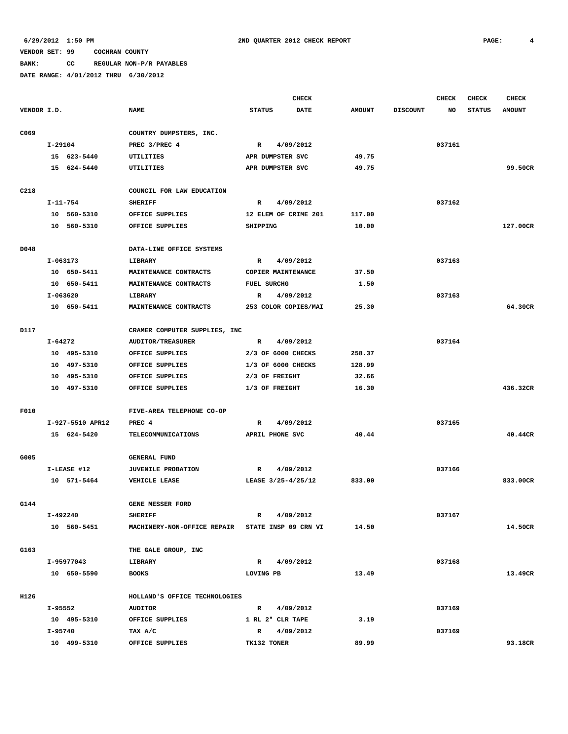6/29/2012 1:50 PM 2ND QUARTER 2012 CHECK REPORT

VENDOR SET: 99 COCHRAN COUNTY

BANK: CC REGULAR NON-P/R PAYABLES

DATE RANGE: 4/01/2012 THRU 6/30/2012

| VENDOR I.D. | NAME | STATUS | CHECK DATE | AMOUNT | DISCOUNT | CHECK NO | CHECK STATUS | CHECK AMOUNT |
|---|---|---|---|---|---|---|---|---|
| C069 | COUNTRY DUMPSTERS, INC. | | | | | | | |
| I-29104 | PREC 3/PREC 4 | R | 4/09/2012 | | | 037161 | | |
| 15 623-5440 | UTILITIES | APR DUMPSTER SVC | | 49.75 | | | | |
| 15 624-5440 | UTILITIES | APR DUMPSTER SVC | | 49.75 | | | | 99.50CR |
| C218 | COUNCIL FOR LAW EDUCATION | | | | | | | |
| I-11-754 | SHERIFF | R | 4/09/2012 | | | 037162 | | |
| 10 560-5310 | OFFICE SUPPLIES | 12 ELEM OF CRIME 201 | | 117.00 | | | | |
| 10 560-5310 | OFFICE SUPPLIES | SHIPPING | | 10.00 | | | | 127.00CR |
| D048 | DATA-LINE OFFICE SYSTEMS | | | | | | | |
| I-063173 | LIBRARY | R | 4/09/2012 | | | 037163 | | |
| 10 650-5411 | MAINTENANCE CONTRACTS | COPIER MAINTENANCE | | 37.50 | | | | |
| 10 650-5411 | MAINTENANCE CONTRACTS | FUEL SURCHG | | 1.50 | | | | |
| I-063620 | LIBRARY | R | 4/09/2012 | | | 037163 | | |
| 10 650-5411 | MAINTENANCE CONTRACTS | 253 COLOR COPIES/MAI | | 25.30 | | | | 64.30CR |
| D117 | CRAMER COMPUTER SUPPLIES, INC | | | | | | | |
| I-64272 | AUDITOR/TREASURER | R | 4/09/2012 | | | 037164 | | |
| 10 495-5310 | OFFICE SUPPLIES | 2/3 OF 6000 CHECKS | | 258.37 | | | | |
| 10 497-5310 | OFFICE SUPPLIES | 1/3 OF 6000 CHECKS | | 128.99 | | | | |
| 10 495-5310 | OFFICE SUPPLIES | 2/3 OF FREIGHT | | 32.66 | | | | |
| 10 497-5310 | OFFICE SUPPLIES | 1/3 OF FREIGHT | | 16.30 | | | | 436.32CR |
| F010 | FIVE-AREA TELEPHONE CO-OP | | | | | | | |
| I-927-5510 APR12 | PREC 4 | R | 4/09/2012 | | | 037165 | | |
| 15 624-5420 | TELECOMMUNICATIONS | APRIL PHONE SVC | | 40.44 | | | | 40.44CR |
| G005 | GENERAL FUND | | | | | | | |
| I-LEASE #12 | JUVENILE PROBATION | R | 4/09/2012 | | | 037166 | | |
| 10 571-5464 | VEHICLE LEASE | LEASE 3/25-4/25/12 | | 833.00 | | | | 833.00CR |
| G144 | GENE MESSER FORD | | | | | | | |
| I-492240 | SHERIFF | R | 4/09/2012 | | | 037167 | | |
| 10 560-5451 | MACHINERY-NON-OFFICE REPAIR | STATE INSP 09 CRN VI | | 14.50 | | | | 14.50CR |
| G163 | THE GALE GROUP, INC | | | | | | | |
| I-95977043 | LIBRARY | R | 4/09/2012 | | | 037168 | | |
| 10 650-5590 | BOOKS | LOVING PB | | 13.49 | | | | 13.49CR |
| H126 | HOLLAND'S OFFICE TECHNOLOGIES | | | | | | | |
| I-95552 | AUDITOR | R | 4/09/2012 | | | 037169 | | |
| 10 495-5310 | OFFICE SUPPLIES | 1 RL 2" CLR TAPE | | 3.19 | | | | |
| I-95740 | TAX A/C | R | 4/09/2012 | | | 037169 | | |
| 10 499-5310 | OFFICE SUPPLIES | TK132 TONER | | 89.99 | | | | 93.18CR |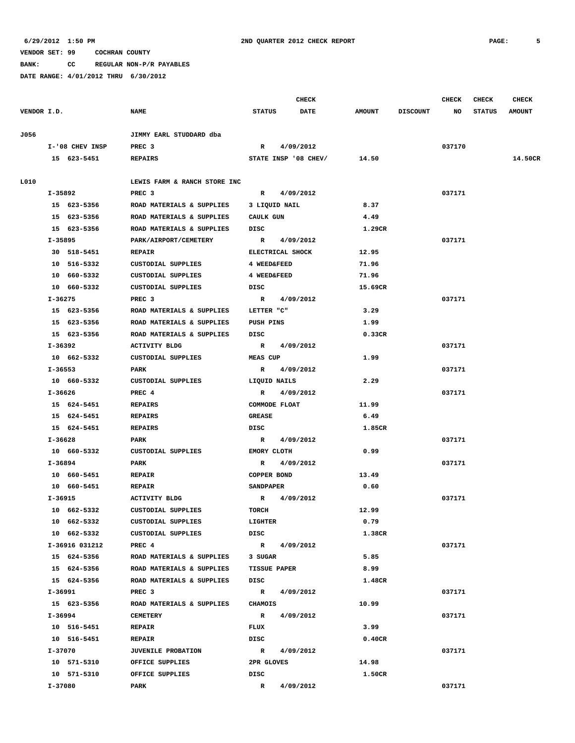6/29/2012 1:50 PM 2ND QUARTER 2012 CHECK REPORT

VENDOR SET: 99 COCHRAN COUNTY

BANK: CC REGULAR NON-P/R PAYABLES

DATE RANGE: 4/01/2012 THRU 6/30/2012

| VENDOR I.D. | NAME | STATUS | CHECK DATE | AMOUNT | DISCOUNT | CHECK NO | CHECK STATUS | CHECK AMOUNT |
|---|---|---|---|---|---|---|---|---|
| J056 | JIMMY EARL STUDDARD dba | | | | | | | |
| I-'08 CHEV INSP | PREC 3 | R | 4/09/2012 | | | 037170 | | |
| 15 623-5451 | REPAIRS | STATE INSP '08 CHEV/ | | 14.50 | | | | 14.50CR |
| L010 | LEWIS FARM & RANCH STORE INC | | | | | | | |
| I-35892 | PREC 3 | R | 4/09/2012 | | | 037171 | | |
| 15 623-5356 | ROAD MATERIALS & SUPPLIES | 3 LIQUID NAIL | | 8.37 | | | | |
| 15 623-5356 | ROAD MATERIALS & SUPPLIES | CAULK GUN | | 4.49 | | | | |
| 15 623-5356 | ROAD MATERIALS & SUPPLIES | DISC | | 1.29CR | | | | |
| I-35895 | PARK/AIRPORT/CEMETERY | R | 4/09/2012 | | | 037171 | | |
| 30 518-5451 | REPAIR | ELECTRICAL SHOCK | | 12.95 | | | | |
| 10 516-5332 | CUSTODIAL SUPPLIES | 4 WEED&FEED | | 71.96 | | | | |
| 10 660-5332 | CUSTODIAL SUPPLIES | 4 WEED&FEED | | 71.96 | | | | |
| 10 660-5332 | CUSTODIAL SUPPLIES | DISC | | 15.69CR | | | | |
| I-36275 | PREC 3 | R | 4/09/2012 | | | 037171 | | |
| 15 623-5356 | ROAD MATERIALS & SUPPLIES | LETTER "C" | | 3.29 | | | | |
| 15 623-5356 | ROAD MATERIALS & SUPPLIES | PUSH PINS | | 1.99 | | | | |
| 15 623-5356 | ROAD MATERIALS & SUPPLIES | DISC | | 0.33CR | | | | |
| I-36392 | ACTIVITY BLDG | R | 4/09/2012 | | | 037171 | | |
| 10 662-5332 | CUSTODIAL SUPPLIES | MEAS CUP | | 1.99 | | | | |
| I-36553 | PARK | R | 4/09/2012 | | | 037171 | | |
| 10 660-5332 | CUSTODIAL SUPPLIES | LIQUID NAILS | | 2.29 | | | | |
| I-36626 | PREC 4 | R | 4/09/2012 | | | 037171 | | |
| 15 624-5451 | REPAIRS | COMMODE FLOAT | | 11.99 | | | | |
| 15 624-5451 | REPAIRS | GREASE | | 6.49 | | | | |
| 15 624-5451 | REPAIRS | DISC | | 1.85CR | | | | |
| I-36628 | PARK | R | 4/09/2012 | | | 037171 | | |
| 10 660-5332 | CUSTODIAL SUPPLIES | EMORY CLOTH | | 0.99 | | | | |
| I-36894 | PARK | R | 4/09/2012 | | | 037171 | | |
| 10 660-5451 | REPAIR | COPPER BOND | | 13.49 | | | | |
| 10 660-5451 | REPAIR | SANDPAPER | | 0.60 | | | | |
| I-36915 | ACTIVITY BLDG | R | 4/09/2012 | | | 037171 | | |
| 10 662-5332 | CUSTODIAL SUPPLIES | TORCH | | 12.99 | | | | |
| 10 662-5332 | CUSTODIAL SUPPLIES | LIGHTER | | 0.79 | | | | |
| 10 662-5332 | CUSTODIAL SUPPLIES | DISC | | 1.38CR | | | | |
| I-36916 031212 | PREC 4 | R | 4/09/2012 | | | 037171 | | |
| 15 624-5356 | ROAD MATERIALS & SUPPLIES | 3 SUGAR | | 5.85 | | | | |
| 15 624-5356 | ROAD MATERIALS & SUPPLIES | TISSUE PAPER | | 8.99 | | | | |
| 15 624-5356 | ROAD MATERIALS & SUPPLIES | DISC | | 1.48CR | | | | |
| I-36991 | PREC 3 | R | 4/09/2012 | | | 037171 | | |
| 15 623-5356 | ROAD MATERIALS & SUPPLIES | CHAMOIS | | 10.99 | | | | |
| I-36994 | CEMETERY | R | 4/09/2012 | | | 037171 | | |
| 10 516-5451 | REPAIR | FLUX | | 3.99 | | | | |
| 10 516-5451 | REPAIR | DISC | | 0.40CR | | | | |
| I-37070 | JUVENILE PROBATION | R | 4/09/2012 | | | 037171 | | |
| 10 571-5310 | OFFICE SUPPLIES | 2PR GLOVES | | 14.98 | | | | |
| 10 571-5310 | OFFICE SUPPLIES | DISC | | 1.50CR | | | | |
| I-37080 | PARK | R | 4/09/2012 | | | 037171 | | |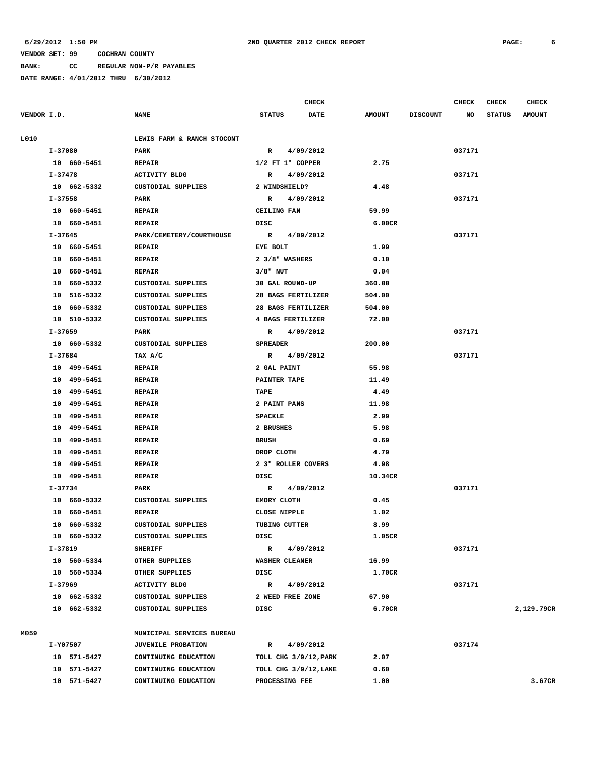6/29/2012 1:50 PM 2ND QUARTER 2012 CHECK REPORT

VENDOR SET: 99 COCHRAN COUNTY

BANK: CC REGULAR NON-P/R PAYABLES

DATE RANGE: 4/01/2012 THRU 6/30/2012

| VENDOR I.D. | NAME | STATUS | CHECK DATE | AMOUNT | DISCOUNT | CHECK NO | CHECK STATUS | CHECK AMOUNT |
|---|---|---|---|---|---|---|---|---|
| L010 | LEWIS FARM & RANCH STOCONT | | | | | | | |
| I-37080 | PARK | R | 4/09/2012 | | | 037171 | | |
| 10 660-5451 | REPAIR | 1/2 FT 1" COPPER | | 2.75 | | | | |
| I-37478 | ACTIVITY BLDG | R | 4/09/2012 | | | 037171 | | |
| 10 662-5332 | CUSTODIAL SUPPLIES | 2 WINDSHIELD? | | 4.48 | | | | |
| I-37558 | PARK | R | 4/09/2012 | | | 037171 | | |
| 10 660-5451 | REPAIR | CEILING FAN | | 59.99 | | | | |
| 10 660-5451 | REPAIR | DISC | | 6.00CR | | | | |
| I-37645 | PARK/CEMETERY/COURTHOUSE | R | 4/09/2012 | | | 037171 | | |
| 10 660-5451 | REPAIR | EYE BOLT | | 1.99 | | | | |
| 10 660-5451 | REPAIR | 2 3/8" WASHERS | | 0.10 | | | | |
| 10 660-5451 | REPAIR | 3/8" NUT | | 0.04 | | | | |
| 10 660-5332 | CUSTODIAL SUPPLIES | 30 GAL ROUND-UP | | 360.00 | | | | |
| 10 516-5332 | CUSTODIAL SUPPLIES | 28 BAGS FERTILIZER | | 504.00 | | | | |
| 10 660-5332 | CUSTODIAL SUPPLIES | 28 BAGS FERTILIZER | | 504.00 | | | | |
| 10 510-5332 | CUSTODIAL SUPPLIES | 4 BAGS FERTILIZER | | 72.00 | | | | |
| I-37659 | PARK | R | 4/09/2012 | | | 037171 | | |
| 10 660-5332 | CUSTODIAL SUPPLIES | SPREADER | | 200.00 | | | | |
| I-37684 | TAX A/C | R | 4/09/2012 | | | 037171 | | |
| 10 499-5451 | REPAIR | 2 GAL PAINT | | 55.98 | | | | |
| 10 499-5451 | REPAIR | PAINTER TAPE | | 11.49 | | | | |
| 10 499-5451 | REPAIR | TAPE | | 4.49 | | | | |
| 10 499-5451 | REPAIR | 2 PAINT PANS | | 11.98 | | | | |
| 10 499-5451 | REPAIR | SPACKLE | | 2.99 | | | | |
| 10 499-5451 | REPAIR | 2 BRUSHES | | 5.98 | | | | |
| 10 499-5451 | REPAIR | BRUSH | | 0.69 | | | | |
| 10 499-5451 | REPAIR | DROP CLOTH | | 4.79 | | | | |
| 10 499-5451 | REPAIR | 2 3" ROLLER COVERS | | 4.98 | | | | |
| 10 499-5451 | REPAIR | DISC | | 10.34CR | | | | |
| I-37734 | PARK | R | 4/09/2012 | | | 037171 | | |
| 10 660-5332 | CUSTODIAL SUPPLIES | EMORY CLOTH | | 0.45 | | | | |
| 10 660-5451 | REPAIR | CLOSE NIPPLE | | 1.02 | | | | |
| 10 660-5332 | CUSTODIAL SUPPLIES | TUBING CUTTER | | 8.99 | | | | |
| 10 660-5332 | CUSTODIAL SUPPLIES | DISC | | 1.05CR | | | | |
| I-37819 | SHERIFF | R | 4/09/2012 | | | 037171 | | |
| 10 560-5334 | OTHER SUPPLIES | WASHER CLEANER | | 16.99 | | | | |
| 10 560-5334 | OTHER SUPPLIES | DISC | | 1.70CR | | | | |
| I-37969 | ACTIVITY BLDG | R | 4/09/2012 | | | 037171 | | |
| 10 662-5332 | CUSTODIAL SUPPLIES | 2 WEED FREE ZONE | | 67.90 | | | | |
| 10 662-5332 | CUSTODIAL SUPPLIES | DISC | | 6.70CR | | | | 2,129.79CR |
| M059 | MUNICIPAL SERVICES BUREAU | | | | | | | |
| I-Y07507 | JUVENILE PROBATION | R | 4/09/2012 | | | 037174 | | |
| 10 571-5427 | CONTINUING EDUCATION | TOLL CHG 3/9/12,PARK | | 2.07 | | | | |
| 10 571-5427 | CONTINUING EDUCATION | TOLL CHG 3/9/12,LAKE | | 0.60 | | | | |
| 10 571-5427 | CONTINUING EDUCATION | PROCESSING FEE | | 1.00 | | | | 3.67CR |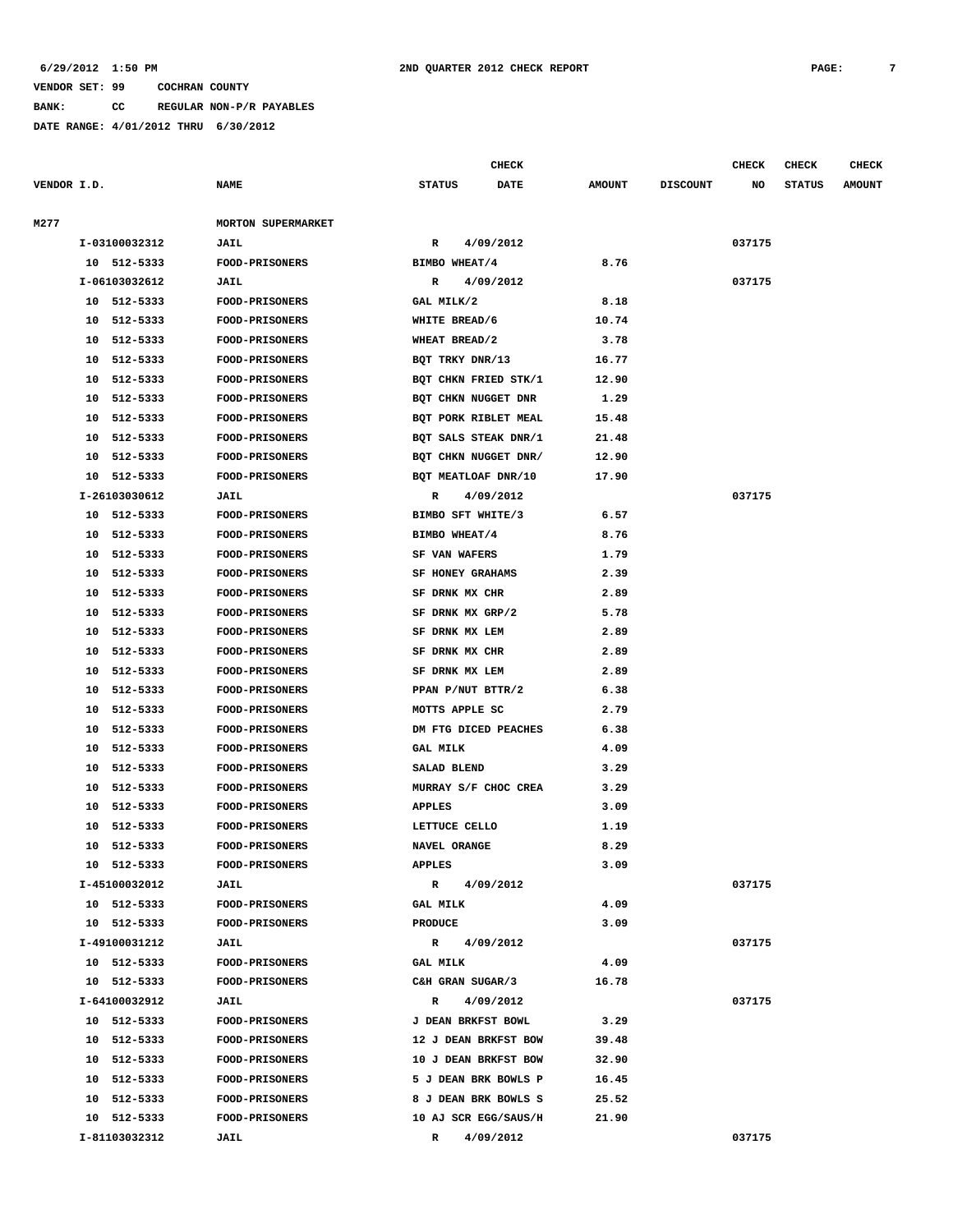6/29/2012 1:50 PM 2ND QUARTER 2012 CHECK REPORT

VENDOR SET: 99 COCHRAN COUNTY

BANK: CC REGULAR NON-P/R PAYABLES

DATE RANGE: 4/01/2012 THRU 6/30/2012

| VENDOR I.D. | NAME | STATUS | CHECK DATE | AMOUNT | DISCOUNT | CHECK NO | CHECK STATUS | CHECK AMOUNT |
|---|---|---|---|---|---|---|---|---|
| M277 | MORTON SUPERMARKET | | | | | | | |
| I-03100032312 | JAIL | R | 4/09/2012 | | | 037175 | | |
| 10 512-5333 | FOOD-PRISONERS | BIMBO WHEAT/4 | | 8.76 | | | | |
| I-06103032612 | JAIL | R | 4/09/2012 | | | 037175 | | |
| 10 512-5333 | FOOD-PRISONERS | GAL MILK/2 | | 8.18 | | | | |
| 10 512-5333 | FOOD-PRISONERS | WHITE BREAD/6 | | 10.74 | | | | |
| 10 512-5333 | FOOD-PRISONERS | WHEAT BREAD/2 | | 3.78 | | | | |
| 10 512-5333 | FOOD-PRISONERS | BQT TRKY DNR/13 | | 16.77 | | | | |
| 10 512-5333 | FOOD-PRISONERS | BQT CHKN FRIED STK/1 | | 12.90 | | | | |
| 10 512-5333 | FOOD-PRISONERS | BQT CHKN NUGGET DNR | | 1.29 | | | | |
| 10 512-5333 | FOOD-PRISONERS | BQT PORK RIBLET MEAL | | 15.48 | | | | |
| 10 512-5333 | FOOD-PRISONERS | BQT SALS STEAK DNR/1 | | 21.48 | | | | |
| 10 512-5333 | FOOD-PRISONERS | BQT CHKN NUGGET DNR/ | | 12.90 | | | | |
| 10 512-5333 | FOOD-PRISONERS | BQT MEATLOAF DNR/10 | | 17.90 | | | | |
| I-26103030612 | JAIL | R | 4/09/2012 | | | 037175 | | |
| 10 512-5333 | FOOD-PRISONERS | BIMBO SFT WHITE/3 | | 6.57 | | | | |
| 10 512-5333 | FOOD-PRISONERS | BIMBO WHEAT/4 | | 8.76 | | | | |
| 10 512-5333 | FOOD-PRISONERS | SF VAN WAFERS | | 1.79 | | | | |
| 10 512-5333 | FOOD-PRISONERS | SF HONEY GRAHAMS | | 2.39 | | | | |
| 10 512-5333 | FOOD-PRISONERS | SF DRNK MX CHR | | 2.89 | | | | |
| 10 512-5333 | FOOD-PRISONERS | SF DRNK MX GRP/2 | | 5.78 | | | | |
| 10 512-5333 | FOOD-PRISONERS | SF DRNK MX LEM | | 2.89 | | | | |
| 10 512-5333 | FOOD-PRISONERS | SF DRNK MX CHR | | 2.89 | | | | |
| 10 512-5333 | FOOD-PRISONERS | SF DRNK MX LEM | | 2.89 | | | | |
| 10 512-5333 | FOOD-PRISONERS | PPAN P/NUT BTTR/2 | | 6.38 | | | | |
| 10 512-5333 | FOOD-PRISONERS | MOTTS APPLE SC | | 2.79 | | | | |
| 10 512-5333 | FOOD-PRISONERS | DM FTG DICED PEACHES | | 6.38 | | | | |
| 10 512-5333 | FOOD-PRISONERS | GAL MILK | | 4.09 | | | | |
| 10 512-5333 | FOOD-PRISONERS | SALAD BLEND | | 3.29 | | | | |
| 10 512-5333 | FOOD-PRISONERS | MURRAY S/F CHOC CREA | | 3.29 | | | | |
| 10 512-5333 | FOOD-PRISONERS | APPLES | | 3.09 | | | | |
| 10 512-5333 | FOOD-PRISONERS | LETTUCE CELLO | | 1.19 | | | | |
| 10 512-5333 | FOOD-PRISONERS | NAVEL ORANGE | | 8.29 | | | | |
| 10 512-5333 | FOOD-PRISONERS | APPLES | | 3.09 | | | | |
| I-45100032012 | JAIL | R | 4/09/2012 | | | 037175 | | |
| 10 512-5333 | FOOD-PRISONERS | GAL MILK | | 4.09 | | | | |
| 10 512-5333 | FOOD-PRISONERS | PRODUCE | | 3.09 | | | | |
| I-49100031212 | JAIL | R | 4/09/2012 | | | 037175 | | |
| 10 512-5333 | FOOD-PRISONERS | GAL MILK | | 4.09 | | | | |
| 10 512-5333 | FOOD-PRISONERS | C&H GRAN SUGAR/3 | | 16.78 | | | | |
| I-64100032912 | JAIL | R | 4/09/2012 | | | 037175 | | |
| 10 512-5333 | FOOD-PRISONERS | J DEAN BRKFST BOWL | | 3.29 | | | | |
| 10 512-5333 | FOOD-PRISONERS | 12 J DEAN BRKFST BOW | | 39.48 | | | | |
| 10 512-5333 | FOOD-PRISONERS | 10 J DEAN BRKFST BOW | | 32.90 | | | | |
| 10 512-5333 | FOOD-PRISONERS | 5 J DEAN BRK BOWLS P | | 16.45 | | | | |
| 10 512-5333 | FOOD-PRISONERS | 8 J DEAN BRK BOWLS S | | 25.52 | | | | |
| 10 512-5333 | FOOD-PRISONERS | 10 AJ SCR EGG/SAUS/H | | 21.90 | | | | |
| I-81103032312 | JAIL | R | 4/09/2012 | | | 037175 | | |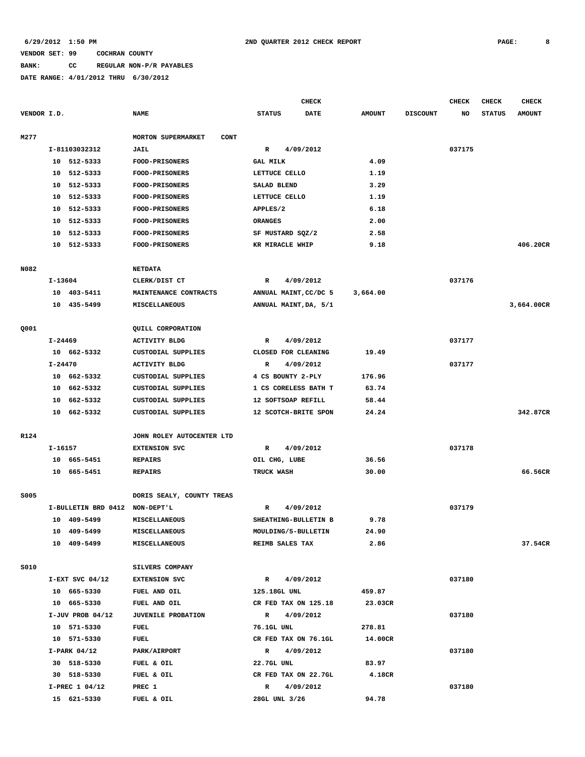6/29/2012 1:50 PM 2ND QUARTER 2012 CHECK REPORT

VENDOR SET: 99 COCHRAN COUNTY

BANK: CC REGULAR NON-P/R PAYABLES

DATE RANGE: 4/01/2012 THRU 6/30/2012

| VENDOR I.D. | NAME | STATUS | CHECK DATE | AMOUNT | DISCOUNT | CHECK NO | CHECK STATUS | CHECK AMOUNT |
|---|---|---|---|---|---|---|---|---|
| M277 | MORTON SUPERMARKET CONT | | | | | | | |
| I-81103032312 | JAIL | R | 4/09/2012 | | | 037175 | | |
| 10 512-5333 | FOOD-PRISONERS | GAL MILK | | 4.09 | | | | |
| 10 512-5333 | FOOD-PRISONERS | LETTUCE CELLO | | 1.19 | | | | |
| 10 512-5333 | FOOD-PRISONERS | SALAD BLEND | | 3.29 | | | | |
| 10 512-5333 | FOOD-PRISONERS | LETTUCE CELLO | | 1.19 | | | | |
| 10 512-5333 | FOOD-PRISONERS | APPLES/2 | | 6.18 | | | | |
| 10 512-5333 | FOOD-PRISONERS | ORANGES | | 2.00 | | | | |
| 10 512-5333 | FOOD-PRISONERS | SF MUSTARD SQZ/2 | | 2.58 | | | | |
| 10 512-5333 | FOOD-PRISONERS | KR MIRACLE WHIP | | 9.18 | | | | 406.20CR |
| N082 | NETDATA | | | | | | | |
| I-13604 | CLERK/DIST CT | R | 4/09/2012 | | | 037176 | | |
| 10 403-5411 | MAINTENANCE CONTRACTS | ANNUAL MAINT,CC/DC 5 | | 3,664.00 | | | | |
| 10 435-5499 | MISCELLANEOUS | ANNUAL MAINT,DA, 5/1 | | | | | | 3,664.00CR |
| Q001 | QUILL CORPORATION | | | | | | | |
| I-24469 | ACTIVITY BLDG | R | 4/09/2012 | | | 037177 | | |
| 10 662-5332 | CUSTODIAL SUPPLIES | CLOSED FOR CLEANING | | 19.49 | | | | |
| I-24470 | ACTIVITY BLDG | R | 4/09/2012 | | | 037177 | | |
| 10 662-5332 | CUSTODIAL SUPPLIES | 4 CS BOUNTY 2-PLY | | 176.96 | | | | |
| 10 662-5332 | CUSTODIAL SUPPLIES | 1 CS CORELESS BATH T | | 63.74 | | | | |
| 10 662-5332 | CUSTODIAL SUPPLIES | 12 SOFTSOAP REFILL | | 58.44 | | | | |
| 10 662-5332 | CUSTODIAL SUPPLIES | 12 SCOTCH-BRITE SPON | | 24.24 | | | | 342.87CR |
| R124 | JOHN ROLEY AUTOCENTER LTD | | | | | | | |
| I-16157 | EXTENSION SVC | R | 4/09/2012 | | | 037178 | | |
| 10 665-5451 | REPAIRS | OIL CHG, LUBE | | 36.56 | | | | |
| 10 665-5451 | REPAIRS | TRUCK WASH | | 30.00 | | | | 66.56CR |
| S005 | DORIS SEALY, COUNTY TREAS | | | | | | | |
| I-BULLETIN BRD 0412 | NON-DEPT'L | R | 4/09/2012 | | | 037179 | | |
| 10 409-5499 | MISCELLANEOUS | SHEATHING-BULLETIN B | | 9.78 | | | | |
| 10 409-5499 | MISCELLANEOUS | MOULDING/5-BULLETIN | | 24.90 | | | | |
| 10 409-5499 | MISCELLANEOUS | REIMB SALES TAX | | 2.86 | | | | 37.54CR |
| S010 | SILVERS COMPANY | | | | | | | |
| I-EXT SVC 04/12 | EXTENSION SVC | R | 4/09/2012 | | | 037180 | | |
| 10 665-5330 | FUEL AND OIL | 125.18GL UNL | | 459.87 | | | | |
| 10 665-5330 | FUEL AND OIL | CR FED TAX ON 125.18 | | 23.03CR | | | | |
| I-JUV PROB 04/12 | JUVENILE PROBATION | R | 4/09/2012 | | | 037180 | | |
| 10 571-5330 | FUEL | 76.1GL UNL | | 278.81 | | | | |
| 10 571-5330 | FUEL | CR FED TAX ON 76.1GL | | 14.00CR | | | | |
| I-PARK 04/12 | PARK/AIRPORT | R | 4/09/2012 | | | 037180 | | |
| 30 518-5330 | FUEL & OIL | 22.7GL UNL | | 83.97 | | | | |
| 30 518-5330 | FUEL & OIL | CR FED TAX ON 22.7GL | | 4.18CR | | | | |
| I-PREC 1 04/12 | PREC 1 | R | 4/09/2012 | | | 037180 | | |
| 15 621-5330 | FUEL & OIL | 28GL UNL 3/26 | | 94.78 | | | | |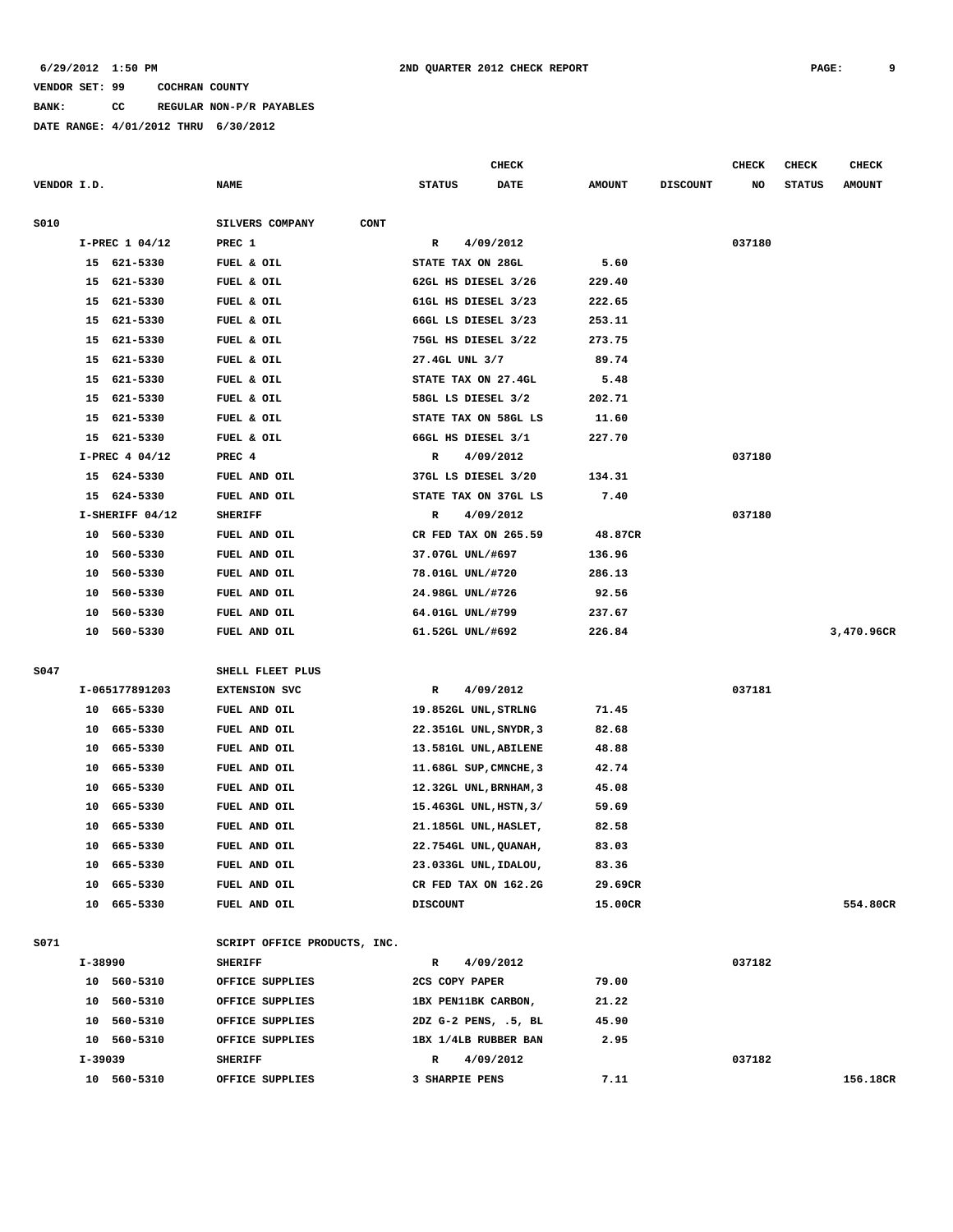**6/29/2012 1:50 PM** **2ND QUARTER 2012 CHECK REPORT**

**VENDOR SET: 99 COCHRAN COUNTY**
**BANK: CC REGULAR NON-P/R PAYABLES**
**DATE RANGE: 4/01/2012 THRU 6/30/2012**

| VENDOR I.D. | NAME | STATUS | CHECK DATE | AMOUNT | DISCOUNT | CHECK NO | CHECK STATUS | CHECK AMOUNT |
|---|---|---|---|---|---|---|---|---|
| S010 | SILVERS COMPANY CONT | | | | | | | |
| I-PREC 1 04/12 | PREC 1 | R | 4/09/2012 | | | 037180 | | |
| 15 621-5330 | FUEL & OIL | STATE TAX ON 28GL | | 5.60 | | | | |
| 15 621-5330 | FUEL & OIL | 62GL HS DIESEL 3/26 | | 229.40 | | | | |
| 15 621-5330 | FUEL & OIL | 61GL HS DIESEL 3/23 | | 222.65 | | | | |
| 15 621-5330 | FUEL & OIL | 66GL LS DIESEL 3/23 | | 253.11 | | | | |
| 15 621-5330 | FUEL & OIL | 75GL HS DIESEL 3/22 | | 273.75 | | | | |
| 15 621-5330 | FUEL & OIL | 27.4GL UNL 3/7 | | 89.74 | | | | |
| 15 621-5330 | FUEL & OIL | STATE TAX ON 27.4GL | | 5.48 | | | | |
| 15 621-5330 | FUEL & OIL | 58GL LS DIESEL 3/2 | | 202.71 | | | | |
| 15 621-5330 | FUEL & OIL | STATE TAX ON 58GL LS | | 11.60 | | | | |
| 15 621-5330 | FUEL & OIL | 66GL HS DIESEL 3/1 | | 227.70 | | | | |
| I-PREC 4 04/12 | PREC 4 | R | 4/09/2012 | | | 037180 | | |
| 15 624-5330 | FUEL AND OIL | 37GL LS DIESEL 3/20 | | 134.31 | | | | |
| 15 624-5330 | FUEL AND OIL | STATE TAX ON 37GL LS | | 7.40 | | | | |
| I-SHERIFF 04/12 | SHERIFF | R | 4/09/2012 | | | 037180 | | |
| 10 560-5330 | FUEL AND OIL | CR FED TAX ON 265.59 | | 48.87CR | | | | |
| 10 560-5330 | FUEL AND OIL | 37.07GL UNL/#697 | | 136.96 | | | | |
| 10 560-5330 | FUEL AND OIL | 78.01GL UNL/#720 | | 286.13 | | | | |
| 10 560-5330 | FUEL AND OIL | 24.98GL UNL/#726 | | 92.56 | | | | |
| 10 560-5330 | FUEL AND OIL | 64.01GL UNL/#799 | | 237.67 | | | | |
| 10 560-5330 | FUEL AND OIL | 61.52GL UNL/#692 | | 226.84 | | | | 3,470.96CR |
| S047 | SHELL FLEET PLUS | | | | | | | |
| I-065177891203 | EXTENSION SVC | R | 4/09/2012 | | | 037181 | | |
| 10 665-5330 | FUEL AND OIL | 19.852GL UNL,STRLNG | | 71.45 | | | | |
| 10 665-5330 | FUEL AND OIL | 22.351GL UNL,SNYDR,3 | | 82.68 | | | | |
| 10 665-5330 | FUEL AND OIL | 13.581GL UNL,ABILENE | | 48.88 | | | | |
| 10 665-5330 | FUEL AND OIL | 11.68GL SUP,CMNCHE,3 | | 42.74 | | | | |
| 10 665-5330 | FUEL AND OIL | 12.32GL UNL,BRNHAM,3 | | 45.08 | | | | |
| 10 665-5330 | FUEL AND OIL | 15.463GL UNL,HSTN,3/ | | 59.69 | | | | |
| 10 665-5330 | FUEL AND OIL | 21.185GL UNL,HASLET, | | 82.58 | | | | |
| 10 665-5330 | FUEL AND OIL | 22.754GL UNL,QUANAH, | | 83.03 | | | | |
| 10 665-5330 | FUEL AND OIL | 23.033GL UNL,IDALOU, | | 83.36 | | | | |
| 10 665-5330 | FUEL AND OIL | CR FED TAX ON 162.2G | | 29.69CR | | | | |
| 10 665-5330 | FUEL AND OIL | DISCOUNT | | 15.00CR | | | | 554.80CR |
| S071 | SCRIPT OFFICE PRODUCTS, INC. | | | | | | | |
| I-38990 | SHERIFF | R | 4/09/2012 | | | 037182 | | |
| 10 560-5310 | OFFICE SUPPLIES | 2CS COPY PAPER | | 79.00 | | | | |
| 10 560-5310 | OFFICE SUPPLIES | 1BX PEN11BK CARBON, | | 21.22 | | | | |
| 10 560-5310 | OFFICE SUPPLIES | 2DZ G-2 PENS, .5, BL | | 45.90 | | | | |
| 10 560-5310 | OFFICE SUPPLIES | 1BX 1/4LB RUBBER BAN | | 2.95 | | | | |
| I-39039 | SHERIFF | R | 4/09/2012 | | | 037182 | | |
| 10 560-5310 | OFFICE SUPPLIES | 3 SHARPIE PENS | | 7.11 | | | | 156.18CR |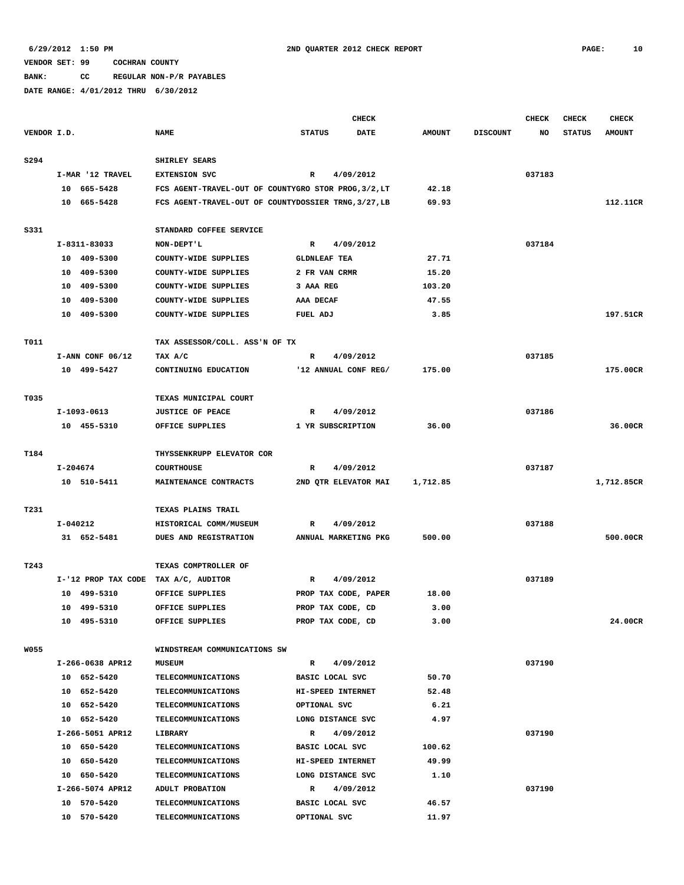6/29/2012 1:50 PM 2ND QUARTER 2012 CHECK REPORT

VENDOR SET: 99 COCHRAN COUNTY

BANK: CC REGULAR NON-P/R PAYABLES

DATE RANGE: 4/01/2012 THRU 6/30/2012

| VENDOR I.D. | NAME | STATUS | CHECK DATE | AMOUNT | DISCOUNT | CHECK NO | CHECK STATUS | CHECK AMOUNT |
|---|---|---|---|---|---|---|---|---|
| S294 | SHIRLEY SEARS | | | | | | | |
| I-MAR '12 TRAVEL | EXTENSION SVC | R | 4/09/2012 | | | 037183 | | |
| 10 665-5428 | FCS AGENT-TRAVEL-OUT OF COUNTYGRO STOR PROG,3/2,LT | | | 42.18 | | | | |
| 10 665-5428 | FCS AGENT-TRAVEL-OUT OF COUNTYDOSSIER TRNG,3/27,LB | | | 69.93 | | | | 112.11CR |
| S331 | STANDARD COFFEE SERVICE | | | | | | | |
| I-8311-83033 | NON-DEPT'L | R | 4/09/2012 | | | 037184 | | |
| 10 409-5300 | COUNTY-WIDE SUPPLIES | GLDNLEAF TEA | | 27.71 | | | | |
| 10 409-5300 | COUNTY-WIDE SUPPLIES | 2 FR VAN CRMR | | 15.20 | | | | |
| 10 409-5300 | COUNTY-WIDE SUPPLIES | 3 AAA REG | | 103.20 | | | | |
| 10 409-5300 | COUNTY-WIDE SUPPLIES | AAA DECAF | | 47.55 | | | | |
| 10 409-5300 | COUNTY-WIDE SUPPLIES | FUEL ADJ | | 3.85 | | | | 197.51CR |
| T011 | TAX ASSESSOR/COLL. ASS'N OF TX | | | | | | | |
| I-ANN CONF 06/12 | TAX A/C | R | 4/09/2012 | | | 037185 | | |
| 10 499-5427 | CONTINUING EDUCATION | '12 ANNUAL CONF REG/ | | 175.00 | | | | 175.00CR |
| T035 | TEXAS MUNICIPAL COURT | | | | | | | |
| I-1093-0613 | JUSTICE OF PEACE | R | 4/09/2012 | | | 037186 | | |
| 10 455-5310 | OFFICE SUPPLIES | 1 YR SUBSCRIPTION | | 36.00 | | | | 36.00CR |
| T184 | THYSSENKRUPP ELEVATOR COR | | | | | | | |
| I-204674 | COURTHOUSE | R | 4/09/2012 | | | 037187 | | |
| 10 510-5411 | MAINTENANCE CONTRACTS | 2ND QTR ELEVATOR MAI | | 1,712.85 | | | | 1,712.85CR |
| T231 | TEXAS PLAINS TRAIL | | | | | | | |
| I-040212 | HISTORICAL COMM/MUSEUM | R | 4/09/2012 | | | 037188 | | |
| 31 652-5481 | DUES AND REGISTRATION | ANNUAL MARKETING PKG | | 500.00 | | | | 500.00CR |
| T243 | TEXAS COMPTROLLER OF | | | | | | | |
| I-'12 PROP TAX CODE | TAX A/C, AUDITOR | R | 4/09/2012 | | | 037189 | | |
| 10 499-5310 | OFFICE SUPPLIES | PROP TAX CODE, PAPER | | 18.00 | | | | |
| 10 499-5310 | OFFICE SUPPLIES | PROP TAX CODE, CD | | 3.00 | | | | |
| 10 495-5310 | OFFICE SUPPLIES | PROP TAX CODE, CD | | 3.00 | | | | 24.00CR |
| W055 | WINDSTREAM COMMUNICATIONS SW | | | | | | | |
| I-266-0638 APR12 | MUSEUM | R | 4/09/2012 | | | 037190 | | |
| 10 652-5420 | TELECOMMUNICATIONS | BASIC LOCAL SVC | | 50.70 | | | | |
| 10 652-5420 | TELECOMMUNICATIONS | HI-SPEED INTERNET | | 52.48 | | | | |
| 10 652-5420 | TELECOMMUNICATIONS | OPTIONAL SVC | | 6.21 | | | | |
| 10 652-5420 | TELECOMMUNICATIONS | LONG DISTANCE SVC | | 4.97 | | | | |
| I-266-5051 APR12 | LIBRARY | R | 4/09/2012 | | | 037190 | | |
| 10 650-5420 | TELECOMMUNICATIONS | BASIC LOCAL SVC | | 100.62 | | | | |
| 10 650-5420 | TELECOMMUNICATIONS | HI-SPEED INTERNET | | 49.99 | | | | |
| 10 650-5420 | TELECOMMUNICATIONS | LONG DISTANCE SVC | | 1.10 | | | | |
| I-266-5074 APR12 | ADULT PROBATION | R | 4/09/2012 | | | 037190 | | |
| 10 570-5420 | TELECOMMUNICATIONS | BASIC LOCAL SVC | | 46.57 | | | | |
| 10 570-5420 | TELECOMMUNICATIONS | OPTIONAL SVC | | 11.97 | | | | |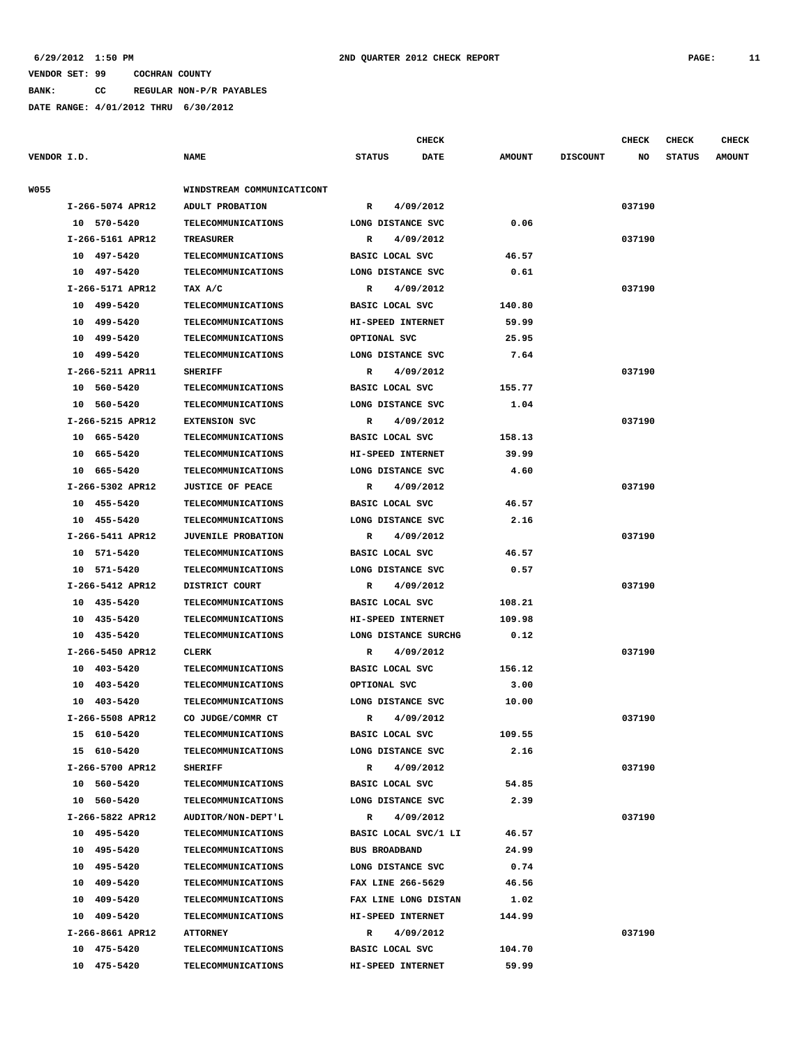6/29/2012 1:50 PM **2ND QUARTER 2012 CHECK REPORT**

VENDOR SET: 99 COCHRAN COUNTY
BANK: CC REGULAR NON-P/R PAYABLES
DATE RANGE: 4/01/2012 THRU 6/30/2012

| VENDOR I.D. | NAME | STATUS | CHECK DATE | AMOUNT | DISCOUNT | CHECK NO | CHECK STATUS | CHECK AMOUNT |
|---|---|---|---|---|---|---|---|---|
| W055 | WINDSTREAM COMMUNICATICONT | | | | | | | |
| I-266-5074 APR12 | ADULT PROBATION | R | 4/09/2012 | | | 037190 | | |
| 10 570-5420 | TELECOMMUNICATIONS | LONG DISTANCE SVC | | 0.06 | | | | |
| I-266-5161 APR12 | TREASURER | R | 4/09/2012 | | | 037190 | | |
| 10 497-5420 | TELECOMMUNICATIONS | BASIC LOCAL SVC | | 46.57 | | | | |
| 10 497-5420 | TELECOMMUNICATIONS | LONG DISTANCE SVC | | 0.61 | | | | |
| I-266-5171 APR12 | TAX A/C | R | 4/09/2012 | | | 037190 | | |
| 10 499-5420 | TELECOMMUNICATIONS | BASIC LOCAL SVC | | 140.80 | | | | |
| 10 499-5420 | TELECOMMUNICATIONS | HI-SPEED INTERNET | | 59.99 | | | | |
| 10 499-5420 | TELECOMMUNICATIONS | OPTIONAL SVC | | 25.95 | | | | |
| 10 499-5420 | TELECOMMUNICATIONS | LONG DISTANCE SVC | | 7.64 | | | | |
| I-266-5211 APR11 | SHERIFF | R | 4/09/2012 | | | 037190 | | |
| 10 560-5420 | TELECOMMUNICATIONS | BASIC LOCAL SVC | | 155.77 | | | | |
| 10 560-5420 | TELECOMMUNICATIONS | LONG DISTANCE SVC | | 1.04 | | | | |
| I-266-5215 APR12 | EXTENSION SVC | R | 4/09/2012 | | | 037190 | | |
| 10 665-5420 | TELECOMMUNICATIONS | BASIC LOCAL SVC | | 158.13 | | | | |
| 10 665-5420 | TELECOMMUNICATIONS | HI-SPEED INTERNET | | 39.99 | | | | |
| 10 665-5420 | TELECOMMUNICATIONS | LONG DISTANCE SVC | | 4.60 | | | | |
| I-266-5302 APR12 | JUSTICE OF PEACE | R | 4/09/2012 | | | 037190 | | |
| 10 455-5420 | TELECOMMUNICATIONS | BASIC LOCAL SVC | | 46.57 | | | | |
| 10 455-5420 | TELECOMMUNICATIONS | LONG DISTANCE SVC | | 2.16 | | | | |
| I-266-5411 APR12 | JUVENILE PROBATION | R | 4/09/2012 | | | 037190 | | |
| 10 571-5420 | TELECOMMUNICATIONS | BASIC LOCAL SVC | | 46.57 | | | | |
| 10 571-5420 | TELECOMMUNICATIONS | LONG DISTANCE SVC | | 0.57 | | | | |
| I-266-5412 APR12 | DISTRICT COURT | R | 4/09/2012 | | | 037190 | | |
| 10 435-5420 | TELECOMMUNICATIONS | BASIC LOCAL SVC | | 108.21 | | | | |
| 10 435-5420 | TELECOMMUNICATIONS | HI-SPEED INTERNET | | 109.98 | | | | |
| 10 435-5420 | TELECOMMUNICATIONS | LONG DISTANCE SURCHG | | 0.12 | | | | |
| I-266-5450 APR12 | CLERK | R | 4/09/2012 | | | 037190 | | |
| 10 403-5420 | TELECOMMUNICATIONS | BASIC LOCAL SVC | | 156.12 | | | | |
| 10 403-5420 | TELECOMMUNICATIONS | OPTIONAL SVC | | 3.00 | | | | |
| 10 403-5420 | TELECOMMUNICATIONS | LONG DISTANCE SVC | | 10.00 | | | | |
| I-266-5508 APR12 | CO JUDGE/COMMR CT | R | 4/09/2012 | | | 037190 | | |
| 15 610-5420 | TELECOMMUNICATIONS | BASIC LOCAL SVC | | 109.55 | | | | |
| 15 610-5420 | TELECOMMUNICATIONS | LONG DISTANCE SVC | | 2.16 | | | | |
| I-266-5700 APR12 | SHERIFF | R | 4/09/2012 | | | 037190 | | |
| 10 560-5420 | TELECOMMUNICATIONS | BASIC LOCAL SVC | | 54.85 | | | | |
| 10 560-5420 | TELECOMMUNICATIONS | LONG DISTANCE SVC | | 2.39 | | | | |
| I-266-5822 APR12 | AUDITOR/NON-DEPT'L | R | 4/09/2012 | | | 037190 | | |
| 10 495-5420 | TELECOMMUNICATIONS | BASIC LOCAL SVC/1 LI | | 46.57 | | | | |
| 10 495-5420 | TELECOMMUNICATIONS | BUS BROADBAND | | 24.99 | | | | |
| 10 495-5420 | TELECOMMUNICATIONS | LONG DISTANCE SVC | | 0.74 | | | | |
| 10 409-5420 | TELECOMMUNICATIONS | FAX LINE 266-5629 | | 46.56 | | | | |
| 10 409-5420 | TELECOMMUNICATIONS | FAX LINE LONG DISTAN | | 1.02 | | | | |
| 10 409-5420 | TELECOMMUNICATIONS | HI-SPEED INTERNET | | 144.99 | | | | |
| I-266-8661 APR12 | ATTORNEY | R | 4/09/2012 | | | 037190 | | |
| 10 475-5420 | TELECOMMUNICATIONS | BASIC LOCAL SVC | | 104.70 | | | | |
| 10 475-5420 | TELECOMMUNICATIONS | HI-SPEED INTERNET | | 59.99 | | | | |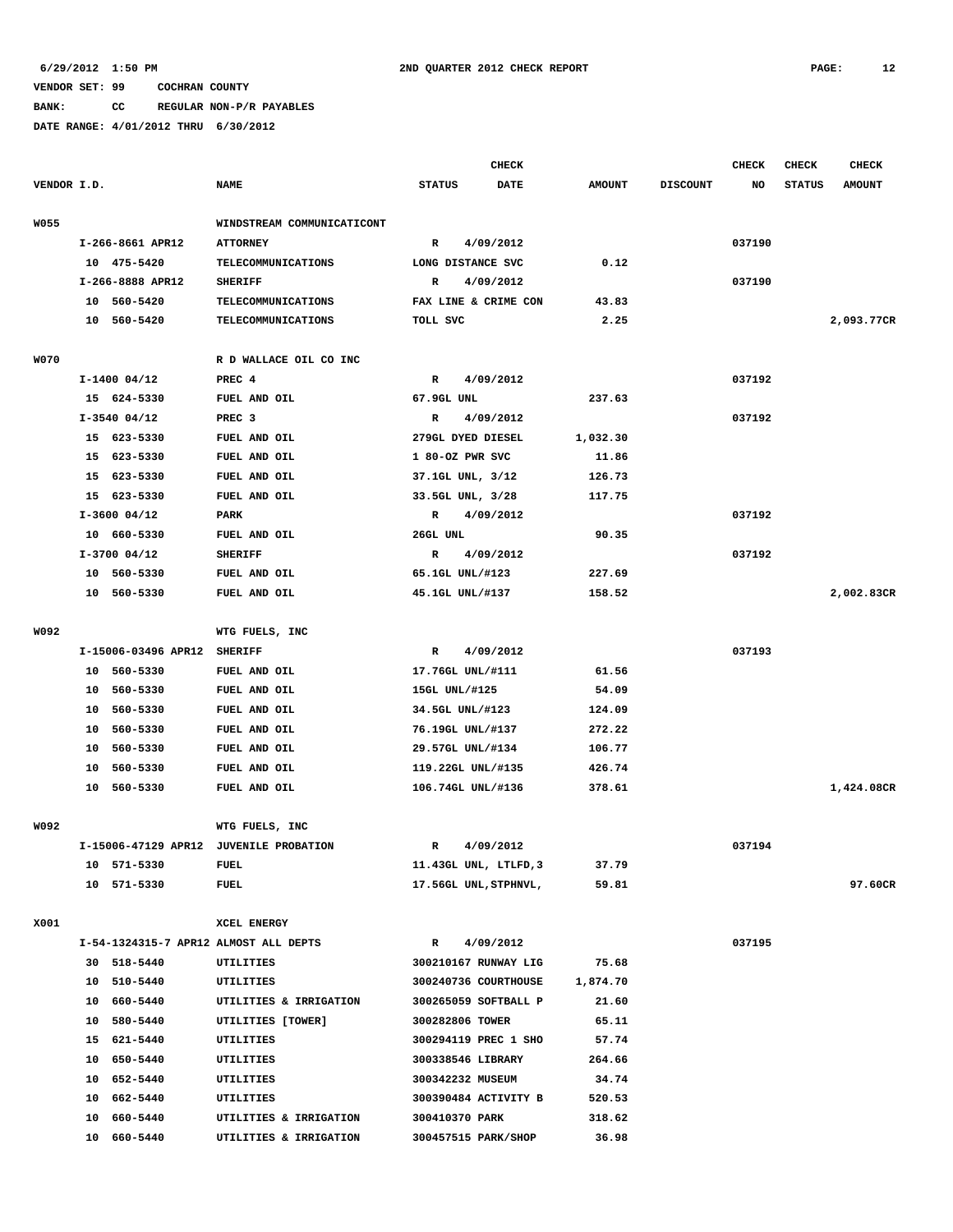6/29/2012 1:50 PM 2ND QUARTER 2012 CHECK REPORT

VENDOR SET: 99 COCHRAN COUNTY

BANK: CC REGULAR NON-P/R PAYABLES

DATE RANGE: 4/01/2012 THRU 6/30/2012

| VENDOR I.D. | NAME | STATUS | CHECK DATE | AMOUNT | DISCOUNT | CHECK NO | CHECK STATUS | CHECK AMOUNT |
|---|---|---|---|---|---|---|---|---|
| W055 | WINDSTREAM COMMUNICATICONT | | | | | | | |
| I-266-8661 APR12 | ATTORNEY | R | 4/09/2012 | | | 037190 | | |
| 10 475-5420 | TELECOMMUNICATIONS | LONG DISTANCE SVC | | 0.12 | | | | |
| I-266-8888 APR12 | SHERIFF | R | 4/09/2012 | | | 037190 | | |
| 10 560-5420 | TELECOMMUNICATIONS | FAX LINE & CRIME CON | | 43.83 | | | | |
| 10 560-5420 | TELECOMMUNICATIONS | TOLL SVC | | 2.25 | | | | 2,093.77CR |
| W070 | R D WALLACE OIL CO INC | | | | | | | |
| I-1400 04/12 | PREC 4 | R | 4/09/2012 | | | 037192 | | |
| 15 624-5330 | FUEL AND OIL | 67.9GL UNL | | 237.63 | | | | |
| I-3540 04/12 | PREC 3 | R | 4/09/2012 | | | 037192 | | |
| 15 623-5330 | FUEL AND OIL | 279GL DYED DIESEL | | 1,032.30 | | | | |
| 15 623-5330 | FUEL AND OIL | 1 80-OZ PWR SVC | | 11.86 | | | | |
| 15 623-5330 | FUEL AND OIL | 37.1GL UNL, 3/12 | | 126.73 | | | | |
| 15 623-5330 | FUEL AND OIL | 33.5GL UNL, 3/28 | | 117.75 | | | | |
| I-3600 04/12 | PARK | R | 4/09/2012 | | | 037192 | | |
| 10 660-5330 | FUEL AND OIL | 26GL UNL | | 90.35 | | | | |
| I-3700 04/12 | SHERIFF | R | 4/09/2012 | | | 037192 | | |
| 10 560-5330 | FUEL AND OIL | 65.1GL UNL/#123 | | 227.69 | | | | |
| 10 560-5330 | FUEL AND OIL | 45.1GL UNL/#137 | | 158.52 | | | | 2,002.83CR |
| W092 | WTG FUELS, INC | | | | | | | |
| I-15006-03496 APR12 | SHERIFF | R | 4/09/2012 | | | 037193 | | |
| 10 560-5330 | FUEL AND OIL | 17.76GL UNL/#111 | | 61.56 | | | | |
| 10 560-5330 | FUEL AND OIL | 15GL UNL/#125 | | 54.09 | | | | |
| 10 560-5330 | FUEL AND OIL | 34.5GL UNL/#123 | | 124.09 | | | | |
| 10 560-5330 | FUEL AND OIL | 76.19GL UNL/#137 | | 272.22 | | | | |
| 10 560-5330 | FUEL AND OIL | 29.57GL UNL/#134 | | 106.77 | | | | |
| 10 560-5330 | FUEL AND OIL | 119.22GL UNL/#135 | | 426.74 | | | | |
| 10 560-5330 | FUEL AND OIL | 106.74GL UNL/#136 | | 378.61 | | | | 1,424.08CR |
| W092 | WTG FUELS, INC | | | | | | | |
| I-15006-47129 APR12 | JUVENILE PROBATION | R | 4/09/2012 | | | 037194 | | |
| 10 571-5330 | FUEL | 11.43GL UNL, LTLFD,3 | | 37.79 | | | | |
| 10 571-5330 | FUEL | 17.56GL UNL,STPHNVL, | | 59.81 | | | | 97.60CR |
| X001 | XCEL ENERGY | | | | | | | |
| I-54-1324315-7 APR12 | ALMOST ALL DEPTS | R | 4/09/2012 | | | 037195 | | |
| 30 518-5440 | UTILITIES | 300210167 RUNWAY LIG | | 75.68 | | | | |
| 10 510-5440 | UTILITIES | 300240736 COURTHOUSE | | 1,874.70 | | | | |
| 10 660-5440 | UTILITIES & IRRIGATION | 300265059 SOFTBALL P | | 21.60 | | | | |
| 10 580-5440 | UTILITIES [TOWER] | 300282806 TOWER | | 65.11 | | | | |
| 15 621-5440 | UTILITIES | 300294119 PREC 1 SHO | | 57.74 | | | | |
| 10 650-5440 | UTILITIES | 300338546 LIBRARY | | 264.66 | | | | |
| 10 652-5440 | UTILITIES | 300342232 MUSEUM | | 34.74 | | | | |
| 10 662-5440 | UTILITIES | 300390484 ACTIVITY B | | 520.53 | | | | |
| 10 660-5440 | UTILITIES & IRRIGATION | 300410370 PARK | | 318.62 | | | | |
| 10 660-5440 | UTILITIES & IRRIGATION | 300457515 PARK/SHOP | | 36.98 | | | | |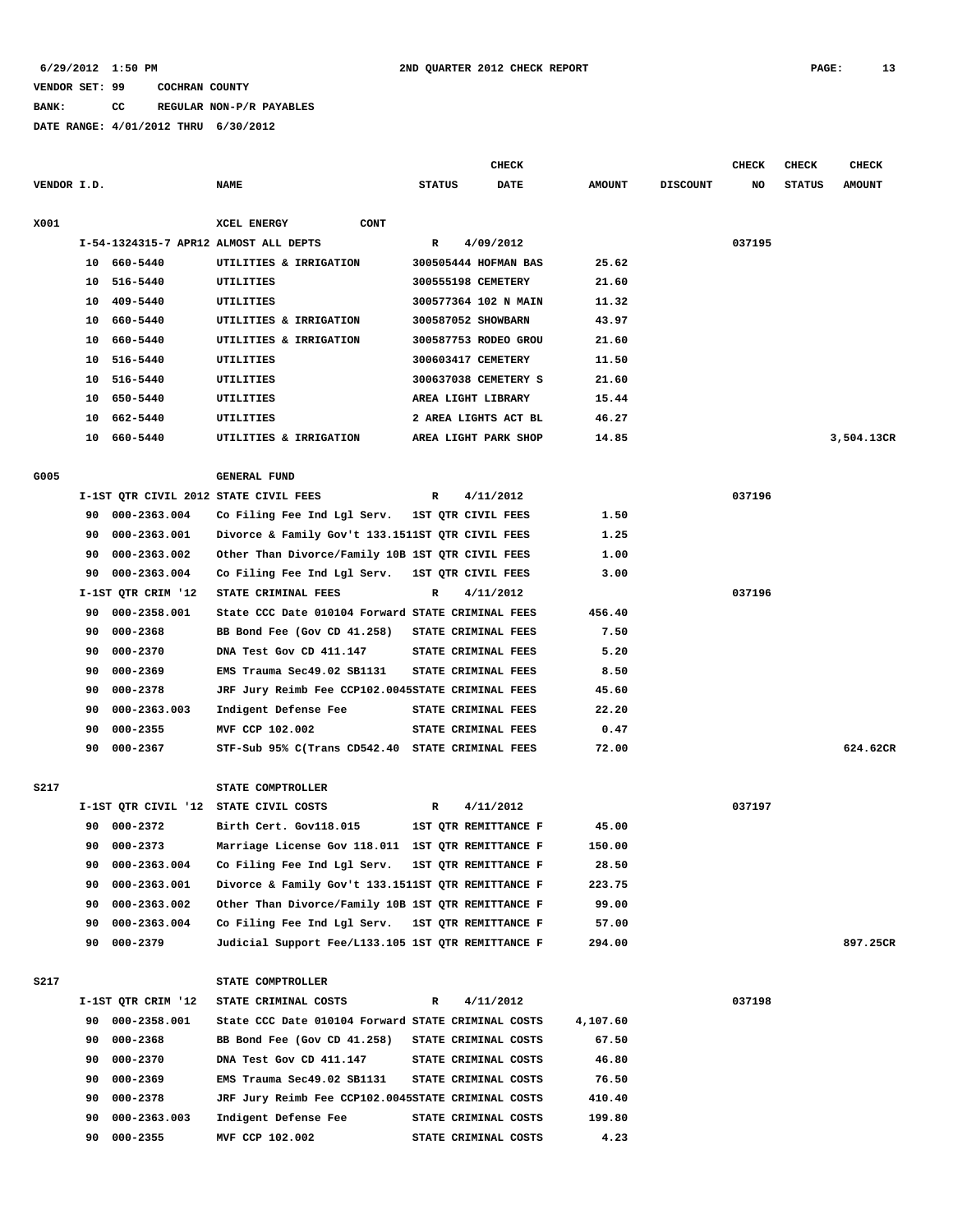6/29/2012 1:50 PM &nbsp;&nbsp;&nbsp; 2ND QUARTER 2012 CHECK REPORT

VENDOR SET: 99 &nbsp;&nbsp; COCHRAN COUNTY

BANK: &nbsp;&nbsp; CC &nbsp;&nbsp; REGULAR NON-P/R PAYABLES

DATE RANGE: 4/01/2012 THRU 6/30/2012

| VENDOR I.D. | | NAME | STATUS | CHECK DATE | AMOUNT | DISCOUNT | CHECK NO | CHECK STATUS | CHECK AMOUNT |
|---|---|---|---|---|---|---|---|---|---|
| X001 | | XCEL ENERGY CONT | | | | | | | |
| | I-54-1324315-7 APR12 | ALMOST ALL DEPTS | R | 4/09/2012 | | | 037195 | | |
| | 10 660-5440 | UTILITIES & IRRIGATION | 300505444 HOFMAN BAS | | 25.62 | | | | |
| | 10 516-5440 | UTILITIES | 300555198 CEMETERY | | 21.60 | | | | |
| | 10 409-5440 | UTILITIES | 300577364 102 N MAIN | | 11.32 | | | | |
| | 10 660-5440 | UTILITIES & IRRIGATION | 300587052 SHOWBARN | | 43.97 | | | | |
| | 10 660-5440 | UTILITIES & IRRIGATION | 300587753 RODEO GROU | | 21.60 | | | | |
| | 10 516-5440 | UTILITIES | 300603417 CEMETERY | | 11.50 | | | | |
| | 10 516-5440 | UTILITIES | 300637038 CEMETERY S | | 21.60 | | | | |
| | 10 650-5440 | UTILITIES | AREA LIGHT LIBRARY | | 15.44 | | | | |
| | 10 662-5440 | UTILITIES | 2 AREA LIGHTS ACT BL | | 46.27 | | | | |
| | 10 660-5440 | UTILITIES & IRRIGATION | AREA LIGHT PARK SHOP | | 14.85 | | | | 3,504.13CR |
| G005 | | GENERAL FUND | | | | | | | |
| | I-1ST QTR CIVIL 2012 | STATE CIVIL FEES | R | 4/11/2012 | | | 037196 | | |
| | 90 000-2363.004 | Co Filing Fee Ind Lgl Serv. | 1ST QTR CIVIL FEES | | 1.50 | | | | |
| | 90 000-2363.001 | Divorce & Family Gov't 133.151 | 1ST QTR CIVIL FEES | | 1.25 | | | | |
| | 90 000-2363.002 | Other Than Divorce/Family 10B | 1ST QTR CIVIL FEES | | 1.00 | | | | |
| | 90 000-2363.004 | Co Filing Fee Ind Lgl Serv. | 1ST QTR CIVIL FEES | | 3.00 | | | | |
| | I-1ST QTR CRIM '12 | STATE CRIMINAL FEES | R | 4/11/2012 | | | 037196 | | |
| | 90 000-2358.001 | State CCC Date 010104 Forward | STATE CRIMINAL FEES | | 456.40 | | | | |
| | 90 000-2368 | BB Bond Fee (Gov CD 41.258) | STATE CRIMINAL FEES | | 7.50 | | | | |
| | 90 000-2370 | DNA Test Gov CD 411.147 | STATE CRIMINAL FEES | | 5.20 | | | | |
| | 90 000-2369 | EMS Trauma Sec49.02 SB1131 | STATE CRIMINAL FEES | | 8.50 | | | | |
| | 90 000-2378 | JRF Jury Reimb Fee CCP102.0045 | STATE CRIMINAL FEES | | 45.60 | | | | |
| | 90 000-2363.003 | Indigent Defense Fee | STATE CRIMINAL FEES | | 22.20 | | | | |
| | 90 000-2355 | MVF CCP 102.002 | STATE CRIMINAL FEES | | 0.47 | | | | |
| | 90 000-2367 | STF-Sub 95% C(Trans CD542.40 | STATE CRIMINAL FEES | | 72.00 | | | | 624.62CR |
| S217 | | STATE COMPTROLLER | | | | | | | |
| | I-1ST QTR CIVIL '12 | STATE CIVIL COSTS | R | 4/11/2012 | | | 037197 | | |
| | 90 000-2372 | Birth Cert. Gov118.015 | 1ST QTR REMITTANCE F | | 45.00 | | | | |
| | 90 000-2373 | Marriage License Gov 118.011 | 1ST QTR REMITTANCE F | | 150.00 | | | | |
| | 90 000-2363.004 | Co Filing Fee Ind Lgl Serv. | 1ST QTR REMITTANCE F | | 28.50 | | | | |
| | 90 000-2363.001 | Divorce & Family Gov't 133.151 | 1ST QTR REMITTANCE F | | 223.75 | | | | |
| | 90 000-2363.002 | Other Than Divorce/Family 10B | 1ST QTR REMITTANCE F | | 99.00 | | | | |
| | 90 000-2363.004 | Co Filing Fee Ind Lgl Serv. | 1ST QTR REMITTANCE F | | 57.00 | | | | |
| | 90 000-2379 | Judicial Support Fee/L133.105 | 1ST QTR REMITTANCE F | | 294.00 | | | | 897.25CR |
| S217 | | STATE COMPTROLLER | | | | | | | |
| | I-1ST QTR CRIM '12 | STATE CRIMINAL COSTS | R | 4/11/2012 | | | 037198 | | |
| | 90 000-2358.001 | State CCC Date 010104 Forward | STATE CRIMINAL COSTS | | 4,107.60 | | | | |
| | 90 000-2368 | BB Bond Fee (Gov CD 41.258) | STATE CRIMINAL COSTS | | 67.50 | | | | |
| | 90 000-2370 | DNA Test Gov CD 411.147 | STATE CRIMINAL COSTS | | 46.80 | | | | |
| | 90 000-2369 | EMS Trauma Sec49.02 SB1131 | STATE CRIMINAL COSTS | | 76.50 | | | | |
| | 90 000-2378 | JRF Jury Reimb Fee CCP102.0045 | STATE CRIMINAL COSTS | | 410.40 | | | | |
| | 90 000-2363.003 | Indigent Defense Fee | STATE CRIMINAL COSTS | | 199.80 | | | | |
| | 90 000-2355 | MVF CCP 102.002 | STATE CRIMINAL COSTS | | 4.23 | | | | |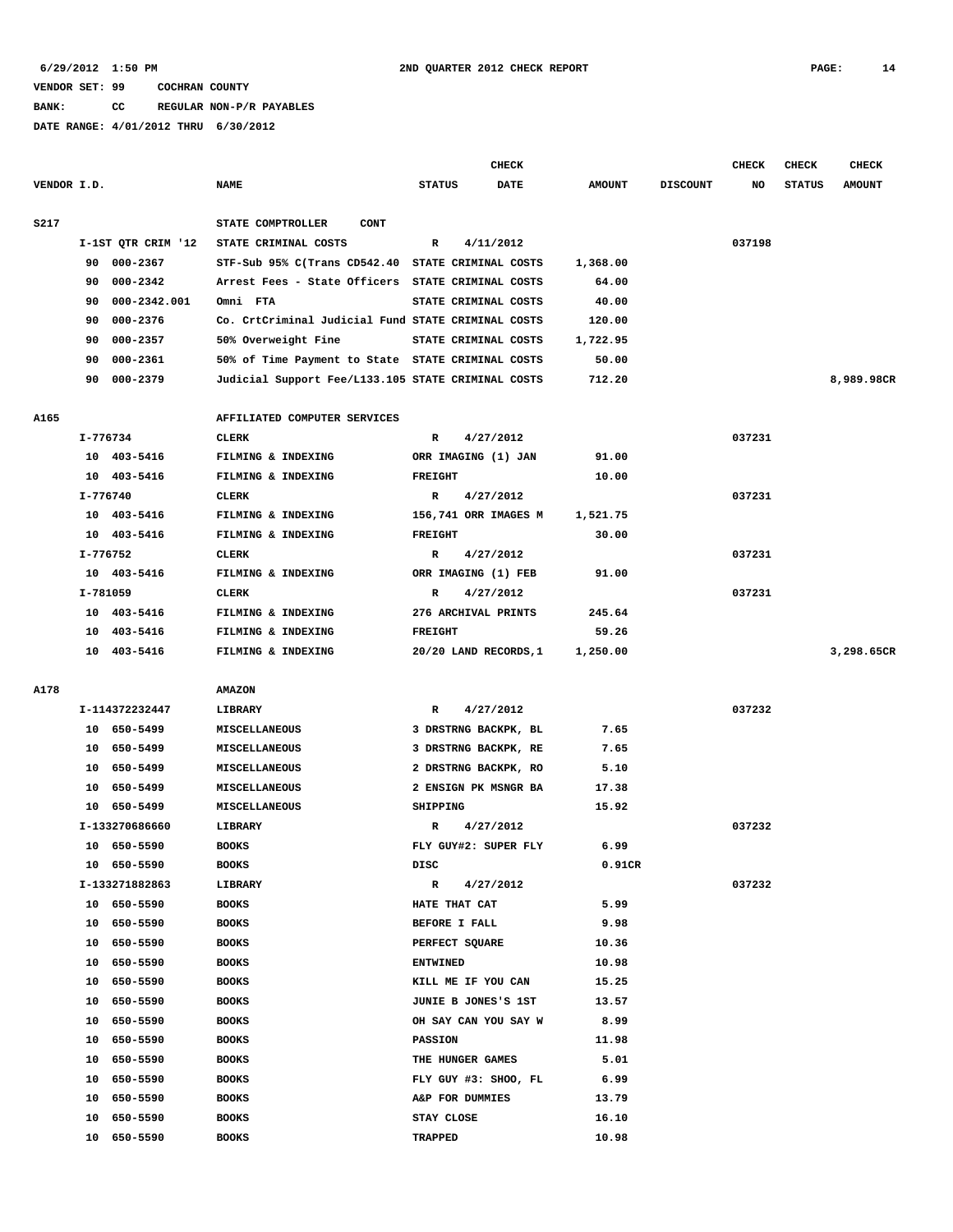VENDOR SET: 99 COCHRAN COUNTY

BANK: CC REGULAR NON-P/R PAYABLES

DATE RANGE: 4/01/2012 THRU 6/30/2012

| VENDOR I.D. | NAME | STATUS | CHECK DATE | AMOUNT | DISCOUNT | CHECK NO | CHECK STATUS | CHECK AMOUNT |
|---|---|---|---|---|---|---|---|---|
| S217 | STATE COMPTROLLER CONT | | | | | | | |
| I-1ST QTR CRIM '12 | STATE CRIMINAL COSTS | R | 4/11/2012 | | | 037198 | | |
| 90 000-2367 | STF-Sub 95% C(Trans CD542.40 | STATE CRIMINAL COSTS | | 1,368.00 | | | | |
| 90 000-2342 | Arrest Fees - State Officers | STATE CRIMINAL COSTS | | 64.00 | | | | |
| 90 000-2342.001 | Omni FTA | STATE CRIMINAL COSTS | | 40.00 | | | | |
| 90 000-2376 | Co. CrtCriminal Judicial Fund | STATE CRIMINAL COSTS | | 120.00 | | | | |
| 90 000-2357 | 50% Overweight Fine | STATE CRIMINAL COSTS | | 1,722.95 | | | | |
| 90 000-2361 | 50% of Time Payment to State | STATE CRIMINAL COSTS | | 50.00 | | | | |
| 90 000-2379 | Judicial Support Fee/L133.105 | STATE CRIMINAL COSTS | | 712.20 | | | | 8,989.98CR |
| A165 | AFFILIATED COMPUTER SERVICES | | | | | | | |
| I-776734 | CLERK | R | 4/27/2012 | | | 037231 | | |
| 10 403-5416 | FILMING & INDEXING | ORR IMAGING (1) JAN | | 91.00 | | | | |
| 10 403-5416 | FILMING & INDEXING | FREIGHT | | 10.00 | | | | |
| I-776740 | CLERK | R | 4/27/2012 | | | 037231 | | |
| 10 403-5416 | FILMING & INDEXING | 156,741 ORR IMAGES M | | 1,521.75 | | | | |
| 10 403-5416 | FILMING & INDEXING | FREIGHT | | 30.00 | | | | |
| I-776752 | CLERK | R | 4/27/2012 | | | 037231 | | |
| 10 403-5416 | FILMING & INDEXING | ORR IMAGING (1) FEB | | 91.00 | | | | |
| I-781059 | CLERK | R | 4/27/2012 | | | 037231 | | |
| 10 403-5416 | FILMING & INDEXING | 276 ARCHIVAL PRINTS | | 245.64 | | | | |
| 10 403-5416 | FILMING & INDEXING | FREIGHT | | 59.26 | | | | |
| 10 403-5416 | FILMING & INDEXING | 20/20 LAND RECORDS,1 | | 1,250.00 | | | | 3,298.65CR |
| A178 | AMAZON | | | | | | | |
| I-114372232447 | LIBRARY | R | 4/27/2012 | | | 037232 | | |
| 10 650-5499 | MISCELLANEOUS | 3 DRSTRNG BACKPK, BL | | 7.65 | | | | |
| 10 650-5499 | MISCELLANEOUS | 3 DRSTRNG BACKPK, RE | | 7.65 | | | | |
| 10 650-5499 | MISCELLANEOUS | 2 DRSTRNG BACKPK, RO | | 5.10 | | | | |
| 10 650-5499 | MISCELLANEOUS | 2 ENSIGN PK MSNGR BA | | 17.38 | | | | |
| 10 650-5499 | MISCELLANEOUS | SHIPPING | | 15.92 | | | | |
| I-133270686660 | LIBRARY | R | 4/27/2012 | | | 037232 | | |
| 10 650-5590 | BOOKS | FLY GUY#2: SUPER FLY | | 6.99 | | | | |
| 10 650-5590 | BOOKS | DISC | | 0.91CR | | | | |
| I-133271882863 | LIBRARY | R | 4/27/2012 | | | 037232 | | |
| 10 650-5590 | BOOKS | HATE THAT CAT | | 5.99 | | | | |
| 10 650-5590 | BOOKS | BEFORE I FALL | | 9.98 | | | | |
| 10 650-5590 | BOOKS | PERFECT SQUARE | | 10.36 | | | | |
| 10 650-5590 | BOOKS | ENTWINED | | 10.98 | | | | |
| 10 650-5590 | BOOKS | KILL ME IF YOU CAN | | 15.25 | | | | |
| 10 650-5590 | BOOKS | JUNIE B JONES'S 1ST | | 13.57 | | | | |
| 10 650-5590 | BOOKS | OH SAY CAN YOU SAY W | | 8.99 | | | | |
| 10 650-5590 | BOOKS | PASSION | | 11.98 | | | | |
| 10 650-5590 | BOOKS | THE HUNGER GAMES | | 5.01 | | | | |
| 10 650-5590 | BOOKS | FLY GUY #3: SHOO, FL | | 6.99 | | | | |
| 10 650-5590 | BOOKS | A&P FOR DUMMIES | | 13.79 | | | | |
| 10 650-5590 | BOOKS | STAY CLOSE | | 16.10 | | | | |
| 10 650-5590 | BOOKS | TRAPPED | | 10.98 | | | | |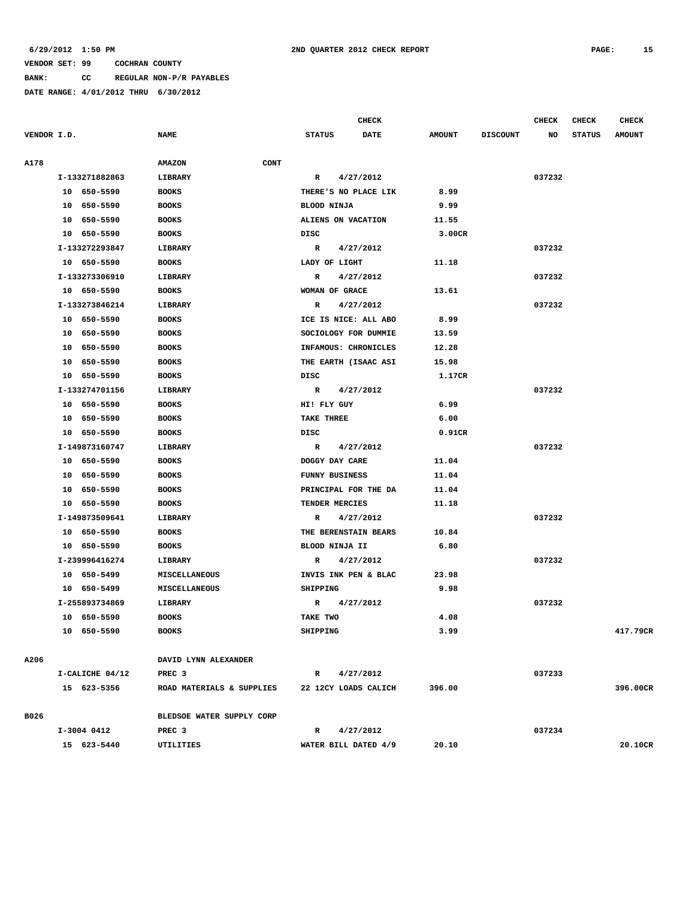6/29/2012 1:50 PM **2ND QUARTER 2012 CHECK REPORT**

VENDOR SET: 99 COCHRAN COUNTY
BANK: CC REGULAR NON-P/R PAYABLES
DATE RANGE: 4/01/2012 THRU 6/30/2012

| VENDOR I.D. | NAME | STATUS | CHECK DATE | AMOUNT | DISCOUNT | CHECK NO | CHECK STATUS | CHECK AMOUNT |
|---|---|---|---|---|---|---|---|---|
| A178 | AMAZON CONT | | | | | | | |
| I-133271882863 | LIBRARY | R | 4/27/2012 | | | 037232 | | |
| 10 650-5590 | BOOKS | THERE'S NO PLACE LIK | | 8.99 | | | | |
| 10 650-5590 | BOOKS | BLOOD NINJA | | 9.99 | | | | |
| 10 650-5590 | BOOKS | ALIENS ON VACATION | | 11.55 | | | | |
| 10 650-5590 | BOOKS | DISC | | 3.00CR | | | | |
| I-133272293847 | LIBRARY | R | 4/27/2012 | | | 037232 | | |
| 10 650-5590 | BOOKS | LADY OF LIGHT | | 11.18 | | | | |
| I-133273306910 | LIBRARY | R | 4/27/2012 | | | 037232 | | |
| 10 650-5590 | BOOKS | WOMAN OF GRACE | | 13.61 | | | | |
| I-133273846214 | LIBRARY | R | 4/27/2012 | | | 037232 | | |
| 10 650-5590 | BOOKS | ICE IS NICE: ALL ABO | | 8.99 | | | | |
| 10 650-5590 | BOOKS | SOCIOLOGY FOR DUMMIE | | 13.59 | | | | |
| 10 650-5590 | BOOKS | INFAMOUS: CHRONICLES | | 12.28 | | | | |
| 10 650-5590 | BOOKS | THE EARTH (ISAAC ASI | | 15.98 | | | | |
| 10 650-5590 | BOOKS | DISC | | 1.17CR | | | | |
| I-133274701156 | LIBRARY | R | 4/27/2012 | | | 037232 | | |
| 10 650-5590 | BOOKS | HI! FLY GUY | | 6.99 | | | | |
| 10 650-5590 | BOOKS | TAKE THREE | | 6.00 | | | | |
| 10 650-5590 | BOOKS | DISC | | 0.91CR | | | | |
| I-149873160747 | LIBRARY | R | 4/27/2012 | | | 037232 | | |
| 10 650-5590 | BOOKS | DOGGY DAY CARE | | 11.04 | | | | |
| 10 650-5590 | BOOKS | FUNNY BUSINESS | | 11.04 | | | | |
| 10 650-5590 | BOOKS | PRINCIPAL FOR THE DA | | 11.04 | | | | |
| 10 650-5590 | BOOKS | TENDER MERCIES | | 11.18 | | | | |
| I-149873509641 | LIBRARY | R | 4/27/2012 | | | 037232 | | |
| 10 650-5590 | BOOKS | THE BERENSTAIN BEARS | | 10.84 | | | | |
| 10 650-5590 | BOOKS | BLOOD NINJA II | | 6.80 | | | | |
| I-239996416274 | LIBRARY | R | 4/27/2012 | | | 037232 | | |
| 10 650-5499 | MISCELLANEOUS | INVIS INK PEN & BLAC | | 23.98 | | | | |
| 10 650-5499 | MISCELLANEOUS | SHIPPING | | 9.98 | | | | |
| I-255893734869 | LIBRARY | R | 4/27/2012 | | | 037232 | | |
| 10 650-5590 | BOOKS | TAKE TWO | | 4.08 | | | | |
| 10 650-5590 | BOOKS | SHIPPING | | 3.99 | | | | 417.79CR |
| A206 | DAVID LYNN ALEXANDER | | | | | | | |
| I-CALICHE 04/12 | PREC 3 | R | 4/27/2012 | | | 037233 | | |
| 15 623-5356 | ROAD MATERIALS & SUPPLIES | 22 12CY LOADS CALICH | | 396.00 | | | | 396.00CR |
| B026 | BLEDSOE WATER SUPPLY CORP | | | | | | | |
| I-3004 0412 | PREC 3 | R | 4/27/2012 | | | 037234 | | |
| 15 623-5440 | UTILITIES | WATER BILL DATED 4/9 | | 20.10 | | | | 20.10CR |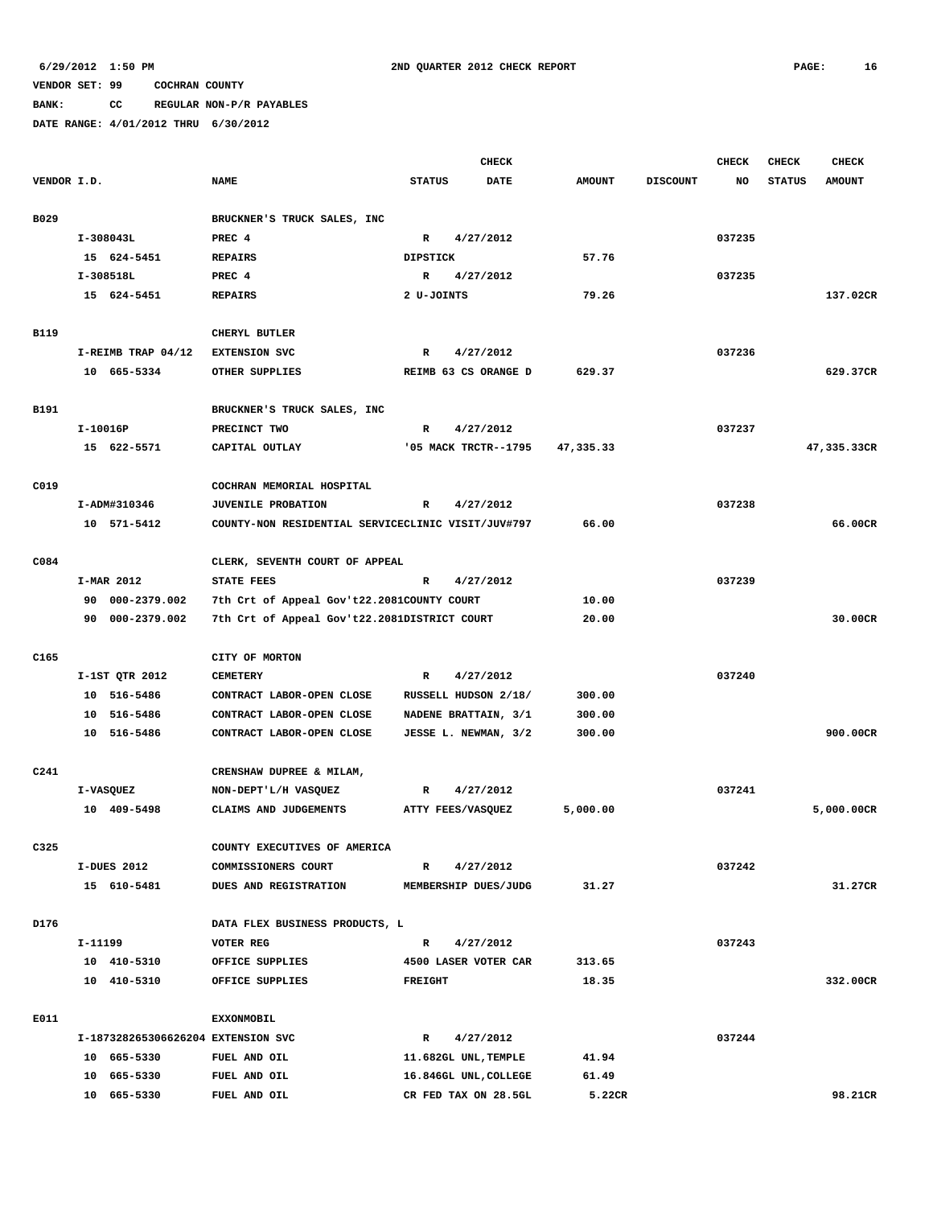6/29/2012 1:50 PM 2ND QUARTER 2012 CHECK REPORT

VENDOR SET: 99 COCHRAN COUNTY

BANK: CC REGULAR NON-P/R PAYABLES

DATE RANGE: 4/01/2012 THRU 6/30/2012

| VENDOR I.D. | NAME | STATUS | CHECK DATE | AMOUNT | DISCOUNT | CHECK NO | CHECK STATUS | CHECK AMOUNT |
|---|---|---|---|---|---|---|---|---|
| B029 | BRUCKNER'S TRUCK SALES, INC | | | | | | | |
| I-308043L | PREC 4 | R | 4/27/2012 | | | 037235 | | |
| 15 624-5451 | REPAIRS | DIPSTICK | | 57.76 | | | | |
| I-308518L | PREC 4 | R | 4/27/2012 | | | 037235 | | |
| 15 624-5451 | REPAIRS | 2 U-JOINTS | | 79.26 | | | | 137.02CR |
| B119 | CHERYL BUTLER | | | | | | | |
| I-REIMB TRAP 04/12 | EXTENSION SVC | R | 4/27/2012 | | | 037236 | | |
| 10 665-5334 | OTHER SUPPLIES | REIMB 63 CS ORANGE D | | 629.37 | | | | 629.37CR |
| B191 | BRUCKNER'S TRUCK SALES, INC | | | | | | | |
| I-10016P | PRECINCT TWO | R | 4/27/2012 | | | 037237 | | |
| 15 622-5571 | CAPITAL OUTLAY | '05 MACK TRCTR--1795 | | 47,335.33 | | | | 47,335.33CR |
| C019 | COCHRAN MEMORIAL HOSPITAL | | | | | | | |
| I-ADM#310346 | JUVENILE PROBATION | R | 4/27/2012 | | | 037238 | | |
| 10 571-5412 | COUNTY-NON RESIDENTIAL SERVICE | CLINIC VISIT/JUV#797 | | 66.00 | | | | 66.00CR |
| C084 | CLERK, SEVENTH COURT OF APPEAL | | | | | | | |
| I-MAR 2012 | STATE FEES | R | 4/27/2012 | | | 037239 | | |
| 90 000-2379.002 | 7th Crt of Appeal Gov't22.2081 | COUNTY COURT | | 10.00 | | | | |
| 90 000-2379.002 | 7th Crt of Appeal Gov't22.2081 | DISTRICT COURT | | 20.00 | | | | 30.00CR |
| C165 | CITY OF MORTON | | | | | | | |
| I-1ST QTR 2012 | CEMETERY | R | 4/27/2012 | | | 037240 | | |
| 10 516-5486 | CONTRACT LABOR-OPEN CLOSE | RUSSELL HUDSON 2/18/ | | 300.00 | | | | |
| 10 516-5486 | CONTRACT LABOR-OPEN CLOSE | NADENE BRATTAIN, 3/1 | | 300.00 | | | | |
| 10 516-5486 | CONTRACT LABOR-OPEN CLOSE | JESSE L. NEWMAN, 3/2 | | 300.00 | | | | 900.00CR |
| C241 | CRENSHAW DUPREE & MILAM, | | | | | | | |
| I-VASQUEZ | NON-DEPT'L/H VASQUEZ | R | 4/27/2012 | | | 037241 | | |
| 10 409-5498 | CLAIMS AND JUDGEMENTS | ATTY FEES/VASQUEZ | | 5,000.00 | | | | 5,000.00CR |
| C325 | COUNTY EXECUTIVES OF AMERICA | | | | | | | |
| I-DUES 2012 | COMMISSIONERS COURT | R | 4/27/2012 | | | 037242 | | |
| 15 610-5481 | DUES AND REGISTRATION | MEMBERSHIP DUES/JUDG | | 31.27 | | | | 31.27CR |
| D176 | DATA FLEX BUSINESS PRODUCTS, L | | | | | | | |
| I-11199 | VOTER REG | R | 4/27/2012 | | | 037243 | | |
| 10 410-5310 | OFFICE SUPPLIES | 4500 LASER VOTER CAR | | 313.65 | | | | |
| 10 410-5310 | OFFICE SUPPLIES | FREIGHT | | 18.35 | | | | 332.00CR |
| E011 | EXXONMOBIL | | | | | | | |
| I-187328265306626204 | EXTENSION SVC | R | 4/27/2012 | | | 037244 | | |
| 10 665-5330 | FUEL AND OIL | 11.682GL UNL,TEMPLE | | 41.94 | | | | |
| 10 665-5330 | FUEL AND OIL | 16.846GL UNL,COLLEGE | | 61.49 | | | | |
| 10 665-5330 | FUEL AND OIL | CR FED TAX ON 28.5GL | | 5.22CR | | | | 98.21CR |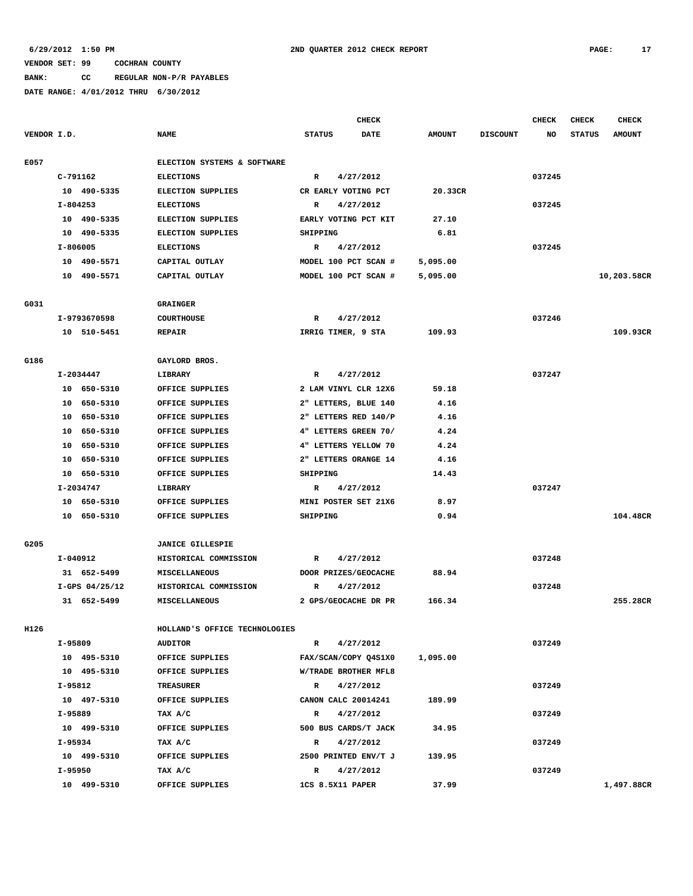6/29/2012 1:50 PM — 2ND QUARTER 2012 CHECK REPORT

VENDOR SET: 99 COCHRAN COUNTY
BANK: CC REGULAR NON-P/R PAYABLES
DATE RANGE: 4/01/2012 THRU 6/30/2012

| VENDOR I.D. | NAME | STATUS | CHECK DATE | AMOUNT | DISCOUNT | CHECK NO | CHECK STATUS | CHECK AMOUNT |
|---|---|---|---|---|---|---|---|---|
| E057 | ELECTION SYSTEMS & SOFTWARE | | | | | | | |
| C-791162 | ELECTIONS | R | 4/27/2012 | | | 037245 | | |
| 10 490-5335 | ELECTION SUPPLIES | CR EARLY VOTING PCT | | 20.33CR | | | | |
| I-804253 | ELECTIONS | R | 4/27/2012 | | | 037245 | | |
| 10 490-5335 | ELECTION SUPPLIES | EARLY VOTING PCT KIT | | 27.10 | | | | |
| 10 490-5335 | ELECTION SUPPLIES | SHIPPING | | 6.81 | | | | |
| I-806005 | ELECTIONS | R | 4/27/2012 | | | 037245 | | |
| 10 490-5571 | CAPITAL OUTLAY | MODEL 100 PCT SCAN # | | 5,095.00 | | | | |
| 10 490-5571 | CAPITAL OUTLAY | MODEL 100 PCT SCAN # | | 5,095.00 | | | | 10,203.58CR |
| G031 | GRAINGER | | | | | | | |
| I-9793670598 | COURTHOUSE | R | 4/27/2012 | | | 037246 | | |
| 10 510-5451 | REPAIR | IRRIG TIMER, 9 STA | | 109.93 | | | | 109.93CR |
| G186 | GAYLORD BROS. | | | | | | | |
| I-2034447 | LIBRARY | R | 4/27/2012 | | | 037247 | | |
| 10 650-5310 | OFFICE SUPPLIES | 2 LAM VINYL CLR 12X6 | | 59.18 | | | | |
| 10 650-5310 | OFFICE SUPPLIES | 2" LETTERS, BLUE 140 | | 4.16 | | | | |
| 10 650-5310 | OFFICE SUPPLIES | 2" LETTERS RED 140/P | | 4.16 | | | | |
| 10 650-5310 | OFFICE SUPPLIES | 4" LETTERS GREEN 70/ | | 4.24 | | | | |
| 10 650-5310 | OFFICE SUPPLIES | 4" LETTERS YELLOW 70 | | 4.24 | | | | |
| 10 650-5310 | OFFICE SUPPLIES | 2" LETTERS ORANGE 14 | | 4.16 | | | | |
| 10 650-5310 | OFFICE SUPPLIES | SHIPPING | | 14.43 | | | | |
| I-2034747 | LIBRARY | R | 4/27/2012 | | | 037247 | | |
| 10 650-5310 | OFFICE SUPPLIES | MINI POSTER SET 21X6 | | 8.97 | | | | |
| 10 650-5310 | OFFICE SUPPLIES | SHIPPING | | 0.94 | | | | 104.48CR |
| G205 | JANICE GILLESPIE | | | | | | | |
| I-040912 | HISTORICAL COMMISSION | R | 4/27/2012 | | | 037248 | | |
| 31 652-5499 | MISCELLANEOUS | DOOR PRIZES/GEOCACHE | | 88.94 | | | | |
| I-GPS 04/25/12 | HISTORICAL COMMISSION | R | 4/27/2012 | | | 037248 | | |
| 31 652-5499 | MISCELLANEOUS | 2 GPS/GEOCACHE DR PR | | 166.34 | | | | 255.28CR |
| H126 | HOLLAND'S OFFICE TECHNOLOGIES | | | | | | | |
| I-95809 | AUDITOR | R | 4/27/2012 | | | 037249 | | |
| 10 495-5310 | OFFICE SUPPLIES | FAX/SCAN/COPY Q4S1X0 | | 1,095.00 | | | | |
| 10 495-5310 | OFFICE SUPPLIES | W/TRADE BROTHER MFL8 | | | | | | |
| I-95812 | TREASURER | R | 4/27/2012 | | | 037249 | | |
| 10 497-5310 | OFFICE SUPPLIES | CANON CALC 20014241 | | 189.99 | | | | |
| I-95889 | TAX A/C | R | 4/27/2012 | | | 037249 | | |
| 10 499-5310 | OFFICE SUPPLIES | 500 BUS CARDS/T JACK | | 34.95 | | | | |
| I-95934 | TAX A/C | R | 4/27/2012 | | | 037249 | | |
| 10 499-5310 | OFFICE SUPPLIES | 2500 PRINTED ENV/T J | | 139.95 | | | | |
| I-95950 | TAX A/C | R | 4/27/2012 | | | 037249 | | |
| 10 499-5310 | OFFICE SUPPLIES | 1CS 8.5X11 PAPER | | 37.99 | | | | 1,497.88CR |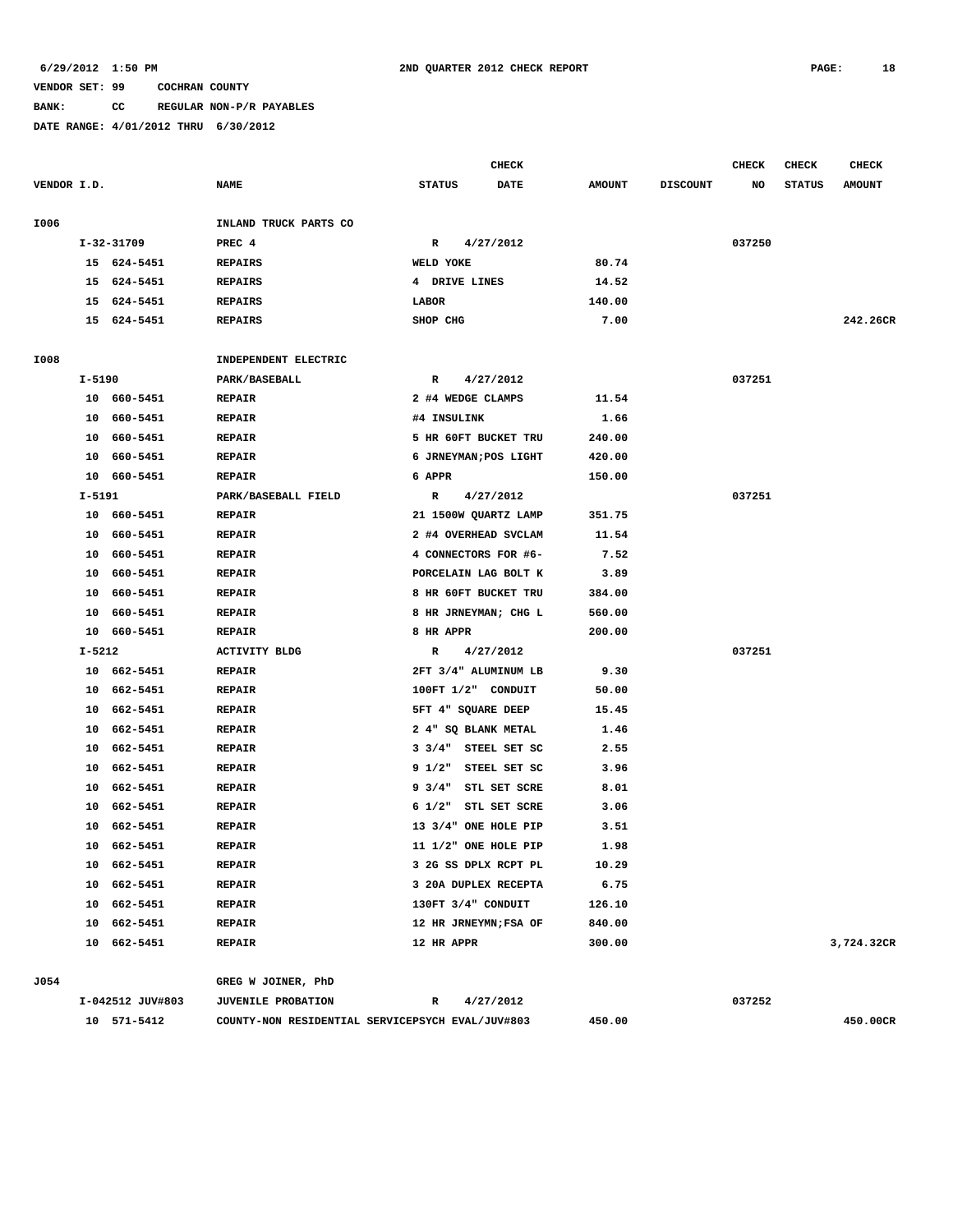6/29/2012 1:50 PM 2ND QUARTER 2012 CHECK REPORT

VENDOR SET: 99 COCHRAN COUNTY

BANK: CC REGULAR NON-P/R PAYABLES

DATE RANGE: 4/01/2012 THRU 6/30/2012

| VENDOR I.D. | NAME | STATUS | CHECK DATE | AMOUNT | DISCOUNT | CHECK NO | CHECK STATUS | CHECK AMOUNT |
|---|---|---|---|---|---|---|---|---|
| I006 | INLAND TRUCK PARTS CO | | | | | | | |
| I-32-31709 | PREC 4 | R | 4/27/2012 | | | 037250 | | |
| 15 624-5451 | REPAIRS | WELD YOKE | | 80.74 | | | | |
| 15 624-5451 | REPAIRS | 4 DRIVE LINES | | 14.52 | | | | |
| 15 624-5451 | REPAIRS | LABOR | | 140.00 | | | | |
| 15 624-5451 | REPAIRS | SHOP CHG | | 7.00 | | | | 242.26CR |
| I008 | INDEPENDENT ELECTRIC | | | | | | | |
| I-5190 | PARK/BASEBALL | R | 4/27/2012 | | | 037251 | | |
| 10 660-5451 | REPAIR | 2 #4 WEDGE CLAMPS | | 11.54 | | | | |
| 10 660-5451 | REPAIR | #4 INSULINK | | 1.66 | | | | |
| 10 660-5451 | REPAIR | 5 HR 60FT BUCKET TRU | | 240.00 | | | | |
| 10 660-5451 | REPAIR | 6 JRNEYMAN;POS LIGHT | | 420.00 | | | | |
| 10 660-5451 | REPAIR | 6 APPR | | 150.00 | | | | |
| I-5191 | PARK/BASEBALL FIELD | R | 4/27/2012 | | | 037251 | | |
| 10 660-5451 | REPAIR | 21 1500W QUARTZ LAMP | | 351.75 | | | | |
| 10 660-5451 | REPAIR | 2 #4 OVERHEAD SVCLAM | | 11.54 | | | | |
| 10 660-5451 | REPAIR | 4 CONNECTORS FOR #6- | | 7.52 | | | | |
| 10 660-5451 | REPAIR | PORCELAIN LAG BOLT K | | 3.89 | | | | |
| 10 660-5451 | REPAIR | 8 HR 60FT BUCKET TRU | | 384.00 | | | | |
| 10 660-5451 | REPAIR | 8 HR JRNEYMAN; CHG L | | 560.00 | | | | |
| 10 660-5451 | REPAIR | 8 HR APPR | | 200.00 | | | | |
| I-5212 | ACTIVITY BLDG | R | 4/27/2012 | | | 037251 | | |
| 10 662-5451 | REPAIR | 2FT 3/4" ALUMINUM LB | | 9.30 | | | | |
| 10 662-5451 | REPAIR | 100FT 1/2" CONDUIT | | 50.00 | | | | |
| 10 662-5451 | REPAIR | 5FT 4" SQUARE DEEP | | 15.45 | | | | |
| 10 662-5451 | REPAIR | 2 4" SQ BLANK METAL | | 1.46 | | | | |
| 10 662-5451 | REPAIR | 3 3/4" STEEL SET SC | | 2.55 | | | | |
| 10 662-5451 | REPAIR | 9 1/2" STEEL SET SC | | 3.96 | | | | |
| 10 662-5451 | REPAIR | 9 3/4" STL SET SCRE | | 8.01 | | | | |
| 10 662-5451 | REPAIR | 6 1/2" STL SET SCRE | | 3.06 | | | | |
| 10 662-5451 | REPAIR | 13 3/4" ONE HOLE PIP | | 3.51 | | | | |
| 10 662-5451 | REPAIR | 11 1/2" ONE HOLE PIP | | 1.98 | | | | |
| 10 662-5451 | REPAIR | 3 2G SS DPLX RCPT PL | | 10.29 | | | | |
| 10 662-5451 | REPAIR | 3 20A DUPLEX RECEPTA | | 6.75 | | | | |
| 10 662-5451 | REPAIR | 130FT 3/4" CONDUIT | | 126.10 | | | | |
| 10 662-5451 | REPAIR | 12 HR JRNEYMN;FSA OF | | 840.00 | | | | |
| 10 662-5451 | REPAIR | 12 HR APPR | | 300.00 | | | | 3,724.32CR |
| J054 | GREG W JOINER, PhD | | | | | | | |
| I-042512 JUV#803 | JUVENILE PROBATION | R | 4/27/2012 | | | 037252 | | |
| 10 571-5412 | COUNTY-NON RESIDENTIAL SERVICE | PSYCH EVAL/JUV#803 | | 450.00 | | | | 450.00CR |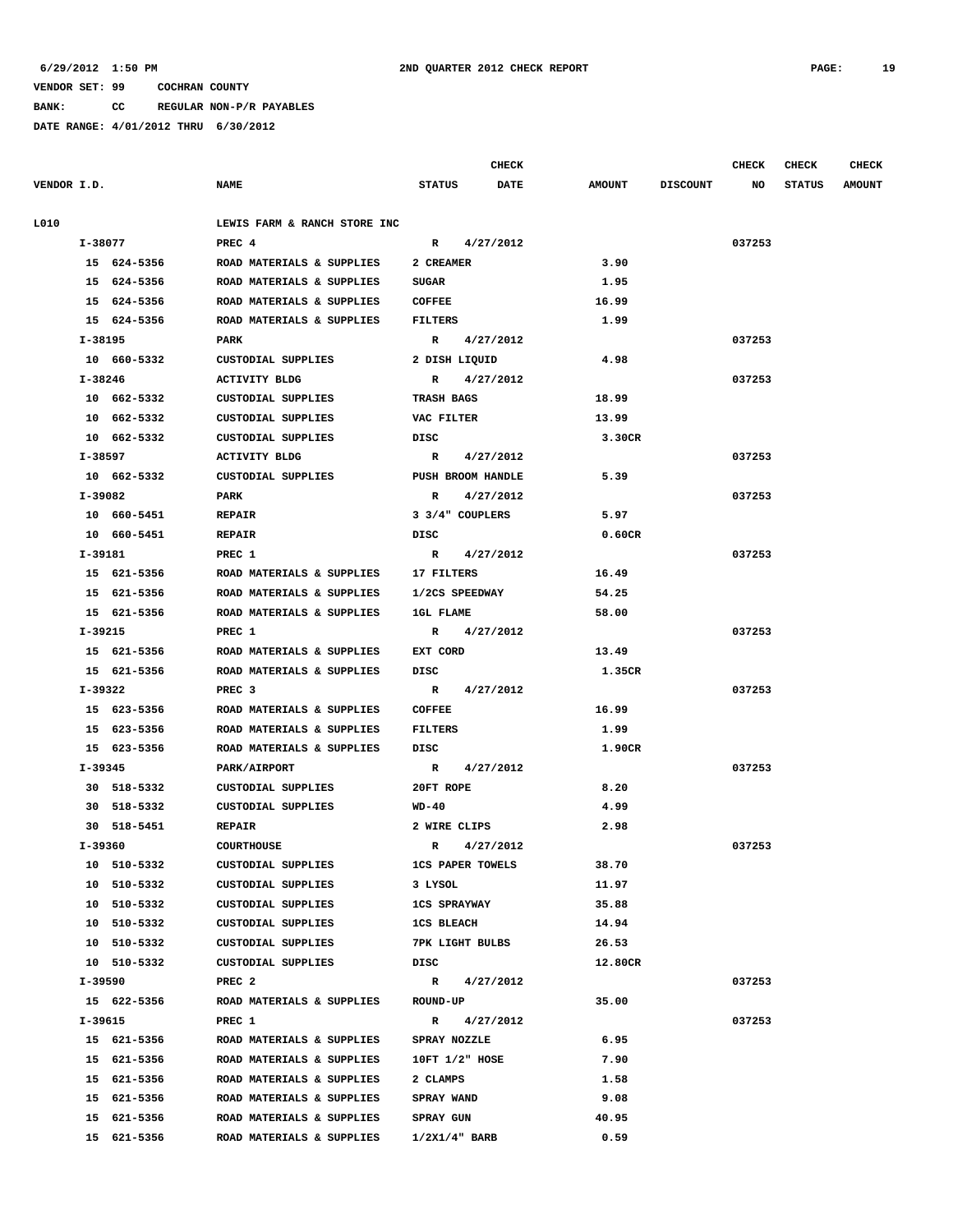6/29/2012 1:50 PM — 2ND QUARTER 2012 CHECK REPORT

VENDOR SET: 99 COCHRAN COUNTY

BANK: CC REGULAR NON-P/R PAYABLES

DATE RANGE: 4/01/2012 THRU 6/30/2012

| VENDOR I.D. | NAME | STATUS | CHECK DATE | AMOUNT | DISCOUNT | CHECK NO | CHECK STATUS | CHECK AMOUNT |
|---|---|---|---|---|---|---|---|---|
| L010 | LEWIS FARM & RANCH STORE INC | | | | | | | |
| I-38077 | PREC 4 | R | 4/27/2012 | | | 037253 | | |
| 15 624-5356 | ROAD MATERIALS & SUPPLIES | 2 CREAMER | | 3.90 | | | | |
| 15 624-5356 | ROAD MATERIALS & SUPPLIES | SUGAR | | 1.95 | | | | |
| 15 624-5356 | ROAD MATERIALS & SUPPLIES | COFFEE | | 16.99 | | | | |
| 15 624-5356 | ROAD MATERIALS & SUPPLIES | FILTERS | | 1.99 | | | | |
| I-38195 | PARK | R | 4/27/2012 | | | 037253 | | |
| 10 660-5332 | CUSTODIAL SUPPLIES | 2 DISH LIQUID | | 4.98 | | | | |
| I-38246 | ACTIVITY BLDG | R | 4/27/2012 | | | 037253 | | |
| 10 662-5332 | CUSTODIAL SUPPLIES | TRASH BAGS | | 18.99 | | | | |
| 10 662-5332 | CUSTODIAL SUPPLIES | VAC FILTER | | 13.99 | | | | |
| 10 662-5332 | CUSTODIAL SUPPLIES | DISC | | 3.30CR | | | | |
| I-38597 | ACTIVITY BLDG | R | 4/27/2012 | | | 037253 | | |
| 10 662-5332 | CUSTODIAL SUPPLIES | PUSH BROOM HANDLE | | 5.39 | | | | |
| I-39082 | PARK | R | 4/27/2012 | | | 037253 | | |
| 10 660-5451 | REPAIR | 3 3/4" COUPLERS | | 5.97 | | | | |
| 10 660-5451 | REPAIR | DISC | | 0.60CR | | | | |
| I-39181 | PREC 1 | R | 4/27/2012 | | | 037253 | | |
| 15 621-5356 | ROAD MATERIALS & SUPPLIES | 17 FILTERS | | 16.49 | | | | |
| 15 621-5356 | ROAD MATERIALS & SUPPLIES | 1/2CS SPEEDWAY | | 54.25 | | | | |
| 15 621-5356 | ROAD MATERIALS & SUPPLIES | 1GL FLAME | | 58.00 | | | | |
| I-39215 | PREC 1 | R | 4/27/2012 | | | 037253 | | |
| 15 621-5356 | ROAD MATERIALS & SUPPLIES | EXT CORD | | 13.49 | | | | |
| 15 621-5356 | ROAD MATERIALS & SUPPLIES | DISC | | 1.35CR | | | | |
| I-39322 | PREC 3 | R | 4/27/2012 | | | 037253 | | |
| 15 623-5356 | ROAD MATERIALS & SUPPLIES | COFFEE | | 16.99 | | | | |
| 15 623-5356 | ROAD MATERIALS & SUPPLIES | FILTERS | | 1.99 | | | | |
| 15 623-5356 | ROAD MATERIALS & SUPPLIES | DISC | | 1.90CR | | | | |
| I-39345 | PARK/AIRPORT | R | 4/27/2012 | | | 037253 | | |
| 30 518-5332 | CUSTODIAL SUPPLIES | 20FT ROPE | | 8.20 | | | | |
| 30 518-5332 | CUSTODIAL SUPPLIES | WD-40 | | 4.99 | | | | |
| 30 518-5451 | REPAIR | 2 WIRE CLIPS | | 2.98 | | | | |
| I-39360 | COURTHOUSE | R | 4/27/2012 | | | 037253 | | |
| 10 510-5332 | CUSTODIAL SUPPLIES | 1CS PAPER TOWELS | | 38.70 | | | | |
| 10 510-5332 | CUSTODIAL SUPPLIES | 3 LYSOL | | 11.97 | | | | |
| 10 510-5332 | CUSTODIAL SUPPLIES | 1CS SPRAYWAY | | 35.88 | | | | |
| 10 510-5332 | CUSTODIAL SUPPLIES | 1CS BLEACH | | 14.94 | | | | |
| 10 510-5332 | CUSTODIAL SUPPLIES | 7PK LIGHT BULBS | | 26.53 | | | | |
| 10 510-5332 | CUSTODIAL SUPPLIES | DISC | | 12.80CR | | | | |
| I-39590 | PREC 2 | R | 4/27/2012 | | | 037253 | | |
| 15 622-5356 | ROAD MATERIALS & SUPPLIES | ROUND-UP | | 35.00 | | | | |
| I-39615 | PREC 1 | R | 4/27/2012 | | | 037253 | | |
| 15 621-5356 | ROAD MATERIALS & SUPPLIES | SPRAY NOZZLE | | 6.95 | | | | |
| 15 621-5356 | ROAD MATERIALS & SUPPLIES | 10FT 1/2" HOSE | | 7.90 | | | | |
| 15 621-5356 | ROAD MATERIALS & SUPPLIES | 2 CLAMPS | | 1.58 | | | | |
| 15 621-5356 | ROAD MATERIALS & SUPPLIES | SPRAY WAND | | 9.08 | | | | |
| 15 621-5356 | ROAD MATERIALS & SUPPLIES | SPRAY GUN | | 40.95 | | | | |
| 15 621-5356 | ROAD MATERIALS & SUPPLIES | 1/2X1/4" BARB | | 0.59 | | | | |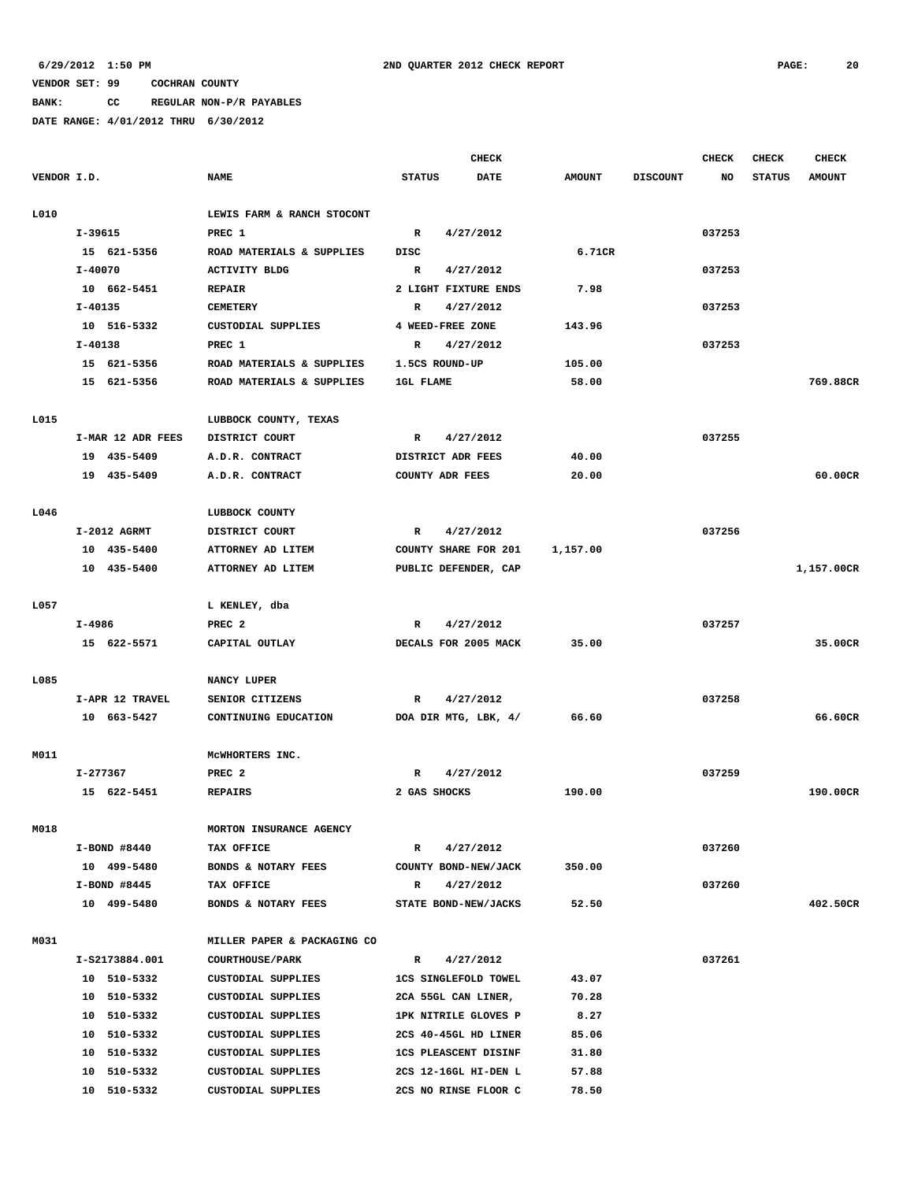VENDOR SET: 99 COCHRAN COUNTY
BANK: CC REGULAR NON-P/R PAYABLES
DATE RANGE: 4/01/2012 THRU 6/30/2012

| VENDOR I.D. | NAME | STATUS | CHECK DATE | AMOUNT | DISCOUNT | CHECK NO | CHECK STATUS | CHECK AMOUNT |
|---|---|---|---|---|---|---|---|---|
| L010 | LEWIS FARM & RANCH STOCONT | | | | | | | |
| I-39615 | PREC 1 | R | 4/27/2012 | | | 037253 | | |
| 15 621-5356 | ROAD MATERIALS & SUPPLIES | DISC | | 6.71CR | | | | |
| I-40070 | ACTIVITY BLDG | R | 4/27/2012 | | | 037253 | | |
| 10 662-5451 | REPAIR | 2 LIGHT FIXTURE ENDS | | 7.98 | | | | |
| I-40135 | CEMETERY | R | 4/27/2012 | | | 037253 | | |
| 10 516-5332 | CUSTODIAL SUPPLIES | 4 WEED-FREE ZONE | | 143.96 | | | | |
| I-40138 | PREC 1 | R | 4/27/2012 | | | 037253 | | |
| 15 621-5356 | ROAD MATERIALS & SUPPLIES | 1.5CS ROUND-UP | | 105.00 | | | | |
| 15 621-5356 | ROAD MATERIALS & SUPPLIES | 1GL FLAME | | 58.00 | | | | 769.88CR |
| L015 | LUBBOCK COUNTY, TEXAS | | | | | | | |
| I-MAR 12 ADR FEES | DISTRICT COURT | R | 4/27/2012 | | | 037255 | | |
| 19 435-5409 | A.D.R. CONTRACT | DISTRICT ADR FEES | | 40.00 | | | | |
| 19 435-5409 | A.D.R. CONTRACT | COUNTY ADR FEES | | 20.00 | | | | 60.00CR |
| L046 | LUBBOCK COUNTY | | | | | | | |
| I-2012 AGRMT | DISTRICT COURT | R | 4/27/2012 | | | 037256 | | |
| 10 435-5400 | ATTORNEY AD LITEM | COUNTY SHARE FOR 201 | | 1,157.00 | | | | |
| 10 435-5400 | ATTORNEY AD LITEM | PUBLIC DEFENDER, CAP | | | | | | 1,157.00CR |
| L057 | L KENLEY, dba | | | | | | | |
| I-4986 | PREC 2 | R | 4/27/2012 | | | 037257 | | |
| 15 622-5571 | CAPITAL OUTLAY | DECALS FOR 2005 MACK | | 35.00 | | | | 35.00CR |
| L085 | NANCY LUPER | | | | | | | |
| I-APR 12 TRAVEL | SENIOR CITIZENS | R | 4/27/2012 | | | 037258 | | |
| 10 663-5427 | CONTINUING EDUCATION | DOA DIR MTG, LBK, 4/ | | 66.60 | | | | 66.60CR |
| M011 | McWHORTERS INC. | | | | | | | |
| I-277367 | PREC 2 | R | 4/27/2012 | | | 037259 | | |
| 15 622-5451 | REPAIRS | 2 GAS SHOCKS | | 190.00 | | | | 190.00CR |
| M018 | MORTON INSURANCE AGENCY | | | | | | | |
| I-BOND #8440 | TAX OFFICE | R | 4/27/2012 | | | 037260 | | |
| 10 499-5480 | BONDS & NOTARY FEES | COUNTY BOND-NEW/JACK | | 350.00 | | | | |
| I-BOND #8445 | TAX OFFICE | R | 4/27/2012 | | | 037260 | | |
| 10 499-5480 | BONDS & NOTARY FEES | STATE BOND-NEW/JACKS | | 52.50 | | | | 402.50CR |
| M031 | MILLER PAPER & PACKAGING CO | | | | | | | |
| I-S2173884.001 | COURTHOUSE/PARK | R | 4/27/2012 | | | 037261 | | |
| 10 510-5332 | CUSTODIAL SUPPLIES | 1CS SINGLEFOLD TOWEL | | 43.07 | | | | |
| 10 510-5332 | CUSTODIAL SUPPLIES | 2CA 55GL CAN LINER, | | 70.28 | | | | |
| 10 510-5332 | CUSTODIAL SUPPLIES | 1PK NITRILE GLOVES P | | 8.27 | | | | |
| 10 510-5332 | CUSTODIAL SUPPLIES | 2CS 40-45GL HD LINER | | 85.06 | | | | |
| 10 510-5332 | CUSTODIAL SUPPLIES | 1CS PLEASCENT DISINF | | 31.80 | | | | |
| 10 510-5332 | CUSTODIAL SUPPLIES | 2CS 12-16GL HI-DEN L | | 57.88 | | | | |
| 10 510-5332 | CUSTODIAL SUPPLIES | 2CS NO RINSE FLOOR C | | 78.50 | | | | |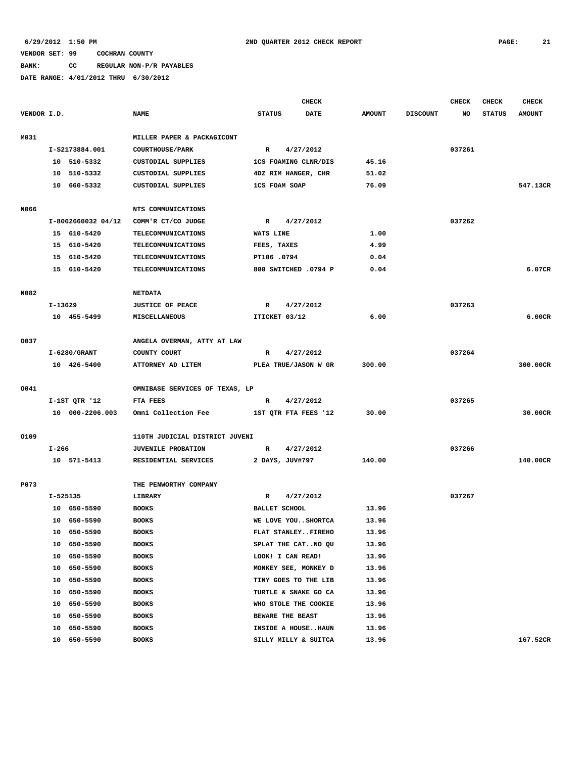6/29/2012 1:50 PM 2ND QUARTER 2012 CHECK REPORT

VENDOR SET: 99 COCHRAN COUNTY

BANK: CC REGULAR NON-P/R PAYABLES

DATE RANGE: 4/01/2012 THRU 6/30/2012

| VENDOR I.D. | NAME | STATUS | CHECK DATE | AMOUNT | DISCOUNT | CHECK NO | CHECK STATUS | CHECK AMOUNT |
|---|---|---|---|---|---|---|---|---|
| M031 | MILLER PAPER & PACKAGICONT | | | | | | | |
| I-S2173884.001 | COURTHOUSE/PARK | R | 4/27/2012 | | | 037261 | | |
| 10 510-5332 | CUSTODIAL SUPPLIES | 1CS FOAMING CLNR/DIS | | 45.16 | | | | |
| 10 510-5332 | CUSTODIAL SUPPLIES | 4DZ RIM HANGER, CHR | | 51.02 | | | | |
| 10 660-5332 | CUSTODIAL SUPPLIES | 1CS FOAM SOAP | | 76.09 | | | | 547.13CR |
| N066 | NTS COMMUNICATIONS | | | | | | | |
| I-8062660032 04/12 | COMM'R CT/CO JUDGE | R | 4/27/2012 | | | 037262 | | |
| 15 610-5420 | TELECOMMUNICATIONS | WATS LINE | | 1.00 | | | | |
| 15 610-5420 | TELECOMMUNICATIONS | FEES, TAXES | | 4.99 | | | | |
| 15 610-5420 | TELECOMMUNICATIONS | PT106 .0794 | | 0.04 | | | | |
| 15 610-5420 | TELECOMMUNICATIONS | 800 SWITCHED .0794 P | | 0.04 | | | | 6.07CR |
| N082 | NETDATA | | | | | | | |
| I-13629 | JUSTICE OF PEACE | R | 4/27/2012 | | | 037263 | | |
| 10 455-5499 | MISCELLANEOUS | ITICKET 03/12 | | 6.00 | | | | 6.00CR |
| O037 | ANGELA OVERMAN, ATTY AT LAW | | | | | | | |
| I-6280/GRANT | COUNTY COURT | R | 4/27/2012 | | | 037264 | | |
| 10 426-5400 | ATTORNEY AD LITEM | PLEA TRUE/JASON W GR | | 300.00 | | | | 300.00CR |
| O041 | OMNIBASE SERVICES OF TEXAS, LP | | | | | | | |
| I-1ST QTR '12 | FTA FEES | R | 4/27/2012 | | | 037265 | | |
| 10 000-2206.003 | Omni Collection Fee | 1ST QTR FTA FEES '12 | | 30.00 | | | | 30.00CR |
| O109 | 110TH JUDICIAL DISTRICT JUVENI | | | | | | | |
| I-266 | JUVENILE PROBATION | R | 4/27/2012 | | | 037266 | | |
| 10 571-5413 | RESIDENTIAL SERVICES | 2 DAYS, JUV#797 | | 140.00 | | | | 140.00CR |
| P073 | THE PENWORTHY COMPANY | | | | | | | |
| I-525135 | LIBRARY | R | 4/27/2012 | | | 037267 | | |
| 10 650-5590 | BOOKS | BALLET SCHOOL | | 13.96 | | | | |
| 10 650-5590 | BOOKS | WE LOVE YOU..SHORTCA | | 13.96 | | | | |
| 10 650-5590 | BOOKS | FLAT STANLEY..FIREHO | | 13.96 | | | | |
| 10 650-5590 | BOOKS | SPLAT THE CAT..NO QU | | 13.96 | | | | |
| 10 650-5590 | BOOKS | LOOK! I CAN READ! | | 13.96 | | | | |
| 10 650-5590 | BOOKS | MONKEY SEE, MONKEY D | | 13.96 | | | | |
| 10 650-5590 | BOOKS | TINY GOES TO THE LIB | | 13.96 | | | | |
| 10 650-5590 | BOOKS | TURTLE & SNAKE GO CA | | 13.96 | | | | |
| 10 650-5590 | BOOKS | WHO STOLE THE COOKIE | | 13.96 | | | | |
| 10 650-5590 | BOOKS | BEWARE THE BEAST | | 13.96 | | | | |
| 10 650-5590 | BOOKS | INSIDE A HOUSE..HAUN | | 13.96 | | | | |
| 10 650-5590 | BOOKS | SILLY MILLY & SUITCA | | 13.96 | | | | 167.52CR |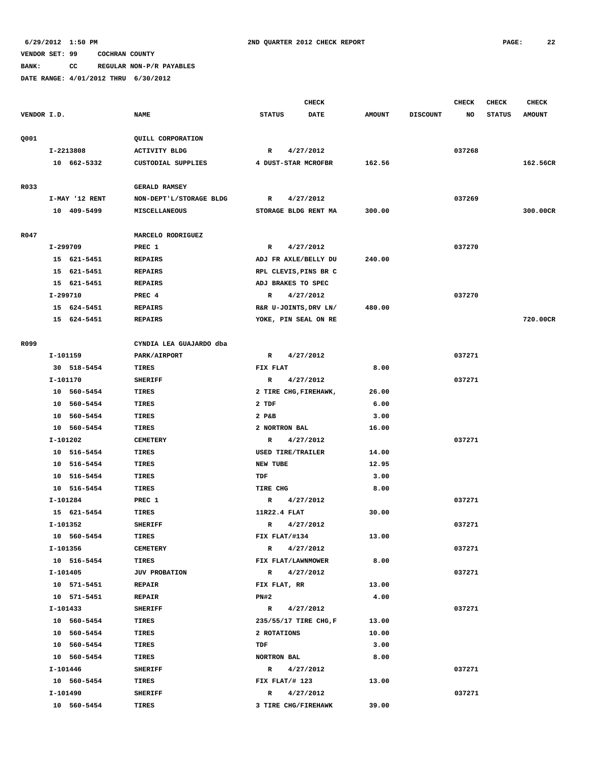6/29/2012 1:50 PM 2ND QUARTER 2012 CHECK REPORT

VENDOR SET: 99 COCHRAN COUNTY

BANK: CC REGULAR NON-P/R PAYABLES

DATE RANGE: 4/01/2012 THRU 6/30/2012

| VENDOR I.D. | NAME | STATUS | CHECK DATE | AMOUNT | DISCOUNT | CHECK NO | CHECK STATUS | CHECK AMOUNT |
|---|---|---|---|---|---|---|---|---|
| Q001 | QUILL CORPORATION | | | | | | | |
| I-2213808 | ACTIVITY BLDG | R | 4/27/2012 | | | 037268 | | |
| 10 662-5332 | CUSTODIAL SUPPLIES | 4 DUST-STAR MCROFBR | | 162.56 | | | | 162.56CR |
| R033 | GERALD RAMSEY | | | | | | | |
| I-MAY '12 RENT | NON-DEPT'L/STORAGE BLDG | R | 4/27/2012 | | | 037269 | | |
| 10 409-5499 | MISCELLANEOUS | STORAGE BLDG RENT MA | | 300.00 | | | | 300.00CR |
| R047 | MARCELO RODRIGUEZ | | | | | | | |
| I-299709 | PREC 1 | R | 4/27/2012 | | | 037270 | | |
| 15 621-5451 | REPAIRS | ADJ FR AXLE/BELLY DU | | 240.00 | | | | |
| 15 621-5451 | REPAIRS | RPL CLEVIS,PINS BR C | | | | | | |
| 15 621-5451 | REPAIRS | ADJ BRAKES TO SPEC | | | | | | |
| I-299710 | PREC 4 | R | 4/27/2012 | | | 037270 | | |
| 15 624-5451 | REPAIRS | R&R U-JOINTS,DRV LN/ | | 480.00 | | | | |
| 15 624-5451 | REPAIRS | YOKE, PIN SEAL ON RE | | | | | | 720.00CR |
| R099 | CYNDIA LEA GUAJARDO dba | | | | | | | |
| I-101159 | PARK/AIRPORT | R | 4/27/2012 | | | 037271 | | |
| 30 518-5454 | TIRES | FIX FLAT | | 8.00 | | | | |
| I-101170 | SHERIFF | R | 4/27/2012 | | | 037271 | | |
| 10 560-5454 | TIRES | 2 TIRE CHG,FIREHAWK, | | 26.00 | | | | |
| 10 560-5454 | TIRES | 2 TDF | | 6.00 | | | | |
| 10 560-5454 | TIRES | 2 P&B | | 3.00 | | | | |
| 10 560-5454 | TIRES | 2 NORTRON BAL | | 16.00 | | | | |
| I-101202 | CEMETERY | R | 4/27/2012 | | | 037271 | | |
| 10 516-5454 | TIRES | USED TIRE/TRAILER | | 14.00 | | | | |
| 10 516-5454 | TIRES | NEW TUBE | | 12.95 | | | | |
| 10 516-5454 | TIRES | TDF | | 3.00 | | | | |
| 10 516-5454 | TIRES | TIRE CHG | | 8.00 | | | | |
| I-101284 | PREC 1 | R | 4/27/2012 | | | 037271 | | |
| 15 621-5454 | TIRES | 11R22.4 FLAT | | 30.00 | | | | |
| I-101352 | SHERIFF | R | 4/27/2012 | | | 037271 | | |
| 10 560-5454 | TIRES | FIX FLAT/#134 | | 13.00 | | | | |
| I-101356 | CEMETERY | R | 4/27/2012 | | | 037271 | | |
| 10 516-5454 | TIRES | FIX FLAT/LAWNMOWER | | 8.00 | | | | |
| I-101405 | JUV PROBATION | R | 4/27/2012 | | | 037271 | | |
| 10 571-5451 | REPAIR | FIX FLAT, RR | | 13.00 | | | | |
| 10 571-5451 | REPAIR | PN#2 | | 4.00 | | | | |
| I-101433 | SHERIFF | R | 4/27/2012 | | | 037271 | | |
| 10 560-5454 | TIRES | 235/55/17 TIRE CHG,F | | 13.00 | | | | |
| 10 560-5454 | TIRES | 2 ROTATIONS | | 10.00 | | | | |
| 10 560-5454 | TIRES | TDF | | 3.00 | | | | |
| 10 560-5454 | TIRES | NORTRON BAL | | 8.00 | | | | |
| I-101446 | SHERIFF | R | 4/27/2012 | | | 037271 | | |
| 10 560-5454 | TIRES | FIX FLAT/# 123 | | 13.00 | | | | |
| I-101490 | SHERIFF | R | 4/27/2012 | | | 037271 | | |
| 10 560-5454 | TIRES | 3 TIRE CHG/FIREHAWK | | 39.00 | | | | |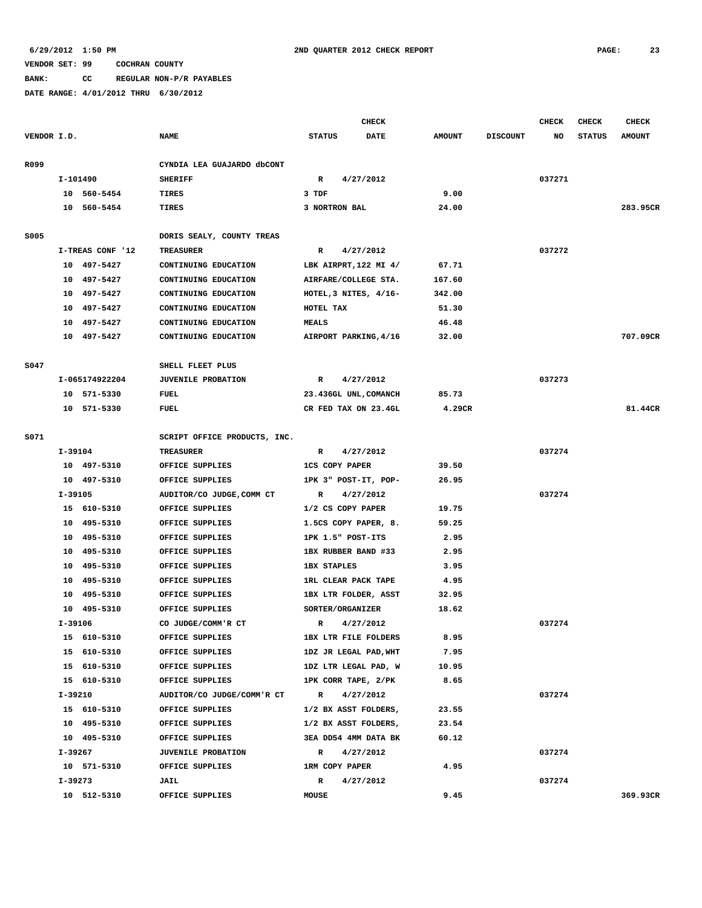6/29/2012 1:50 PM **2ND QUARTER 2012 CHECK REPORT**

VENDOR SET: 99 COCHRAN COUNTY
BANK: CC REGULAR NON-P/R PAYABLES
DATE RANGE: 4/01/2012 THRU 6/30/2012

| VENDOR I.D. | NAME | CHECK STATUS | CHECK DATE | AMOUNT | DISCOUNT | CHECK NO | CHECK STATUS | CHECK AMOUNT |
|---|---|---|---|---|---|---|---|---|
| R099 | CYNDIA LEA GUAJARDO dbCONT | | | | | | | |
| I-101490 | SHERIFF | R | 4/27/2012 | | | 037271 | | |
| 10 560-5454 | TIRES | 3 TDF | | 9.00 | | | | |
| 10 560-5454 | TIRES | 3 NORTRON BAL | | 24.00 | | | | 283.95CR |
| S005 | DORIS SEALY, COUNTY TREAS | | | | | | | |
| I-TREAS CONF '12 | TREASURER | R | 4/27/2012 | | | 037272 | | |
| 10 497-5427 | CONTINUING EDUCATION | LBK AIRPRT,122 MI 4/ | | 67.71 | | | | |
| 10 497-5427 | CONTINUING EDUCATION | AIRFARE/COLLEGE STA. | | 167.60 | | | | |
| 10 497-5427 | CONTINUING EDUCATION | HOTEL,3 NITES, 4/16- | | 342.00 | | | | |
| 10 497-5427 | CONTINUING EDUCATION | HOTEL TAX | | 51.30 | | | | |
| 10 497-5427 | CONTINUING EDUCATION | MEALS | | 46.48 | | | | |
| 10 497-5427 | CONTINUING EDUCATION | AIRPORT PARKING,4/16 | | 32.00 | | | | 707.09CR |
| S047 | SHELL FLEET PLUS | | | | | | | |
| I-065174922204 | JUVENILE PROBATION | R | 4/27/2012 | | | 037273 | | |
| 10 571-5330 | FUEL | 23.436GL UNL,COMANCH | | 85.73 | | | | |
| 10 571-5330 | FUEL | CR FED TAX ON 23.4GL | | 4.29CR | | | | 81.44CR |
| S071 | SCRIPT OFFICE PRODUCTS, INC. | | | | | | | |
| I-39104 | TREASURER | R | 4/27/2012 | | | 037274 | | |
| 10 497-5310 | OFFICE SUPPLIES | 1CS COPY PAPER | | 39.50 | | | | |
| 10 497-5310 | OFFICE SUPPLIES | 1PK 3" POST-IT, POP- | | 26.95 | | | | |
| I-39105 | AUDITOR/CO JUDGE,COMM CT | R | 4/27/2012 | | | 037274 | | |
| 15 610-5310 | OFFICE SUPPLIES | 1/2 CS COPY PAPER | | 19.75 | | | | |
| 10 495-5310 | OFFICE SUPPLIES | 1.5CS COPY PAPER, 8. | | 59.25 | | | | |
| 10 495-5310 | OFFICE SUPPLIES | 1PK 1.5" POST-ITS | | 2.95 | | | | |
| 10 495-5310 | OFFICE SUPPLIES | 1BX RUBBER BAND #33 | | 2.95 | | | | |
| 10 495-5310 | OFFICE SUPPLIES | 1BX STAPLES | | 3.95 | | | | |
| 10 495-5310 | OFFICE SUPPLIES | 1RL CLEAR PACK TAPE | | 4.95 | | | | |
| 10 495-5310 | OFFICE SUPPLIES | 1BX LTR FOLDER, ASST | | 32.95 | | | | |
| 10 495-5310 | OFFICE SUPPLIES | SORTER/ORGANIZER | | 18.62 | | | | |
| I-39106 | CO JUDGE/COMM'R CT | R | 4/27/2012 | | | 037274 | | |
| 15 610-5310 | OFFICE SUPPLIES | 1BX LTR FILE FOLDERS | | 8.95 | | | | |
| 15 610-5310 | OFFICE SUPPLIES | 1DZ JR LEGAL PAD,WHT | | 7.95 | | | | |
| 15 610-5310 | OFFICE SUPPLIES | 1DZ LTR LEGAL PAD, W | | 10.95 | | | | |
| 15 610-5310 | OFFICE SUPPLIES | 1PK CORR TAPE, 2/PK | | 8.65 | | | | |
| I-39210 | AUDITOR/CO JUDGE/COMM'R CT | R | 4/27/2012 | | | 037274 | | |
| 15 610-5310 | OFFICE SUPPLIES | 1/2 BX ASST FOLDERS, | | 23.55 | | | | |
| 10 495-5310 | OFFICE SUPPLIES | 1/2 BX ASST FOLDERS, | | 23.54 | | | | |
| 10 495-5310 | OFFICE SUPPLIES | 3EA DD54 4MM DATA BK | | 60.12 | | | | |
| I-39267 | JUVENILE PROBATION | R | 4/27/2012 | | | 037274 | | |
| 10 571-5310 | OFFICE SUPPLIES | 1RM COPY PAPER | | 4.95 | | | | |
| I-39273 | JAIL | R | 4/27/2012 | | | 037274 | | |
| 10 512-5310 | OFFICE SUPPLIES | MOUSE | | 9.45 | | | | 369.93CR |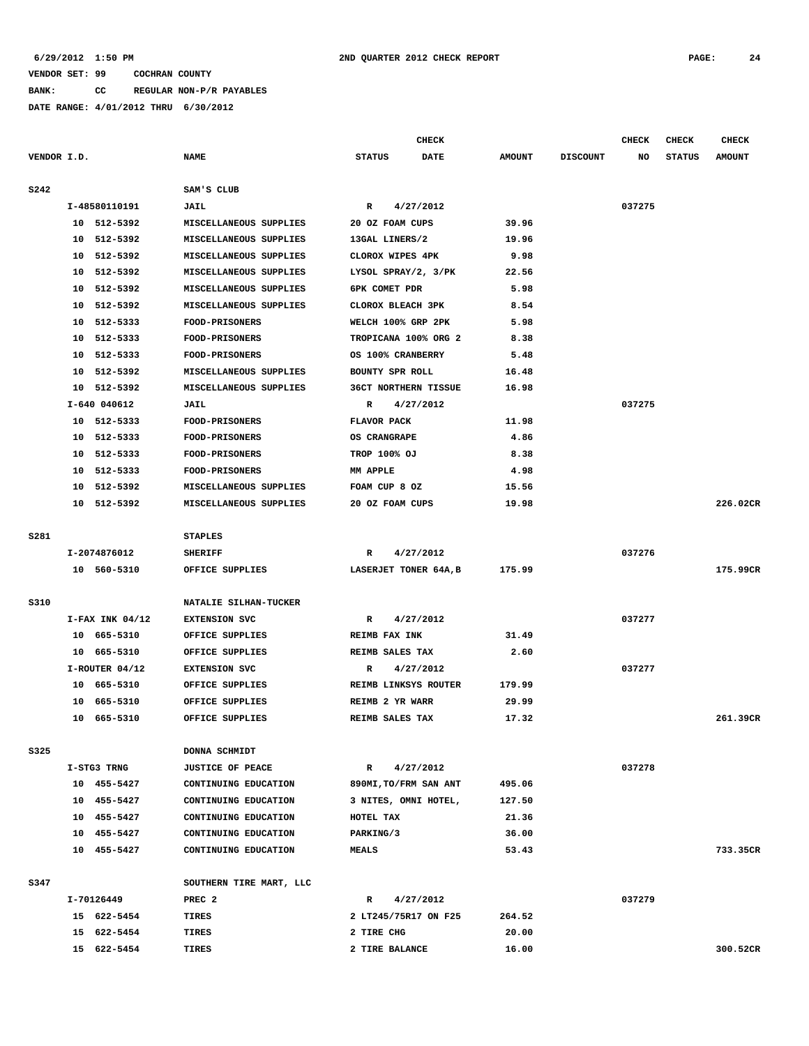6/29/2012 1:50 PM 2ND QUARTER 2012 CHECK REPORT

VENDOR SET: 99 COCHRAN COUNTY

BANK: CC REGULAR NON-P/R PAYABLES

DATE RANGE: 4/01/2012 THRU 6/30/2012

| VENDOR I.D. | NAME | STATUS | CHECK DATE | AMOUNT | DISCOUNT | CHECK NO | CHECK STATUS | CHECK AMOUNT |
|---|---|---|---|---|---|---|---|---|
| S242 | SAM'S CLUB | | | | | | | |
| I-48580110191 | JAIL | R | 4/27/2012 | | | 037275 | | |
| 10 512-5392 | MISCELLANEOUS SUPPLIES | 20 OZ FOAM CUPS | | 39.96 | | | | |
| 10 512-5392 | MISCELLANEOUS SUPPLIES | 13GAL LINERS/2 | | 19.96 | | | | |
| 10 512-5392 | MISCELLANEOUS SUPPLIES | CLOROX WIPES 4PK | | 9.98 | | | | |
| 10 512-5392 | MISCELLANEOUS SUPPLIES | LYSOL SPRAY/2, 3/PK | | 22.56 | | | | |
| 10 512-5392 | MISCELLANEOUS SUPPLIES | 6PK COMET PDR | | 5.98 | | | | |
| 10 512-5392 | MISCELLANEOUS SUPPLIES | CLOROX BLEACH 3PK | | 8.54 | | | | |
| 10 512-5333 | FOOD-PRISONERS | WELCH 100% GRP 2PK | | 5.98 | | | | |
| 10 512-5333 | FOOD-PRISONERS | TROPICANA 100% ORG 2 | | 8.38 | | | | |
| 10 512-5333 | FOOD-PRISONERS | OS 100% CRANBERRY | | 5.48 | | | | |
| 10 512-5392 | MISCELLANEOUS SUPPLIES | BOUNTY SPR ROLL | | 16.48 | | | | |
| 10 512-5392 | MISCELLANEOUS SUPPLIES | 36CT NORTHERN TISSUE | | 16.98 | | | | |
| I-640 040612 | JAIL | R | 4/27/2012 | | | 037275 | | |
| 10 512-5333 | FOOD-PRISONERS | FLAVOR PACK | | 11.98 | | | | |
| 10 512-5333 | FOOD-PRISONERS | OS CRANGRAPE | | 4.86 | | | | |
| 10 512-5333 | FOOD-PRISONERS | TROP 100% OJ | | 8.38 | | | | |
| 10 512-5333 | FOOD-PRISONERS | MM APPLE | | 4.98 | | | | |
| 10 512-5392 | MISCELLANEOUS SUPPLIES | FOAM CUP 8 OZ | | 15.56 | | | | |
| 10 512-5392 | MISCELLANEOUS SUPPLIES | 20 OZ FOAM CUPS | | 19.98 | | | | 226.02CR |
| S281 | STAPLES | | | | | | | |
| I-2074876012 | SHERIFF | R | 4/27/2012 | | | 037276 | | |
| 10 560-5310 | OFFICE SUPPLIES | LASERJET TONER 64A,B | | 175.99 | | | | 175.99CR |
| S310 | NATALIE SILHAN-TUCKER | | | | | | | |
| I-FAX INK 04/12 | EXTENSION SVC | R | 4/27/2012 | | | 037277 | | |
| 10 665-5310 | OFFICE SUPPLIES | REIMB FAX INK | | 31.49 | | | | |
| 10 665-5310 | OFFICE SUPPLIES | REIMB SALES TAX | | 2.60 | | | | |
| I-ROUTER 04/12 | EXTENSION SVC | R | 4/27/2012 | | | 037277 | | |
| 10 665-5310 | OFFICE SUPPLIES | REIMB LINKSYS ROUTER | | 179.99 | | | | |
| 10 665-5310 | OFFICE SUPPLIES | REIMB 2 YR WARR | | 29.99 | | | | |
| 10 665-5310 | OFFICE SUPPLIES | REIMB SALES TAX | | 17.32 | | | | 261.39CR |
| S325 | DONNA SCHMIDT | | | | | | | |
| I-STG3 TRNG | JUSTICE OF PEACE | R | 4/27/2012 | | | 037278 | | |
| 10 455-5427 | CONTINUING EDUCATION | 890MI,TO/FRM SAN ANT | | 495.06 | | | | |
| 10 455-5427 | CONTINUING EDUCATION | 3 NITES, OMNI HOTEL, | | 127.50 | | | | |
| 10 455-5427 | CONTINUING EDUCATION | HOTEL TAX | | 21.36 | | | | |
| 10 455-5427 | CONTINUING EDUCATION | PARKING/3 | | 36.00 | | | | |
| 10 455-5427 | CONTINUING EDUCATION | MEALS | | 53.43 | | | | 733.35CR |
| S347 | SOUTHERN TIRE MART, LLC | | | | | | | |
| I-70126449 | PREC 2 | R | 4/27/2012 | | | 037279 | | |
| 15 622-5454 | TIRES | 2 LT245/75R17 ON F25 | | 264.52 | | | | |
| 15 622-5454 | TIRES | 2 TIRE CHG | | 20.00 | | | | |
| 15 622-5454 | TIRES | 2 TIRE BALANCE | | 16.00 | | | | 300.52CR |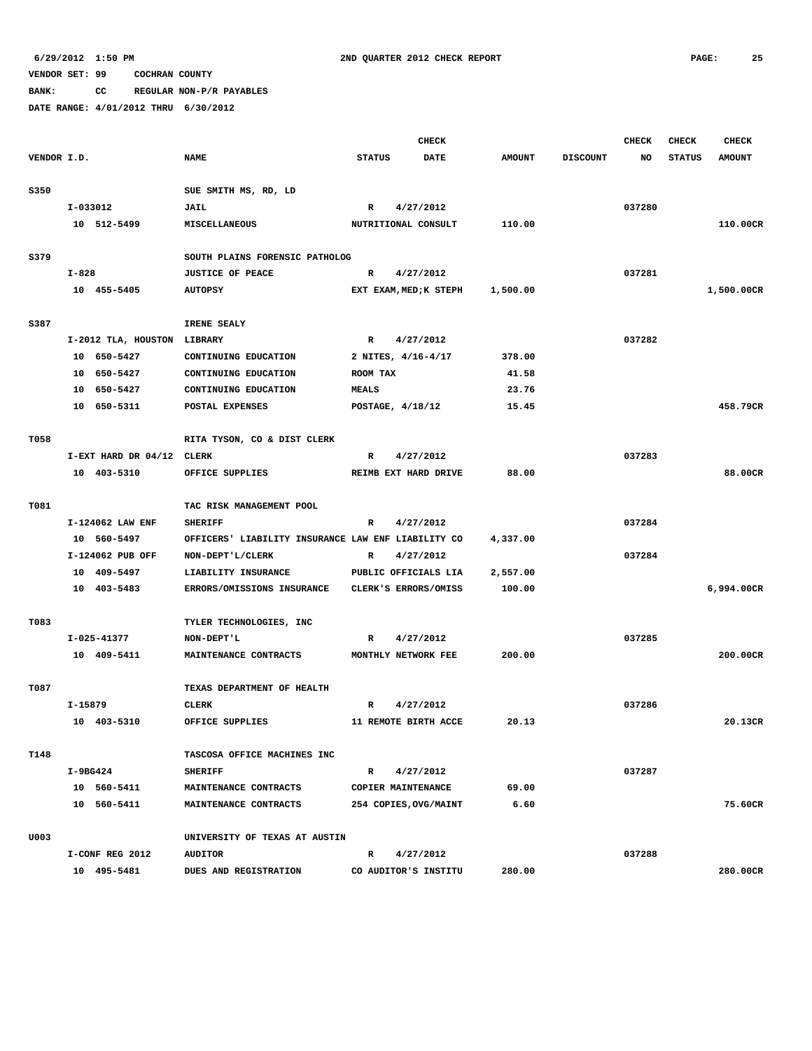6/29/2012 1:50 PM 2ND QUARTER 2012 CHECK REPORT

VENDOR SET: 99 COCHRAN COUNTY

BANK: CC REGULAR NON-P/R PAYABLES

DATE RANGE: 4/01/2012 THRU 6/30/2012

| VENDOR I.D. | NAME | CHECK STATUS | CHECK DATE | AMOUNT | DISCOUNT | CHECK NO | CHECK STATUS | CHECK AMOUNT |
|---|---|---|---|---|---|---|---|---|
| S350 | SUE SMITH MS, RD, LD | | | | | | | |
| I-033012 | JAIL | R | 4/27/2012 | | | 037280 | | |
| 10 512-5499 | MISCELLANEOUS | NUTRITIONAL CONSULT | | 110.00 | | | | 110.00CR |
| S379 | SOUTH PLAINS FORENSIC PATHOLOG | | | | | | | |
| I-828 | JUSTICE OF PEACE | R | 4/27/2012 | | | 037281 | | |
| 10 455-5405 | AUTOPSY | EXT EXAM,MED;K STEPH | | 1,500.00 | | | | 1,500.00CR |
| S387 | IRENE SEALY | | | | | | | |
| I-2012 TLA, HOUSTON | LIBRARY | R | 4/27/2012 | | | 037282 | | |
| 10 650-5427 | CONTINUING EDUCATION | 2 NITES, 4/16-4/17 | | 378.00 | | | | |
| 10 650-5427 | CONTINUING EDUCATION | ROOM TAX | | 41.58 | | | | |
| 10 650-5427 | CONTINUING EDUCATION | MEALS | | 23.76 | | | | |
| 10 650-5311 | POSTAL EXPENSES | POSTAGE, 4/18/12 | | 15.45 | | | | 458.79CR |
| T058 | RITA TYSON, CO & DIST CLERK | | | | | | | |
| I-EXT HARD DR 04/12 | CLERK | R | 4/27/2012 | | | 037283 | | |
| 10 403-5310 | OFFICE SUPPLIES | REIMB EXT HARD DRIVE | | 88.00 | | | | 88.00CR |
| T081 | TAC RISK MANAGEMENT POOL | | | | | | | |
| I-124062 LAW ENF | SHERIFF | R | 4/27/2012 | | | 037284 | | |
| 10 560-5497 | OFFICERS' LIABILITY INSURANCE | LAW ENF LIABILITY CO | | 4,337.00 | | | | |
| I-124062 PUB OFF | NON-DEPT'L/CLERK | R | 4/27/2012 | | | 037284 | | |
| 10 409-5497 | LIABILITY INSURANCE | PUBLIC OFFICIALS LIA | | 2,557.00 | | | | |
| 10 403-5483 | ERRORS/OMISSIONS INSURANCE | CLERK'S ERRORS/OMISS | | 100.00 | | | | 6,994.00CR |
| T083 | TYLER TECHNOLOGIES, INC | | | | | | | |
| I-025-41377 | NON-DEPT'L | R | 4/27/2012 | | | 037285 | | |
| 10 409-5411 | MAINTENANCE CONTRACTS | MONTHLY NETWORK FEE | | 200.00 | | | | 200.00CR |
| T087 | TEXAS DEPARTMENT OF HEALTH | | | | | | | |
| I-15879 | CLERK | R | 4/27/2012 | | | 037286 | | |
| 10 403-5310 | OFFICE SUPPLIES | 11 REMOTE BIRTH ACCE | | 20.13 | | | | 20.13CR |
| T148 | TASCOSA OFFICE MACHINES INC | | | | | | | |
| I-9BG424 | SHERIFF | R | 4/27/2012 | | | 037287 | | |
| 10 560-5411 | MAINTENANCE CONTRACTS | COPIER MAINTENANCE | | 69.00 | | | | |
| 10 560-5411 | MAINTENANCE CONTRACTS | 254 COPIES,OVG/MAINT | | 6.60 | | | | 75.60CR |
| U003 | UNIVERSITY OF TEXAS AT AUSTIN | | | | | | | |
| I-CONF REG 2012 | AUDITOR | R | 4/27/2012 | | | 037288 | | |
| 10 495-5481 | DUES AND REGISTRATION | CO AUDITOR'S INSTITU | | 280.00 | | | | 280.00CR |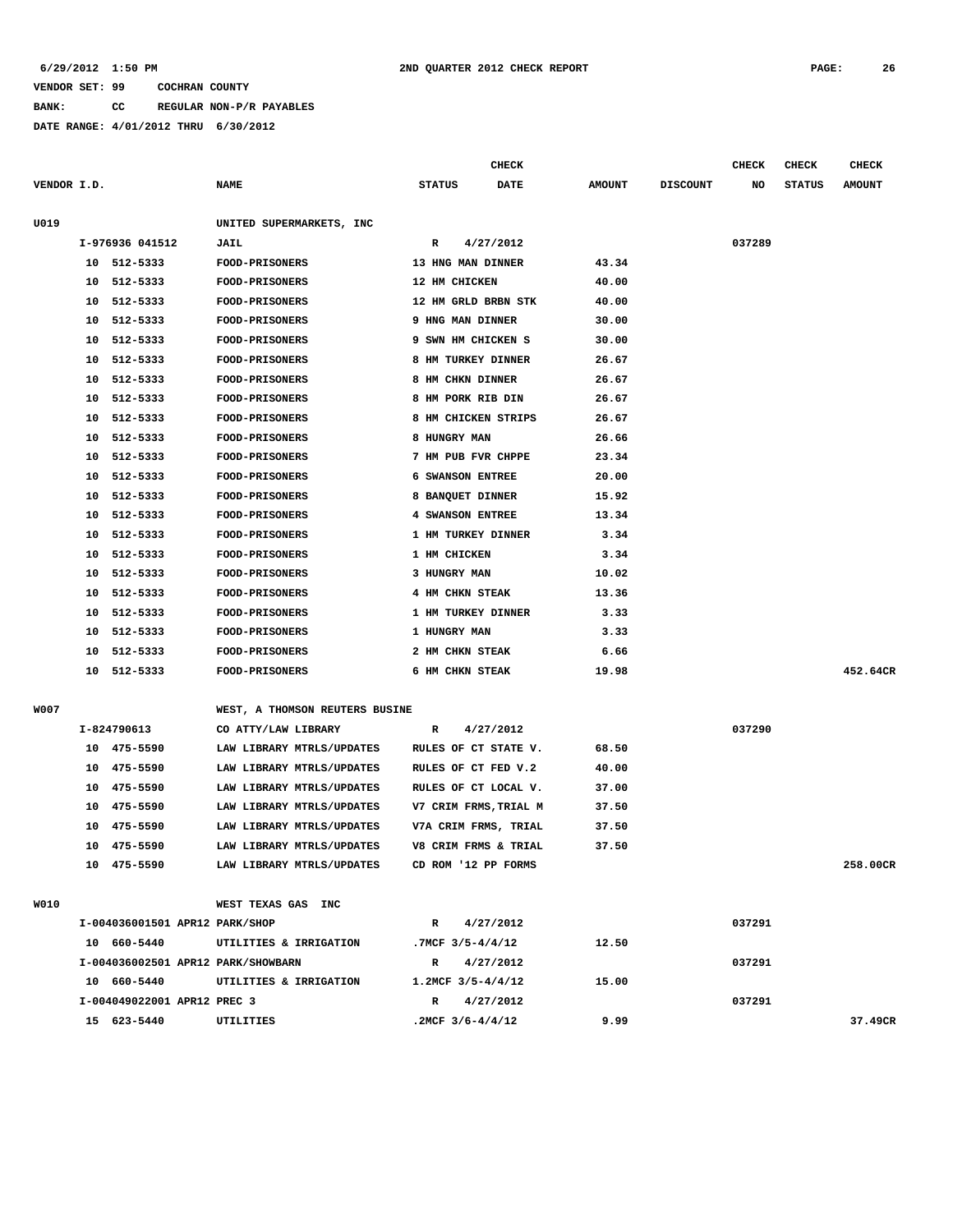6/29/2012 1:50 PM 2ND QUARTER 2012 CHECK REPORT

VENDOR SET: 99 COCHRAN COUNTY

BANK: CC REGULAR NON-P/R PAYABLES

DATE RANGE: 4/01/2012 THRU 6/30/2012

| VENDOR I.D. | NAME | STATUS | CHECK DATE | AMOUNT | DISCOUNT | CHECK NO | CHECK STATUS | CHECK AMOUNT |
|---|---|---|---|---|---|---|---|---|
| U019 | UNITED SUPERMARKETS, INC | | | | | | | |
| I-976936 041512 | JAIL | R | 4/27/2012 | | | 037289 | | |
| 10 512-5333 | FOOD-PRISONERS | 13 HNG MAN DINNER | | 43.34 | | | | |
| 10 512-5333 | FOOD-PRISONERS | 12 HM CHICKEN | | 40.00 | | | | |
| 10 512-5333 | FOOD-PRISONERS | 12 HM GRLD BRBN STK | | 40.00 | | | | |
| 10 512-5333 | FOOD-PRISONERS | 9 HNG MAN DINNER | | 30.00 | | | | |
| 10 512-5333 | FOOD-PRISONERS | 9 SWN HM CHICKEN S | | 30.00 | | | | |
| 10 512-5333 | FOOD-PRISONERS | 8 HM TURKEY DINNER | | 26.67 | | | | |
| 10 512-5333 | FOOD-PRISONERS | 8 HM CHKN DINNER | | 26.67 | | | | |
| 10 512-5333 | FOOD-PRISONERS | 8 HM PORK RIB DIN | | 26.67 | | | | |
| 10 512-5333 | FOOD-PRISONERS | 8 HM CHICKEN STRIPS | | 26.67 | | | | |
| 10 512-5333 | FOOD-PRISONERS | 8 HUNGRY MAN | | 26.66 | | | | |
| 10 512-5333 | FOOD-PRISONERS | 7 HM PUB FVR CHPPE | | 23.34 | | | | |
| 10 512-5333 | FOOD-PRISONERS | 6 SWANSON ENTREE | | 20.00 | | | | |
| 10 512-5333 | FOOD-PRISONERS | 8 BANQUET DINNER | | 15.92 | | | | |
| 10 512-5333 | FOOD-PRISONERS | 4 SWANSON ENTREE | | 13.34 | | | | |
| 10 512-5333 | FOOD-PRISONERS | 1 HM TURKEY DINNER | | 3.34 | | | | |
| 10 512-5333 | FOOD-PRISONERS | 1 HM CHICKEN | | 3.34 | | | | |
| 10 512-5333 | FOOD-PRISONERS | 3 HUNGRY MAN | | 10.02 | | | | |
| 10 512-5333 | FOOD-PRISONERS | 4 HM CHKN STEAK | | 13.36 | | | | |
| 10 512-5333 | FOOD-PRISONERS | 1 HM TURKEY DINNER | | 3.33 | | | | |
| 10 512-5333 | FOOD-PRISONERS | 1 HUNGRY MAN | | 3.33 | | | | |
| 10 512-5333 | FOOD-PRISONERS | 2 HM CHKN STEAK | | 6.66 | | | | |
| 10 512-5333 | FOOD-PRISONERS | 6 HM CHKN STEAK | | 19.98 | | | | 452.64CR |
| W007 | WEST, A THOMSON REUTERS BUSINE | | | | | | | |
| I-824790613 | CO ATTY/LAW LIBRARY | R | 4/27/2012 | | | 037290 | | |
| 10 475-5590 | LAW LIBRARY MTRLS/UPDATES | RULES OF CT STATE V. | | 68.50 | | | | |
| 10 475-5590 | LAW LIBRARY MTRLS/UPDATES | RULES OF CT FED V.2 | | 40.00 | | | | |
| 10 475-5590 | LAW LIBRARY MTRLS/UPDATES | RULES OF CT LOCAL V. | | 37.00 | | | | |
| 10 475-5590 | LAW LIBRARY MTRLS/UPDATES | V7 CRIM FRMS,TRIAL M | | 37.50 | | | | |
| 10 475-5590 | LAW LIBRARY MTRLS/UPDATES | V7A CRIM FRMS, TRIAL | | 37.50 | | | | |
| 10 475-5590 | LAW LIBRARY MTRLS/UPDATES | V8 CRIM FRMS & TRIAL | | 37.50 | | | | |
| 10 475-5590 | LAW LIBRARY MTRLS/UPDATES | CD ROM '12 PP FORMS | | | | | | 258.00CR |
| W010 | WEST TEXAS GAS INC | | | | | | | |
| I-004036001501 APR12 | PARK/SHOP | R | 4/27/2012 | | | 037291 | | |
| 10 660-5440 | UTILITIES & IRRIGATION | .7MCF 3/5-4/4/12 | | 12.50 | | | | |
| I-004036002501 APR12 | PARK/SHOWBARN | R | 4/27/2012 | | | 037291 | | |
| 10 660-5440 | UTILITIES & IRRIGATION | 1.2MCF 3/5-4/4/12 | | 15.00 | | | | |
| I-004049022001 APR12 | PREC 3 | R | 4/27/2012 | | | 037291 | | |
| 15 623-5440 | UTILITIES | .2MCF 3/6-4/4/12 | | 9.99 | | | | 37.49CR |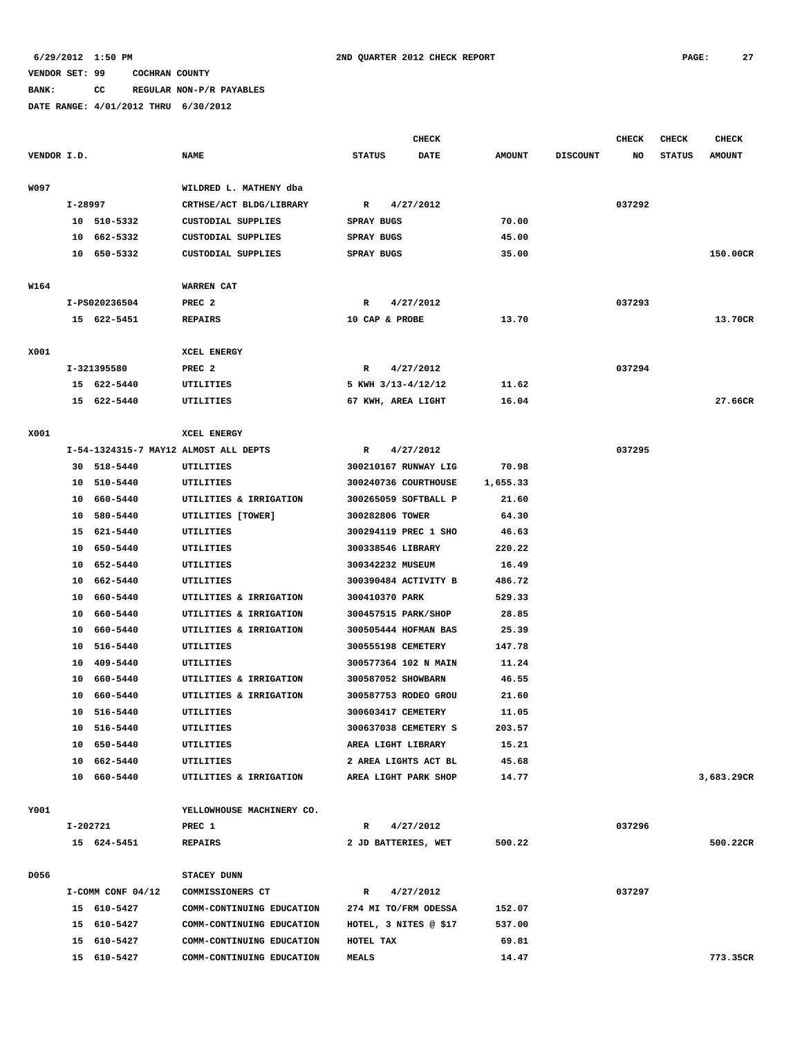6/29/2012 1:50 PM    2ND QUARTER 2012 CHECK REPORT

VENDOR SET: 99    COCHRAN COUNTY
BANK: CC    REGULAR NON-P/R PAYABLES
DATE RANGE: 4/01/2012 THRU 6/30/2012

| VENDOR I.D. | NAME | STATUS | CHECK DATE | AMOUNT | DISCOUNT | CHECK NO | CHECK STATUS | CHECK AMOUNT |
|---|---|---|---|---|---|---|---|---|
| W097 | WILDRED L. MATHENY dba | | | | | | | |
| I-28997 | CRTHSE/ACT BLDG/LIBRARY | R | 4/27/2012 | | | 037292 | | |
| 10 510-5332 | CUSTODIAL SUPPLIES | SPRAY BUGS | | 70.00 | | | | |
| 10 662-5332 | CUSTODIAL SUPPLIES | SPRAY BUGS | | 45.00 | | | | |
| 10 650-5332 | CUSTODIAL SUPPLIES | SPRAY BUGS | | 35.00 | | | | 150.00CR |
| W164 | WARREN CAT | | | | | | | |
| I-PS020236504 | PREC 2 | R | 4/27/2012 | | | 037293 | | |
| 15 622-5451 | REPAIRS | 10 CAP & PROBE | | 13.70 | | | | 13.70CR |
| X001 | XCEL ENERGY | | | | | | | |
| I-321395580 | PREC 2 | R | 4/27/2012 | | | 037294 | | |
| 15 622-5440 | UTILITIES | 5 KWH 3/13-4/12/12 | | 11.62 | | | | |
| 15 622-5440 | UTILITIES | 67 KWH, AREA LIGHT | | 16.04 | | | | 27.66CR |
| X001 | XCEL ENERGY | | | | | | | |
| I-54-1324315-7 MAY12 | ALMOST ALL DEPTS | R | 4/27/2012 | | | 037295 | | |
| 30 518-5440 | UTILITIES | 300210167 RUNWAY LIG | | 70.98 | | | | |
| 10 510-5440 | UTILITIES | 300240736 COURTHOUSE | | 1,655.33 | | | | |
| 10 660-5440 | UTILITIES & IRRIGATION | 300265059 SOFTBALL P | | 21.60 | | | | |
| 10 580-5440 | UTILITIES [TOWER] | 300282806 TOWER | | 64.30 | | | | |
| 15 621-5440 | UTILITIES | 300294119 PREC 1 SHO | | 46.63 | | | | |
| 10 650-5440 | UTILITIES | 300338546 LIBRARY | | 220.22 | | | | |
| 10 652-5440 | UTILITIES | 300342232 MUSEUM | | 16.49 | | | | |
| 10 662-5440 | UTILITIES | 300390484 ACTIVITY B | | 486.72 | | | | |
| 10 660-5440 | UTILITIES & IRRIGATION | 300410370 PARK | | 529.33 | | | | |
| 10 660-5440 | UTILITIES & IRRIGATION | 300457515 PARK/SHOP | | 28.85 | | | | |
| 10 660-5440 | UTILITIES & IRRIGATION | 300505444 HOFMAN BAS | | 25.39 | | | | |
| 10 516-5440 | UTILITIES | 300555198 CEMETERY | | 147.78 | | | | |
| 10 409-5440 | UTILITIES | 300577364 102 N MAIN | | 11.24 | | | | |
| 10 660-5440 | UTILITIES & IRRIGATION | 300587052 SHOWBARN | | 46.55 | | | | |
| 10 660-5440 | UTILITIES & IRRIGATION | 300587753 RODEO GROU | | 21.60 | | | | |
| 10 516-5440 | UTILITIES | 300603417 CEMETERY | | 11.05 | | | | |
| 10 516-5440 | UTILITIES | 300637038 CEMETERY S | | 203.57 | | | | |
| 10 650-5440 | UTILITIES | AREA LIGHT LIBRARY | | 15.21 | | | | |
| 10 662-5440 | UTILITIES | 2 AREA LIGHTS ACT BL | | 45.68 | | | | |
| 10 660-5440 | UTILITIES & IRRIGATION | AREA LIGHT PARK SHOP | | 14.77 | | | | 3,683.29CR |
| Y001 | YELLOWHOUSE MACHINERY CO. | | | | | | | |
| I-202721 | PREC 1 | R | 4/27/2012 | | | 037296 | | |
| 15 624-5451 | REPAIRS | 2 JD BATTERIES, WET | | 500.22 | | | | 500.22CR |
| D056 | STACEY DUNN | | | | | | | |
| I-COMM CONF 04/12 | COMMISSIONERS CT | R | 4/27/2012 | | | 037297 | | |
| 15 610-5427 | COMM-CONTINUING EDUCATION | 274 MI TO/FRM ODESSA | | 152.07 | | | | |
| 15 610-5427 | COMM-CONTINUING EDUCATION | HOTEL, 3 NITES @ $17 | | 537.00 | | | | |
| 15 610-5427 | COMM-CONTINUING EDUCATION | HOTEL TAX | | 69.81 | | | | |
| 15 610-5427 | COMM-CONTINUING EDUCATION | MEALS | | 14.47 | | | | 773.35CR |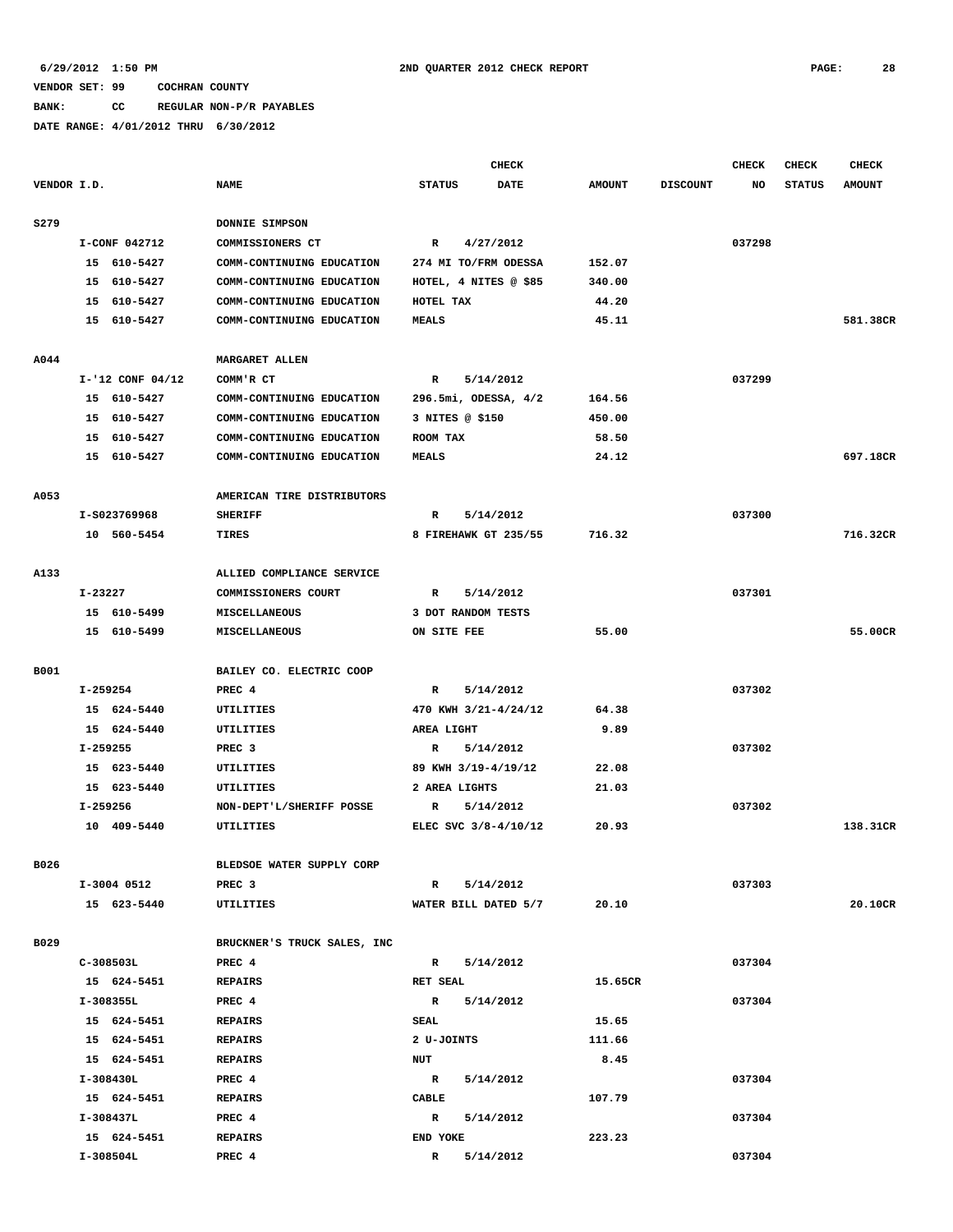6/29/2012 1:50 PM 2ND QUARTER 2012 CHECK REPORT

VENDOR SET: 99 COCHRAN COUNTY

BANK: CC REGULAR NON-P/R PAYABLES

DATE RANGE: 4/01/2012 THRU 6/30/2012

| VENDOR I.D. | NAME | STATUS | CHECK DATE | AMOUNT | DISCOUNT | CHECK NO | CHECK STATUS | CHECK AMOUNT |
|---|---|---|---|---|---|---|---|---|
| S279 | DONNIE SIMPSON | | | | | | | |
| I-CONF 042712 | COMMISSIONERS CT | R | 4/27/2012 | | | 037298 | | |
| 15 610-5427 | COMM-CONTINUING EDUCATION | 274 MI TO/FRM ODESSA | | 152.07 | | | | |
| 15 610-5427 | COMM-CONTINUING EDUCATION | HOTEL, 4 NITES @ $85 | | 340.00 | | | | |
| 15 610-5427 | COMM-CONTINUING EDUCATION | HOTEL TAX | | 44.20 | | | | |
| 15 610-5427 | COMM-CONTINUING EDUCATION | MEALS | | 45.11 | | | | 581.38CR |
| A044 | MARGARET ALLEN | | | | | | | |
| I-'12 CONF 04/12 | COMM'R CT | R | 5/14/2012 | | | 037299 | | |
| 15 610-5427 | COMM-CONTINUING EDUCATION | 296.5mi, ODESSA, 4/2 | | 164.56 | | | | |
| 15 610-5427 | COMM-CONTINUING EDUCATION | 3 NITES @ $150 | | 450.00 | | | | |
| 15 610-5427 | COMM-CONTINUING EDUCATION | ROOM TAX | | 58.50 | | | | |
| 15 610-5427 | COMM-CONTINUING EDUCATION | MEALS | | 24.12 | | | | 697.18CR |
| A053 | AMERICAN TIRE DISTRIBUTORS | | | | | | | |
| I-S023769968 | SHERIFF | R | 5/14/2012 | | | 037300 | | |
| 10 560-5454 | TIRES | 8 FIREHAWK GT 235/55 | | 716.32 | | | | 716.32CR |
| A133 | ALLIED COMPLIANCE SERVICE | | | | | | | |
| I-23227 | COMMISSIONERS COURT | R | 5/14/2012 | | | 037301 | | |
| 15 610-5499 | MISCELLANEOUS | 3 DOT RANDOM TESTS | | | | | | |
| 15 610-5499 | MISCELLANEOUS | ON SITE FEE | | 55.00 | | | | 55.00CR |
| B001 | BAILEY CO. ELECTRIC COOP | | | | | | | |
| I-259254 | PREC 4 | R | 5/14/2012 | | | 037302 | | |
| 15 624-5440 | UTILITIES | 470 KWH 3/21-4/24/12 | | 64.38 | | | | |
| 15 624-5440 | UTILITIES | AREA LIGHT | | 9.89 | | | | |
| I-259255 | PREC 3 | R | 5/14/2012 | | | 037302 | | |
| 15 623-5440 | UTILITIES | 89 KWH 3/19-4/19/12 | | 22.08 | | | | |
| 15 623-5440 | UTILITIES | 2 AREA LIGHTS | | 21.03 | | | | |
| I-259256 | NON-DEPT'L/SHERIFF POSSE | R | 5/14/2012 | | | 037302 | | |
| 10 409-5440 | UTILITIES | ELEC SVC 3/8-4/10/12 | | 20.93 | | | | 138.31CR |
| B026 | BLEDSOE WATER SUPPLY CORP | | | | | | | |
| I-3004 0512 | PREC 3 | R | 5/14/2012 | | | 037303 | | |
| 15 623-5440 | UTILITIES | WATER BILL DATED 5/7 | | 20.10 | | | | 20.10CR |
| B029 | BRUCKNER'S TRUCK SALES, INC | | | | | | | |
| C-308503L | PREC 4 | R | 5/14/2012 | | | 037304 | | |
| 15 624-5451 | REPAIRS | RET SEAL | | 15.65CR | | | | |
| I-308355L | PREC 4 | R | 5/14/2012 | | | 037304 | | |
| 15 624-5451 | REPAIRS | SEAL | | 15.65 | | | | |
| 15 624-5451 | REPAIRS | 2 U-JOINTS | | 111.66 | | | | |
| 15 624-5451 | REPAIRS | NUT | | 8.45 | | | | |
| I-308430L | PREC 4 | R | 5/14/2012 | | | 037304 | | |
| 15 624-5451 | REPAIRS | CABLE | | 107.79 | | | | |
| I-308437L | PREC 4 | R | 5/14/2012 | | | 037304 | | |
| 15 624-5451 | REPAIRS | END YOKE | | 223.23 | | | | |
| I-308504L | PREC 4 | R | 5/14/2012 | | | 037304 | | |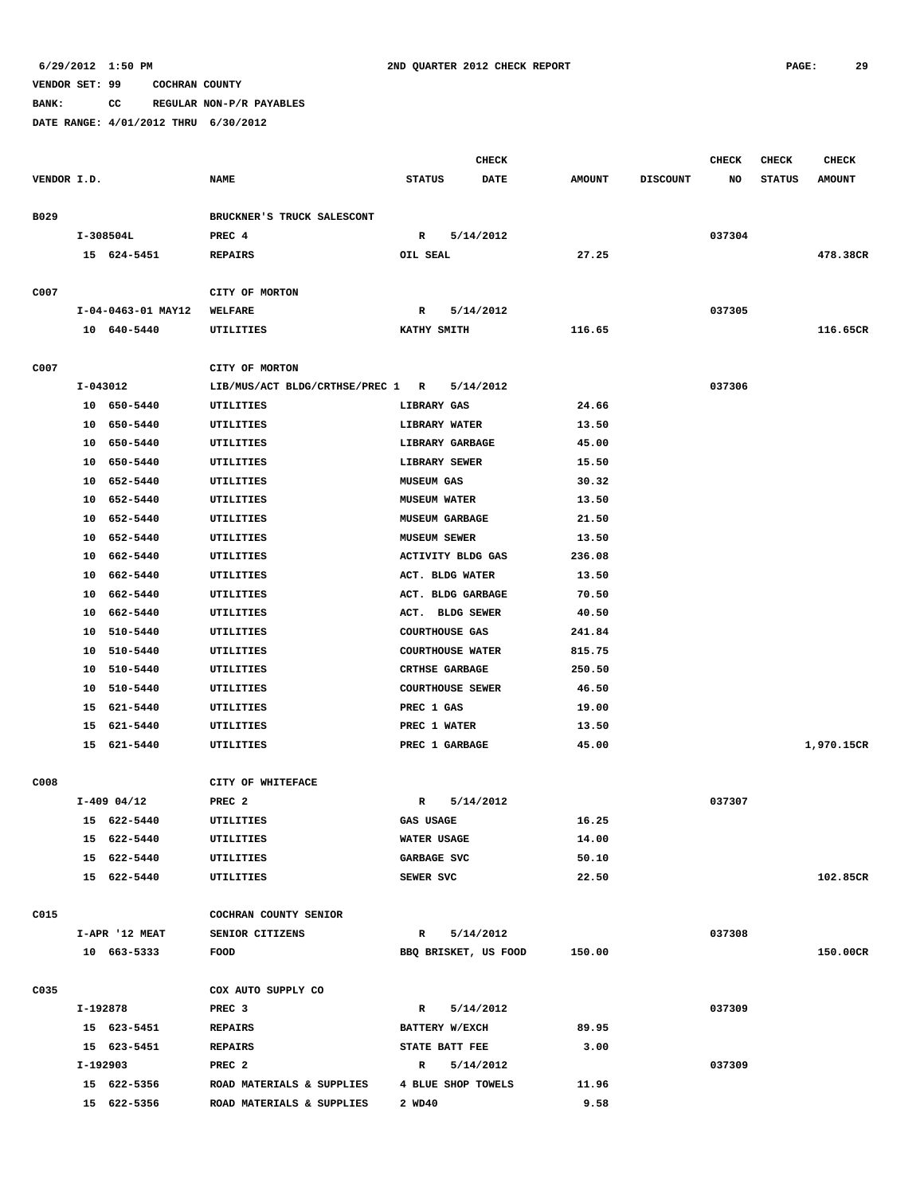6/29/2012 1:50 PM 2ND QUARTER 2012 CHECK REPORT

VENDOR SET: 99 COCHRAN COUNTY

BANK: CC REGULAR NON-P/R PAYABLES

DATE RANGE: 4/01/2012 THRU 6/30/2012

| VENDOR I.D. | NAME | STATUS | CHECK DATE | AMOUNT | DISCOUNT | CHECK NO | CHECK STATUS | CHECK AMOUNT |
|---|---|---|---|---|---|---|---|---|
| B029 | BRUCKNER'S TRUCK SALESCONT | | | | | | | |
| I-308504L | PREC 4 | R | 5/14/2012 | | | 037304 | | |
| 15 624-5451 | REPAIRS | OIL SEAL | | 27.25 | | | | 478.38CR |
| C007 | CITY OF MORTON | | | | | | | |
| I-04-0463-01 MAY12 | WELFARE | R | 5/14/2012 | | | 037305 | | |
| 10 640-5440 | UTILITIES | KATHY SMITH | | 116.65 | | | | 116.65CR |
| C007 | CITY OF MORTON | | | | | | | |
| I-043012 | LIB/MUS/ACT BLDG/CRTHSE/PREC 1 | R | 5/14/2012 | | | 037306 | | |
| 10 650-5440 | UTILITIES | LIBRARY GAS | | 24.66 | | | | |
| 10 650-5440 | UTILITIES | LIBRARY WATER | | 13.50 | | | | |
| 10 650-5440 | UTILITIES | LIBRARY GARBAGE | | 45.00 | | | | |
| 10 650-5440 | UTILITIES | LIBRARY SEWER | | 15.50 | | | | |
| 10 652-5440 | UTILITIES | MUSEUM GAS | | 30.32 | | | | |
| 10 652-5440 | UTILITIES | MUSEUM WATER | | 13.50 | | | | |
| 10 652-5440 | UTILITIES | MUSEUM GARBAGE | | 21.50 | | | | |
| 10 652-5440 | UTILITIES | MUSEUM SEWER | | 13.50 | | | | |
| 10 662-5440 | UTILITIES | ACTIVITY BLDG GAS | | 236.08 | | | | |
| 10 662-5440 | UTILITIES | ACT. BLDG WATER | | 13.50 | | | | |
| 10 662-5440 | UTILITIES | ACT. BLDG GARBAGE | | 70.50 | | | | |
| 10 662-5440 | UTILITIES | ACT. BLDG SEWER | | 40.50 | | | | |
| 10 510-5440 | UTILITIES | COURTHOUSE GAS | | 241.84 | | | | |
| 10 510-5440 | UTILITIES | COURTHOUSE WATER | | 815.75 | | | | |
| 10 510-5440 | UTILITIES | CRTHSE GARBAGE | | 250.50 | | | | |
| 10 510-5440 | UTILITIES | COURTHOUSE SEWER | | 46.50 | | | | |
| 15 621-5440 | UTILITIES | PREC 1 GAS | | 19.00 | | | | |
| 15 621-5440 | UTILITIES | PREC 1 WATER | | 13.50 | | | | |
| 15 621-5440 | UTILITIES | PREC 1 GARBAGE | | 45.00 | | | | 1,970.15CR |
| C008 | CITY OF WHITEFACE | | | | | | | |
| I-409 04/12 | PREC 2 | R | 5/14/2012 | | | 037307 | | |
| 15 622-5440 | UTILITIES | GAS USAGE | | 16.25 | | | | |
| 15 622-5440 | UTILITIES | WATER USAGE | | 14.00 | | | | |
| 15 622-5440 | UTILITIES | GARBAGE SVC | | 50.10 | | | | |
| 15 622-5440 | UTILITIES | SEWER SVC | | 22.50 | | | | 102.85CR |
| C015 | COCHRAN COUNTY SENIOR | | | | | | | |
| I-APR '12 MEAT | SENIOR CITIZENS | R | 5/14/2012 | | | 037308 | | |
| 10 663-5333 | FOOD | BBQ BRISKET, US FOOD | | 150.00 | | | | 150.00CR |
| C035 | COX AUTO SUPPLY CO | | | | | | | |
| I-192878 | PREC 3 | R | 5/14/2012 | | | 037309 | | |
| 15 623-5451 | REPAIRS | BATTERY W/EXCH | | 89.95 | | | | |
| 15 623-5451 | REPAIRS | STATE BATT FEE | | 3.00 | | | | |
| I-192903 | PREC 2 | R | 5/14/2012 | | | 037309 | | |
| 15 622-5356 | ROAD MATERIALS & SUPPLIES | 4 BLUE SHOP TOWELS | | 11.96 | | | | |
| 15 622-5356 | ROAD MATERIALS & SUPPLIES | 2 WD40 | | 9.58 | | | | |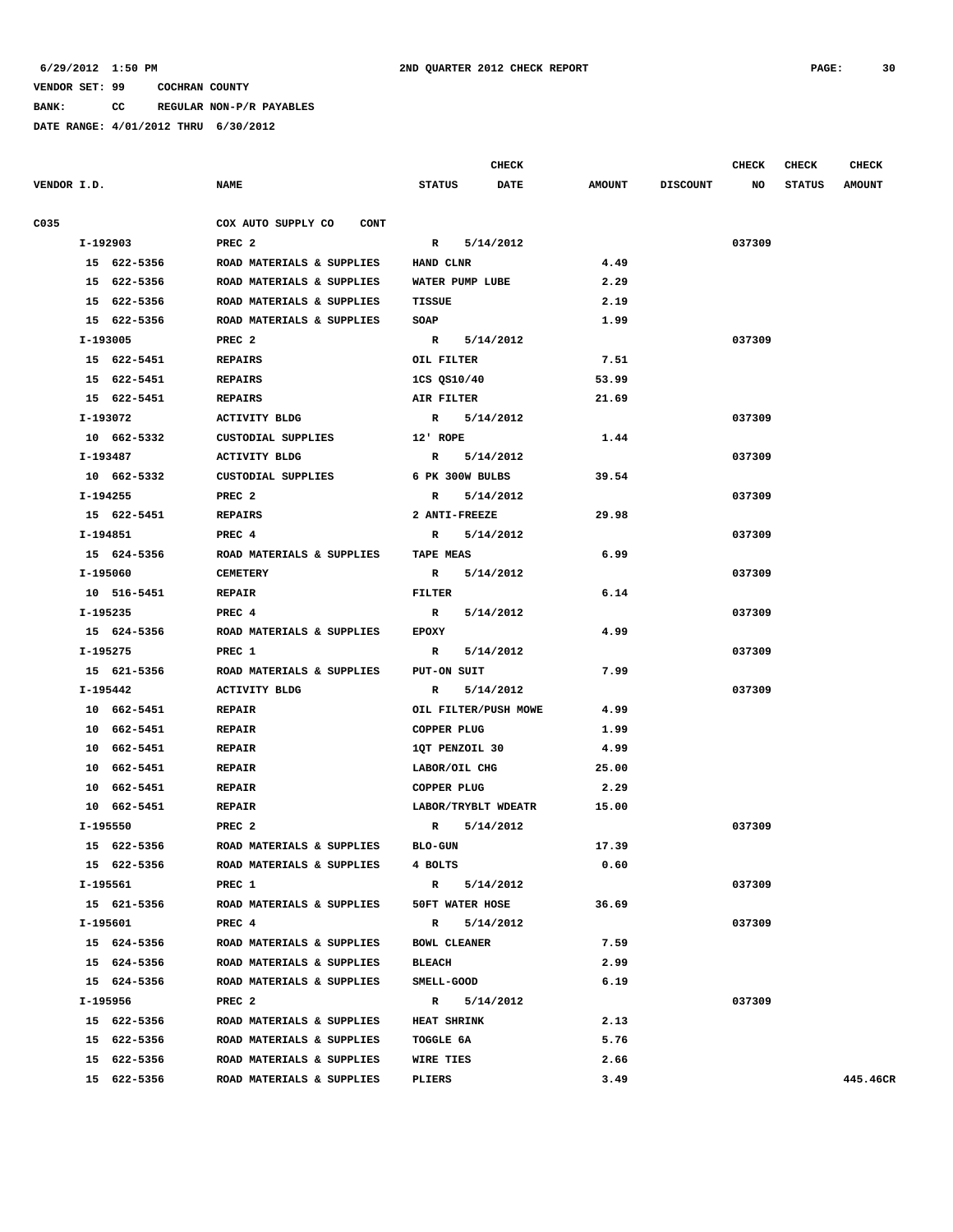6/29/2012 1:50 PM 2ND QUARTER 2012 CHECK REPORT

VENDOR SET: 99 COCHRAN COUNTY

BANK: CC REGULAR NON-P/R PAYABLES

DATE RANGE: 4/01/2012 THRU 6/30/2012

| VENDOR I.D. | NAME | STATUS | CHECK DATE | AMOUNT | DISCOUNT | CHECK NO | CHECK STATUS | CHECK AMOUNT |
|---|---|---|---|---|---|---|---|---|
| C035 | COX AUTO SUPPLY CO CONT | | | | | | | |
| I-192903 | PREC 2 | R | 5/14/2012 | | | 037309 | | |
| 15 622-5356 | ROAD MATERIALS & SUPPLIES | HAND CLNR | | 4.49 | | | | |
| 15 622-5356 | ROAD MATERIALS & SUPPLIES | WATER PUMP LUBE | | 2.29 | | | | |
| 15 622-5356 | ROAD MATERIALS & SUPPLIES | TISSUE | | 2.19 | | | | |
| 15 622-5356 | ROAD MATERIALS & SUPPLIES | SOAP | | 1.99 | | | | |
| I-193005 | PREC 2 | R | 5/14/2012 | | | 037309 | | |
| 15 622-5451 | REPAIRS | OIL FILTER | | 7.51 | | | | |
| 15 622-5451 | REPAIRS | 1CS QS10/40 | | 53.99 | | | | |
| 15 622-5451 | REPAIRS | AIR FILTER | | 21.69 | | | | |
| I-193072 | ACTIVITY BLDG | R | 5/14/2012 | | | 037309 | | |
| 10 662-5332 | CUSTODIAL SUPPLIES | 12' ROPE | | 1.44 | | | | |
| I-193487 | ACTIVITY BLDG | R | 5/14/2012 | | | 037309 | | |
| 10 662-5332 | CUSTODIAL SUPPLIES | 6 PK 300W BULBS | | 39.54 | | | | |
| I-194255 | PREC 2 | R | 5/14/2012 | | | 037309 | | |
| 15 622-5451 | REPAIRS | 2 ANTI-FREEZE | | 29.98 | | | | |
| I-194851 | PREC 4 | R | 5/14/2012 | | | 037309 | | |
| 15 624-5356 | ROAD MATERIALS & SUPPLIES | TAPE MEAS | | 6.99 | | | | |
| I-195060 | CEMETERY | R | 5/14/2012 | | | 037309 | | |
| 10 516-5451 | REPAIR | FILTER | | 6.14 | | | | |
| I-195235 | PREC 4 | R | 5/14/2012 | | | 037309 | | |
| 15 624-5356 | ROAD MATERIALS & SUPPLIES | EPOXY | | 4.99 | | | | |
| I-195275 | PREC 1 | R | 5/14/2012 | | | 037309 | | |
| 15 621-5356 | ROAD MATERIALS & SUPPLIES | PUT-ON SUIT | | 7.99 | | | | |
| I-195442 | ACTIVITY BLDG | R | 5/14/2012 | | | 037309 | | |
| 10 662-5451 | REPAIR | OIL FILTER/PUSH MOWE | | 4.99 | | | | |
| 10 662-5451 | REPAIR | COPPER PLUG | | 1.99 | | | | |
| 10 662-5451 | REPAIR | 1QT PENZOIL 30 | | 4.99 | | | | |
| 10 662-5451 | REPAIR | LABOR/OIL CHG | | 25.00 | | | | |
| 10 662-5451 | REPAIR | COPPER PLUG | | 2.29 | | | | |
| 10 662-5451 | REPAIR | LABOR/TRYBLT WDEATR | | 15.00 | | | | |
| I-195550 | PREC 2 | R | 5/14/2012 | | | 037309 | | |
| 15 622-5356 | ROAD MATERIALS & SUPPLIES | BLO-GUN | | 17.39 | | | | |
| 15 622-5356 | ROAD MATERIALS & SUPPLIES | 4 BOLTS | | 0.60 | | | | |
| I-195561 | PREC 1 | R | 5/14/2012 | | | 037309 | | |
| 15 621-5356 | ROAD MATERIALS & SUPPLIES | 50FT WATER HOSE | | 36.69 | | | | |
| I-195601 | PREC 4 | R | 5/14/2012 | | | 037309 | | |
| 15 624-5356 | ROAD MATERIALS & SUPPLIES | BOWL CLEANER | | 7.59 | | | | |
| 15 624-5356 | ROAD MATERIALS & SUPPLIES | BLEACH | | 2.99 | | | | |
| 15 624-5356 | ROAD MATERIALS & SUPPLIES | SMELL-GOOD | | 6.19 | | | | |
| I-195956 | PREC 2 | R | 5/14/2012 | | | 037309 | | |
| 15 622-5356 | ROAD MATERIALS & SUPPLIES | HEAT SHRINK | | 2.13 | | | | |
| 15 622-5356 | ROAD MATERIALS & SUPPLIES | TOGGLE 6A | | 5.76 | | | | |
| 15 622-5356 | ROAD MATERIALS & SUPPLIES | WIRE TIES | | 2.66 | | | | |
| 15 622-5356 | ROAD MATERIALS & SUPPLIES | PLIERS | | 3.49 | | | | 445.46CR |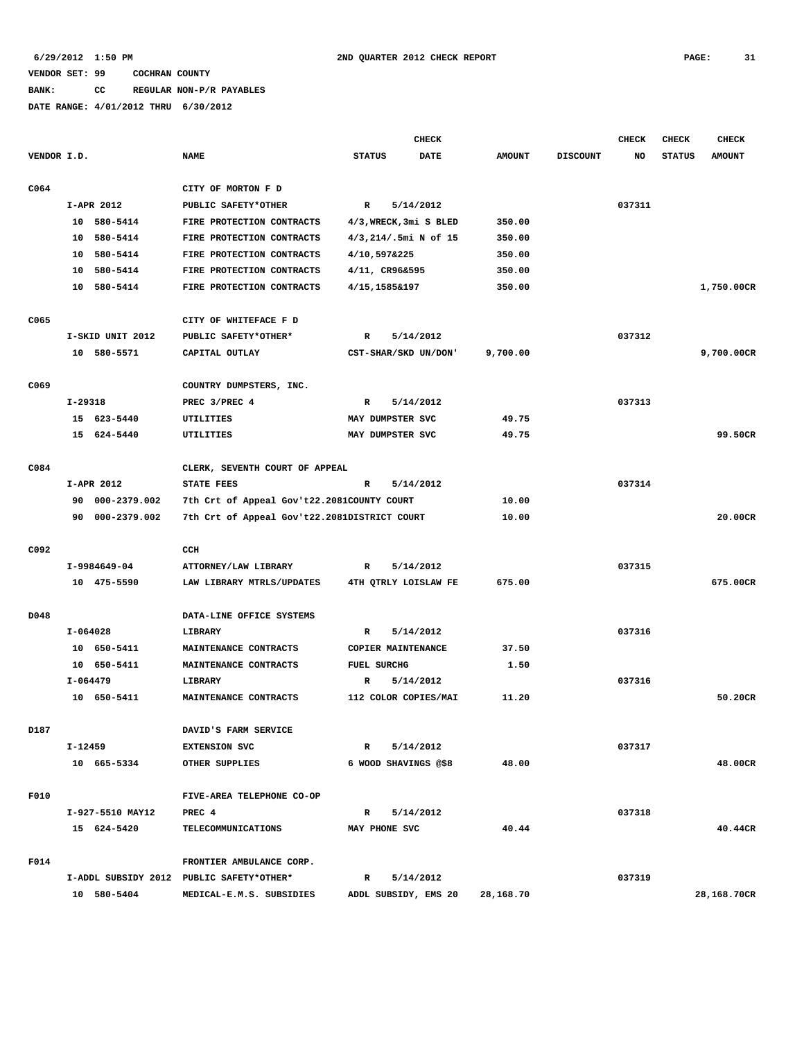6/29/2012 1:50 PM 2ND QUARTER 2012 CHECK REPORT

VENDOR SET: 99 COCHRAN COUNTY

BANK: CC REGULAR NON-P/R PAYABLES

DATE RANGE: 4/01/2012 THRU 6/30/2012

| VENDOR I.D. | NAME | STATUS | CHECK DATE | AMOUNT | DISCOUNT | CHECK NO | CHECK STATUS | CHECK AMOUNT |
|---|---|---|---|---|---|---|---|---|
| C064 | CITY OF MORTON F D | | | | | | | |
| I-APR 2012 | PUBLIC SAFETY*OTHER | R | 5/14/2012 | | | 037311 | | |
| 10 580-5414 | FIRE PROTECTION CONTRACTS | 4/3,WRECK,3mi S BLED | | 350.00 | | | | |
| 10 580-5414 | FIRE PROTECTION CONTRACTS | 4/3,214/.5mi N of 15 | | 350.00 | | | | |
| 10 580-5414 | FIRE PROTECTION CONTRACTS | 4/10,597&225 | | 350.00 | | | | |
| 10 580-5414 | FIRE PROTECTION CONTRACTS | 4/11, CR96&595 | | 350.00 | | | | |
| 10 580-5414 | FIRE PROTECTION CONTRACTS | 4/15,1585&197 | | 350.00 | | | | 1,750.00CR |
| C065 | CITY OF WHITEFACE F D | | | | | | | |
| I-SKID UNIT 2012 | PUBLIC SAFETY*OTHER* | R | 5/14/2012 | | | 037312 | | |
| 10 580-5571 | CAPITAL OUTLAY | CST-SHAR/SKD UN/DON' | | 9,700.00 | | | | 9,700.00CR |
| C069 | COUNTRY DUMPSTERS, INC. | | | | | | | |
| I-29318 | PREC 3/PREC 4 | R | 5/14/2012 | | | 037313 | | |
| 15 623-5440 | UTILITIES | MAY DUMPSTER SVC | | 49.75 | | | | |
| 15 624-5440 | UTILITIES | MAY DUMPSTER SVC | | 49.75 | | | | 99.50CR |
| C084 | CLERK, SEVENTH COURT OF APPEAL | | | | | | | |
| I-APR 2012 | STATE FEES | R | 5/14/2012 | | | 037314 | | |
| 90 000-2379.002 | 7th Crt of Appeal Gov't22.2081 | COUNTY COURT | | 10.00 | | | | |
| 90 000-2379.002 | 7th Crt of Appeal Gov't22.2081 | DISTRICT COURT | | 10.00 | | | | 20.00CR |
| C092 | CCH | | | | | | | |
| I-9984649-04 | ATTORNEY/LAW LIBRARY | R | 5/14/2012 | | | 037315 | | |
| 10 475-5590 | LAW LIBRARY MTRLS/UPDATES | 4TH QTRLY LOISLAW FE | | 675.00 | | | | 675.00CR |
| D048 | DATA-LINE OFFICE SYSTEMS | | | | | | | |
| I-064028 | LIBRARY | R | 5/14/2012 | | | 037316 | | |
| 10 650-5411 | MAINTENANCE CONTRACTS | COPIER MAINTENANCE | | 37.50 | | | | |
| 10 650-5411 | MAINTENANCE CONTRACTS | FUEL SURCHG | | 1.50 | | | | |
| I-064479 | LIBRARY | R | 5/14/2012 | | | 037316 | | |
| 10 650-5411 | MAINTENANCE CONTRACTS | 112 COLOR COPIES/MAI | | 11.20 | | | | 50.20CR |
| D187 | DAVID'S FARM SERVICE | | | | | | | |
| I-12459 | EXTENSION SVC | R | 5/14/2012 | | | 037317 | | |
| 10 665-5334 | OTHER SUPPLIES | 6 WOOD SHAVINGS @$8 | | 48.00 | | | | 48.00CR |
| F010 | FIVE-AREA TELEPHONE CO-OP | | | | | | | |
| I-927-5510 MAY12 | PREC 4 | R | 5/14/2012 | | | 037318 | | |
| 15 624-5420 | TELECOMMUNICATIONS | MAY PHONE SVC | | 40.44 | | | | 40.44CR |
| F014 | FRONTIER AMBULANCE CORP. | | | | | | | |
| I-ADDL SUBSIDY 2012 | PUBLIC SAFETY*OTHER* | R | 5/14/2012 | | | 037319 | | |
| 10 580-5404 | MEDICAL-E.M.S. SUBSIDIES | ADDL SUBSIDY, EMS 20 | | 28,168.70 | | | | 28,168.70CR |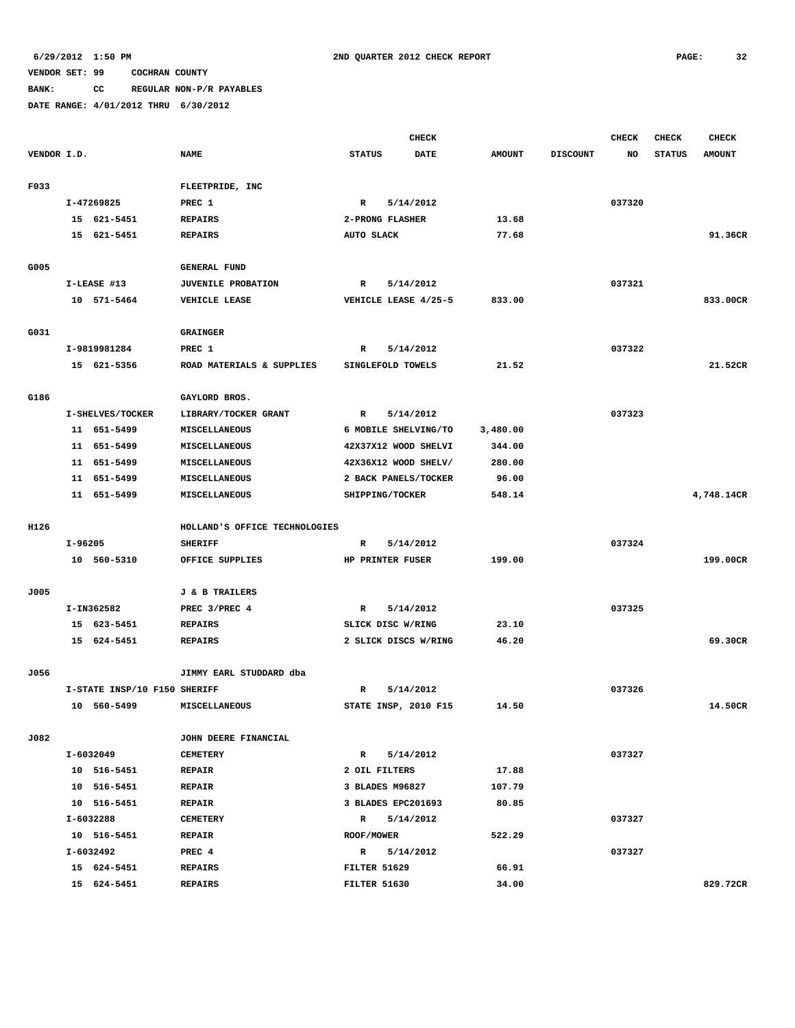6/29/2012 1:50 PM  2ND QUARTER 2012 CHECK REPORT

VENDOR SET: 99  COCHRAN COUNTY
BANK: CC  REGULAR NON-P/R PAYABLES
DATE RANGE: 4/01/2012 THRU 6/30/2012

| VENDOR I.D. | NAME | STATUS | CHECK DATE | AMOUNT | DISCOUNT | CHECK NO | CHECK STATUS | CHECK AMOUNT |
|---|---|---|---|---|---|---|---|---|
| F033 | FLEETPRIDE, INC | | | | | | | |
| I-47269825 | PREC 1 | R | 5/14/2012 | | | 037320 | | |
| 15 621-5451 | REPAIRS | 2-PRONG FLASHER | | 13.68 | | | | |
| 15 621-5451 | REPAIRS | AUTO SLACK | | 77.68 | | | | 91.36CR |
| G005 | GENERAL FUND | | | | | | | |
| I-LEASE #13 | JUVENILE PROBATION | R | 5/14/2012 | | | 037321 | | |
| 10 571-5464 | VEHICLE LEASE | VEHICLE LEASE 4/25-5 | | 833.00 | | | | 833.00CR |
| G031 | GRAINGER | | | | | | | |
| I-9819981284 | PREC 1 | R | 5/14/2012 | | | 037322 | | |
| 15 621-5356 | ROAD MATERIALS & SUPPLIES | SINGLEFOLD TOWELS | | 21.52 | | | | 21.52CR |
| G186 | GAYLORD BROS. | | | | | | | |
| I-SHELVES/TOCKER | LIBRARY/TOCKER GRANT | R | 5/14/2012 | | | 037323 | | |
| 11 651-5499 | MISCELLANEOUS | 6 MOBILE SHELVING/TO | | 3,480.00 | | | | |
| 11 651-5499 | MISCELLANEOUS | 42X37X12 WOOD SHELVI | | 344.00 | | | | |
| 11 651-5499 | MISCELLANEOUS | 42X36X12 WOOD SHELV/ | | 280.00 | | | | |
| 11 651-5499 | MISCELLANEOUS | 2 BACK PANELS/TOCKER | | 96.00 | | | | |
| 11 651-5499 | MISCELLANEOUS | SHIPPING/TOCKER | | 548.14 | | | | 4,748.14CR |
| H126 | HOLLAND'S OFFICE TECHNOLOGIES | | | | | | | |
| I-96205 | SHERIFF | R | 5/14/2012 | | | 037324 | | |
| 10 560-5310 | OFFICE SUPPLIES | HP PRINTER FUSER | | 199.00 | | | | 199.00CR |
| J005 | J & B TRAILERS | | | | | | | |
| I-IN362582 | PREC 3/PREC 4 | R | 5/14/2012 | | | 037325 | | |
| 15 623-5451 | REPAIRS | SLICK DISC W/RING | | 23.10 | | | | |
| 15 624-5451 | REPAIRS | 2 SLICK DISCS W/RING | | 46.20 | | | | 69.30CR |
| J056 | JIMMY EARL STUDDARD dba | | | | | | | |
| I-STATE INSP/10 F150 | SHERIFF | R | 5/14/2012 | | | 037326 | | |
| 10 560-5499 | MISCELLANEOUS | STATE INSP, 2010 F15 | | 14.50 | | | | 14.50CR |
| J082 | JOHN DEERE FINANCIAL | | | | | | | |
| I-6032049 | CEMETERY | R | 5/14/2012 | | | 037327 | | |
| 10 516-5451 | REPAIR | 2 OIL FILTERS | | 17.88 | | | | |
| 10 516-5451 | REPAIR | 3 BLADES M96827 | | 107.79 | | | | |
| 10 516-5451 | REPAIR | 3 BLADES EPC201693 | | 80.85 | | | | |
| I-6032288 | CEMETERY | R | 5/14/2012 | | | 037327 | | |
| 10 516-5451 | REPAIR | ROOF/MOWER | | 522.29 | | | | |
| I-6032492 | PREC 4 | R | 5/14/2012 | | | 037327 | | |
| 15 624-5451 | REPAIRS | FILTER 51629 | | 66.91 | | | | |
| 15 624-5451 | REPAIRS | FILTER 51630 | | 34.00 | | | | 829.72CR |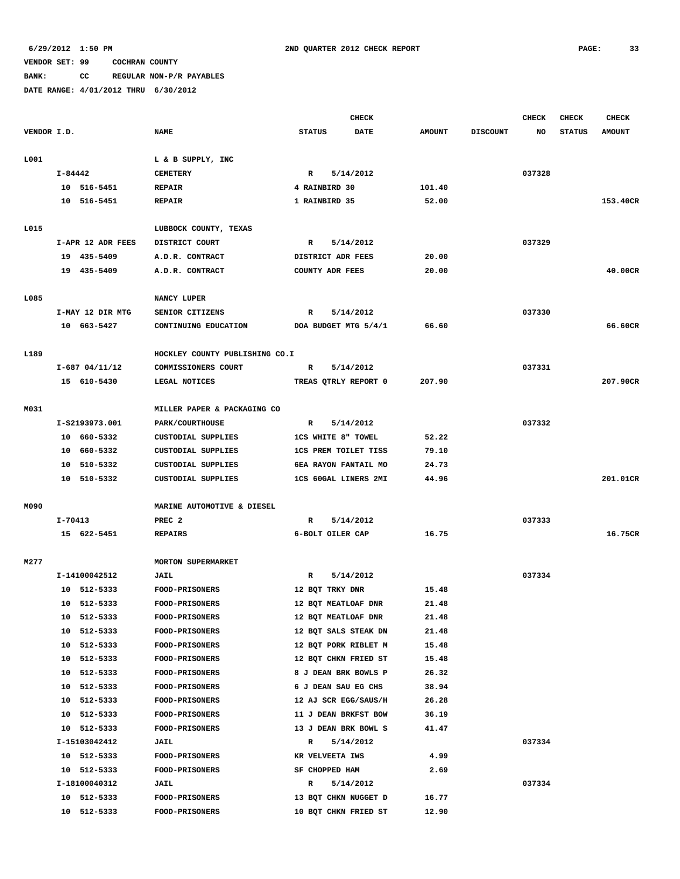6/29/2012 1:50 PM | 2ND QUARTER 2012 CHECK REPORT

VENDOR SET: 99 COCHRAN COUNTY

BANK: CC REGULAR NON-P/R PAYABLES

DATE RANGE: 4/01/2012 THRU 6/30/2012

| VENDOR I.D. | NAME | STATUS | CHECK DATE | AMOUNT | DISCOUNT | CHECK NO | CHECK STATUS | CHECK AMOUNT |
|---|---|---|---|---|---|---|---|---|
| L001 | L & B SUPPLY, INC | | | | | | | |
| I-84442 | CEMETERY | R | 5/14/2012 | | | 037328 | | |
| 10 516-5451 | REPAIR | 4 RAINBIRD 30 | | 101.40 | | | | |
| 10 516-5451 | REPAIR | 1 RAINBIRD 35 | | 52.00 | | | | 153.40CR |
| L015 | LUBBOCK COUNTY, TEXAS | | | | | | | |
| I-APR 12 ADR FEES | DISTRICT COURT | R | 5/14/2012 | | | 037329 | | |
| 19 435-5409 | A.D.R. CONTRACT | DISTRICT ADR FEES | | 20.00 | | | | |
| 19 435-5409 | A.D.R. CONTRACT | COUNTY ADR FEES | | 20.00 | | | | 40.00CR |
| L085 | NANCY LUPER | | | | | | | |
| I-MAY 12 DIR MTG | SENIOR CITIZENS | R | 5/14/2012 | | | 037330 | | |
| 10 663-5427 | CONTINUING EDUCATION | DOA BUDGET MTG 5/4/1 | | 66.60 | | | | 66.60CR |
| L189 | HOCKLEY COUNTY PUBLISHING CO.I | | | | | | | |
| I-687 04/11/12 | COMMISSIONERS COURT | R | 5/14/2012 | | | 037331 | | |
| 15 610-5430 | LEGAL NOTICES | TREAS QTRLY REPORT 0 | | 207.90 | | | | 207.90CR |
| M031 | MILLER PAPER & PACKAGING CO | | | | | | | |
| I-S2193973.001 | PARK/COURTHOUSE | R | 5/14/2012 | | | 037332 | | |
| 10 660-5332 | CUSTODIAL SUPPLIES | 1CS WHITE 8" TOWEL | | 52.22 | | | | |
| 10 660-5332 | CUSTODIAL SUPPLIES | 1CS PREM TOILET TISS | | 79.10 | | | | |
| 10 510-5332 | CUSTODIAL SUPPLIES | 6EA RAYON FANTAIL MO | | 24.73 | | | | |
| 10 510-5332 | CUSTODIAL SUPPLIES | 1CS 60GAL LINERS 2MI | | 44.96 | | | | 201.01CR |
| M090 | MARINE AUTOMOTIVE & DIESEL | | | | | | | |
| I-70413 | PREC 2 | R | 5/14/2012 | | | 037333 | | |
| 15 622-5451 | REPAIRS | 6-BOLT OILER CAP | | 16.75 | | | | 16.75CR |
| M277 | MORTON SUPERMARKET | | | | | | | |
| I-14100042512 | JAIL | R | 5/14/2012 | | | 037334 | | |
| 10 512-5333 | FOOD-PRISONERS | 12 BQT TRKY DNR | | 15.48 | | | | |
| 10 512-5333 | FOOD-PRISONERS | 12 BQT MEATLOAF DNR | | 21.48 | | | | |
| 10 512-5333 | FOOD-PRISONERS | 12 BQT MEATLOAF DNR | | 21.48 | | | | |
| 10 512-5333 | FOOD-PRISONERS | 12 BQT SALS STEAK DN | | 21.48 | | | | |
| 10 512-5333 | FOOD-PRISONERS | 12 BQT PORK RIBLET M | | 15.48 | | | | |
| 10 512-5333 | FOOD-PRISONERS | 12 BQT CHKN FRIED ST | | 15.48 | | | | |
| 10 512-5333 | FOOD-PRISONERS | 8 J DEAN BRK BOWLS P | | 26.32 | | | | |
| 10 512-5333 | FOOD-PRISONERS | 6 J DEAN SAU EG CHS | | 38.94 | | | | |
| 10 512-5333 | FOOD-PRISONERS | 12 AJ SCR EGG/SAUS/H | | 26.28 | | | | |
| 10 512-5333 | FOOD-PRISONERS | 11 J DEAN BRKFST BOW | | 36.19 | | | | |
| 10 512-5333 | FOOD-PRISONERS | 13 J DEAN BRK BOWL S | | 41.47 | | | | |
| I-15103042412 | JAIL | R | 5/14/2012 | | | 037334 | | |
| 10 512-5333 | FOOD-PRISONERS | KR VELVEETA IWS | | 4.99 | | | | |
| 10 512-5333 | FOOD-PRISONERS | SF CHOPPED HAM | | 2.69 | | | | |
| I-18100040312 | JAIL | R | 5/14/2012 | | | 037334 | | |
| 10 512-5333 | FOOD-PRISONERS | 13 BQT CHKN NUGGET D | | 16.77 | | | | |
| 10 512-5333 | FOOD-PRISONERS | 10 BQT CHKN FRIED ST | | 12.90 | | | | |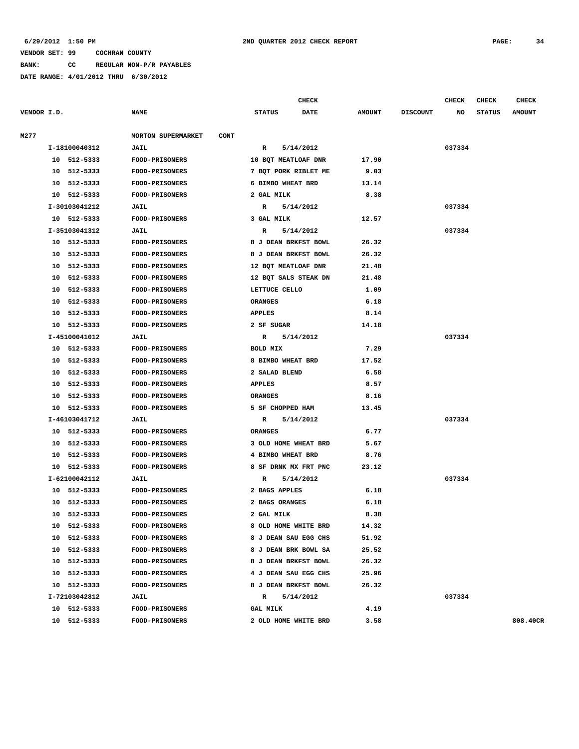6/29/2012 1:50 PM 2ND QUARTER 2012 CHECK REPORT

VENDOR SET: 99 COCHRAN COUNTY

BANK: CC REGULAR NON-P/R PAYABLES

DATE RANGE: 4/01/2012 THRU 6/30/2012

| VENDOR I.D. | NAME | STATUS | CHECK DATE | AMOUNT | DISCOUNT | CHECK NO | CHECK STATUS | CHECK AMOUNT |
|---|---|---|---|---|---|---|---|---|
| M277 | MORTON SUPERMARKET CONT | | | | | | | |
| I-18100040312 | JAIL | R | 5/14/2012 | | | 037334 | | |
| 10 512-5333 | FOOD-PRISONERS | 10 BQT MEATLOAF DNR | | 17.90 | | | | |
| 10 512-5333 | FOOD-PRISONERS | 7 BQT PORK RIBLET ME | | 9.03 | | | | |
| 10 512-5333 | FOOD-PRISONERS | 6 BIMBO WHEAT BRD | | 13.14 | | | | |
| 10 512-5333 | FOOD-PRISONERS | 2 GAL MILK | | 8.38 | | | | |
| I-30103041212 | JAIL | R | 5/14/2012 | | | 037334 | | |
| 10 512-5333 | FOOD-PRISONERS | 3 GAL MILK | | 12.57 | | | | |
| I-35103041312 | JAIL | R | 5/14/2012 | | | 037334 | | |
| 10 512-5333 | FOOD-PRISONERS | 8 J DEAN BRKFST BOWL | | 26.32 | | | | |
| 10 512-5333 | FOOD-PRISONERS | 8 J DEAN BRKFST BOWL | | 26.32 | | | | |
| 10 512-5333 | FOOD-PRISONERS | 12 BQT MEATLOAF DNR | | 21.48 | | | | |
| 10 512-5333 | FOOD-PRISONERS | 12 BQT SALS STEAK DN | | 21.48 | | | | |
| 10 512-5333 | FOOD-PRISONERS | LETTUCE CELLO | | 1.09 | | | | |
| 10 512-5333 | FOOD-PRISONERS | ORANGES | | 6.18 | | | | |
| 10 512-5333 | FOOD-PRISONERS | APPLES | | 8.14 | | | | |
| 10 512-5333 | FOOD-PRISONERS | 2 SF SUGAR | | 14.18 | | | | |
| I-45100041012 | JAIL | R | 5/14/2012 | | | 037334 | | |
| 10 512-5333 | FOOD-PRISONERS | BOLD MIX | | 7.29 | | | | |
| 10 512-5333 | FOOD-PRISONERS | 8 BIMBO WHEAT BRD | | 17.52 | | | | |
| 10 512-5333 | FOOD-PRISONERS | 2 SALAD BLEND | | 6.58 | | | | |
| 10 512-5333 | FOOD-PRISONERS | APPLES | | 8.57 | | | | |
| 10 512-5333 | FOOD-PRISONERS | ORANGES | | 8.16 | | | | |
| 10 512-5333 | FOOD-PRISONERS | 5 SF CHOPPED HAM | | 13.45 | | | | |
| I-46103041712 | JAIL | R | 5/14/2012 | | | 037334 | | |
| 10 512-5333 | FOOD-PRISONERS | ORANGES | | 6.77 | | | | |
| 10 512-5333 | FOOD-PRISONERS | 3 OLD HOME WHEAT BRD | | 5.67 | | | | |
| 10 512-5333 | FOOD-PRISONERS | 4 BIMBO WHEAT BRD | | 8.76 | | | | |
| 10 512-5333 | FOOD-PRISONERS | 8 SF DRNK MX FRT PNC | | 23.12 | | | | |
| I-62100042112 | JAIL | R | 5/14/2012 | | | 037334 | | |
| 10 512-5333 | FOOD-PRISONERS | 2 BAGS APPLES | | 6.18 | | | | |
| 10 512-5333 | FOOD-PRISONERS | 2 BAGS ORANGES | | 6.18 | | | | |
| 10 512-5333 | FOOD-PRISONERS | 2 GAL MILK | | 8.38 | | | | |
| 10 512-5333 | FOOD-PRISONERS | 8 OLD HOME WHITE BRD | | 14.32 | | | | |
| 10 512-5333 | FOOD-PRISONERS | 8 J DEAN SAU EGG CHS | | 51.92 | | | | |
| 10 512-5333 | FOOD-PRISONERS | 8 J DEAN BRK BOWL SA | | 25.52 | | | | |
| 10 512-5333 | FOOD-PRISONERS | 8 J DEAN BRKFST BOWL | | 26.32 | | | | |
| 10 512-5333 | FOOD-PRISONERS | 4 J DEAN SAU EGG CHS | | 25.96 | | | | |
| 10 512-5333 | FOOD-PRISONERS | 8 J DEAN BRKFST BOWL | | 26.32 | | | | |
| I-72103042812 | JAIL | R | 5/14/2012 | | | 037334 | | |
| 10 512-5333 | FOOD-PRISONERS | GAL MILK | | 4.19 | | | | |
| 10 512-5333 | FOOD-PRISONERS | 2 OLD HOME WHITE BRD | | 3.58 | | | | 808.40CR |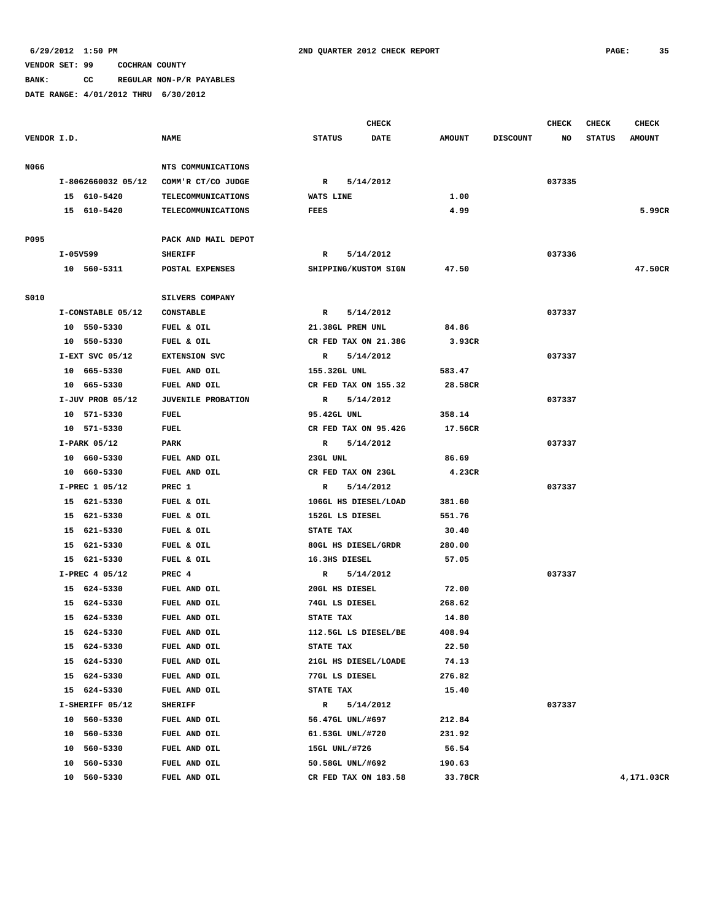6/29/2012 1:50 PM **2ND QUARTER 2012 CHECK REPORT**

VENDOR SET: 99 COCHRAN COUNTY
BANK: CC REGULAR NON-P/R PAYABLES
DATE RANGE: 4/01/2012 THRU 6/30/2012

| VENDOR I.D. | NAME | STATUS | CHECK DATE | AMOUNT | DISCOUNT | CHECK NO | CHECK STATUS | CHECK AMOUNT |
|---|---|---|---|---|---|---|---|---|
| N066 | NTS COMMUNICATIONS | | | | | | | |
| I-8062660032 05/12 | COMM'R CT/CO JUDGE | R | 5/14/2012 | | | 037335 | | |
| 15 610-5420 | TELECOMMUNICATIONS | WATS LINE | | 1.00 | | | | |
| 15 610-5420 | TELECOMMUNICATIONS | FEES | | 4.99 | | | | 5.99CR |
| P095 | PACK AND MAIL DEPOT | | | | | | | |
| I-05V599 | SHERIFF | R | 5/14/2012 | | | 037336 | | |
| 10 560-5311 | POSTAL EXPENSES | SHIPPING/KUSTOM SIGN | | 47.50 | | | | 47.50CR |
| S010 | SILVERS COMPANY | | | | | | | |
| I-CONSTABLE 05/12 | CONSTABLE | R | 5/14/2012 | | | 037337 | | |
| 10 550-5330 | FUEL & OIL | 21.38GL PREM UNL | | 84.86 | | | | |
| 10 550-5330 | FUEL & OIL | CR FED TAX ON 21.38G | | 3.93CR | | | | |
| I-EXT SVC 05/12 | EXTENSION SVC | R | 5/14/2012 | | | 037337 | | |
| 10 665-5330 | FUEL AND OIL | 155.32GL UNL | | 583.47 | | | | |
| 10 665-5330 | FUEL AND OIL | CR FED TAX ON 155.32 | | 28.58CR | | | | |
| I-JUV PROB 05/12 | JUVENILE PROBATION | R | 5/14/2012 | | | 037337 | | |
| 10 571-5330 | FUEL | 95.42GL UNL | | 358.14 | | | | |
| 10 571-5330 | FUEL | CR FED TAX ON 95.42G | | 17.56CR | | | | |
| I-PARK 05/12 | PARK | R | 5/14/2012 | | | 037337 | | |
| 10 660-5330 | FUEL AND OIL | 23GL UNL | | 86.69 | | | | |
| 10 660-5330 | FUEL AND OIL | CR FED TAX ON 23GL | | 4.23CR | | | | |
| I-PREC 1 05/12 | PREC 1 | R | 5/14/2012 | | | 037337 | | |
| 15 621-5330 | FUEL & OIL | 106GL HS DIESEL/LOAD | | 381.60 | | | | |
| 15 621-5330 | FUEL & OIL | 152GL LS DIESEL | | 551.76 | | | | |
| 15 621-5330 | FUEL & OIL | STATE TAX | | 30.40 | | | | |
| 15 621-5330 | FUEL & OIL | 80GL HS DIESEL/GRDR | | 280.00 | | | | |
| 15 621-5330 | FUEL & OIL | 16.3HS DIESEL | | 57.05 | | | | |
| I-PREC 4 05/12 | PREC 4 | R | 5/14/2012 | | | 037337 | | |
| 15 624-5330 | FUEL AND OIL | 20GL HS DIESEL | | 72.00 | | | | |
| 15 624-5330 | FUEL AND OIL | 74GL LS DIESEL | | 268.62 | | | | |
| 15 624-5330 | FUEL AND OIL | STATE TAX | | 14.80 | | | | |
| 15 624-5330 | FUEL AND OIL | 112.5GL LS DIESEL/BE | | 408.94 | | | | |
| 15 624-5330 | FUEL AND OIL | STATE TAX | | 22.50 | | | | |
| 15 624-5330 | FUEL AND OIL | 21GL HS DIESEL/LOADE | | 74.13 | | | | |
| 15 624-5330 | FUEL AND OIL | 77GL LS DIESEL | | 276.82 | | | | |
| 15 624-5330 | FUEL AND OIL | STATE TAX | | 15.40 | | | | |
| I-SHERIFF 05/12 | SHERIFF | R | 5/14/2012 | | | 037337 | | |
| 10 560-5330 | FUEL AND OIL | 56.47GL UNL/#697 | | 212.84 | | | | |
| 10 560-5330 | FUEL AND OIL | 61.53GL UNL/#720 | | 231.92 | | | | |
| 10 560-5330 | FUEL AND OIL | 15GL UNL/#726 | | 56.54 | | | | |
| 10 560-5330 | FUEL AND OIL | 50.58GL UNL/#692 | | 190.63 | | | | |
| 10 560-5330 | FUEL AND OIL | CR FED TAX ON 183.58 | | 33.78CR | | | | 4,171.03CR |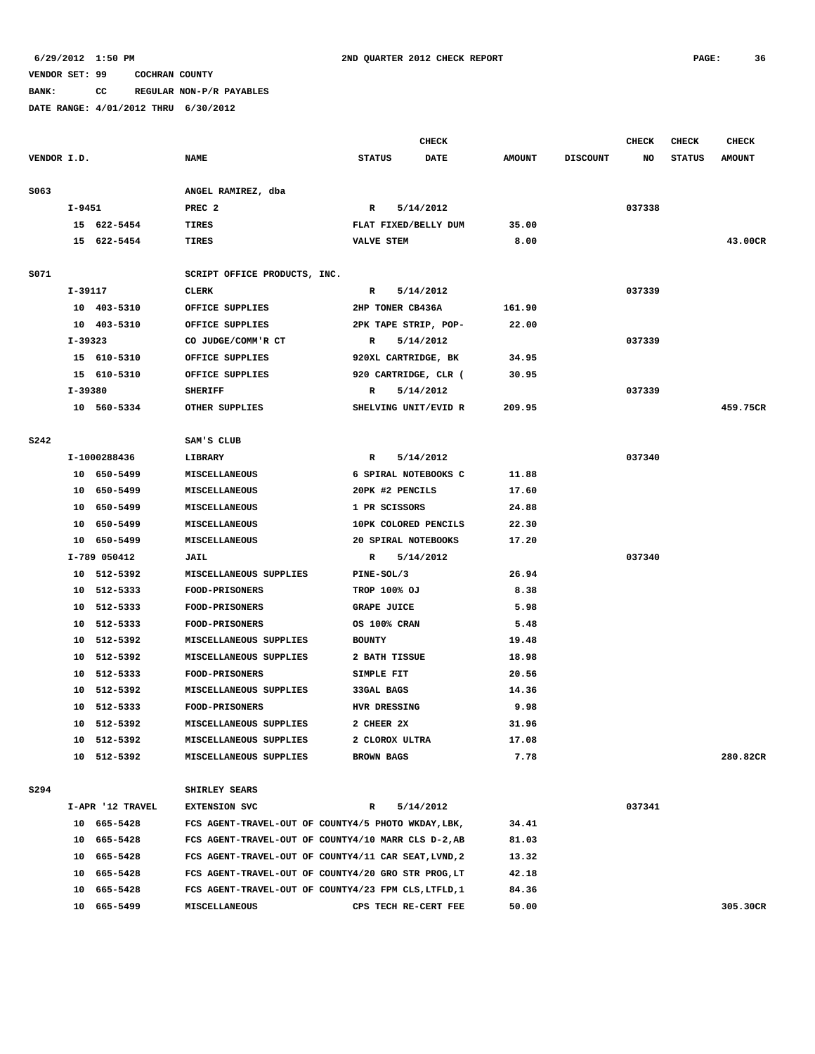6/29/2012 1:50 PM 2ND QUARTER 2012 CHECK REPORT

VENDOR SET: 99 COCHRAN COUNTY

BANK: CC REGULAR NON-P/R PAYABLES

DATE RANGE: 4/01/2012 THRU 6/30/2012

| VENDOR I.D. | NAME | STATUS | CHECK DATE | AMOUNT | DISCOUNT | CHECK NO | CHECK STATUS | CHECK AMOUNT |
|---|---|---|---|---|---|---|---|---|
| S063 | ANGEL RAMIREZ, dba | | | | | | | |
| I-9451 | PREC 2 | R | 5/14/2012 | | | 037338 | | |
| 15 622-5454 | TIRES | FLAT FIXED/BELLY DUM | | 35.00 | | | | |
| 15 622-5454 | TIRES | VALVE STEM | | 8.00 | | | | 43.00CR |
| S071 | SCRIPT OFFICE PRODUCTS, INC. | | | | | | | |
| I-39117 | CLERK | R | 5/14/2012 | | | 037339 | | |
| 10 403-5310 | OFFICE SUPPLIES | 2HP TONER CB436A | | 161.90 | | | | |
| 10 403-5310 | OFFICE SUPPLIES | 2PK TAPE STRIP, POP- | | 22.00 | | | | |
| I-39323 | CO JUDGE/COMM'R CT | R | 5/14/2012 | | | 037339 | | |
| 15 610-5310 | OFFICE SUPPLIES | 920XL CARTRIDGE, BK | | 34.95 | | | | |
| 15 610-5310 | OFFICE SUPPLIES | 920 CARTRIDGE, CLR ( | | 30.95 | | | | |
| I-39380 | SHERIFF | R | 5/14/2012 | | | 037339 | | |
| 10 560-5334 | OTHER SUPPLIES | SHELVING UNIT/EVID R | | 209.95 | | | | 459.75CR |
| S242 | SAM'S CLUB | | | | | | | |
| I-1000288436 | LIBRARY | R | 5/14/2012 | | | 037340 | | |
| 10 650-5499 | MISCELLANEOUS | 6 SPIRAL NOTEBOOKS C | | 11.88 | | | | |
| 10 650-5499 | MISCELLANEOUS | 20PK #2 PENCILS | | 17.60 | | | | |
| 10 650-5499 | MISCELLANEOUS | 1 PR SCISSORS | | 24.88 | | | | |
| 10 650-5499 | MISCELLANEOUS | 10PK COLORED PENCILS | | 22.30 | | | | |
| 10 650-5499 | MISCELLANEOUS | 20 SPIRAL NOTEBOOKS | | 17.20 | | | | |
| I-789 050412 | JAIL | R | 5/14/2012 | | | 037340 | | |
| 10 512-5392 | MISCELLANEOUS SUPPLIES | PINE-SOL/3 | | 26.94 | | | | |
| 10 512-5333 | FOOD-PRISONERS | TROP 100% OJ | | 8.38 | | | | |
| 10 512-5333 | FOOD-PRISONERS | GRAPE JUICE | | 5.98 | | | | |
| 10 512-5333 | FOOD-PRISONERS | OS 100% CRAN | | 5.48 | | | | |
| 10 512-5392 | MISCELLANEOUS SUPPLIES | BOUNTY | | 19.48 | | | | |
| 10 512-5392 | MISCELLANEOUS SUPPLIES | 2 BATH TISSUE | | 18.98 | | | | |
| 10 512-5333 | FOOD-PRISONERS | SIMPLE FIT | | 20.56 | | | | |
| 10 512-5392 | MISCELLANEOUS SUPPLIES | 33GAL BAGS | | 14.36 | | | | |
| 10 512-5333 | FOOD-PRISONERS | HVR DRESSING | | 9.98 | | | | |
| 10 512-5392 | MISCELLANEOUS SUPPLIES | 2 CHEER 2X | | 31.96 | | | | |
| 10 512-5392 | MISCELLANEOUS SUPPLIES | 2 CLOROX ULTRA | | 17.08 | | | | |
| 10 512-5392 | MISCELLANEOUS SUPPLIES | BROWN BAGS | | 7.78 | | | | 280.82CR |
| S294 | SHIRLEY SEARS | | | | | | | |
| I-APR '12 TRAVEL | EXTENSION SVC | R | 5/14/2012 | | | 037341 | | |
| 10 665-5428 | FCS AGENT-TRAVEL-OUT OF COUNTY | 4/5 PHOTO WKDAY,LBK, | | 34.41 | | | | |
| 10 665-5428 | FCS AGENT-TRAVEL-OUT OF COUNTY | 4/10 MARR CLS D-2,AB | | 81.03 | | | | |
| 10 665-5428 | FCS AGENT-TRAVEL-OUT OF COUNTY | 4/11 CAR SEAT,LVND,2 | | 13.32 | | | | |
| 10 665-5428 | FCS AGENT-TRAVEL-OUT OF COUNTY | 4/20 GRO STR PROG,LT | | 42.18 | | | | |
| 10 665-5428 | FCS AGENT-TRAVEL-OUT OF COUNTY | 4/23 FPM CLS,LTFLD,1 | | 84.36 | | | | |
| 10 665-5499 | MISCELLANEOUS | CPS TECH RE-CERT FEE | | 50.00 | | | | 305.30CR |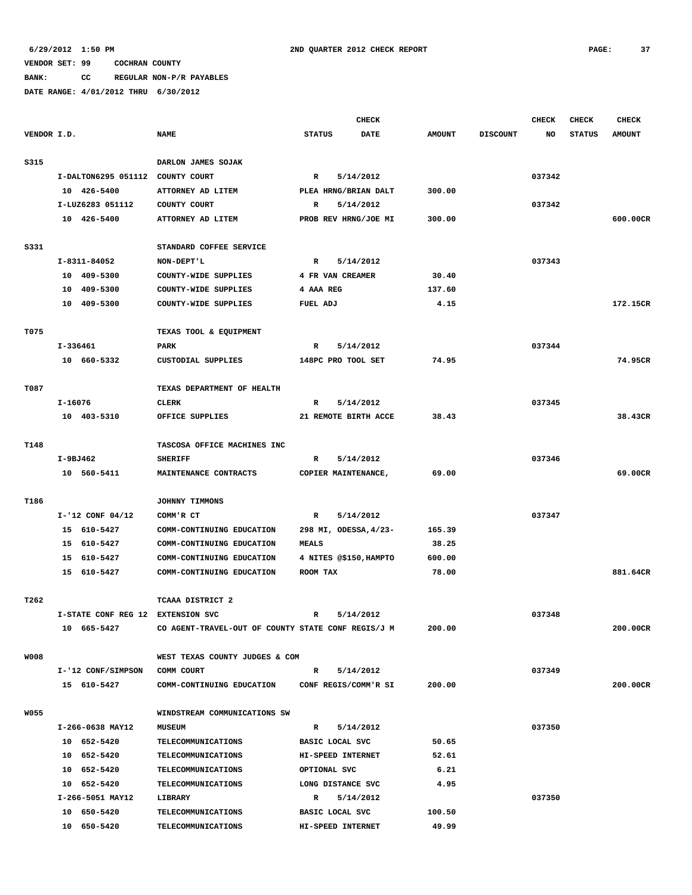6/29/2012 1:50 PM 2ND QUARTER 2012 CHECK REPORT

VENDOR SET: 99 COCHRAN COUNTY

BANK: CC REGULAR NON-P/R PAYABLES

DATE RANGE: 4/01/2012 THRU 6/30/2012

| VENDOR I.D. | NAME | CHECK STATUS | CHECK DATE | AMOUNT | DISCOUNT | CHECK NO | CHECK STATUS | CHECK AMOUNT |
|---|---|---|---|---|---|---|---|---|
| S315 | DARLON JAMES SOJAK | | | | | | | |
| I-DALTON6295 051112 | COUNTY COURT | R | 5/14/2012 | | | 037342 | | |
| 10 426-5400 | ATTORNEY AD LITEM | PLEA HRNG/BRIAN DALT | | 300.00 | | | | |
| I-LUZ6283 051112 | COUNTY COURT | R | 5/14/2012 | | | 037342 | | |
| 10 426-5400 | ATTORNEY AD LITEM | PROB REV HRNG/JOE MI | | 300.00 | | | | 600.00CR |
| S331 | STANDARD COFFEE SERVICE | | | | | | | |
| I-8311-84052 | NON-DEPT'L | R | 5/14/2012 | | | 037343 | | |
| 10 409-5300 | COUNTY-WIDE SUPPLIES | 4 FR VAN CREAMER | | 30.40 | | | | |
| 10 409-5300 | COUNTY-WIDE SUPPLIES | 4 AAA REG | | 137.60 | | | | |
| 10 409-5300 | COUNTY-WIDE SUPPLIES | FUEL ADJ | | 4.15 | | | | 172.15CR |
| T075 | TEXAS TOOL & EQUIPMENT | | | | | | | |
| I-336461 | PARK | R | 5/14/2012 | | | 037344 | | |
| 10 660-5332 | CUSTODIAL SUPPLIES | 148PC PRO TOOL SET | | 74.95 | | | | 74.95CR |
| T087 | TEXAS DEPARTMENT OF HEALTH | | | | | | | |
| I-16076 | CLERK | R | 5/14/2012 | | | 037345 | | |
| 10 403-5310 | OFFICE SUPPLIES | 21 REMOTE BIRTH ACCE | | 38.43 | | | | 38.43CR |
| T148 | TASCOSA OFFICE MACHINES INC | | | | | | | |
| I-9BJ462 | SHERIFF | R | 5/14/2012 | | | 037346 | | |
| 10 560-5411 | MAINTENANCE CONTRACTS | COPIER MAINTENANCE, | | 69.00 | | | | 69.00CR |
| T186 | JOHNNY TIMMONS | | | | | | | |
| I-'12 CONF 04/12 | COMM'R CT | R | 5/14/2012 | | | 037347 | | |
| 15 610-5427 | COMM-CONTINUING EDUCATION | 298 MI, ODESSA,4/23- | | 165.39 | | | | |
| 15 610-5427 | COMM-CONTINUING EDUCATION | MEALS | | 38.25 | | | | |
| 15 610-5427 | COMM-CONTINUING EDUCATION | 4 NITES @$150,HAMPTO | | 600.00 | | | | |
| 15 610-5427 | COMM-CONTINUING EDUCATION | ROOM TAX | | 78.00 | | | | 881.64CR |
| T262 | TCAAA DISTRICT 2 | | | | | | | |
| I-STATE CONF REG 12 | EXTENSION SVC | R | 5/14/2012 | | | 037348 | | |
| 10 665-5427 | CO AGENT-TRAVEL-OUT OF COUNTY | STATE CONF REGIS/J M | | 200.00 | | | | 200.00CR |
| W008 | WEST TEXAS COUNTY JUDGES & COM | | | | | | | |
| I-'12 CONF/SIMPSON | COMM COURT | R | 5/14/2012 | | | 037349 | | |
| 15 610-5427 | COMM-CONTINUING EDUCATION | CONF REGIS/COMM'R SI | | 200.00 | | | | 200.00CR |
| W055 | WINDSTREAM COMMUNICATIONS SW | | | | | | | |
| I-266-0638 MAY12 | MUSEUM | R | 5/14/2012 | | | 037350 | | |
| 10 652-5420 | TELECOMMUNICATIONS | BASIC LOCAL SVC | | 50.65 | | | | |
| 10 652-5420 | TELECOMMUNICATIONS | HI-SPEED INTERNET | | 52.61 | | | | |
| 10 652-5420 | TELECOMMUNICATIONS | OPTIONAL SVC | | 6.21 | | | | |
| 10 652-5420 | TELECOMMUNICATIONS | LONG DISTANCE SVC | | 4.95 | | | | |
| I-266-5051 MAY12 | LIBRARY | R | 5/14/2012 | | | 037350 | | |
| 10 650-5420 | TELECOMMUNICATIONS | BASIC LOCAL SVC | | 100.50 | | | | |
| 10 650-5420 | TELECOMMUNICATIONS | HI-SPEED INTERNET | | 49.99 | | | | |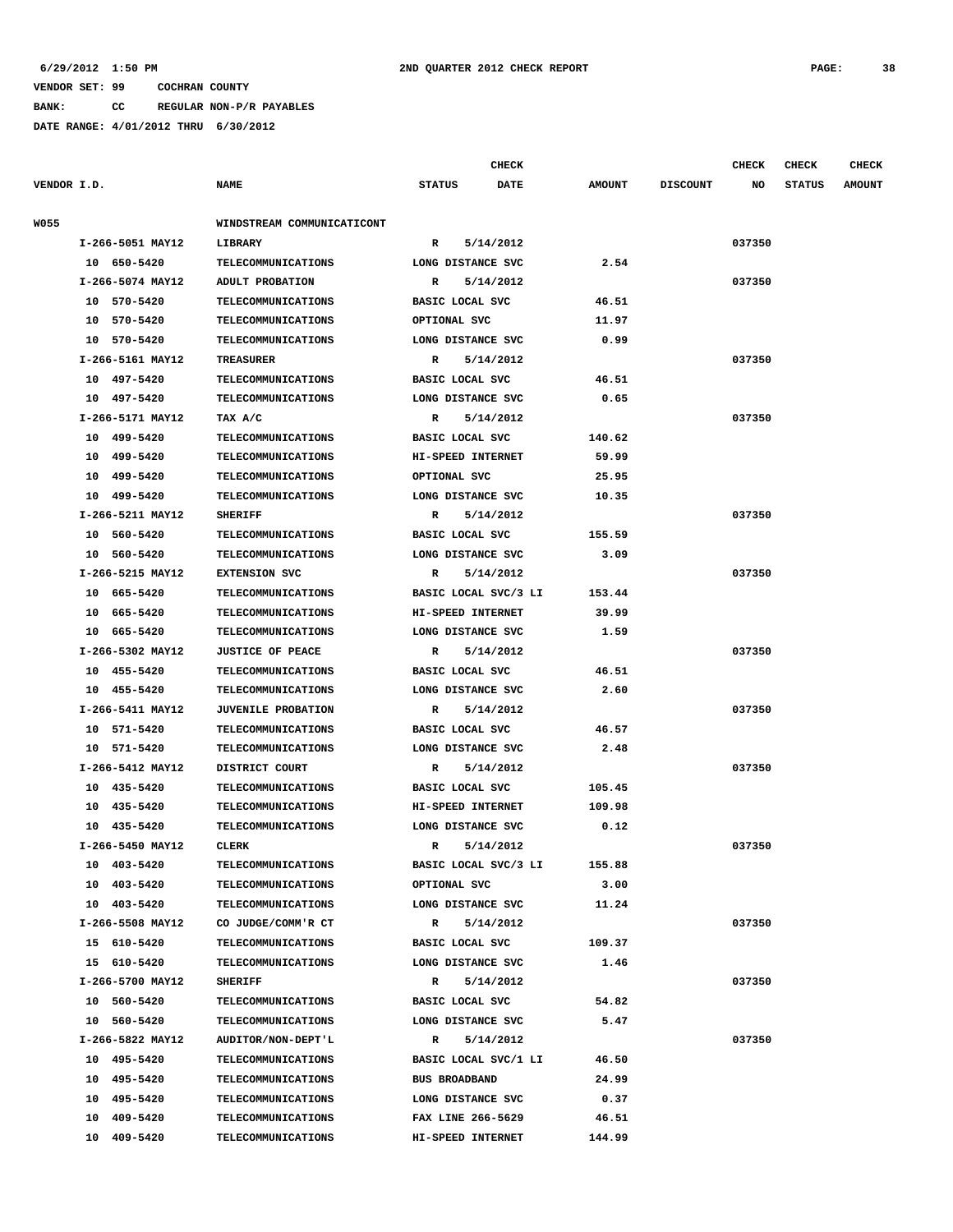6/29/2012 1:50 PM 2ND QUARTER 2012 CHECK REPORT

VENDOR SET: 99 COCHRAN COUNTY

BANK: CC REGULAR NON-P/R PAYABLES

DATE RANGE: 4/01/2012 THRU 6/30/2012

| VENDOR I.D. | NAME | STATUS | CHECK DATE | AMOUNT | DISCOUNT | CHECK NO | CHECK STATUS | CHECK AMOUNT |
|---|---|---|---|---|---|---|---|---|
| W055 | WINDSTREAM COMMUNICATICONT | | | | | | | |
| I-266-5051 MAY12 | LIBRARY | R | 5/14/2012 | | | 037350 | | |
| 10 650-5420 | TELECOMMUNICATIONS | LONG DISTANCE SVC | | 2.54 | | | | |
| I-266-5074 MAY12 | ADULT PROBATION | R | 5/14/2012 | | | 037350 | | |
| 10 570-5420 | TELECOMMUNICATIONS | BASIC LOCAL SVC | | 46.51 | | | | |
| 10 570-5420 | TELECOMMUNICATIONS | OPTIONAL SVC | | 11.97 | | | | |
| 10 570-5420 | TELECOMMUNICATIONS | LONG DISTANCE SVC | | 0.99 | | | | |
| I-266-5161 MAY12 | TREASURER | R | 5/14/2012 | | | 037350 | | |
| 10 497-5420 | TELECOMMUNICATIONS | BASIC LOCAL SVC | | 46.51 | | | | |
| 10 497-5420 | TELECOMMUNICATIONS | LONG DISTANCE SVC | | 0.65 | | | | |
| I-266-5171 MAY12 | TAX A/C | R | 5/14/2012 | | | 037350 | | |
| 10 499-5420 | TELECOMMUNICATIONS | BASIC LOCAL SVC | | 140.62 | | | | |
| 10 499-5420 | TELECOMMUNICATIONS | HI-SPEED INTERNET | | 59.99 | | | | |
| 10 499-5420 | TELECOMMUNICATIONS | OPTIONAL SVC | | 25.95 | | | | |
| 10 499-5420 | TELECOMMUNICATIONS | LONG DISTANCE SVC | | 10.35 | | | | |
| I-266-5211 MAY12 | SHERIFF | R | 5/14/2012 | | | 037350 | | |
| 10 560-5420 | TELECOMMUNICATIONS | BASIC LOCAL SVC | | 155.59 | | | | |
| 10 560-5420 | TELECOMMUNICATIONS | LONG DISTANCE SVC | | 3.09 | | | | |
| I-266-5215 MAY12 | EXTENSION SVC | R | 5/14/2012 | | | 037350 | | |
| 10 665-5420 | TELECOMMUNICATIONS | BASIC LOCAL SVC/3 LI | | 153.44 | | | | |
| 10 665-5420 | TELECOMMUNICATIONS | HI-SPEED INTERNET | | 39.99 | | | | |
| 10 665-5420 | TELECOMMUNICATIONS | LONG DISTANCE SVC | | 1.59 | | | | |
| I-266-5302 MAY12 | JUSTICE OF PEACE | R | 5/14/2012 | | | 037350 | | |
| 10 455-5420 | TELECOMMUNICATIONS | BASIC LOCAL SVC | | 46.51 | | | | |
| 10 455-5420 | TELECOMMUNICATIONS | LONG DISTANCE SVC | | 2.60 | | | | |
| I-266-5411 MAY12 | JUVENILE PROBATION | R | 5/14/2012 | | | 037350 | | |
| 10 571-5420 | TELECOMMUNICATIONS | BASIC LOCAL SVC | | 46.57 | | | | |
| 10 571-5420 | TELECOMMUNICATIONS | LONG DISTANCE SVC | | 2.48 | | | | |
| I-266-5412 MAY12 | DISTRICT COURT | R | 5/14/2012 | | | 037350 | | |
| 10 435-5420 | TELECOMMUNICATIONS | BASIC LOCAL SVC | | 105.45 | | | | |
| 10 435-5420 | TELECOMMUNICATIONS | HI-SPEED INTERNET | | 109.98 | | | | |
| 10 435-5420 | TELECOMMUNICATIONS | LONG DISTANCE SVC | | 0.12 | | | | |
| I-266-5450 MAY12 | CLERK | R | 5/14/2012 | | | 037350 | | |
| 10 403-5420 | TELECOMMUNICATIONS | BASIC LOCAL SVC/3 LI | | 155.88 | | | | |
| 10 403-5420 | TELECOMMUNICATIONS | OPTIONAL SVC | | 3.00 | | | | |
| 10 403-5420 | TELECOMMUNICATIONS | LONG DISTANCE SVC | | 11.24 | | | | |
| I-266-5508 MAY12 | CO JUDGE/COMM'R CT | R | 5/14/2012 | | | 037350 | | |
| 15 610-5420 | TELECOMMUNICATIONS | BASIC LOCAL SVC | | 109.37 | | | | |
| 15 610-5420 | TELECOMMUNICATIONS | LONG DISTANCE SVC | | 1.46 | | | | |
| I-266-5700 MAY12 | SHERIFF | R | 5/14/2012 | | | 037350 | | |
| 10 560-5420 | TELECOMMUNICATIONS | BASIC LOCAL SVC | | 54.82 | | | | |
| 10 560-5420 | TELECOMMUNICATIONS | LONG DISTANCE SVC | | 5.47 | | | | |
| I-266-5822 MAY12 | AUDITOR/NON-DEPT'L | R | 5/14/2012 | | | 037350 | | |
| 10 495-5420 | TELECOMMUNICATIONS | BASIC LOCAL SVC/1 LI | | 46.50 | | | | |
| 10 495-5420 | TELECOMMUNICATIONS | BUS BROADBAND | | 24.99 | | | | |
| 10 495-5420 | TELECOMMUNICATIONS | LONG DISTANCE SVC | | 0.37 | | | | |
| 10 409-5420 | TELECOMMUNICATIONS | FAX LINE 266-5629 | | 46.51 | | | | |
| 10 409-5420 | TELECOMMUNICATIONS | HI-SPEED INTERNET | | 144.99 | | | | |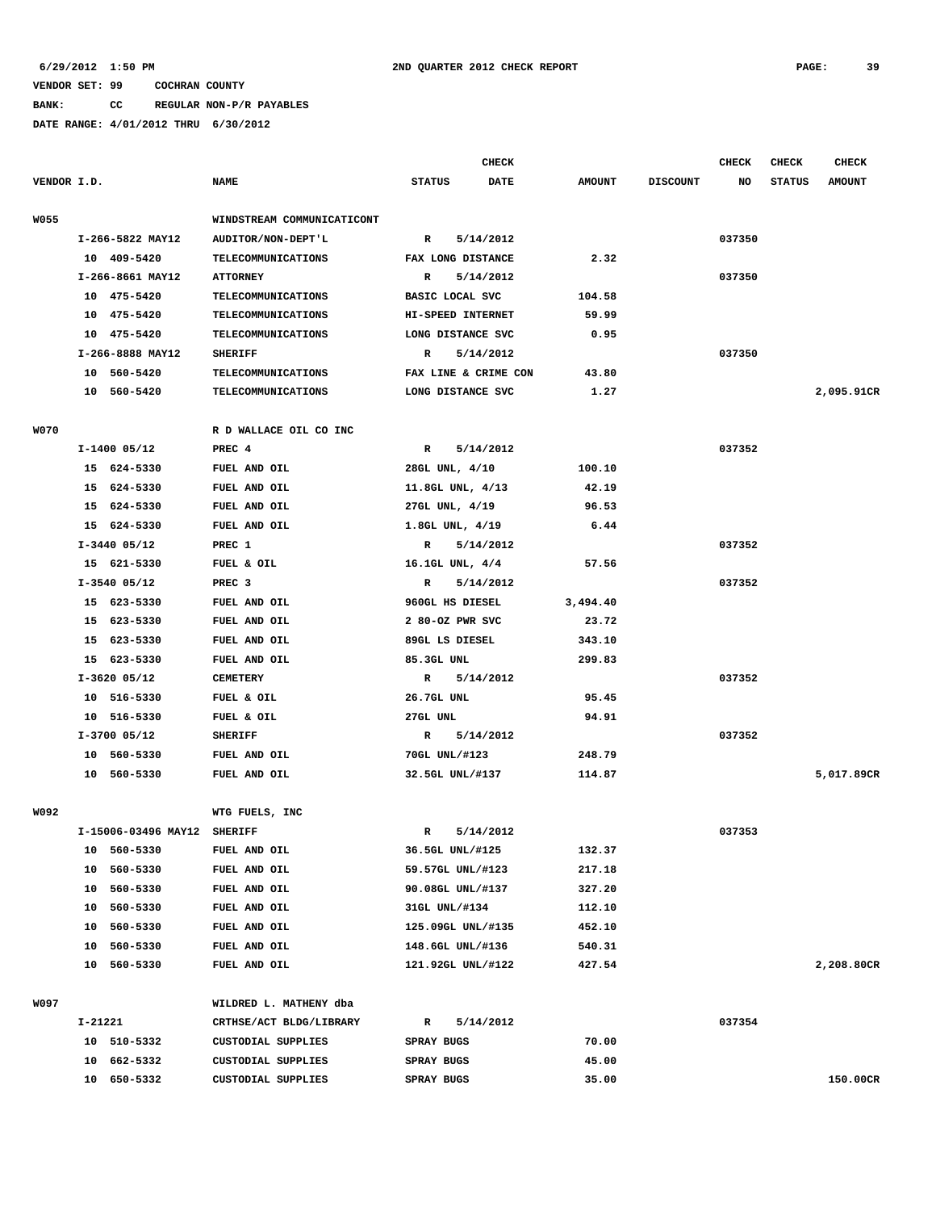6/29/2012 1:50 PM 2ND QUARTER 2012 CHECK REPORT

VENDOR SET: 99 COCHRAN COUNTY

BANK: CC REGULAR NON-P/R PAYABLES

DATE RANGE: 4/01/2012 THRU 6/30/2012

| VENDOR I.D. | NAME | STATUS | CHECK DATE | AMOUNT | DISCOUNT | CHECK NO | CHECK STATUS | CHECK AMOUNT |
|---|---|---|---|---|---|---|---|---|
| W055 | WINDSTREAM COMMUNICATICONT | | | | | | | |
| I-266-5822 MAY12 | AUDITOR/NON-DEPT'L | R | 5/14/2012 | | | 037350 | | |
| 10 409-5420 | TELECOMMUNICATIONS | FAX LONG DISTANCE | | 2.32 | | | | |
| I-266-8661 MAY12 | ATTORNEY | R | 5/14/2012 | | | 037350 | | |
| 10 475-5420 | TELECOMMUNICATIONS | BASIC LOCAL SVC | | 104.58 | | | | |
| 10 475-5420 | TELECOMMUNICATIONS | HI-SPEED INTERNET | | 59.99 | | | | |
| 10 475-5420 | TELECOMMUNICATIONS | LONG DISTANCE SVC | | 0.95 | | | | |
| I-266-8888 MAY12 | SHERIFF | R | 5/14/2012 | | | 037350 | | |
| 10 560-5420 | TELECOMMUNICATIONS | FAX LINE & CRIME CON | | 43.80 | | | | |
| 10 560-5420 | TELECOMMUNICATIONS | LONG DISTANCE SVC | | 1.27 | | | | 2,095.91CR |
| W070 | R D WALLACE OIL CO INC | | | | | | | |
| I-1400 05/12 | PREC 4 | R | 5/14/2012 | | | 037352 | | |
| 15 624-5330 | FUEL AND OIL | 28GL UNL, 4/10 | | 100.10 | | | | |
| 15 624-5330 | FUEL AND OIL | 11.8GL UNL, 4/13 | | 42.19 | | | | |
| 15 624-5330 | FUEL AND OIL | 27GL UNL, 4/19 | | 96.53 | | | | |
| 15 624-5330 | FUEL AND OIL | 1.8GL UNL, 4/19 | | 6.44 | | | | |
| I-3440 05/12 | PREC 1 | R | 5/14/2012 | | | 037352 | | |
| 15 621-5330 | FUEL & OIL | 16.1GL UNL, 4/4 | | 57.56 | | | | |
| I-3540 05/12 | PREC 3 | R | 5/14/2012 | | | 037352 | | |
| 15 623-5330 | FUEL AND OIL | 960GL HS DIESEL | | 3,494.40 | | | | |
| 15 623-5330 | FUEL AND OIL | 2 80-OZ PWR SVC | | 23.72 | | | | |
| 15 623-5330 | FUEL AND OIL | 89GL LS DIESEL | | 343.10 | | | | |
| 15 623-5330 | FUEL AND OIL | 85.3GL UNL | | 299.83 | | | | |
| I-3620 05/12 | CEMETERY | R | 5/14/2012 | | | 037352 | | |
| 10 516-5330 | FUEL & OIL | 26.7GL UNL | | 95.45 | | | | |
| 10 516-5330 | FUEL & OIL | 27GL UNL | | 94.91 | | | | |
| I-3700 05/12 | SHERIFF | R | 5/14/2012 | | | 037352 | | |
| 10 560-5330 | FUEL AND OIL | 70GL UNL/#123 | | 248.79 | | | | |
| 10 560-5330 | FUEL AND OIL | 32.5GL UNL/#137 | | 114.87 | | | | 5,017.89CR |
| W092 | WTG FUELS, INC | | | | | | | |
| I-15006-03496 MAY12 | SHERIFF | R | 5/14/2012 | | | 037353 | | |
| 10 560-5330 | FUEL AND OIL | 36.5GL UNL/#125 | | 132.37 | | | | |
| 10 560-5330 | FUEL AND OIL | 59.57GL UNL/#123 | | 217.18 | | | | |
| 10 560-5330 | FUEL AND OIL | 90.08GL UNL/#137 | | 327.20 | | | | |
| 10 560-5330 | FUEL AND OIL | 31GL UNL/#134 | | 112.10 | | | | |
| 10 560-5330 | FUEL AND OIL | 125.09GL UNL/#135 | | 452.10 | | | | |
| 10 560-5330 | FUEL AND OIL | 148.6GL UNL/#136 | | 540.31 | | | | |
| 10 560-5330 | FUEL AND OIL | 121.92GL UNL/#122 | | 427.54 | | | | 2,208.80CR |
| W097 | WILDRED L. MATHENY dba | | | | | | | |
| I-21221 | CRTHSE/ACT BLDG/LIBRARY | R | 5/14/2012 | | | 037354 | | |
| 10 510-5332 | CUSTODIAL SUPPLIES | SPRAY BUGS | | 70.00 | | | | |
| 10 662-5332 | CUSTODIAL SUPPLIES | SPRAY BUGS | | 45.00 | | | | |
| 10 650-5332 | CUSTODIAL SUPPLIES | SPRAY BUGS | | 35.00 | | | | 150.00CR |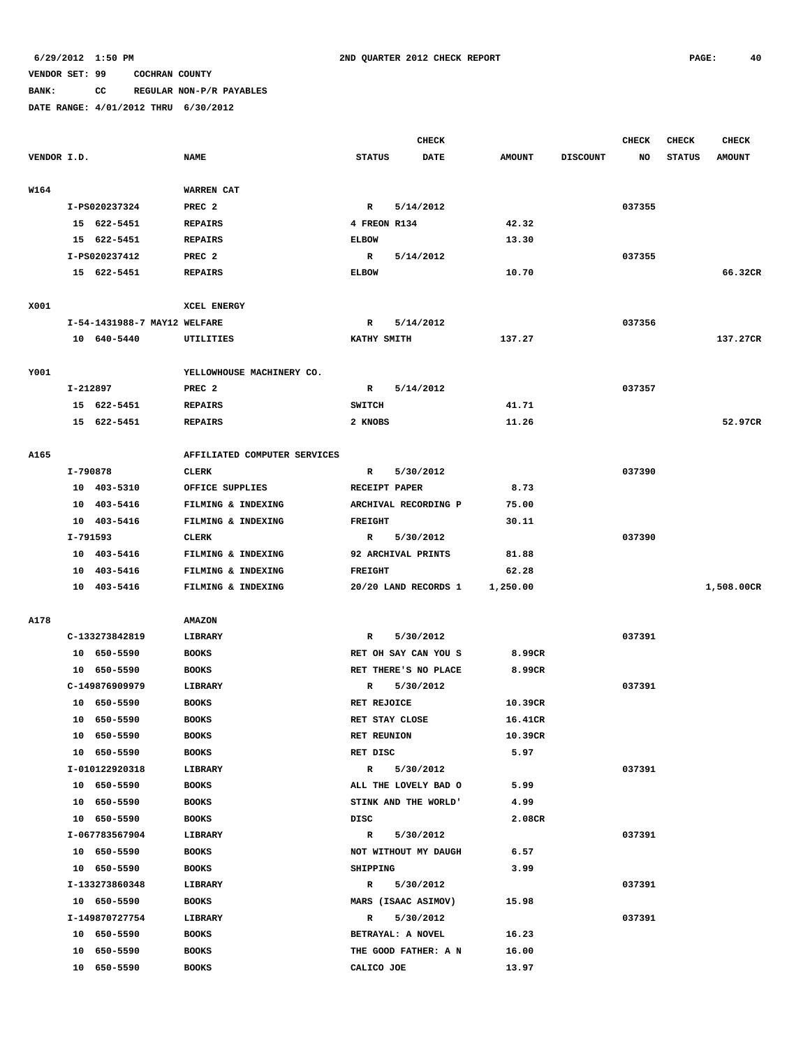6/29/2012 1:50 PM    2ND QUARTER 2012 CHECK REPORT

VENDOR SET: 99    COCHRAN COUNTY

BANK: CC    REGULAR NON-P/R PAYABLES

DATE RANGE: 4/01/2012 THRU 6/30/2012

| VENDOR I.D. | NAME | STATUS | CHECK DATE | AMOUNT | DISCOUNT | CHECK NO | CHECK STATUS | CHECK AMOUNT |
|---|---|---|---|---|---|---|---|---|
| W164 | WARREN CAT | | | | | | | |
| I-PS020237324 | PREC 2 | R | 5/14/2012 | | | 037355 | | |
| 15 622-5451 | REPAIRS | 4 FREON R134 | | 42.32 | | | | |
| 15 622-5451 | REPAIRS | ELBOW | | 13.30 | | | | |
| I-PS020237412 | PREC 2 | R | 5/14/2012 | | | 037355 | | |
| 15 622-5451 | REPAIRS | ELBOW | | 10.70 | | | | 66.32CR |
| X001 | XCEL ENERGY | | | | | | | |
| I-54-1431988-7 MAY12 | WELFARE | R | 5/14/2012 | | | 037356 | | |
| 10 640-5440 | UTILITIES | KATHY SMITH | | 137.27 | | | | 137.27CR |
| Y001 | YELLOWHOUSE MACHINERY CO. | | | | | | | |
| I-212897 | PREC 2 | R | 5/14/2012 | | | 037357 | | |
| 15 622-5451 | REPAIRS | SWITCH | | 41.71 | | | | |
| 15 622-5451 | REPAIRS | 2 KNOBS | | 11.26 | | | | 52.97CR |
| A165 | AFFILIATED COMPUTER SERVICES | | | | | | | |
| I-790878 | CLERK | R | 5/30/2012 | | | 037390 | | |
| 10 403-5310 | OFFICE SUPPLIES | RECEIPT PAPER | | 8.73 | | | | |
| 10 403-5416 | FILMING & INDEXING | ARCHIVAL RECORDING P | | 75.00 | | | | |
| 10 403-5416 | FILMING & INDEXING | FREIGHT | | 30.11 | | | | |
| I-791593 | CLERK | R | 5/30/2012 | | | 037390 | | |
| 10 403-5416 | FILMING & INDEXING | 92 ARCHIVAL PRINTS | | 81.88 | | | | |
| 10 403-5416 | FILMING & INDEXING | FREIGHT | | 62.28 | | | | |
| 10 403-5416 | FILMING & INDEXING | 20/20 LAND RECORDS 1 | | 1,250.00 | | | | 1,508.00CR |
| A178 | AMAZON | | | | | | | |
| C-133273842819 | LIBRARY | R | 5/30/2012 | | | 037391 | | |
| 10 650-5590 | BOOKS | RET OH SAY CAN YOU S | | 8.99CR | | | | |
| 10 650-5590 | BOOKS | RET THERE'S NO PLACE | | 8.99CR | | | | |
| C-149876909979 | LIBRARY | R | 5/30/2012 | | | 037391 | | |
| 10 650-5590 | BOOKS | RET REJOICE | | 10.39CR | | | | |
| 10 650-5590 | BOOKS | RET STAY CLOSE | | 16.41CR | | | | |
| 10 650-5590 | BOOKS | RET REUNION | | 10.39CR | | | | |
| 10 650-5590 | BOOKS | RET DISC | | 5.97 | | | | |
| I-010122920318 | LIBRARY | R | 5/30/2012 | | | 037391 | | |
| 10 650-5590 | BOOKS | ALL THE LOVELY BAD O | | 5.99 | | | | |
| 10 650-5590 | BOOKS | STINK AND THE WORLD' | | 4.99 | | | | |
| 10 650-5590 | BOOKS | DISC | | 2.08CR | | | | |
| I-067783567904 | LIBRARY | R | 5/30/2012 | | | 037391 | | |
| 10 650-5590 | BOOKS | NOT WITHOUT MY DAUGH | | 6.57 | | | | |
| 10 650-5590 | BOOKS | SHIPPING | | 3.99 | | | | |
| I-133273860348 | LIBRARY | R | 5/30/2012 | | | 037391 | | |
| 10 650-5590 | BOOKS | MARS (ISAAC ASIMOV) | | 15.98 | | | | |
| I-149870727754 | LIBRARY | R | 5/30/2012 | | | 037391 | | |
| 10 650-5590 | BOOKS | BETRAYAL: A NOVEL | | 16.23 | | | | |
| 10 650-5590 | BOOKS | THE GOOD FATHER: A N | | 16.00 | | | | |
| 10 650-5590 | BOOKS | CALICO JOE | | 13.97 | | | | |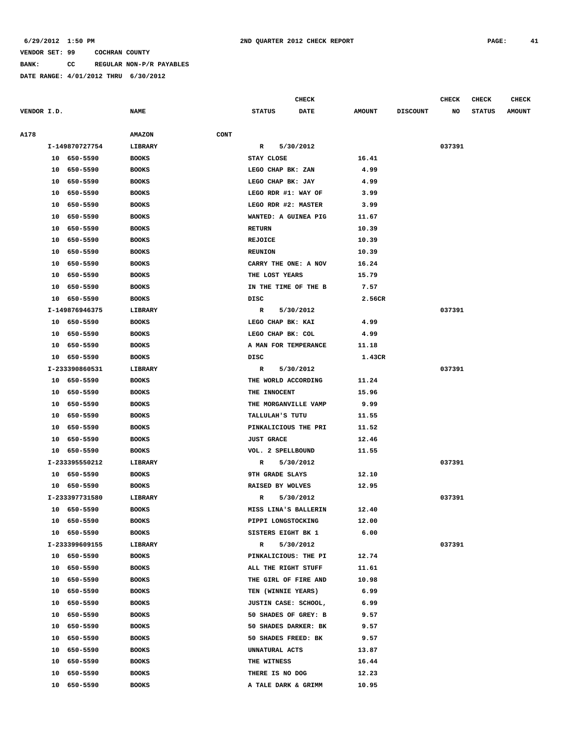**6/29/2012 1:50 PM** **2ND QUARTER 2012 CHECK REPORT**

**VENDOR SET: 99 COCHRAN COUNTY**

**BANK: CC REGULAR NON-P/R PAYABLES**

**DATE RANGE: 4/01/2012 THRU 6/30/2012**

| VENDOR I.D. | NAME | STATUS | CHECK DATE | AMOUNT | DISCOUNT | CHECK NO | CHECK STATUS | CHECK AMOUNT |
|---|---|---|---|---|---|---|---|---|
| A178 | AMAZON CONT | | | | | | | |
| I-149870727754 | LIBRARY | R | 5/30/2012 | | | 037391 | | |
| 10 650-5590 | BOOKS | STAY CLOSE | | 16.41 | | | | |
| 10 650-5590 | BOOKS | LEGO CHAP BK: ZAN | | 4.99 | | | | |
| 10 650-5590 | BOOKS | LEGO CHAP BK: JAY | | 4.99 | | | | |
| 10 650-5590 | BOOKS | LEGO RDR #1: WAY OF | | 3.99 | | | | |
| 10 650-5590 | BOOKS | LEGO RDR #2: MASTER | | 3.99 | | | | |
| 10 650-5590 | BOOKS | WANTED: A GUINEA PIG | | 11.67 | | | | |
| 10 650-5590 | BOOKS | RETURN | | 10.39 | | | | |
| 10 650-5590 | BOOKS | REJOICE | | 10.39 | | | | |
| 10 650-5590 | BOOKS | REUNION | | 10.39 | | | | |
| 10 650-5590 | BOOKS | CARRY THE ONE: A NOV | | 16.24 | | | | |
| 10 650-5590 | BOOKS | THE LOST YEARS | | 15.79 | | | | |
| 10 650-5590 | BOOKS | IN THE TIME OF THE B | | 7.57 | | | | |
| 10 650-5590 | BOOKS | DISC | | 2.56CR | | | | |
| I-149876946375 | LIBRARY | R | 5/30/2012 | | | 037391 | | |
| 10 650-5590 | BOOKS | LEGO CHAP BK: KAI | | 4.99 | | | | |
| 10 650-5590 | BOOKS | LEGO CHAP BK: COL | | 4.99 | | | | |
| 10 650-5590 | BOOKS | A MAN FOR TEMPERANCE | | 11.18 | | | | |
| 10 650-5590 | BOOKS | DISC | | 1.43CR | | | | |
| I-233390860531 | LIBRARY | R | 5/30/2012 | | | 037391 | | |
| 10 650-5590 | BOOKS | THE WORLD ACCORDING | | 11.24 | | | | |
| 10 650-5590 | BOOKS | THE INNOCENT | | 15.96 | | | | |
| 10 650-5590 | BOOKS | THE MORGANVILLE VAMP | | 9.99 | | | | |
| 10 650-5590 | BOOKS | TALLULAH'S TUTU | | 11.55 | | | | |
| 10 650-5590 | BOOKS | PINKALICIOUS THE PRI | | 11.52 | | | | |
| 10 650-5590 | BOOKS | JUST GRACE | | 12.46 | | | | |
| 10 650-5590 | BOOKS | VOL. 2 SPELLBOUND | | 11.55 | | | | |
| I-233395550212 | LIBRARY | R | 5/30/2012 | | | 037391 | | |
| 10 650-5590 | BOOKS | 9TH GRADE SLAYS | | 12.10 | | | | |
| 10 650-5590 | BOOKS | RAISED BY WOLVES | | 12.95 | | | | |
| I-233397731580 | LIBRARY | R | 5/30/2012 | | | 037391 | | |
| 10 650-5590 | BOOKS | MISS LINA'S BALLERIN | | 12.40 | | | | |
| 10 650-5590 | BOOKS | PIPPI LONGSTOCKING | | 12.00 | | | | |
| 10 650-5590 | BOOKS | SISTERS EIGHT BK 1 | | 6.00 | | | | |
| I-233399609155 | LIBRARY | R | 5/30/2012 | | | 037391 | | |
| 10 650-5590 | BOOKS | PINKALICIOUS: THE PI | | 12.74 | | | | |
| 10 650-5590 | BOOKS | ALL THE RIGHT STUFF | | 11.61 | | | | |
| 10 650-5590 | BOOKS | THE GIRL OF FIRE AND | | 10.98 | | | | |
| 10 650-5590 | BOOKS | TEN (WINNIE YEARS) | | 6.99 | | | | |
| 10 650-5590 | BOOKS | JUSTIN CASE: SCHOOL, | | 6.99 | | | | |
| 10 650-5590 | BOOKS | 50 SHADES OF GREY: B | | 9.57 | | | | |
| 10 650-5590 | BOOKS | 50 SHADES DARKER: BK | | 9.57 | | | | |
| 10 650-5590 | BOOKS | 50 SHADES FREED: BK | | 9.57 | | | | |
| 10 650-5590 | BOOKS | UNNATURAL ACTS | | 13.87 | | | | |
| 10 650-5590 | BOOKS | THE WITNESS | | 16.44 | | | | |
| 10 650-5590 | BOOKS | THERE IS NO DOG | | 12.23 | | | | |
| 10 650-5590 | BOOKS | A TALE DARK & GRIMM | | 10.95 | | | | |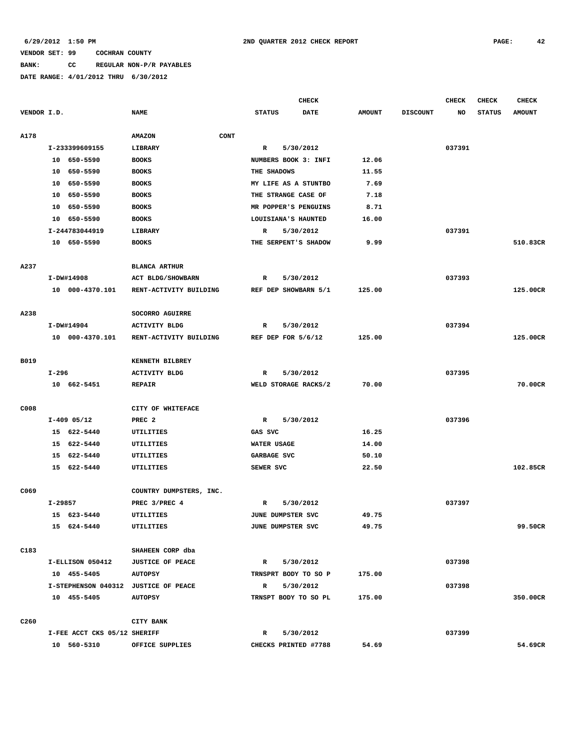6/29/2012 1:50 PM — 2ND QUARTER 2012 CHECK REPORT

VENDOR SET: 99 COCHRAN COUNTY
BANK: CC REGULAR NON-P/R PAYABLES
DATE RANGE: 4/01/2012 THRU 6/30/2012

| VENDOR I.D. | NAME | STATUS | CHECK DATE | AMOUNT | DISCOUNT | CHECK NO | CHECK STATUS | CHECK AMOUNT |
|---|---|---|---|---|---|---|---|---|
| A178 | AMAZON CONT | | | | | | | |
| I-233399609155 | LIBRARY | R | 5/30/2012 | | | 037391 | | |
| 10 650-5590 | BOOKS | NUMBERS BOOK 3: INFI | | 12.06 | | | | |
| 10 650-5590 | BOOKS | THE SHADOWS | | 11.55 | | | | |
| 10 650-5590 | BOOKS | MY LIFE AS A STUNTBO | | 7.69 | | | | |
| 10 650-5590 | BOOKS | THE STRANGE CASE OF | | 7.18 | | | | |
| 10 650-5590 | BOOKS | MR POPPER'S PENGUINS | | 8.71 | | | | |
| 10 650-5590 | BOOKS | LOUISIANA'S HAUNTED | | 16.00 | | | | |
| I-244783044919 | LIBRARY | R | 5/30/2012 | | | 037391 | | |
| 10 650-5590 | BOOKS | THE SERPENT'S SHADOW | | 9.99 | | | | 510.83CR |
| A237 | BLANCA ARTHUR | | | | | | | |
| I-DW#14908 | ACT BLDG/SHOWBARN | R | 5/30/2012 | | | 037393 | | |
| 10 000-4370.101 | RENT-ACTIVITY BUILDING | REF DEP SHOWBARN 5/1 | | 125.00 | | | | 125.00CR |
| A238 | SOCORRO AGUIRRE | | | | | | | |
| I-DW#14904 | ACTIVITY BLDG | R | 5/30/2012 | | | 037394 | | |
| 10 000-4370.101 | RENT-ACTIVITY BUILDING | REF DEP FOR 5/6/12 | | 125.00 | | | | 125.00CR |
| B019 | KENNETH BILBREY | | | | | | | |
| I-296 | ACTIVITY BLDG | R | 5/30/2012 | | | 037395 | | |
| 10 662-5451 | REPAIR | WELD STORAGE RACKS/2 | | 70.00 | | | | 70.00CR |
| C008 | CITY OF WHITEFACE | | | | | | | |
| I-409 05/12 | PREC 2 | R | 5/30/2012 | | | 037396 | | |
| 15 622-5440 | UTILITIES | GAS SVC | | 16.25 | | | | |
| 15 622-5440 | UTILITIES | WATER USAGE | | 14.00 | | | | |
| 15 622-5440 | UTILITIES | GARBAGE SVC | | 50.10 | | | | |
| 15 622-5440 | UTILITIES | SEWER SVC | | 22.50 | | | | 102.85CR |
| C069 | COUNTRY DUMPSTERS, INC. | | | | | | | |
| I-29857 | PREC 3/PREC 4 | R | 5/30/2012 | | | 037397 | | |
| 15 623-5440 | UTILITIES | JUNE DUMPSTER SVC | | 49.75 | | | | |
| 15 624-5440 | UTILITIES | JUNE DUMPSTER SVC | | 49.75 | | | | 99.50CR |
| C183 | SHAHEEN CORP dba | | | | | | | |
| I-ELLISON 050412 | JUSTICE OF PEACE | R | 5/30/2012 | | | 037398 | | |
| 10 455-5405 | AUTOPSY | TRNSPRT BODY TO SO P | | 175.00 | | | | |
| I-STEPHENSON 040312 | JUSTICE OF PEACE | R | 5/30/2012 | | | 037398 | | |
| 10 455-5405 | AUTOPSY | TRNSPT BODY TO SO PL | | 175.00 | | | | 350.00CR |
| C260 | CITY BANK | | | | | | | |
| I-FEE ACCT CKS 05/12 | SHERIFF | R | 5/30/2012 | | | 037399 | | |
| 10 560-5310 | OFFICE SUPPLIES | CHECKS PRINTED #7788 | | 54.69 | | | | 54.69CR |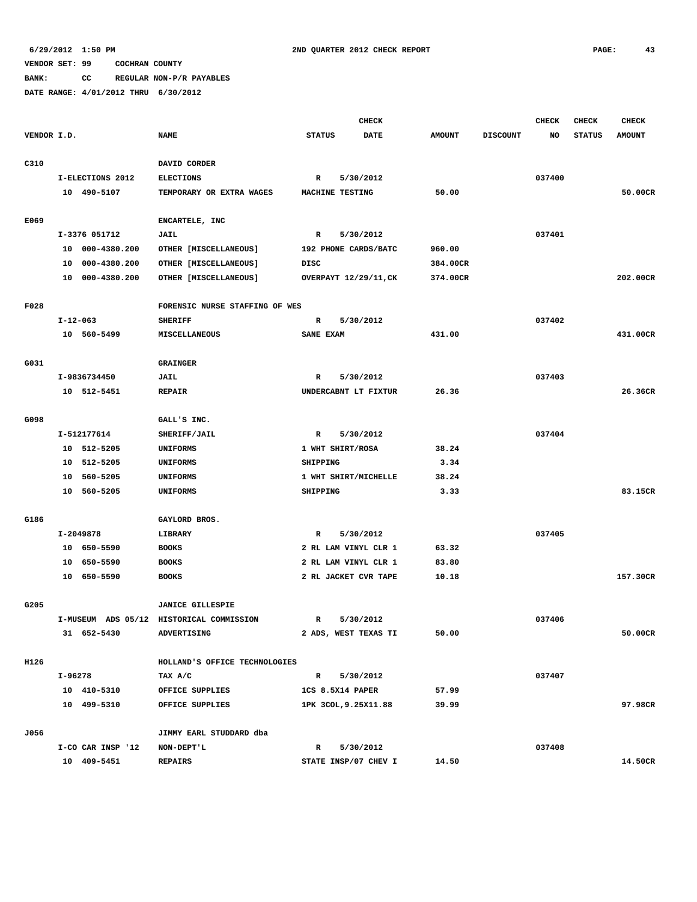6/29/2012 1:50 PM 2ND QUARTER 2012 CHECK REPORT

VENDOR SET: 99 COCHRAN COUNTY

BANK: CC REGULAR NON-P/R PAYABLES

DATE RANGE: 4/01/2012 THRU 6/30/2012

| VENDOR I.D. | NAME | STATUS | CHECK DATE | AMOUNT | DISCOUNT | CHECK NO | CHECK STATUS | CHECK AMOUNT |
|---|---|---|---|---|---|---|---|---|
| C310 | DAVID CORDER | | | | | | | |
| I-ELECTIONS 2012 | ELECTIONS | R | 5/30/2012 | | | 037400 | | |
| 10 490-5107 | TEMPORARY OR EXTRA WAGES | MACHINE TESTING | | 50.00 | | | | 50.00CR |
| E069 | ENCARTELE, INC | | | | | | | |
| I-3376 051712 | JAIL | R | 5/30/2012 | | | 037401 | | |
| 10 000-4380.200 | OTHER [MISCELLANEOUS] | 192 PHONE CARDS/BATC | | 960.00 | | | | |
| 10 000-4380.200 | OTHER [MISCELLANEOUS] | DISC | | 384.00CR | | | | |
| 10 000-4380.200 | OTHER [MISCELLANEOUS] | OVERPAYT 12/29/11,CK | | 374.00CR | | | | 202.00CR |
| F028 | FORENSIC NURSE STAFFING OF WES | | | | | | | |
| I-12-063 | SHERIFF | R | 5/30/2012 | | | 037402 | | |
| 10 560-5499 | MISCELLANEOUS | SANE EXAM | | 431.00 | | | | 431.00CR |
| G031 | GRAINGER | | | | | | | |
| I-9836734450 | JAIL | R | 5/30/2012 | | | 037403 | | |
| 10 512-5451 | REPAIR | UNDERCABNT LT FIXTUR | | 26.36 | | | | 26.36CR |
| G098 | GALL'S INC. | | | | | | | |
| I-512177614 | SHERIFF/JAIL | R | 5/30/2012 | | | 037404 | | |
| 10 512-5205 | UNIFORMS | 1 WHT SHIRT/ROSA | | 38.24 | | | | |
| 10 512-5205 | UNIFORMS | SHIPPING | | 3.34 | | | | |
| 10 560-5205 | UNIFORMS | 1 WHT SHIRT/MICHELLE | | 38.24 | | | | |
| 10 560-5205 | UNIFORMS | SHIPPING | | 3.33 | | | | 83.15CR |
| G186 | GAYLORD BROS. | | | | | | | |
| I-2049878 | LIBRARY | R | 5/30/2012 | | | 037405 | | |
| 10 650-5590 | BOOKS | 2 RL LAM VINYL CLR 1 | | 63.32 | | | | |
| 10 650-5590 | BOOKS | 2 RL LAM VINYL CLR 1 | | 83.80 | | | | |
| 10 650-5590 | BOOKS | 2 RL JACKET CVR TAPE | | 10.18 | | | | 157.30CR |
| G205 | JANICE GILLESPIE | | | | | | | |
| I-MUSEUM ADS 05/12 | HISTORICAL COMMISSION | R | 5/30/2012 | | | 037406 | | |
| 31 652-5430 | ADVERTISING | 2 ADS, WEST TEXAS TI | | 50.00 | | | | 50.00CR |
| H126 | HOLLAND'S OFFICE TECHNOLOGIES | | | | | | | |
| I-96278 | TAX A/C | R | 5/30/2012 | | | 037407 | | |
| 10 410-5310 | OFFICE SUPPLIES | 1CS 8.5X14 PAPER | | 57.99 | | | | |
| 10 499-5310 | OFFICE SUPPLIES | 1PK 3COL,9.25X11.88 | | 39.99 | | | | 97.98CR |
| J056 | JIMMY EARL STUDDARD dba | | | | | | | |
| I-CO CAR INSP '12 | NON-DEPT'L | R | 5/30/2012 | | | 037408 | | |
| 10 409-5451 | REPAIRS | STATE INSP/07 CHEV I | | 14.50 | | | | 14.50CR |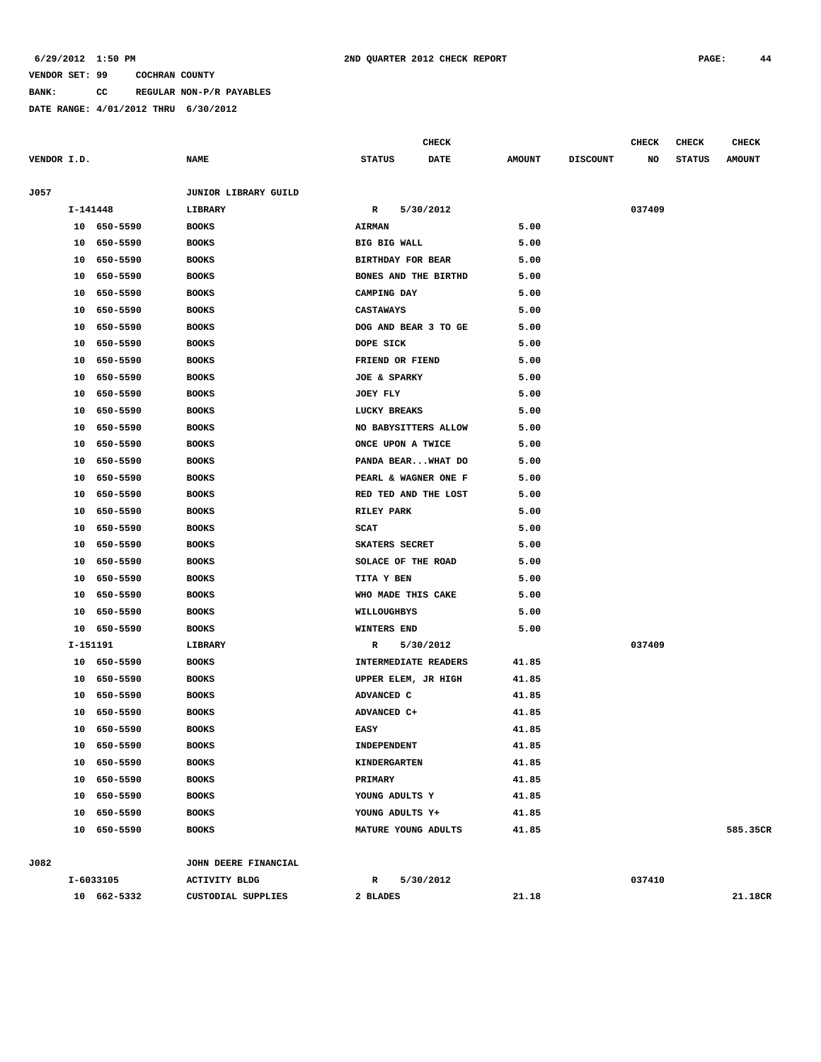6/29/2012 1:50 PM 2ND QUARTER 2012 CHECK REPORT

VENDOR SET: 99 COCHRAN COUNTY

BANK: CC REGULAR NON-P/R PAYABLES

DATE RANGE: 4/01/2012 THRU 6/30/2012

| VENDOR I.D. | NAME | STATUS | CHECK DATE | AMOUNT | DISCOUNT | CHECK NO | CHECK STATUS | CHECK AMOUNT |
|---|---|---|---|---|---|---|---|---|
| J057 | JUNIOR LIBRARY GUILD | | | | | | | |
| I-141448 | LIBRARY | R | 5/30/2012 | | | 037409 | | |
| 10 650-5590 | BOOKS | AIRMAN | | 5.00 | | | | |
| 10 650-5590 | BOOKS | BIG BIG WALL | | 5.00 | | | | |
| 10 650-5590 | BOOKS | BIRTHDAY FOR BEAR | | 5.00 | | | | |
| 10 650-5590 | BOOKS | BONES AND THE BIRTHD | | 5.00 | | | | |
| 10 650-5590 | BOOKS | CAMPING DAY | | 5.00 | | | | |
| 10 650-5590 | BOOKS | CASTAWAYS | | 5.00 | | | | |
| 10 650-5590 | BOOKS | DOG AND BEAR 3 TO GE | | 5.00 | | | | |
| 10 650-5590 | BOOKS | DOPE SICK | | 5.00 | | | | |
| 10 650-5590 | BOOKS | FRIEND OR FIEND | | 5.00 | | | | |
| 10 650-5590 | BOOKS | JOE & SPARKY | | 5.00 | | | | |
| 10 650-5590 | BOOKS | JOEY FLY | | 5.00 | | | | |
| 10 650-5590 | BOOKS | LUCKY BREAKS | | 5.00 | | | | |
| 10 650-5590 | BOOKS | NO BABYSITTERS ALLOW | | 5.00 | | | | |
| 10 650-5590 | BOOKS | ONCE UPON A TWICE | | 5.00 | | | | |
| 10 650-5590 | BOOKS | PANDA BEAR...WHAT DO | | 5.00 | | | | |
| 10 650-5590 | BOOKS | PEARL & WAGNER ONE F | | 5.00 | | | | |
| 10 650-5590 | BOOKS | RED TED AND THE LOST | | 5.00 | | | | |
| 10 650-5590 | BOOKS | RILEY PARK | | 5.00 | | | | |
| 10 650-5590 | BOOKS | SCAT | | 5.00 | | | | |
| 10 650-5590 | BOOKS | SKATERS SECRET | | 5.00 | | | | |
| 10 650-5590 | BOOKS | SOLACE OF THE ROAD | | 5.00 | | | | |
| 10 650-5590 | BOOKS | TITA Y BEN | | 5.00 | | | | |
| 10 650-5590 | BOOKS | WHO MADE THIS CAKE | | 5.00 | | | | |
| 10 650-5590 | BOOKS | WILLOUGHBYS | | 5.00 | | | | |
| 10 650-5590 | BOOKS | WINTERS END | | 5.00 | | | | |
| I-151191 | LIBRARY | R | 5/30/2012 | | | 037409 | | |
| 10 650-5590 | BOOKS | INTERMEDIATE READERS | | 41.85 | | | | |
| 10 650-5590 | BOOKS | UPPER ELEM, JR HIGH | | 41.85 | | | | |
| 10 650-5590 | BOOKS | ADVANCED C | | 41.85 | | | | |
| 10 650-5590 | BOOKS | ADVANCED C+ | | 41.85 | | | | |
| 10 650-5590 | BOOKS | EASY | | 41.85 | | | | |
| 10 650-5590 | BOOKS | INDEPENDENT | | 41.85 | | | | |
| 10 650-5590 | BOOKS | KINDERGARTEN | | 41.85 | | | | |
| 10 650-5590 | BOOKS | PRIMARY | | 41.85 | | | | |
| 10 650-5590 | BOOKS | YOUNG ADULTS Y | | 41.85 | | | | |
| 10 650-5590 | BOOKS | YOUNG ADULTS Y+ | | 41.85 | | | | |
| 10 650-5590 | BOOKS | MATURE YOUNG ADULTS | | 41.85 | | | | 585.35CR |
| J082 | JOHN DEERE FINANCIAL | | | | | | | |
| I-6033105 | ACTIVITY BLDG | R | 5/30/2012 | | | 037410 | | |
| 10 662-5332 | CUSTODIAL SUPPLIES | 2 BLADES | | 21.18 | | | | 21.18CR |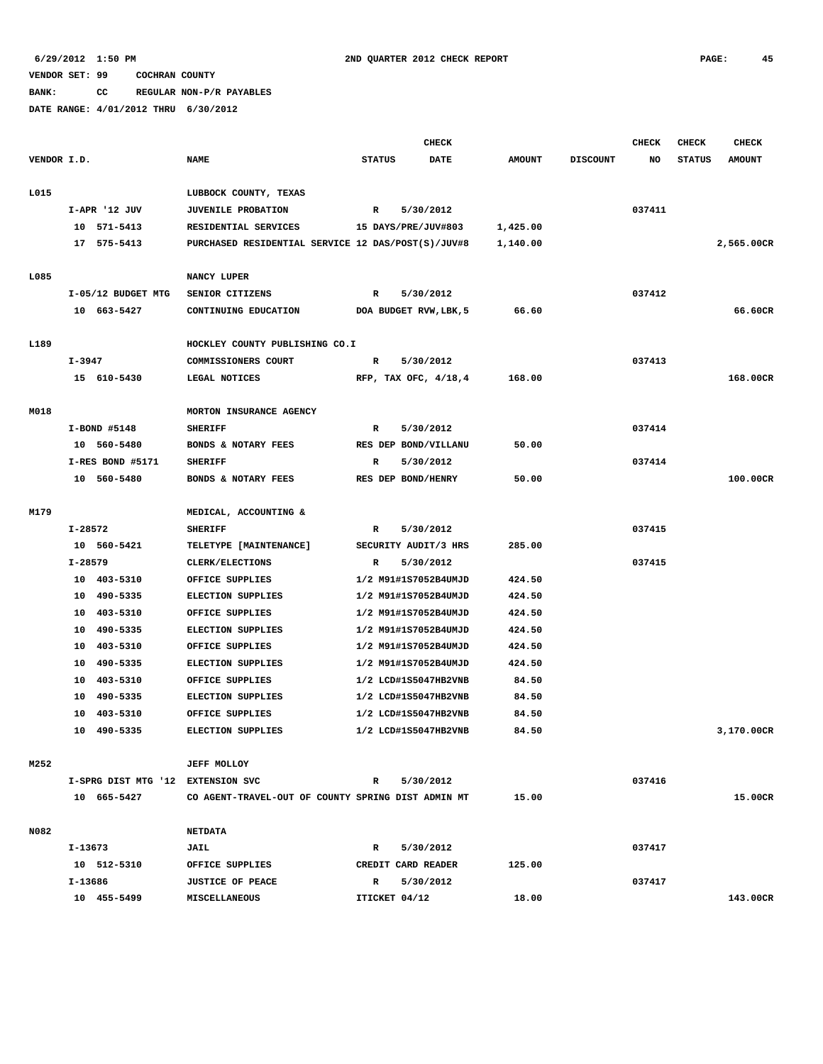6/29/2012 1:50 PM    2ND QUARTER 2012 CHECK REPORT

VENDOR SET: 99    COCHRAN COUNTY

BANK: CC    REGULAR NON-P/R PAYABLES

DATE RANGE: 4/01/2012 THRU 6/30/2012

| VENDOR I.D. | NAME | STATUS | CHECK DATE | AMOUNT | DISCOUNT | CHECK NO | CHECK STATUS | CHECK AMOUNT |
|---|---|---|---|---|---|---|---|---|
| L015 | LUBBOCK COUNTY, TEXAS | | | | | | | |
| I-APR '12 JUV | JUVENILE PROBATION | R | 5/30/2012 | | | 037411 | | |
| 10 571-5413 | RESIDENTIAL SERVICES | 15 DAYS/PRE/JUV#803 | | 1,425.00 | | | | |
| 17 575-5413 | PURCHASED RESIDENTIAL SERVICE 12 DAS/POST(S)/JUV#8 | | | 1,140.00 | | | | 2,565.00CR |
| L085 | NANCY LUPER | | | | | | | |
| I-05/12 BUDGET MTG | SENIOR CITIZENS | R | 5/30/2012 | | | 037412 | | |
| 10 663-5427 | CONTINUING EDUCATION | DOA BUDGET RVW,LBK,5 | | 66.60 | | | | 66.60CR |
| L189 | HOCKLEY COUNTY PUBLISHING CO.I | | | | | | | |
| I-3947 | COMMISSIONERS COURT | R | 5/30/2012 | | | 037413 | | |
| 15 610-5430 | LEGAL NOTICES | RFP, TAX OFC, 4/18,4 | | 168.00 | | | | 168.00CR |
| M018 | MORTON INSURANCE AGENCY | | | | | | | |
| I-BOND #5148 | SHERIFF | R | 5/30/2012 | | | 037414 | | |
| 10 560-5480 | BONDS & NOTARY FEES | RES DEP BOND/VILLANU | | 50.00 | | | | |
| I-RES BOND #5171 | SHERIFF | R | 5/30/2012 | | | 037414 | | |
| 10 560-5480 | BONDS & NOTARY FEES | RES DEP BOND/HENRY | | 50.00 | | | | 100.00CR |
| M179 | MEDICAL, ACCOUNTING & | | | | | | | |
| I-28572 | SHERIFF | R | 5/30/2012 | | | 037415 | | |
| 10 560-5421 | TELETYPE [MAINTENANCE] | SECURITY AUDIT/3 HRS | | 285.00 | | | | |
| I-28579 | CLERK/ELECTIONS | R | 5/30/2012 | | | 037415 | | |
| 10 403-5310 | OFFICE SUPPLIES | 1/2 M91#1S7052B4UMJD | | 424.50 | | | | |
| 10 490-5335 | ELECTION SUPPLIES | 1/2 M91#1S7052B4UMJD | | 424.50 | | | | |
| 10 403-5310 | OFFICE SUPPLIES | 1/2 M91#1S7052B4UMJD | | 424.50 | | | | |
| 10 490-5335 | ELECTION SUPPLIES | 1/2 M91#1S7052B4UMJD | | 424.50 | | | | |
| 10 403-5310 | OFFICE SUPPLIES | 1/2 M91#1S7052B4UMJD | | 424.50 | | | | |
| 10 490-5335 | ELECTION SUPPLIES | 1/2 M91#1S7052B4UMJD | | 424.50 | | | | |
| 10 403-5310 | OFFICE SUPPLIES | 1/2 LCD#1S5047HB2VNB | | 84.50 | | | | |
| 10 490-5335 | ELECTION SUPPLIES | 1/2 LCD#1S5047HB2VNB | | 84.50 | | | | |
| 10 403-5310 | OFFICE SUPPLIES | 1/2 LCD#1S5047HB2VNB | | 84.50 | | | | |
| 10 490-5335 | ELECTION SUPPLIES | 1/2 LCD#1S5047HB2VNB | | 84.50 | | | | 3,170.00CR |
| M252 | JEFF MOLLOY | | | | | | | |
| I-SPRG DIST MTG '12 | EXTENSION SVC | R | 5/30/2012 | | | 037416 | | |
| 10 665-5427 | CO AGENT-TRAVEL-OUT OF COUNTY SPRING DIST ADMIN MT | | | 15.00 | | | | 15.00CR |
| N082 | NETDATA | | | | | | | |
| I-13673 | JAIL | R | 5/30/2012 | | | 037417 | | |
| 10 512-5310 | OFFICE SUPPLIES | CREDIT CARD READER | | 125.00 | | | | |
| I-13686 | JUSTICE OF PEACE | R | 5/30/2012 | | | 037417 | | |
| 10 455-5499 | MISCELLANEOUS | ITICKET 04/12 | | 18.00 | | | | 143.00CR |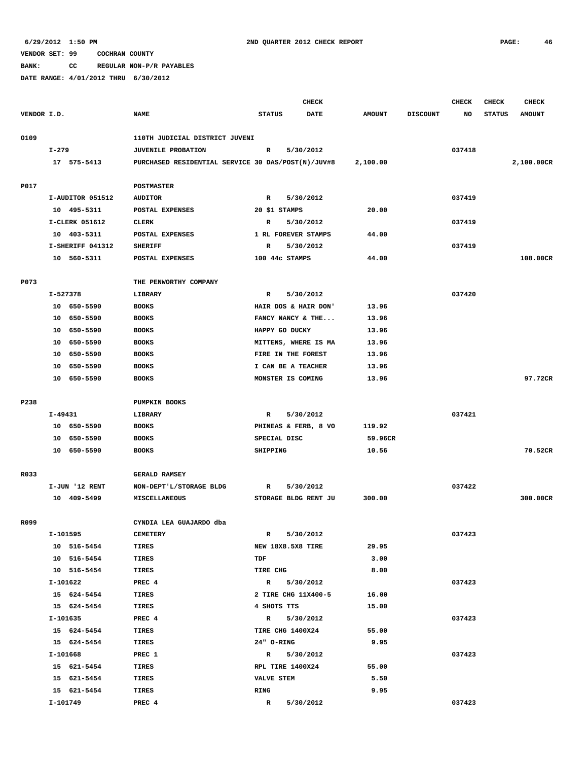6/29/2012 1:50 PM 2ND QUARTER 2012 CHECK REPORT

VENDOR SET: 99 COCHRAN COUNTY

BANK: CC REGULAR NON-P/R PAYABLES

DATE RANGE: 4/01/2012 THRU 6/30/2012

| VENDOR I.D. | NAME | STATUS | CHECK DATE | AMOUNT | DISCOUNT | CHECK NO | CHECK STATUS | CHECK AMOUNT |
|---|---|---|---|---|---|---|---|---|
| O109 | 110TH JUDICIAL DISTRICT JUVENI | | | | | | | |
| I-279 | JUVENILE PROBATION | R | 5/30/2012 | | | 037418 | | |
| 17 575-5413 | PURCHASED RESIDENTIAL SERVICE 30 DAS/POST(N)/JUV#8 | | | 2,100.00 | | | | 2,100.00CR |
| P017 | POSTMASTER | | | | | | | |
| I-AUDITOR 051512 | AUDITOR | R | 5/30/2012 | | | 037419 | | |
| 10 495-5311 | POSTAL EXPENSES | 20 $1 STAMPS | | 20.00 | | | | |
| I-CLERK 051612 | CLERK | R | 5/30/2012 | | | 037419 | | |
| 10 403-5311 | POSTAL EXPENSES | 1 RL FOREVER STAMPS | | 44.00 | | | | |
| I-SHERIFF 041312 | SHERIFF | R | 5/30/2012 | | | 037419 | | |
| 10 560-5311 | POSTAL EXPENSES | 100 44c STAMPS | | 44.00 | | | | 108.00CR |
| P073 | THE PENWORTHY COMPANY | | | | | | | |
| I-527378 | LIBRARY | R | 5/30/2012 | | | 037420 | | |
| 10 650-5590 | BOOKS | HAIR DOS & HAIR DON' | | 13.96 | | | | |
| 10 650-5590 | BOOKS | FANCY NANCY & THE... | | 13.96 | | | | |
| 10 650-5590 | BOOKS | HAPPY GO DUCKY | | 13.96 | | | | |
| 10 650-5590 | BOOKS | MITTENS, WHERE IS MA | | 13.96 | | | | |
| 10 650-5590 | BOOKS | FIRE IN THE FOREST | | 13.96 | | | | |
| 10 650-5590 | BOOKS | I CAN BE A TEACHER | | 13.96 | | | | |
| 10 650-5590 | BOOKS | MONSTER IS COMING | | 13.96 | | | | 97.72CR |
| P238 | PUMPKIN BOOKS | | | | | | | |
| I-49431 | LIBRARY | R | 5/30/2012 | | | 037421 | | |
| 10 650-5590 | BOOKS | PHINEAS & FERB, 8 VO | | 119.92 | | | | |
| 10 650-5590 | BOOKS | SPECIAL DISC | | 59.96CR | | | | |
| 10 650-5590 | BOOKS | SHIPPING | | 10.56 | | | | 70.52CR |
| R033 | GERALD RAMSEY | | | | | | | |
| I-JUN '12 RENT | NON-DEPT'L/STORAGE BLDG | R | 5/30/2012 | | | 037422 | | |
| 10 409-5499 | MISCELLANEOUS | STORAGE BLDG RENT JU | | 300.00 | | | | 300.00CR |
| R099 | CYNDIA LEA GUAJARDO dba | | | | | | | |
| I-101595 | CEMETERY | R | 5/30/2012 | | | 037423 | | |
| 10 516-5454 | TIRES | NEW 18X8.5X8 TIRE | | 29.95 | | | | |
| 10 516-5454 | TIRES | TDF | | 3.00 | | | | |
| 10 516-5454 | TIRES | TIRE CHG | | 8.00 | | | | |
| I-101622 | PREC 4 | R | 5/30/2012 | | | 037423 | | |
| 15 624-5454 | TIRES | 2 TIRE CHG 11X400-5 | | 16.00 | | | | |
| 15 624-5454 | TIRES | 4 SHOTS TTS | | 15.00 | | | | |
| I-101635 | PREC 4 | R | 5/30/2012 | | | 037423 | | |
| 15 624-5454 | TIRES | TIRE CHG 1400X24 | | 55.00 | | | | |
| 15 624-5454 | TIRES | 24" O-RING | | 9.95 | | | | |
| I-101668 | PREC 1 | R | 5/30/2012 | | | 037423 | | |
| 15 621-5454 | TIRES | RPL TIRE 1400X24 | | 55.00 | | | | |
| 15 621-5454 | TIRES | VALVE STEM | | 5.50 | | | | |
| 15 621-5454 | TIRES | RING | | 9.95 | | | | |
| I-101749 | PREC 4 | R | 5/30/2012 | | | 037423 | | |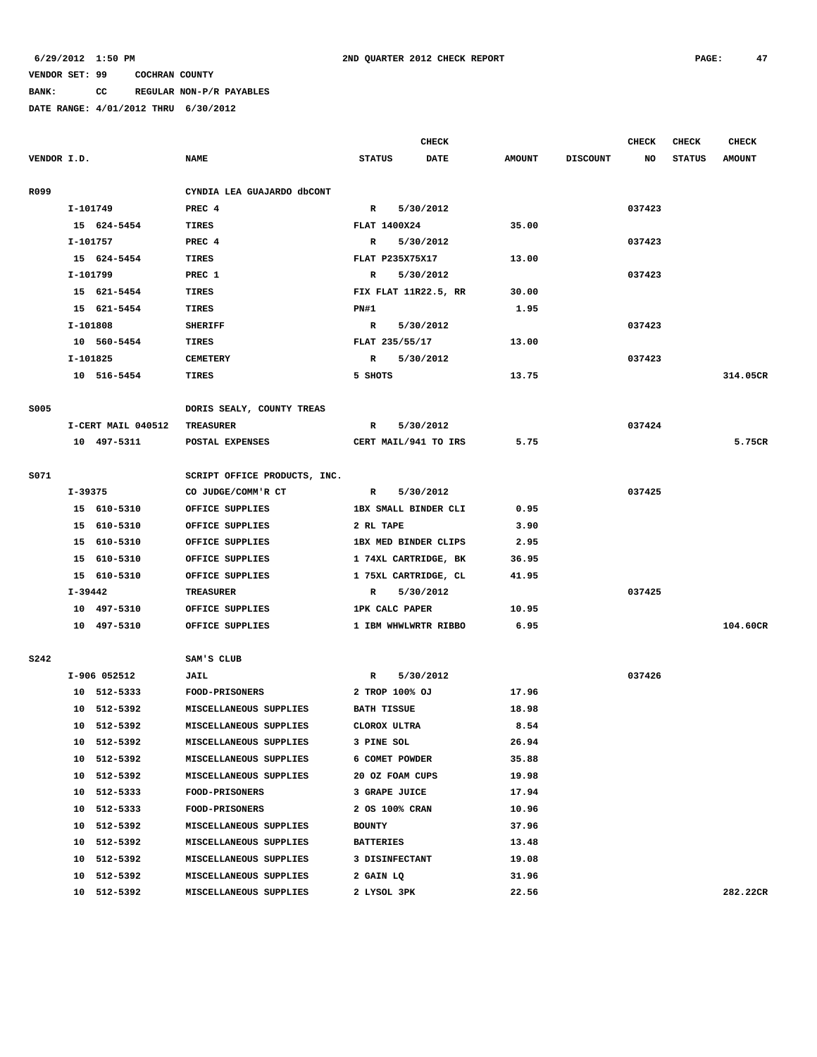**6/29/2012 1:50 PM** **2ND QUARTER 2012 CHECK REPORT**

**VENDOR SET: 99 COCHRAN COUNTY**

**BANK: CC REGULAR NON-P/R PAYABLES**

**DATE RANGE: 4/01/2012 THRU 6/30/2012**

| VENDOR I.D. | NAME | STATUS | CHECK DATE | AMOUNT | DISCOUNT | CHECK NO | CHECK STATUS | CHECK AMOUNT |
|---|---|---|---|---|---|---|---|---|
| R099 | CYNDIA LEA GUAJARDO dbCONT | | | | | | | |
| I-101749 | PREC 4 | R | 5/30/2012 | | | 037423 | | |
| 15 624-5454 | TIRES | FLAT 1400X24 | | 35.00 | | | | |
| I-101757 | PREC 4 | R | 5/30/2012 | | | 037423 | | |
| 15 624-5454 | TIRES | FLAT P235X75X17 | | 13.00 | | | | |
| I-101799 | PREC 1 | R | 5/30/2012 | | | 037423 | | |
| 15 621-5454 | TIRES | FIX FLAT 11R22.5, RR | | 30.00 | | | | |
| 15 621-5454 | TIRES | PN#1 | | 1.95 | | | | |
| I-101808 | SHERIFF | R | 5/30/2012 | | | 037423 | | |
| 10 560-5454 | TIRES | FLAT 235/55/17 | | 13.00 | | | | |
| I-101825 | CEMETERY | R | 5/30/2012 | | | 037423 | | |
| 10 516-5454 | TIRES | 5 SHOTS | | 13.75 | | | | 314.05CR |
| S005 | DORIS SEALY, COUNTY TREAS | | | | | | | |
| I-CERT MAIL 040512 | TREASURER | R | 5/30/2012 | | | 037424 | | |
| 10 497-5311 | POSTAL EXPENSES | CERT MAIL/941 TO IRS | | 5.75 | | | | 5.75CR |
| S071 | SCRIPT OFFICE PRODUCTS, INC. | | | | | | | |
| I-39375 | CO JUDGE/COMM'R CT | R | 5/30/2012 | | | 037425 | | |
| 15 610-5310 | OFFICE SUPPLIES | 1BX SMALL BINDER CLI | | 0.95 | | | | |
| 15 610-5310 | OFFICE SUPPLIES | 2 RL TAPE | | 3.90 | | | | |
| 15 610-5310 | OFFICE SUPPLIES | 1BX MED BINDER CLIPS | | 2.95 | | | | |
| 15 610-5310 | OFFICE SUPPLIES | 1 74XL CARTRIDGE, BK | | 36.95 | | | | |
| 15 610-5310 | OFFICE SUPPLIES | 1 75XL CARTRIDGE, CL | | 41.95 | | | | |
| I-39442 | TREASURER | R | 5/30/2012 | | | 037425 | | |
| 10 497-5310 | OFFICE SUPPLIES | 1PK CALC PAPER | | 10.95 | | | | |
| 10 497-5310 | OFFICE SUPPLIES | 1 IBM WHWLWRTR RIBBO | | 6.95 | | | | 104.60CR |
| S242 | SAM'S CLUB | | | | | | | |
| I-906 052512 | JAIL | R | 5/30/2012 | | | 037426 | | |
| 10 512-5333 | FOOD-PRISONERS | 2 TROP 100% OJ | | 17.96 | | | | |
| 10 512-5392 | MISCELLANEOUS SUPPLIES | BATH TISSUE | | 18.98 | | | | |
| 10 512-5392 | MISCELLANEOUS SUPPLIES | CLOROX ULTRA | | 8.54 | | | | |
| 10 512-5392 | MISCELLANEOUS SUPPLIES | 3 PINE SOL | | 26.94 | | | | |
| 10 512-5392 | MISCELLANEOUS SUPPLIES | 6 COMET POWDER | | 35.88 | | | | |
| 10 512-5392 | MISCELLANEOUS SUPPLIES | 20 OZ FOAM CUPS | | 19.98 | | | | |
| 10 512-5333 | FOOD-PRISONERS | 3 GRAPE JUICE | | 17.94 | | | | |
| 10 512-5333 | FOOD-PRISONERS | 2 OS 100% CRAN | | 10.96 | | | | |
| 10 512-5392 | MISCELLANEOUS SUPPLIES | BOUNTY | | 37.96 | | | | |
| 10 512-5392 | MISCELLANEOUS SUPPLIES | BATTERIES | | 13.48 | | | | |
| 10 512-5392 | MISCELLANEOUS SUPPLIES | 3 DISINFECTANT | | 19.08 | | | | |
| 10 512-5392 | MISCELLANEOUS SUPPLIES | 2 GAIN LQ | | 31.96 | | | | |
| 10 512-5392 | MISCELLANEOUS SUPPLIES | 2 LYSOL 3PK | | 22.56 | | | | 282.22CR |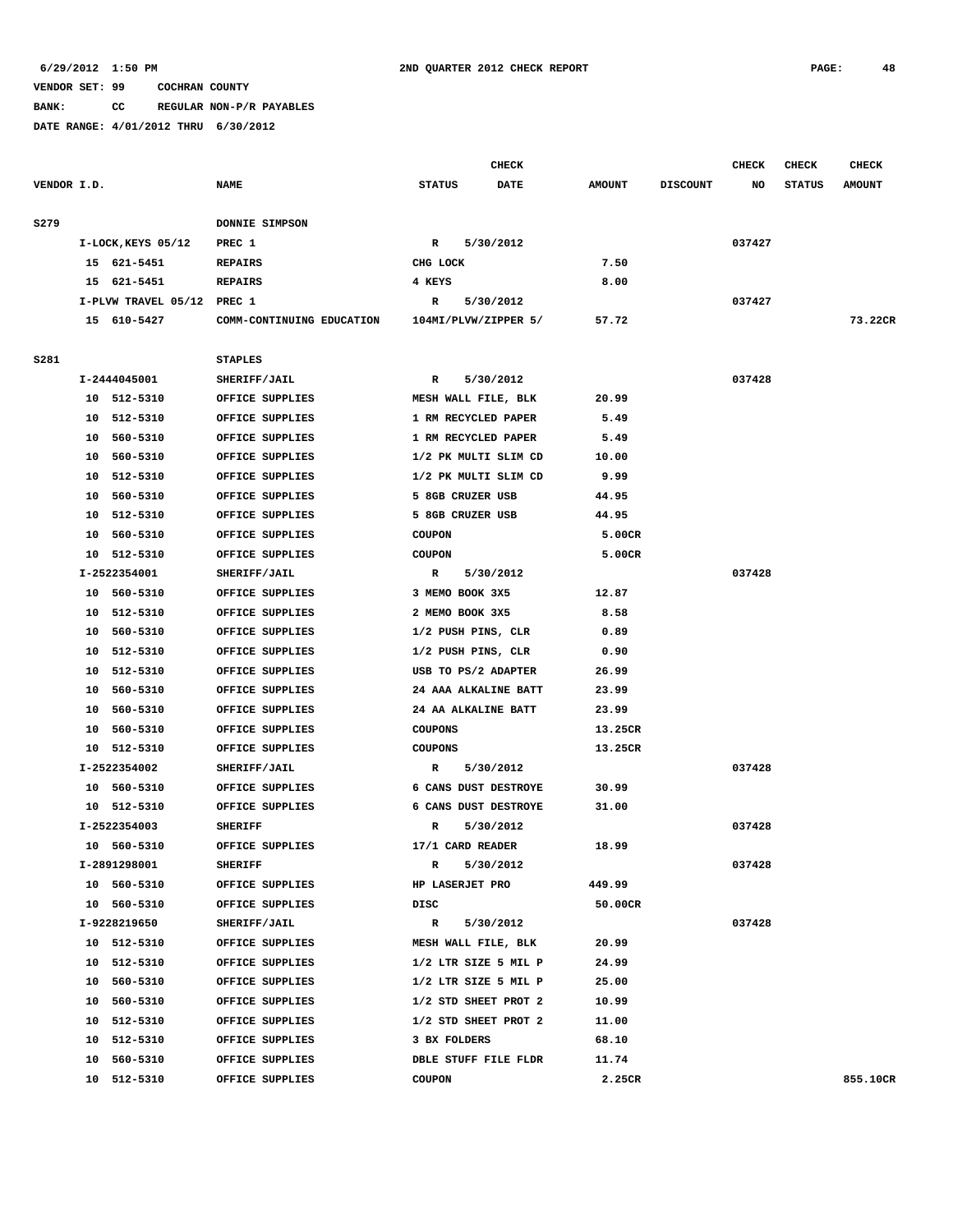6/29/2012 1:50 PM **2ND QUARTER 2012 CHECK REPORT**

VENDOR SET: 99 COCHRAN COUNTY
BANK: CC REGULAR NON-P/R PAYABLES
DATE RANGE: 4/01/2012 THRU 6/30/2012

| VENDOR I.D. | NAME | STATUS | CHECK DATE | AMOUNT | DISCOUNT | CHECK NO | CHECK STATUS | CHECK AMOUNT |
|---|---|---|---|---|---|---|---|---|
| S279 | DONNIE SIMPSON | | | | | | | |
| I-LOCK,KEYS 05/12 | PREC 1 | R | 5/30/2012 | | | 037427 | | |
| 15 621-5451 | REPAIRS | CHG LOCK | | 7.50 | | | | |
| 15 621-5451 | REPAIRS | 4 KEYS | | 8.00 | | | | |
| I-PLVW TRAVEL 05/12 | PREC 1 | R | 5/30/2012 | | | 037427 | | |
| 15 610-5427 | COMM-CONTINUING EDUCATION | 104MI/PLVW/ZIPPER 5/ | | 57.72 | | | | 73.22CR |
| S281 | STAPLES | | | | | | | |
| I-2444045001 | SHERIFF/JAIL | R | 5/30/2012 | | | 037428 | | |
| 10 512-5310 | OFFICE SUPPLIES | MESH WALL FILE, BLK | | 20.99 | | | | |
| 10 512-5310 | OFFICE SUPPLIES | 1 RM RECYCLED PAPER | | 5.49 | | | | |
| 10 560-5310 | OFFICE SUPPLIES | 1 RM RECYCLED PAPER | | 5.49 | | | | |
| 10 560-5310 | OFFICE SUPPLIES | 1/2 PK MULTI SLIM CD | | 10.00 | | | | |
| 10 512-5310 | OFFICE SUPPLIES | 1/2 PK MULTI SLIM CD | | 9.99 | | | | |
| 10 560-5310 | OFFICE SUPPLIES | 5 8GB CRUZER USB | | 44.95 | | | | |
| 10 512-5310 | OFFICE SUPPLIES | 5 8GB CRUZER USB | | 44.95 | | | | |
| 10 560-5310 | OFFICE SUPPLIES | COUPON | | 5.00CR | | | | |
| 10 512-5310 | OFFICE SUPPLIES | COUPON | | 5.00CR | | | | |
| I-2522354001 | SHERIFF/JAIL | R | 5/30/2012 | | | 037428 | | |
| 10 560-5310 | OFFICE SUPPLIES | 3 MEMO BOOK 3X5 | | 12.87 | | | | |
| 10 512-5310 | OFFICE SUPPLIES | 2 MEMO BOOK 3X5 | | 8.58 | | | | |
| 10 560-5310 | OFFICE SUPPLIES | 1/2 PUSH PINS, CLR | | 0.89 | | | | |
| 10 512-5310 | OFFICE SUPPLIES | 1/2 PUSH PINS, CLR | | 0.90 | | | | |
| 10 512-5310 | OFFICE SUPPLIES | USB TO PS/2 ADAPTER | | 26.99 | | | | |
| 10 560-5310 | OFFICE SUPPLIES | 24 AAA ALKALINE BATT | | 23.99 | | | | |
| 10 560-5310 | OFFICE SUPPLIES | 24 AA ALKALINE BATT | | 23.99 | | | | |
| 10 560-5310 | OFFICE SUPPLIES | COUPONS | | 13.25CR | | | | |
| 10 512-5310 | OFFICE SUPPLIES | COUPONS | | 13.25CR | | | | |
| I-2522354002 | SHERIFF/JAIL | R | 5/30/2012 | | | 037428 | | |
| 10 560-5310 | OFFICE SUPPLIES | 6 CANS DUST DESTROYE | | 30.99 | | | | |
| 10 512-5310 | OFFICE SUPPLIES | 6 CANS DUST DESTROYE | | 31.00 | | | | |
| I-2522354003 | SHERIFF | R | 5/30/2012 | | | 037428 | | |
| 10 560-5310 | OFFICE SUPPLIES | 17/1 CARD READER | | 18.99 | | | | |
| I-2891298001 | SHERIFF | R | 5/30/2012 | | | 037428 | | |
| 10 560-5310 | OFFICE SUPPLIES | HP LASERJET PRO | | 449.99 | | | | |
| 10 560-5310 | OFFICE SUPPLIES | DISC | | 50.00CR | | | | |
| I-9228219650 | SHERIFF/JAIL | R | 5/30/2012 | | | 037428 | | |
| 10 512-5310 | OFFICE SUPPLIES | MESH WALL FILE, BLK | | 20.99 | | | | |
| 10 512-5310 | OFFICE SUPPLIES | 1/2 LTR SIZE 5 MIL P | | 24.99 | | | | |
| 10 560-5310 | OFFICE SUPPLIES | 1/2 LTR SIZE 5 MIL P | | 25.00 | | | | |
| 10 560-5310 | OFFICE SUPPLIES | 1/2 STD SHEET PROT 2 | | 10.99 | | | | |
| 10 512-5310 | OFFICE SUPPLIES | 1/2 STD SHEET PROT 2 | | 11.00 | | | | |
| 10 512-5310 | OFFICE SUPPLIES | 3 BX FOLDERS | | 68.10 | | | | |
| 10 560-5310 | OFFICE SUPPLIES | DBLE STUFF FILE FLDR | | 11.74 | | | | |
| 10 512-5310 | OFFICE SUPPLIES | COUPON | | 2.25CR | | | | 855.10CR |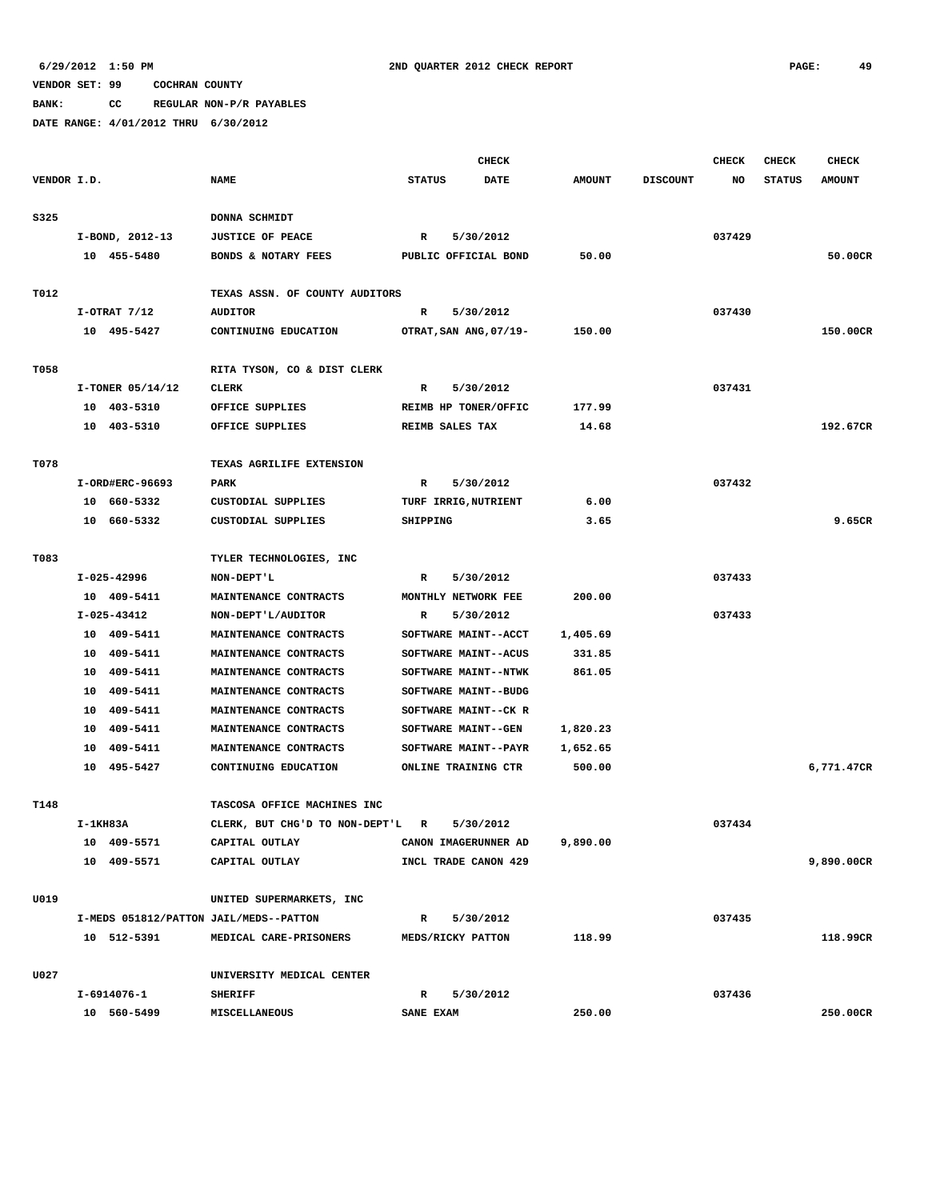6/29/2012 1:50 PM 2ND QUARTER 2012 CHECK REPORT

VENDOR SET: 99 COCHRAN COUNTY

BANK: CC REGULAR NON-P/R PAYABLES

DATE RANGE: 4/01/2012 THRU 6/30/2012

| VENDOR I.D. | NAME | STATUS | CHECK DATE | AMOUNT | DISCOUNT | CHECK NO | CHECK STATUS | CHECK AMOUNT |
|---|---|---|---|---|---|---|---|---|
| S325 | DONNA SCHMIDT | | | | | | | |
| I-BOND, 2012-13 | JUSTICE OF PEACE | R | 5/30/2012 | | | 037429 | | |
| 10 455-5480 | BONDS & NOTARY FEES | PUBLIC OFFICIAL BOND | | 50.00 | | | | 50.00CR |
| T012 | TEXAS ASSN. OF COUNTY AUDITORS | | | | | | | |
| I-OTRAT 7/12 | AUDITOR | R | 5/30/2012 | | | 037430 | | |
| 10 495-5427 | CONTINUING EDUCATION | OTRAT,SAN ANG,07/19- | | 150.00 | | | | 150.00CR |
| T058 | RITA TYSON, CO & DIST CLERK | | | | | | | |
| I-TONER 05/14/12 | CLERK | R | 5/30/2012 | | | 037431 | | |
| 10 403-5310 | OFFICE SUPPLIES | REIMB HP TONER/OFFIC | | 177.99 | | | | |
| 10 403-5310 | OFFICE SUPPLIES | REIMB SALES TAX | | 14.68 | | | | 192.67CR |
| T078 | TEXAS AGRILIFE EXTENSION | | | | | | | |
| I-ORD#ERC-96693 | PARK | R | 5/30/2012 | | | 037432 | | |
| 10 660-5332 | CUSTODIAL SUPPLIES | TURF IRRIG,NUTRIENT | | 6.00 | | | | |
| 10 660-5332 | CUSTODIAL SUPPLIES | SHIPPING | | 3.65 | | | | 9.65CR |
| T083 | TYLER TECHNOLOGIES, INC | | | | | | | |
| I-025-42996 | NON-DEPT'L | R | 5/30/2012 | | | 037433 | | |
| 10 409-5411 | MAINTENANCE CONTRACTS | MONTHLY NETWORK FEE | | 200.00 | | | | |
| I-025-43412 | NON-DEPT'L/AUDITOR | R | 5/30/2012 | | | 037433 | | |
| 10 409-5411 | MAINTENANCE CONTRACTS | SOFTWARE MAINT--ACCT | | 1,405.69 | | | | |
| 10 409-5411 | MAINTENANCE CONTRACTS | SOFTWARE MAINT--ACUS | | 331.85 | | | | |
| 10 409-5411 | MAINTENANCE CONTRACTS | SOFTWARE MAINT--NTWK | | 861.05 | | | | |
| 10 409-5411 | MAINTENANCE CONTRACTS | SOFTWARE MAINT--BUDG | | | | | | |
| 10 409-5411 | MAINTENANCE CONTRACTS | SOFTWARE MAINT--CK R | | | | | | |
| 10 409-5411 | MAINTENANCE CONTRACTS | SOFTWARE MAINT--GEN | | 1,820.23 | | | | |
| 10 409-5411 | MAINTENANCE CONTRACTS | SOFTWARE MAINT--PAYR | | 1,652.65 | | | | |
| 10 495-5427 | CONTINUING EDUCATION | ONLINE TRAINING CTR | | 500.00 | | | | 6,771.47CR |
| T148 | TASCOSA OFFICE MACHINES INC | | | | | | | |
| I-1KH83A | CLERK, BUT CHG'D TO NON-DEPT'L | R | 5/30/2012 | | | 037434 | | |
| 10 409-5571 | CAPITAL OUTLAY | CANON IMAGERUNNER AD | | 9,890.00 | | | | |
| 10 409-5571 | CAPITAL OUTLAY | INCL TRADE CANON 429 | | | | | | 9,890.00CR |
| U019 | UNITED SUPERMARKETS, INC | | | | | | | |
| I-MEDS 051812/PATTON | JAIL/MEDS--PATTON | R | 5/30/2012 | | | 037435 | | |
| 10 512-5391 | MEDICAL CARE-PRISONERS | MEDS/RICKY PATTON | | 118.99 | | | | 118.99CR |
| U027 | UNIVERSITY MEDICAL CENTER | | | | | | | |
| I-6914076-1 | SHERIFF | R | 5/30/2012 | | | 037436 | | |
| 10 560-5499 | MISCELLANEOUS | SANE EXAM | | 250.00 | | | | 250.00CR |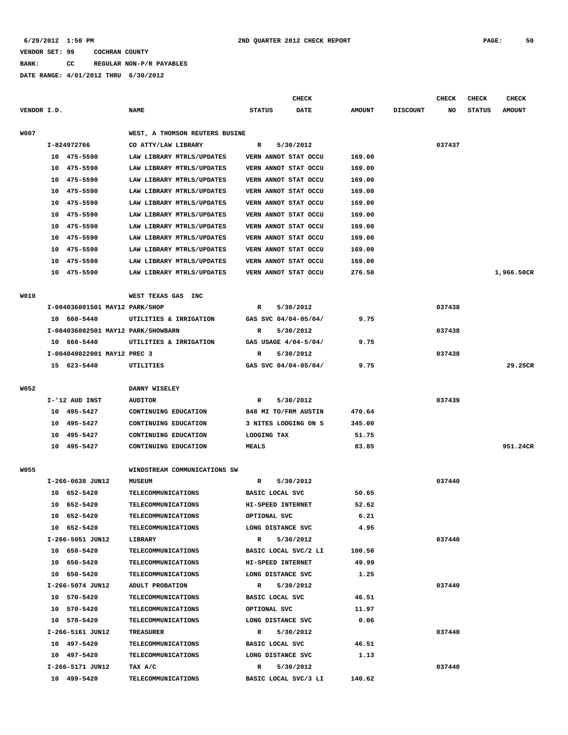6/29/2012 1:50 PM — 2ND QUARTER 2012 CHECK REPORT

VENDOR SET: 99 COCHRAN COUNTY

BANK: CC REGULAR NON-P/R PAYABLES

DATE RANGE: 4/01/2012 THRU 6/30/2012

| VENDOR I.D. | NAME | STATUS | CHECK DATE | AMOUNT | DISCOUNT | CHECK NO | CHECK STATUS | CHECK AMOUNT |
|---|---|---|---|---|---|---|---|---|
| W007 | WEST, A THOMSON REUTERS BUSINE | | | | | | | |
| I-824972766 | CO ATTY/LAW LIBRARY | R | 5/30/2012 | | | 037437 | | |
| 10 475-5590 | LAW LIBRARY MTRLS/UPDATES | VERN ANNOT STAT OCCU | | 169.00 | | | | |
| 10 475-5590 | LAW LIBRARY MTRLS/UPDATES | VERN ANNOT STAT OCCU | | 169.00 | | | | |
| 10 475-5590 | LAW LIBRARY MTRLS/UPDATES | VERN ANNOT STAT OCCU | | 169.00 | | | | |
| 10 475-5590 | LAW LIBRARY MTRLS/UPDATES | VERN ANNOT STAT OCCU | | 169.00 | | | | |
| 10 475-5590 | LAW LIBRARY MTRLS/UPDATES | VERN ANNOT STAT OCCU | | 169.00 | | | | |
| 10 475-5590 | LAW LIBRARY MTRLS/UPDATES | VERN ANNOT STAT OCCU | | 169.00 | | | | |
| 10 475-5590 | LAW LIBRARY MTRLS/UPDATES | VERN ANNOT STAT OCCU | | 169.00 | | | | |
| 10 475-5590 | LAW LIBRARY MTRLS/UPDATES | VERN ANNOT STAT OCCU | | 169.00 | | | | |
| 10 475-5590 | LAW LIBRARY MTRLS/UPDATES | VERN ANNOT STAT OCCU | | 169.00 | | | | |
| 10 475-5590 | LAW LIBRARY MTRLS/UPDATES | VERN ANNOT STAT OCCU | | 169.00 | | | | |
| 10 475-5590 | LAW LIBRARY MTRLS/UPDATES | VERN ANNOT STAT OCCU | | 276.50 | | | | 1,966.50CR |
| W010 | WEST TEXAS GAS INC | | | | | | | |
| I-004036001501 MAY12 | PARK/SHOP | R | 5/30/2012 | | | 037438 | | |
| 10 660-5440 | UTILITIES & IRRIGATION | GAS SVC 04/04-05/04/ | | 9.75 | | | | |
| I-004036002501 MAY12 | PARK/SHOWBARN | R | 5/30/2012 | | | 037438 | | |
| 10 660-5440 | UTILITIES & IRRIGATION | GAS USAGE 4/04-5/04/ | | 9.75 | | | | |
| I-004049022001 MAY12 | PREC 3 | R | 5/30/2012 | | | 037438 | | |
| 15 623-5440 | UTILITIES | GAS SVC 04/04-05/04/ | | 9.75 | | | | 29.25CR |
| W052 | DANNY WISELEY | | | | | | | |
| I-'12 AUD INST | AUDITOR | R | 5/30/2012 | | | 037439 | | |
| 10 495-5427 | CONTINUING EDUCATION | 848 MI TO/FRM AUSTIN | | 470.64 | | | | |
| 10 495-5427 | CONTINUING EDUCATION | 3 NITES LODGING ON S | | 345.00 | | | | |
| 10 495-5427 | CONTINUING EDUCATION | LODGING TAX | | 51.75 | | | | |
| 10 495-5427 | CONTINUING EDUCATION | MEALS | | 83.85 | | | | 951.24CR |
| W055 | WINDSTREAM COMMUNICATIONS SW | | | | | | | |
| I-266-0638 JUN12 | MUSEUM | R | 5/30/2012 | | | 037440 | | |
| 10 652-5420 | TELECOMMUNICATIONS | BASIC LOCAL SVC | | 50.65 | | | | |
| 10 652-5420 | TELECOMMUNICATIONS | HI-SPEED INTERNET | | 52.62 | | | | |
| 10 652-5420 | TELECOMMUNICATIONS | OPTIONAL SVC | | 6.21 | | | | |
| 10 652-5420 | TELECOMMUNICATIONS | LONG DISTANCE SVC | | 4.95 | | | | |
| I-266-5051 JUN12 | LIBRARY | R | 5/30/2012 | | | 037440 | | |
| 10 650-5420 | TELECOMMUNICATIONS | BASIC LOCAL SVC/2 LI | | 100.50 | | | | |
| 10 650-5420 | TELECOMMUNICATIONS | HI-SPEED INTERNET | | 49.99 | | | | |
| 10 650-5420 | TELECOMMUNICATIONS | LONG DISTANCE SVC | | 1.25 | | | | |
| I-266-5074 JUN12 | ADULT PROBATION | R | 5/30/2012 | | | 037440 | | |
| 10 570-5420 | TELECOMMUNICATIONS | BASIC LOCAL SVC | | 46.51 | | | | |
| 10 570-5420 | TELECOMMUNICATIONS | OPTIONAL SVC | | 11.97 | | | | |
| 10 570-5420 | TELECOMMUNICATIONS | LONG DISTANCE SVC | | 0.06 | | | | |
| I-266-5161 JUN12 | TREASURER | R | 5/30/2012 | | | 037440 | | |
| 10 497-5420 | TELECOMMUNICATIONS | BASIC LOCAL SVC | | 46.51 | | | | |
| 10 497-5420 | TELECOMMUNICATIONS | LONG DISTANCE SVC | | 1.13 | | | | |
| I-266-5171 JUN12 | TAX A/C | R | 5/30/2012 | | | 037440 | | |
| 10 499-5420 | TELECOMMUNICATIONS | BASIC LOCAL SVC/3 LI | | 140.62 | | | | |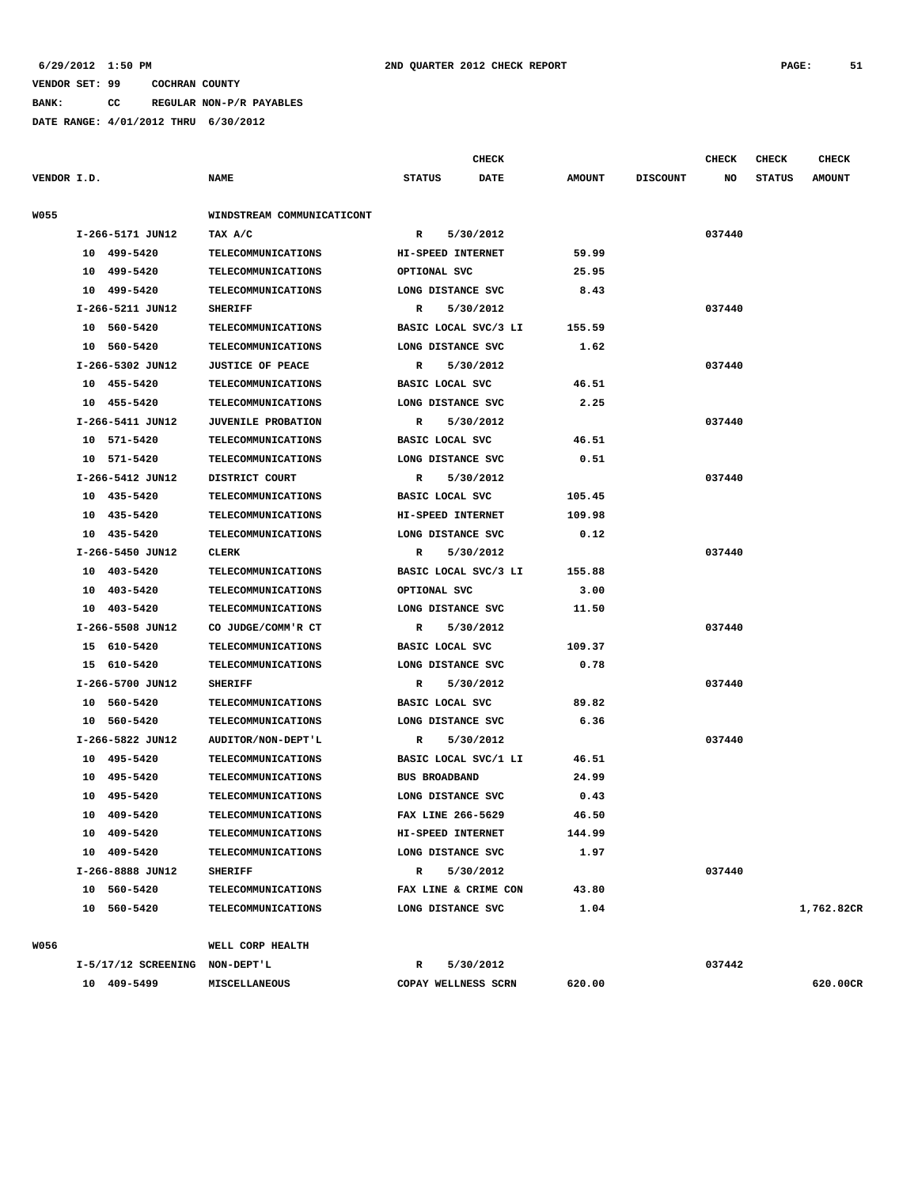6/29/2012 1:50 PM 2ND QUARTER 2012 CHECK REPORT

VENDOR SET: 99 COCHRAN COUNTY

BANK: CC REGULAR NON-P/R PAYABLES

DATE RANGE: 4/01/2012 THRU 6/30/2012

| VENDOR I.D. | NAME | STATUS | CHECK DATE | AMOUNT | DISCOUNT | CHECK NO | CHECK STATUS | CHECK AMOUNT |
|---|---|---|---|---|---|---|---|---|
| W055 | WINDSTREAM COMMUNICATICONT | | | | | | | |
| I-266-5171 JUN12 | TAX A/C | R | 5/30/2012 | | | 037440 | | |
| 10 499-5420 | TELECOMMUNICATIONS | HI-SPEED INTERNET | | 59.99 | | | | |
| 10 499-5420 | TELECOMMUNICATIONS | OPTIONAL SVC | | 25.95 | | | | |
| 10 499-5420 | TELECOMMUNICATIONS | LONG DISTANCE SVC | | 8.43 | | | | |
| I-266-5211 JUN12 | SHERIFF | R | 5/30/2012 | | | 037440 | | |
| 10 560-5420 | TELECOMMUNICATIONS | BASIC LOCAL SVC/3 LI | | 155.59 | | | | |
| 10 560-5420 | TELECOMMUNICATIONS | LONG DISTANCE SVC | | 1.62 | | | | |
| I-266-5302 JUN12 | JUSTICE OF PEACE | R | 5/30/2012 | | | 037440 | | |
| 10 455-5420 | TELECOMMUNICATIONS | BASIC LOCAL SVC | | 46.51 | | | | |
| 10 455-5420 | TELECOMMUNICATIONS | LONG DISTANCE SVC | | 2.25 | | | | |
| I-266-5411 JUN12 | JUVENILE PROBATION | R | 5/30/2012 | | | 037440 | | |
| 10 571-5420 | TELECOMMUNICATIONS | BASIC LOCAL SVC | | 46.51 | | | | |
| 10 571-5420 | TELECOMMUNICATIONS | LONG DISTANCE SVC | | 0.51 | | | | |
| I-266-5412 JUN12 | DISTRICT COURT | R | 5/30/2012 | | | 037440 | | |
| 10 435-5420 | TELECOMMUNICATIONS | BASIC LOCAL SVC | | 105.45 | | | | |
| 10 435-5420 | TELECOMMUNICATIONS | HI-SPEED INTERNET | | 109.98 | | | | |
| 10 435-5420 | TELECOMMUNICATIONS | LONG DISTANCE SVC | | 0.12 | | | | |
| I-266-5450 JUN12 | CLERK | R | 5/30/2012 | | | 037440 | | |
| 10 403-5420 | TELECOMMUNICATIONS | BASIC LOCAL SVC/3 LI | | 155.88 | | | | |
| 10 403-5420 | TELECOMMUNICATIONS | OPTIONAL SVC | | 3.00 | | | | |
| 10 403-5420 | TELECOMMUNICATIONS | LONG DISTANCE SVC | | 11.50 | | | | |
| I-266-5508 JUN12 | CO JUDGE/COMM'R CT | R | 5/30/2012 | | | 037440 | | |
| 15 610-5420 | TELECOMMUNICATIONS | BASIC LOCAL SVC | | 109.37 | | | | |
| 15 610-5420 | TELECOMMUNICATIONS | LONG DISTANCE SVC | | 0.78 | | | | |
| I-266-5700 JUN12 | SHERIFF | R | 5/30/2012 | | | 037440 | | |
| 10 560-5420 | TELECOMMUNICATIONS | BASIC LOCAL SVC | | 89.82 | | | | |
| 10 560-5420 | TELECOMMUNICATIONS | LONG DISTANCE SVC | | 6.36 | | | | |
| I-266-5822 JUN12 | AUDITOR/NON-DEPT'L | R | 5/30/2012 | | | 037440 | | |
| 10 495-5420 | TELECOMMUNICATIONS | BASIC LOCAL SVC/1 LI | | 46.51 | | | | |
| 10 495-5420 | TELECOMMUNICATIONS | BUS BROADBAND | | 24.99 | | | | |
| 10 495-5420 | TELECOMMUNICATIONS | LONG DISTANCE SVC | | 0.43 | | | | |
| 10 409-5420 | TELECOMMUNICATIONS | FAX LINE 266-5629 | | 46.50 | | | | |
| 10 409-5420 | TELECOMMUNICATIONS | HI-SPEED INTERNET | | 144.99 | | | | |
| 10 409-5420 | TELECOMMUNICATIONS | LONG DISTANCE SVC | | 1.97 | | | | |
| I-266-8888 JUN12 | SHERIFF | R | 5/30/2012 | | | 037440 | | |
| 10 560-5420 | TELECOMMUNICATIONS | FAX LINE & CRIME CON | | 43.80 | | | | |
| 10 560-5420 | TELECOMMUNICATIONS | LONG DISTANCE SVC | | 1.04 | | | | 1,762.82CR |
| W056 | WELL CORP HEALTH | | | | | | | |
| I-5/17/12 SCREENING | NON-DEPT'L | R | 5/30/2012 | | | 037442 | | |
| 10 409-5499 | MISCELLANEOUS | COPAY WELLNESS SCRN | | 620.00 | | | | 620.00CR |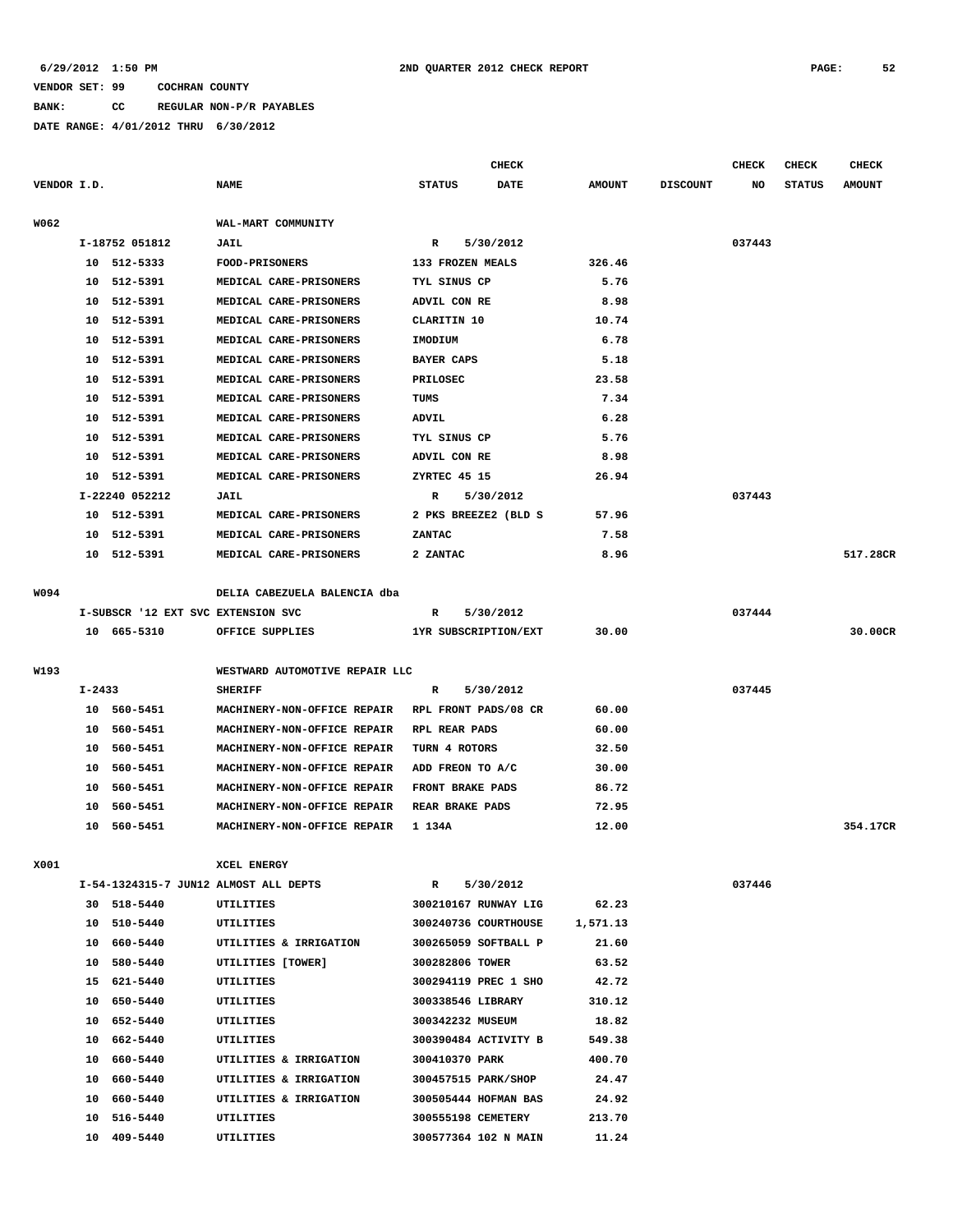VENDOR SET: 99 COCHRAN COUNTY

BANK: CC REGULAR NON-P/R PAYABLES

DATE RANGE: 4/01/2012 THRU 6/30/2012

| VENDOR I.D. | NAME | STATUS | CHECK DATE | AMOUNT | DISCOUNT | CHECK NO | CHECK STATUS | CHECK AMOUNT |
|---|---|---|---|---|---|---|---|---|
| W062 | WAL-MART COMMUNITY | | | | | | | |
| I-18752 051812 | JAIL | R | 5/30/2012 | | | 037443 | | |
| 10 512-5333 | FOOD-PRISONERS | 133 FROZEN MEALS | | 326.46 | | | | |
| 10 512-5391 | MEDICAL CARE-PRISONERS | TYL SINUS CP | | 5.76 | | | | |
| 10 512-5391 | MEDICAL CARE-PRISONERS | ADVIL CON RE | | 8.98 | | | | |
| 10 512-5391 | MEDICAL CARE-PRISONERS | CLARITIN 10 | | 10.74 | | | | |
| 10 512-5391 | MEDICAL CARE-PRISONERS | IMODIUM | | 6.78 | | | | |
| 10 512-5391 | MEDICAL CARE-PRISONERS | BAYER CAPS | | 5.18 | | | | |
| 10 512-5391 | MEDICAL CARE-PRISONERS | PRILOSEC | | 23.58 | | | | |
| 10 512-5391 | MEDICAL CARE-PRISONERS | TUMS | | 7.34 | | | | |
| 10 512-5391 | MEDICAL CARE-PRISONERS | ADVIL | | 6.28 | | | | |
| 10 512-5391 | MEDICAL CARE-PRISONERS | TYL SINUS CP | | 5.76 | | | | |
| 10 512-5391 | MEDICAL CARE-PRISONERS | ADVIL CON RE | | 8.98 | | | | |
| 10 512-5391 | MEDICAL CARE-PRISONERS | ZYRTEC 45 15 | | 26.94 | | | | |
| I-22240 052212 | JAIL | R | 5/30/2012 | | | 037443 | | |
| 10 512-5391 | MEDICAL CARE-PRISONERS | 2 PKS BREEZE2 (BLD S | | 57.96 | | | | |
| 10 512-5391 | MEDICAL CARE-PRISONERS | ZANTAC | | 7.58 | | | | |
| 10 512-5391 | MEDICAL CARE-PRISONERS | 2 ZANTAC | | 8.96 | | | | 517.28CR |
| W094 | DELIA CABEZUELA BALENCIA dba | | | | | | | |
| I-SUBSCR '12 EXT SVC | EXTENSION SVC | R | 5/30/2012 | | | 037444 | | |
| 10 665-5310 | OFFICE SUPPLIES | 1YR SUBSCRIPTION/EXT | | 30.00 | | | | 30.00CR |
| W193 | WESTWARD AUTOMOTIVE REPAIR LLC | | | | | | | |
| I-2433 | SHERIFF | R | 5/30/2012 | | | 037445 | | |
| 10 560-5451 | MACHINERY-NON-OFFICE REPAIR | RPL FRONT PADS/08 CR | | 60.00 | | | | |
| 10 560-5451 | MACHINERY-NON-OFFICE REPAIR | RPL REAR PADS | | 60.00 | | | | |
| 10 560-5451 | MACHINERY-NON-OFFICE REPAIR | TURN 4 ROTORS | | 32.50 | | | | |
| 10 560-5451 | MACHINERY-NON-OFFICE REPAIR | ADD FREON TO A/C | | 30.00 | | | | |
| 10 560-5451 | MACHINERY-NON-OFFICE REPAIR | FRONT BRAKE PADS | | 86.72 | | | | |
| 10 560-5451 | MACHINERY-NON-OFFICE REPAIR | REAR BRAKE PADS | | 72.95 | | | | |
| 10 560-5451 | MACHINERY-NON-OFFICE REPAIR | 1 134A | | 12.00 | | | | 354.17CR |
| X001 | XCEL ENERGY | | | | | | | |
| I-54-1324315-7 JUN12 | ALMOST ALL DEPTS | R | 5/30/2012 | | | 037446 | | |
| 30 518-5440 | UTILITIES | 300210167 RUNWAY LIG | | 62.23 | | | | |
| 10 510-5440 | UTILITIES | 300240736 COURTHOUSE | | 1,571.13 | | | | |
| 10 660-5440 | UTILITIES & IRRIGATION | 300265059 SOFTBALL P | | 21.60 | | | | |
| 10 580-5440 | UTILITIES [TOWER] | 300282806 TOWER | | 63.52 | | | | |
| 15 621-5440 | UTILITIES | 300294119 PREC 1 SHO | | 42.72 | | | | |
| 10 650-5440 | UTILITIES | 300338546 LIBRARY | | 310.12 | | | | |
| 10 652-5440 | UTILITIES | 300342232 MUSEUM | | 18.82 | | | | |
| 10 662-5440 | UTILITIES | 300390484 ACTIVITY B | | 549.38 | | | | |
| 10 660-5440 | UTILITIES & IRRIGATION | 300410370 PARK | | 400.70 | | | | |
| 10 660-5440 | UTILITIES & IRRIGATION | 300457515 PARK/SHOP | | 24.47 | | | | |
| 10 660-5440 | UTILITIES & IRRIGATION | 300505444 HOFMAN BAS | | 24.92 | | | | |
| 10 516-5440 | UTILITIES | 300555198 CEMETERY | | 213.70 | | | | |
| 10 409-5440 | UTILITIES | 300577364 102 N MAIN | | 11.24 | | | | |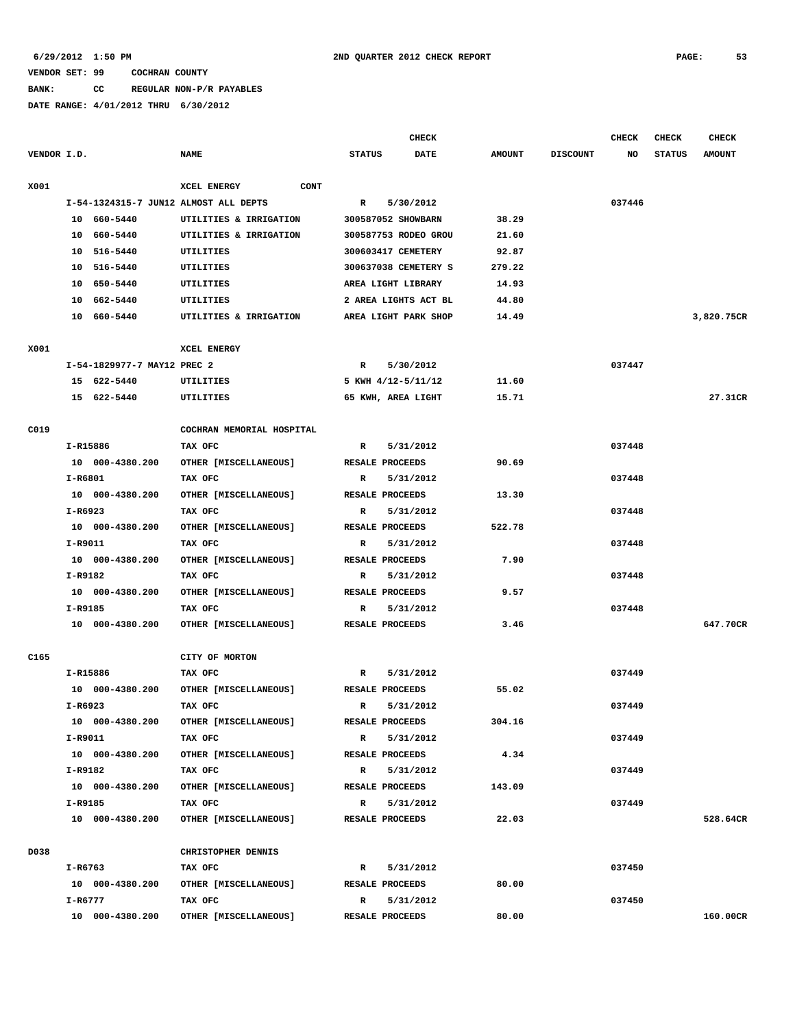6/29/2012 1:50 PM — 2ND QUARTER 2012 CHECK REPORT

VENDOR SET: 99 COCHRAN COUNTY

BANK: CC REGULAR NON-P/R PAYABLES

DATE RANGE: 4/01/2012 THRU 6/30/2012

| VENDOR I.D. | NAME | STATUS | CHECK DATE | AMOUNT | DISCOUNT | CHECK NO | CHECK STATUS | CHECK AMOUNT |
|---|---|---|---|---|---|---|---|---|
| X001 | XCEL ENERGY CONT | | | | | | | |
| I-54-1324315-7 JUN12 ALMOST ALL DEPTS | | R | 5/30/2012 | | | 037446 | | |
| 10 660-5440 | UTILITIES & IRRIGATION | 300587052 SHOWBARN | | 38.29 | | | | |
| 10 660-5440 | UTILITIES & IRRIGATION | 300587753 RODEO GROU | | 21.60 | | | | |
| 10 516-5440 | UTILITIES | 300603417 CEMETERY | | 92.87 | | | | |
| 10 516-5440 | UTILITIES | 300637038 CEMETERY S | | 279.22 | | | | |
| 10 650-5440 | UTILITIES | AREA LIGHT LIBRARY | | 14.93 | | | | |
| 10 662-5440 | UTILITIES | 2 AREA LIGHTS ACT BL | | 44.80 | | | | |
| 10 660-5440 | UTILITIES & IRRIGATION | AREA LIGHT PARK SHOP | | 14.49 | | | | 3,820.75CR |
| X001 | XCEL ENERGY | | | | | | | |
| I-54-1829977-7 MAY12 PREC 2 | | R | 5/30/2012 | | | 037447 | | |
| 15 622-5440 | UTILITIES | 5 KWH 4/12-5/11/12 | | 11.60 | | | | |
| 15 622-5440 | UTILITIES | 65 KWH, AREA LIGHT | | 15.71 | | | | 27.31CR |
| C019 | COCHRAN MEMORIAL HOSPITAL | | | | | | | |
| I-R15886 | TAX OFC | R | 5/31/2012 | | | 037448 | | |
| 10 000-4380.200 | OTHER [MISCELLANEOUS] | RESALE PROCEEDS | | 90.69 | | | | |
| I-R6801 | TAX OFC | R | 5/31/2012 | | | 037448 | | |
| 10 000-4380.200 | OTHER [MISCELLANEOUS] | RESALE PROCEEDS | | 13.30 | | | | |
| I-R6923 | TAX OFC | R | 5/31/2012 | | | 037448 | | |
| 10 000-4380.200 | OTHER [MISCELLANEOUS] | RESALE PROCEEDS | | 522.78 | | | | |
| I-R9011 | TAX OFC | R | 5/31/2012 | | | 037448 | | |
| 10 000-4380.200 | OTHER [MISCELLANEOUS] | RESALE PROCEEDS | | 7.90 | | | | |
| I-R9182 | TAX OFC | R | 5/31/2012 | | | 037448 | | |
| 10 000-4380.200 | OTHER [MISCELLANEOUS] | RESALE PROCEEDS | | 9.57 | | | | |
| I-R9185 | TAX OFC | R | 5/31/2012 | | | 037448 | | |
| 10 000-4380.200 | OTHER [MISCELLANEOUS] | RESALE PROCEEDS | | 3.46 | | | | 647.70CR |
| C165 | CITY OF MORTON | | | | | | | |
| I-R15886 | TAX OFC | R | 5/31/2012 | | | 037449 | | |
| 10 000-4380.200 | OTHER [MISCELLANEOUS] | RESALE PROCEEDS | | 55.02 | | | | |
| I-R6923 | TAX OFC | R | 5/31/2012 | | | 037449 | | |
| 10 000-4380.200 | OTHER [MISCELLANEOUS] | RESALE PROCEEDS | | 304.16 | | | | |
| I-R9011 | TAX OFC | R | 5/31/2012 | | | 037449 | | |
| 10 000-4380.200 | OTHER [MISCELLANEOUS] | RESALE PROCEEDS | | 4.34 | | | | |
| I-R9182 | TAX OFC | R | 5/31/2012 | | | 037449 | | |
| 10 000-4380.200 | OTHER [MISCELLANEOUS] | RESALE PROCEEDS | | 143.09 | | | | |
| I-R9185 | TAX OFC | R | 5/31/2012 | | | 037449 | | |
| 10 000-4380.200 | OTHER [MISCELLANEOUS] | RESALE PROCEEDS | | 22.03 | | | | 528.64CR |
| D038 | CHRISTOPHER DENNIS | | | | | | | |
| I-R6763 | TAX OFC | R | 5/31/2012 | | | 037450 | | |
| 10 000-4380.200 | OTHER [MISCELLANEOUS] | RESALE PROCEEDS | | 80.00 | | | | |
| I-R6777 | TAX OFC | R | 5/31/2012 | | | 037450 | | |
| 10 000-4380.200 | OTHER [MISCELLANEOUS] | RESALE PROCEEDS | | 80.00 | | | | 160.00CR |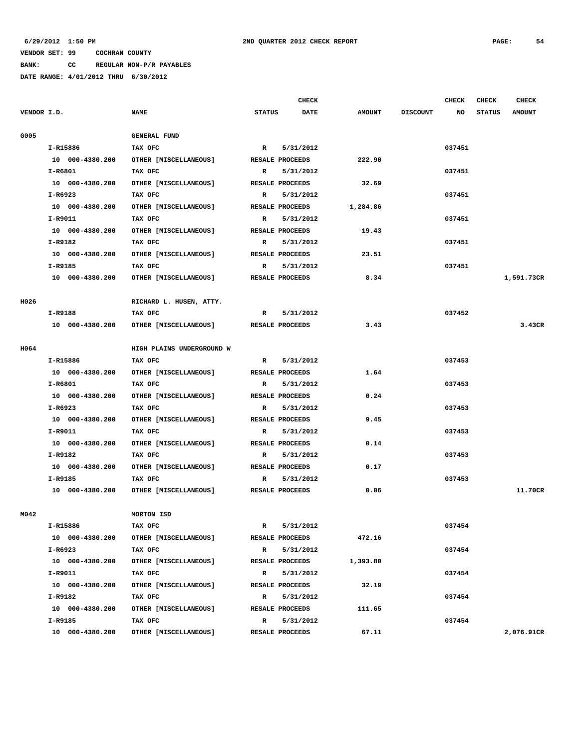6/29/2012 1:50 PM    2ND QUARTER 2012 CHECK REPORT

VENDOR SET: 99    COCHRAN COUNTY

BANK: CC    REGULAR NON-P/R PAYABLES

DATE RANGE: 4/01/2012 THRU 6/30/2012

| VENDOR I.D. | NAME | STATUS | CHECK DATE | AMOUNT | DISCOUNT | CHECK NO | CHECK STATUS | CHECK AMOUNT |
|---|---|---|---|---|---|---|---|---|
| G005 | GENERAL FUND | | | | | | | |
| I-R15886 | TAX OFC | R | 5/31/2012 | | | 037451 | | |
| 10 000-4380.200 | OTHER [MISCELLANEOUS] | RESALE PROCEEDS | | 222.90 | | | | |
| I-R6801 | TAX OFC | R | 5/31/2012 | | | 037451 | | |
| 10 000-4380.200 | OTHER [MISCELLANEOUS] | RESALE PROCEEDS | | 32.69 | | | | |
| I-R6923 | TAX OFC | R | 5/31/2012 | | | 037451 | | |
| 10 000-4380.200 | OTHER [MISCELLANEOUS] | RESALE PROCEEDS | | 1,284.86 | | | | |
| I-R9011 | TAX OFC | R | 5/31/2012 | | | 037451 | | |
| 10 000-4380.200 | OTHER [MISCELLANEOUS] | RESALE PROCEEDS | | 19.43 | | | | |
| I-R9182 | TAX OFC | R | 5/31/2012 | | | 037451 | | |
| 10 000-4380.200 | OTHER [MISCELLANEOUS] | RESALE PROCEEDS | | 23.51 | | | | |
| I-R9185 | TAX OFC | R | 5/31/2012 | | | 037451 | | |
| 10 000-4380.200 | OTHER [MISCELLANEOUS] | RESALE PROCEEDS | | 8.34 | | | | 1,591.73CR |
| H026 | RICHARD L. HUSEN, ATTY. | | | | | | | |
| I-R9188 | TAX OFC | R | 5/31/2012 | | | 037452 | | |
| 10 000-4380.200 | OTHER [MISCELLANEOUS] | RESALE PROCEEDS | | 3.43 | | | | 3.43CR |
| H064 | HIGH PLAINS UNDERGROUND W | | | | | | | |
| I-R15886 | TAX OFC | R | 5/31/2012 | | | 037453 | | |
| 10 000-4380.200 | OTHER [MISCELLANEOUS] | RESALE PROCEEDS | | 1.64 | | | | |
| I-R6801 | TAX OFC | R | 5/31/2012 | | | 037453 | | |
| 10 000-4380.200 | OTHER [MISCELLANEOUS] | RESALE PROCEEDS | | 0.24 | | | | |
| I-R6923 | TAX OFC | R | 5/31/2012 | | | 037453 | | |
| 10 000-4380.200 | OTHER [MISCELLANEOUS] | RESALE PROCEEDS | | 9.45 | | | | |
| I-R9011 | TAX OFC | R | 5/31/2012 | | | 037453 | | |
| 10 000-4380.200 | OTHER [MISCELLANEOUS] | RESALE PROCEEDS | | 0.14 | | | | |
| I-R9182 | TAX OFC | R | 5/31/2012 | | | 037453 | | |
| 10 000-4380.200 | OTHER [MISCELLANEOUS] | RESALE PROCEEDS | | 0.17 | | | | |
| I-R9185 | TAX OFC | R | 5/31/2012 | | | 037453 | | |
| 10 000-4380.200 | OTHER [MISCELLANEOUS] | RESALE PROCEEDS | | 0.06 | | | | 11.70CR |
| M042 | MORTON ISD | | | | | | | |
| I-R15886 | TAX OFC | R | 5/31/2012 | | | 037454 | | |
| 10 000-4380.200 | OTHER [MISCELLANEOUS] | RESALE PROCEEDS | | 472.16 | | | | |
| I-R6923 | TAX OFC | R | 5/31/2012 | | | 037454 | | |
| 10 000-4380.200 | OTHER [MISCELLANEOUS] | RESALE PROCEEDS | | 1,393.80 | | | | |
| I-R9011 | TAX OFC | R | 5/31/2012 | | | 037454 | | |
| 10 000-4380.200 | OTHER [MISCELLANEOUS] | RESALE PROCEEDS | | 32.19 | | | | |
| I-R9182 | TAX OFC | R | 5/31/2012 | | | 037454 | | |
| 10 000-4380.200 | OTHER [MISCELLANEOUS] | RESALE PROCEEDS | | 111.65 | | | | |
| I-R9185 | TAX OFC | R | 5/31/2012 | | | 037454 | | |
| 10 000-4380.200 | OTHER [MISCELLANEOUS] | RESALE PROCEEDS | | 67.11 | | | | 2,076.91CR |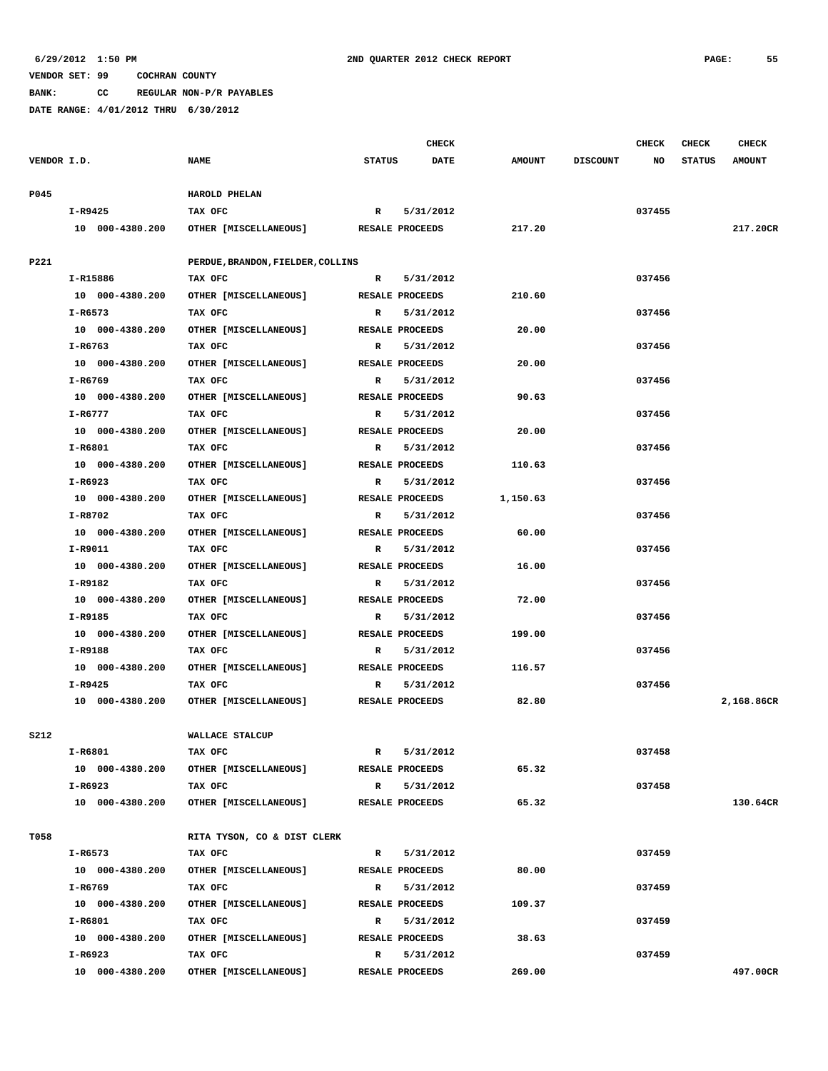6/29/2012 1:50 PM　　　　　　　　　　2ND QUARTER 2012 CHECK REPORT

VENDOR SET: 99　　COCHRAN COUNTY

BANK:　　CC　　REGULAR NON-P/R PAYABLES

DATE RANGE: 4/01/2012 THRU 6/30/2012

| VENDOR I.D. | NAME | STATUS | CHECK DATE | AMOUNT | DISCOUNT | CHECK NO | CHECK STATUS | CHECK AMOUNT |
|---|---|---|---|---|---|---|---|---|
| P045 | HAROLD PHELAN | | | | | | | |
| I-R9425 | TAX OFC | R | 5/31/2012 | | | 037455 | | |
| 10 000-4380.200 | OTHER [MISCELLANEOUS] | RESALE PROCEEDS | | 217.20 | | | | 217.20CR |
| P221 | PERDUE,BRANDON,FIELDER,COLLINS | | | | | | | |
| I-R15886 | TAX OFC | R | 5/31/2012 | | | 037456 | | |
| 10 000-4380.200 | OTHER [MISCELLANEOUS] | RESALE PROCEEDS | | 210.60 | | | | |
| I-R6573 | TAX OFC | R | 5/31/2012 | | | 037456 | | |
| 10 000-4380.200 | OTHER [MISCELLANEOUS] | RESALE PROCEEDS | | 20.00 | | | | |
| I-R6763 | TAX OFC | R | 5/31/2012 | | | 037456 | | |
| 10 000-4380.200 | OTHER [MISCELLANEOUS] | RESALE PROCEEDS | | 20.00 | | | | |
| I-R6769 | TAX OFC | R | 5/31/2012 | | | 037456 | | |
| 10 000-4380.200 | OTHER [MISCELLANEOUS] | RESALE PROCEEDS | | 90.63 | | | | |
| I-R6777 | TAX OFC | R | 5/31/2012 | | | 037456 | | |
| 10 000-4380.200 | OTHER [MISCELLANEOUS] | RESALE PROCEEDS | | 20.00 | | | | |
| I-R6801 | TAX OFC | R | 5/31/2012 | | | 037456 | | |
| 10 000-4380.200 | OTHER [MISCELLANEOUS] | RESALE PROCEEDS | | 110.63 | | | | |
| I-R6923 | TAX OFC | R | 5/31/2012 | | | 037456 | | |
| 10 000-4380.200 | OTHER [MISCELLANEOUS] | RESALE PROCEEDS | | 1,150.63 | | | | |
| I-R8702 | TAX OFC | R | 5/31/2012 | | | 037456 | | |
| 10 000-4380.200 | OTHER [MISCELLANEOUS] | RESALE PROCEEDS | | 60.00 | | | | |
| I-R9011 | TAX OFC | R | 5/31/2012 | | | 037456 | | |
| 10 000-4380.200 | OTHER [MISCELLANEOUS] | RESALE PROCEEDS | | 16.00 | | | | |
| I-R9182 | TAX OFC | R | 5/31/2012 | | | 037456 | | |
| 10 000-4380.200 | OTHER [MISCELLANEOUS] | RESALE PROCEEDS | | 72.00 | | | | |
| I-R9185 | TAX OFC | R | 5/31/2012 | | | 037456 | | |
| 10 000-4380.200 | OTHER [MISCELLANEOUS] | RESALE PROCEEDS | | 199.00 | | | | |
| I-R9188 | TAX OFC | R | 5/31/2012 | | | 037456 | | |
| 10 000-4380.200 | OTHER [MISCELLANEOUS] | RESALE PROCEEDS | | 116.57 | | | | |
| I-R9425 | TAX OFC | R | 5/31/2012 | | | 037456 | | |
| 10 000-4380.200 | OTHER [MISCELLANEOUS] | RESALE PROCEEDS | | 82.80 | | | | 2,168.86CR |
| S212 | WALLACE STALCUP | | | | | | | |
| I-R6801 | TAX OFC | R | 5/31/2012 | | | 037458 | | |
| 10 000-4380.200 | OTHER [MISCELLANEOUS] | RESALE PROCEEDS | | 65.32 | | | | |
| I-R6923 | TAX OFC | R | 5/31/2012 | | | 037458 | | |
| 10 000-4380.200 | OTHER [MISCELLANEOUS] | RESALE PROCEEDS | | 65.32 | | | | 130.64CR |
| T058 | RITA TYSON, CO & DIST CLERK | | | | | | | |
| I-R6573 | TAX OFC | R | 5/31/2012 | | | 037459 | | |
| 10 000-4380.200 | OTHER [MISCELLANEOUS] | RESALE PROCEEDS | | 80.00 | | | | |
| I-R6769 | TAX OFC | R | 5/31/2012 | | | 037459 | | |
| 10 000-4380.200 | OTHER [MISCELLANEOUS] | RESALE PROCEEDS | | 109.37 | | | | |
| I-R6801 | TAX OFC | R | 5/31/2012 | | | 037459 | | |
| 10 000-4380.200 | OTHER [MISCELLANEOUS] | RESALE PROCEEDS | | 38.63 | | | | |
| I-R6923 | TAX OFC | R | 5/31/2012 | | | 037459 | | |
| 10 000-4380.200 | OTHER [MISCELLANEOUS] | RESALE PROCEEDS | | 269.00 | | | | 497.00CR |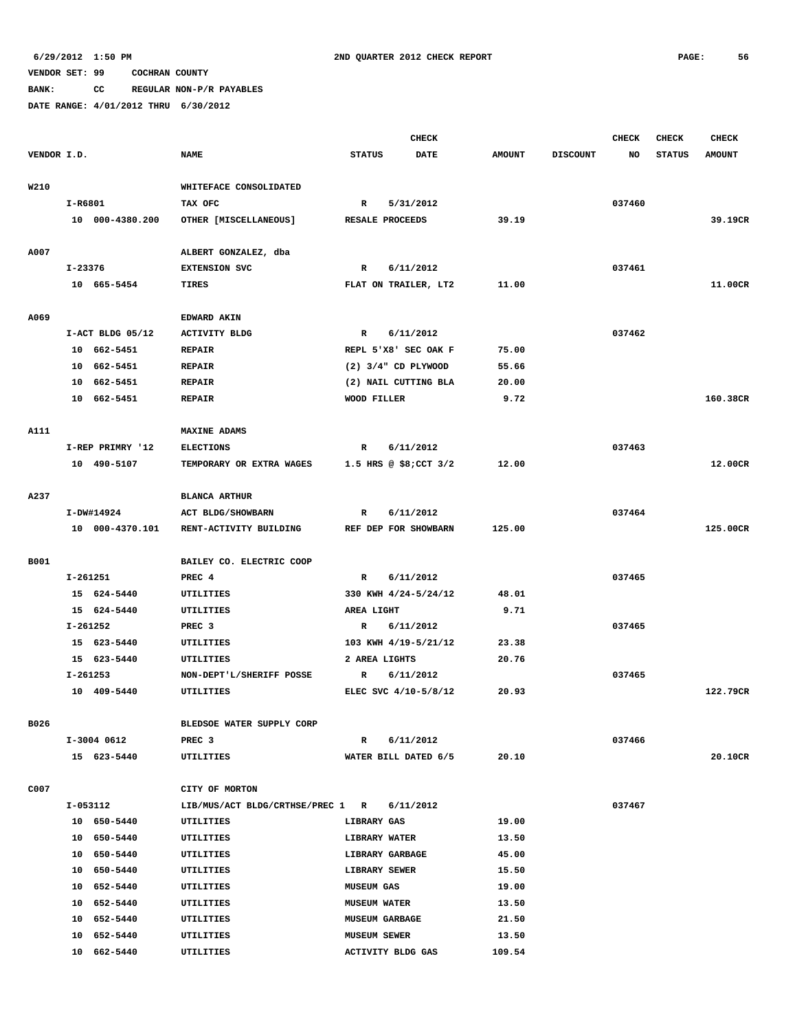6/29/2012 1:50 PM 2ND QUARTER 2012 CHECK REPORT

VENDOR SET: 99 COCHRAN COUNTY

BANK: CC REGULAR NON-P/R PAYABLES

DATE RANGE: 4/01/2012 THRU 6/30/2012

| VENDOR I.D. | NAME | STATUS | CHECK DATE | AMOUNT | DISCOUNT | CHECK NO | CHECK STATUS | CHECK AMOUNT |
|---|---|---|---|---|---|---|---|---|
| W210 | WHITEFACE CONSOLIDATED | | | | | | | |
| I-R6801 | TAX OFC | R | 5/31/2012 | | | 037460 | | |
| 10 000-4380.200 | OTHER [MISCELLANEOUS] | RESALE PROCEEDS | | 39.19 | | | | 39.19CR |
| A007 | ALBERT GONZALEZ, dba | | | | | | | |
| I-23376 | EXTENSION SVC | R | 6/11/2012 | | | 037461 | | |
| 10 665-5454 | TIRES | FLAT ON TRAILER, LT2 | | 11.00 | | | | 11.00CR |
| A069 | EDWARD AKIN | | | | | | | |
| I-ACT BLDG 05/12 | ACTIVITY BLDG | R | 6/11/2012 | | | 037462 | | |
| 10 662-5451 | REPAIR | REPL 5'X8' SEC OAK F | | 75.00 | | | | |
| 10 662-5451 | REPAIR | (2) 3/4" CD PLYWOOD | | 55.66 | | | | |
| 10 662-5451 | REPAIR | (2) NAIL CUTTING BLA | | 20.00 | | | | |
| 10 662-5451 | REPAIR | WOOD FILLER | | 9.72 | | | | 160.38CR |
| A111 | MAXINE ADAMS | | | | | | | |
| I-REP PRIMRY '12 | ELECTIONS | R | 6/11/2012 | | | 037463 | | |
| 10 490-5107 | TEMPORARY OR EXTRA WAGES | 1.5 HRS @ $8;CCT 3/2 | | 12.00 | | | | 12.00CR |
| A237 | BLANCA ARTHUR | | | | | | | |
| I-DW#14924 | ACT BLDG/SHOWBARN | R | 6/11/2012 | | | 037464 | | |
| 10 000-4370.101 | RENT-ACTIVITY BUILDING | REF DEP FOR SHOWBARN | | 125.00 | | | | 125.00CR |
| B001 | BAILEY CO. ELECTRIC COOP | | | | | | | |
| I-261251 | PREC 4 | R | 6/11/2012 | | | 037465 | | |
| 15 624-5440 | UTILITIES | 330 KWH 4/24-5/24/12 | | 48.01 | | | | |
| 15 624-5440 | UTILITIES | AREA LIGHT | | 9.71 | | | | |
| I-261252 | PREC 3 | R | 6/11/2012 | | | 037465 | | |
| 15 623-5440 | UTILITIES | 103 KWH 4/19-5/21/12 | | 23.38 | | | | |
| 15 623-5440 | UTILITIES | 2 AREA LIGHTS | | 20.76 | | | | |
| I-261253 | NON-DEPT'L/SHERIFF POSSE | R | 6/11/2012 | | | 037465 | | |
| 10 409-5440 | UTILITIES | ELEC SVC 4/10-5/8/12 | | 20.93 | | | | 122.79CR |
| B026 | BLEDSOE WATER SUPPLY CORP | | | | | | | |
| I-3004 0612 | PREC 3 | R | 6/11/2012 | | | 037466 | | |
| 15 623-5440 | UTILITIES | WATER BILL DATED 6/5 | | 20.10 | | | | 20.10CR |
| C007 | CITY OF MORTON | | | | | | | |
| I-053112 | LIB/MUS/ACT BLDG/CRTHSE/PREC 1 | R | 6/11/2012 | | | 037467 | | |
| 10 650-5440 | UTILITIES | LIBRARY GAS | | 19.00 | | | | |
| 10 650-5440 | UTILITIES | LIBRARY WATER | | 13.50 | | | | |
| 10 650-5440 | UTILITIES | LIBRARY GARBAGE | | 45.00 | | | | |
| 10 650-5440 | UTILITIES | LIBRARY SEWER | | 15.50 | | | | |
| 10 652-5440 | UTILITIES | MUSEUM GAS | | 19.00 | | | | |
| 10 652-5440 | UTILITIES | MUSEUM WATER | | 13.50 | | | | |
| 10 652-5440 | UTILITIES | MUSEUM GARBAGE | | 21.50 | | | | |
| 10 652-5440 | UTILITIES | MUSEUM SEWER | | 13.50 | | | | |
| 10 662-5440 | UTILITIES | ACTIVITY BLDG GAS | | 109.54 | | | | |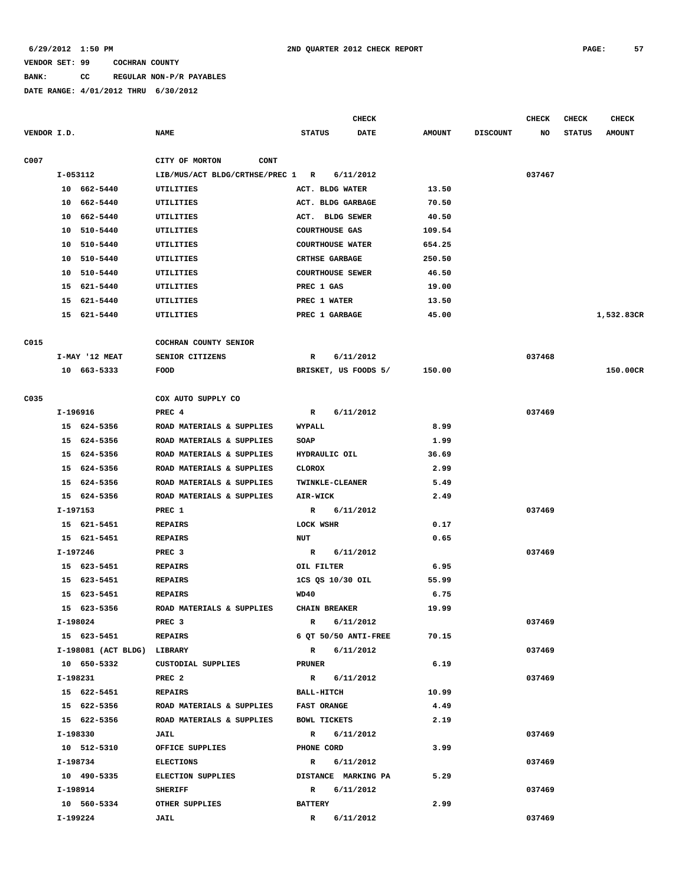6/29/2012 1:50 PM 2ND QUARTER 2012 CHECK REPORT

VENDOR SET: 99 COCHRAN COUNTY

BANK: CC REGULAR NON-P/R PAYABLES

DATE RANGE: 4/01/2012 THRU 6/30/2012

| VENDOR I.D. | NAME | STATUS | CHECK DATE | AMOUNT | DISCOUNT | CHECK NO | CHECK STATUS | CHECK AMOUNT |
|---|---|---|---|---|---|---|---|---|
| C007 | CITY OF MORTON CONT | | | | | | | |
| I-053112 | LIB/MUS/ACT BLDG/CRTHSE/PREC 1 | R | 6/11/2012 | | | 037467 | | |
| 10 662-5440 | UTILITIES | ACT. BLDG WATER | | 13.50 | | | | |
| 10 662-5440 | UTILITIES | ACT. BLDG GARBAGE | | 70.50 | | | | |
| 10 662-5440 | UTILITIES | ACT. BLDG SEWER | | 40.50 | | | | |
| 10 510-5440 | UTILITIES | COURTHOUSE GAS | | 109.54 | | | | |
| 10 510-5440 | UTILITIES | COURTHOUSE WATER | | 654.25 | | | | |
| 10 510-5440 | UTILITIES | CRTHSE GARBAGE | | 250.50 | | | | |
| 10 510-5440 | UTILITIES | COURTHOUSE SEWER | | 46.50 | | | | |
| 15 621-5440 | UTILITIES | PREC 1 GAS | | 19.00 | | | | |
| 15 621-5440 | UTILITIES | PREC 1 WATER | | 13.50 | | | | |
| 15 621-5440 | UTILITIES | PREC 1 GARBAGE | | 45.00 | | | | 1,532.83CR |
| C015 | COCHRAN COUNTY SENIOR | | | | | | | |
| I-MAY '12 MEAT | SENIOR CITIZENS | R | 6/11/2012 | | | 037468 | | |
| 10 663-5333 | FOOD | BRISKET, US FOODS 5/ | | 150.00 | | | | 150.00CR |
| C035 | COX AUTO SUPPLY CO | | | | | | | |
| I-196916 | PREC 4 | R | 6/11/2012 | | | 037469 | | |
| 15 624-5356 | ROAD MATERIALS & SUPPLIES | WYPALL | | 8.99 | | | | |
| 15 624-5356 | ROAD MATERIALS & SUPPLIES | SOAP | | 1.99 | | | | |
| 15 624-5356 | ROAD MATERIALS & SUPPLIES | HYDRAULIC OIL | | 36.69 | | | | |
| 15 624-5356 | ROAD MATERIALS & SUPPLIES | CLOROX | | 2.99 | | | | |
| 15 624-5356 | ROAD MATERIALS & SUPPLIES | TWINKLE-CLEANER | | 5.49 | | | | |
| 15 624-5356 | ROAD MATERIALS & SUPPLIES | AIR-WICK | | 2.49 | | | | |
| I-197153 | PREC 1 | R | 6/11/2012 | | | 037469 | | |
| 15 621-5451 | REPAIRS | LOCK WSHR | | 0.17 | | | | |
| 15 621-5451 | REPAIRS | NUT | | 0.65 | | | | |
| I-197246 | PREC 3 | R | 6/11/2012 | | | 037469 | | |
| 15 623-5451 | REPAIRS | OIL FILTER | | 6.95 | | | | |
| 15 623-5451 | REPAIRS | 1CS QS 10/30 OIL | | 55.99 | | | | |
| 15 623-5451 | REPAIRS | WD40 | | 6.75 | | | | |
| 15 623-5356 | ROAD MATERIALS & SUPPLIES | CHAIN BREAKER | | 19.99 | | | | |
| I-198024 | PREC 3 | R | 6/11/2012 | | | 037469 | | |
| 15 623-5451 | REPAIRS | 6 QT 50/50 ANTI-FREE | | 70.15 | | | | |
| I-198081 (ACT BLDG) | LIBRARY | R | 6/11/2012 | | | 037469 | | |
| 10 650-5332 | CUSTODIAL SUPPLIES | PRUNER | | 6.19 | | | | |
| I-198231 | PREC 2 | R | 6/11/2012 | | | 037469 | | |
| 15 622-5451 | REPAIRS | BALL-HITCH | | 10.99 | | | | |
| 15 622-5356 | ROAD MATERIALS & SUPPLIES | FAST ORANGE | | 4.49 | | | | |
| 15 622-5356 | ROAD MATERIALS & SUPPLIES | BOWL TICKETS | | 2.19 | | | | |
| I-198330 | JAIL | R | 6/11/2012 | | | 037469 | | |
| 10 512-5310 | OFFICE SUPPLIES | PHONE CORD | | 3.99 | | | | |
| I-198734 | ELECTIONS | R | 6/11/2012 | | | 037469 | | |
| 10 490-5335 | ELECTION SUPPLIES | DISTANCE MARKING PA | | 5.29 | | | | |
| I-198914 | SHERIFF | R | 6/11/2012 | | | 037469 | | |
| 10 560-5334 | OTHER SUPPLIES | BATTERY | | 2.99 | | | | |
| I-199224 | JAIL | R | 6/11/2012 | | | 037469 | | |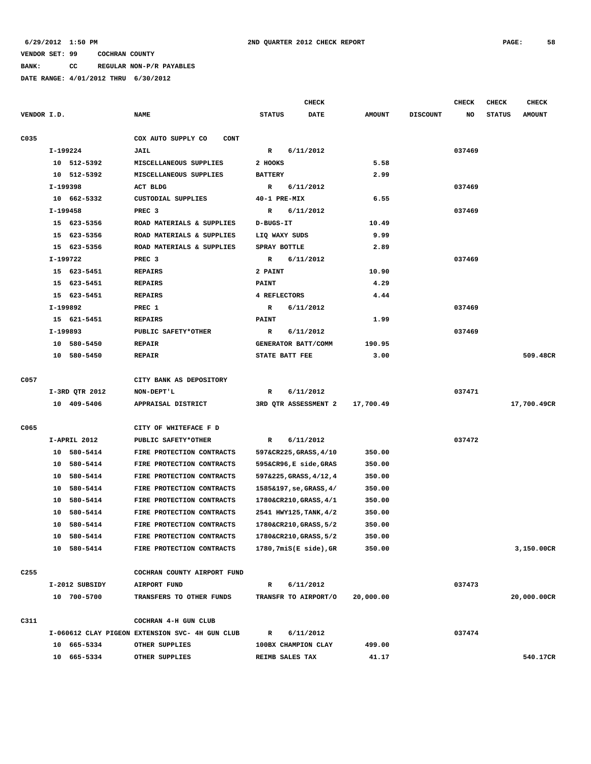VENDOR SET: 99 COCHRAN COUNTY

BANK: CC REGULAR NON-P/R PAYABLES

DATE RANGE: 4/01/2012 THRU 6/30/2012

| VENDOR I.D. | NAME | STATUS | CHECK DATE | AMOUNT | DISCOUNT | CHECK NO | CHECK STATUS | CHECK AMOUNT |
|---|---|---|---|---|---|---|---|---|
| C035 | COX AUTO SUPPLY CO CONT | | | | | | | |
| I-199224 | JAIL | R | 6/11/2012 | | | 037469 | | |
| 10 512-5392 | MISCELLANEOUS SUPPLIES | 2 HOOKS | | 5.58 | | | | |
| 10 512-5392 | MISCELLANEOUS SUPPLIES | BATTERY | | 2.99 | | | | |
| I-199398 | ACT BLDG | R | 6/11/2012 | | | 037469 | | |
| 10 662-5332 | CUSTODIAL SUPPLIES | 40-1 PRE-MIX | | 6.55 | | | | |
| I-199458 | PREC 3 | R | 6/11/2012 | | | 037469 | | |
| 15 623-5356 | ROAD MATERIALS & SUPPLIES | D-BUGS-IT | | 10.49 | | | | |
| 15 623-5356 | ROAD MATERIALS & SUPPLIES | LIQ WAXY SUDS | | 9.99 | | | | |
| 15 623-5356 | ROAD MATERIALS & SUPPLIES | SPRAY BOTTLE | | 2.89 | | | | |
| I-199722 | PREC 3 | R | 6/11/2012 | | | 037469 | | |
| 15 623-5451 | REPAIRS | 2 PAINT | | 10.90 | | | | |
| 15 623-5451 | REPAIRS | PAINT | | 4.29 | | | | |
| 15 623-5451 | REPAIRS | 4 REFLECTORS | | 4.44 | | | | |
| I-199892 | PREC 1 | R | 6/11/2012 | | | 037469 | | |
| 15 621-5451 | REPAIRS | PAINT | | 1.99 | | | | |
| I-199893 | PUBLIC SAFETY*OTHER | R | 6/11/2012 | | | 037469 | | |
| 10 580-5450 | REPAIR | GENERATOR BATT/COMM | | 190.95 | | | | |
| 10 580-5450 | REPAIR | STATE BATT FEE | | 3.00 | | | | 509.48CR |
| C057 | CITY BANK AS DEPOSITORY | | | | | | | |
| I-3RD QTR 2012 | NON-DEPT'L | R | 6/11/2012 | | | 037471 | | |
| 10 409-5406 | APPRAISAL DISTRICT | 3RD QTR ASSESSMENT 2 | | 17,700.49 | | | | 17,700.49CR |
| C065 | CITY OF WHITEFACE F D | | | | | | | |
| I-APRIL 2012 | PUBLIC SAFETY*OTHER | R | 6/11/2012 | | | 037472 | | |
| 10 580-5414 | FIRE PROTECTION CONTRACTS | 597&CR225,GRASS,4/10 | | 350.00 | | | | |
| 10 580-5414 | FIRE PROTECTION CONTRACTS | 595&CR96,E side,GRAS | | 350.00 | | | | |
| 10 580-5414 | FIRE PROTECTION CONTRACTS | 597&225,GRASS,4/12,4 | | 350.00 | | | | |
| 10 580-5414 | FIRE PROTECTION CONTRACTS | 1585&197,se,GRASS,4/ | | 350.00 | | | | |
| 10 580-5414 | FIRE PROTECTION CONTRACTS | 1780&CR210,GRASS,4/1 | | 350.00 | | | | |
| 10 580-5414 | FIRE PROTECTION CONTRACTS | 2541 HWY125,TANK,4/2 | | 350.00 | | | | |
| 10 580-5414 | FIRE PROTECTION CONTRACTS | 1780&CR210,GRASS,5/2 | | 350.00 | | | | |
| 10 580-5414 | FIRE PROTECTION CONTRACTS | 1780&CR210,GRASS,5/2 | | 350.00 | | | | |
| 10 580-5414 | FIRE PROTECTION CONTRACTS | 1780,7miS(E side),GR | | 350.00 | | | | 3,150.00CR |
| C255 | COCHRAN COUNTY AIRPORT FUND | | | | | | | |
| I-2012 SUBSIDY | AIRPORT FUND | R | 6/11/2012 | | | 037473 | | |
| 10 700-5700 | TRANSFERS TO OTHER FUNDS | TRANSFR TO AIRPORT/O | | 20,000.00 | | | | 20,000.00CR |
| C311 | COCHRAN 4-H GUN CLUB | | | | | | | |
| I-060612 CLAY PIGEON | EXTENSION SVC- 4H GUN CLUB | R | 6/11/2012 | | | 037474 | | |
| 10 665-5334 | OTHER SUPPLIES | 100BX CHAMPION CLAY | | 499.00 | | | | |
| 10 665-5334 | OTHER SUPPLIES | REIMB SALES TAX | | 41.17 | | | | 540.17CR |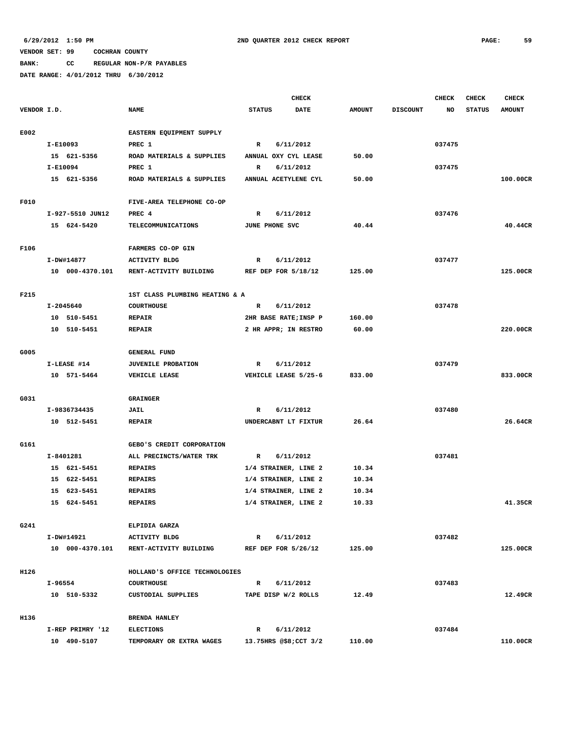6/29/2012 1:50 PM 2ND QUARTER 2012 CHECK REPORT PAGE: 59

VENDOR SET: 99 COCHRAN COUNTY

BANK: CC REGULAR NON-P/R PAYABLES

DATE RANGE: 4/01/2012 THRU 6/30/2012

| VENDOR I.D. | NAME | STATUS | CHECK DATE | AMOUNT | DISCOUNT | CHECK NO | CHECK STATUS | CHECK AMOUNT |
|---|---|---|---|---|---|---|---|---|
| E002 | EASTERN EQUIPMENT SUPPLY | | | | | | | |
| I-E10093 | PREC 1 | R | 6/11/2012 | | | 037475 | | |
| 15 621-5356 | ROAD MATERIALS & SUPPLIES | ANNUAL OXY CYL LEASE | | 50.00 | | | | |
| I-E10094 | PREC 1 | R | 6/11/2012 | | | 037475 | | |
| 15 621-5356 | ROAD MATERIALS & SUPPLIES | ANNUAL ACETYLENE CYL | | 50.00 | | | | 100.00CR |
| F010 | FIVE-AREA TELEPHONE CO-OP | | | | | | | |
| I-927-5510 JUN12 | PREC 4 | R | 6/11/2012 | | | 037476 | | |
| 15 624-5420 | TELECOMMUNICATIONS | JUNE PHONE SVC | | 40.44 | | | | 40.44CR |
| F106 | FARMERS CO-OP GIN | | | | | | | |
| I-DW#14877 | ACTIVITY BLDG | R | 6/11/2012 | | | 037477 | | |
| 10 000-4370.101 | RENT-ACTIVITY BUILDING | REF DEP FOR 5/18/12 | | 125.00 | | | | 125.00CR |
| F215 | 1ST CLASS PLUMBING HEATING & A | | | | | | | |
| I-2045640 | COURTHOUSE | R | 6/11/2012 | | | 037478 | | |
| 10 510-5451 | REPAIR | 2HR BASE RATE;INSP P | | 160.00 | | | | |
| 10 510-5451 | REPAIR | 2 HR APPR; IN RESTRO | | 60.00 | | | | 220.00CR |
| G005 | GENERAL FUND | | | | | | | |
| I-LEASE #14 | JUVENILE PROBATION | R | 6/11/2012 | | | 037479 | | |
| 10 571-5464 | VEHICLE LEASE | VEHICLE LEASE 5/25-6 | | 833.00 | | | | 833.00CR |
| G031 | GRAINGER | | | | | | | |
| I-9836734435 | JAIL | R | 6/11/2012 | | | 037480 | | |
| 10 512-5451 | REPAIR | UNDERCABNT LT FIXTUR | | 26.64 | | | | 26.64CR |
| G161 | GEBO'S CREDIT CORPORATION | | | | | | | |
| I-8401281 | ALL PRECINCTS/WATER TRK | R | 6/11/2012 | | | 037481 | | |
| 15 621-5451 | REPAIRS | 1/4 STRAINER, LINE 2 | | 10.34 | | | | |
| 15 622-5451 | REPAIRS | 1/4 STRAINER, LINE 2 | | 10.34 | | | | |
| 15 623-5451 | REPAIRS | 1/4 STRAINER, LINE 2 | | 10.34 | | | | |
| 15 624-5451 | REPAIRS | 1/4 STRAINER, LINE 2 | | 10.33 | | | | 41.35CR |
| G241 | ELPIDIA GARZA | | | | | | | |
| I-DW#14921 | ACTIVITY BLDG | R | 6/11/2012 | | | 037482 | | |
| 10 000-4370.101 | RENT-ACTIVITY BUILDING | REF DEP FOR 5/26/12 | | 125.00 | | | | 125.00CR |
| H126 | HOLLAND'S OFFICE TECHNOLOGIES | | | | | | | |
| I-96554 | COURTHOUSE | R | 6/11/2012 | | | 037483 | | |
| 10 510-5332 | CUSTODIAL SUPPLIES | TAPE DISP W/2 ROLLS | | 12.49 | | | | 12.49CR |
| H136 | BRENDA HANLEY | | | | | | | |
| I-REP PRIMRY '12 | ELECTIONS | R | 6/11/2012 | | | 037484 | | |
| 10 490-5107 | TEMPORARY OR EXTRA WAGES | 13.75HRS @$8;CCT 3/2 | | 110.00 | | | | 110.00CR |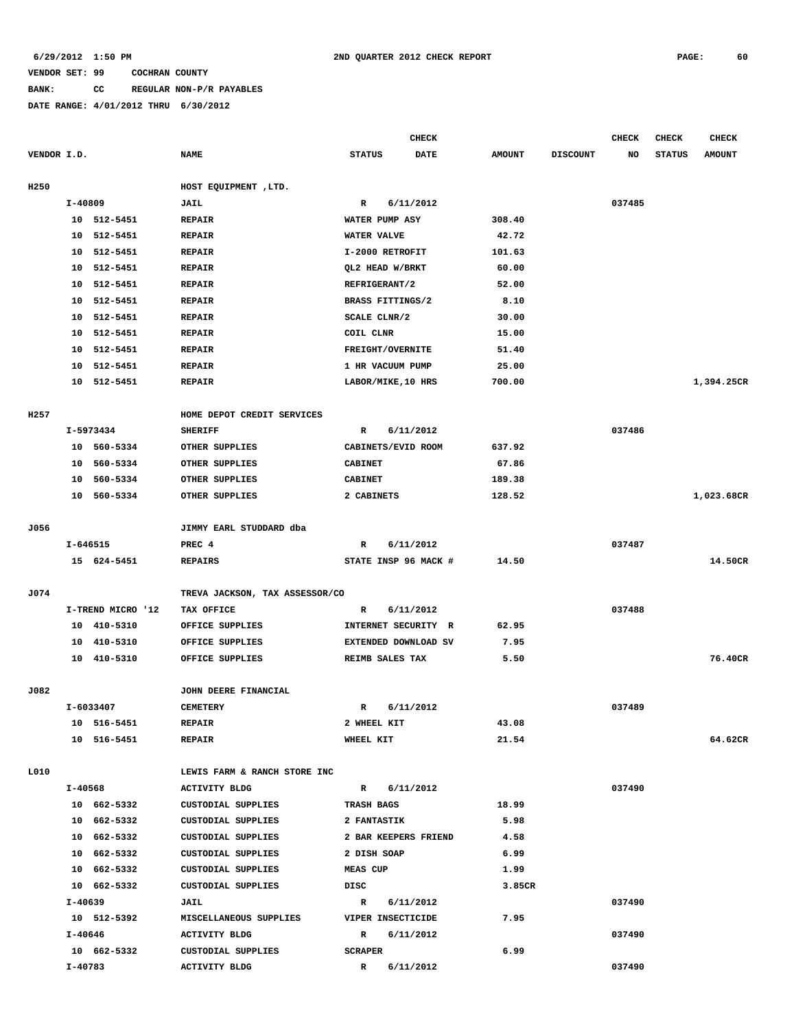6/29/2012 1:50 PM 2ND QUARTER 2012 CHECK REPORT

VENDOR SET: 99 COCHRAN COUNTY

BANK: CC REGULAR NON-P/R PAYABLES

DATE RANGE: 4/01/2012 THRU 6/30/2012

| VENDOR I.D. | NAME | STATUS | CHECK DATE | AMOUNT | DISCOUNT | CHECK NO | CHECK STATUS | CHECK AMOUNT |
|---|---|---|---|---|---|---|---|---|
| H250 | HOST EQUIPMENT ,LTD. | | | | | | | |
| I-40809 | JAIL | R | 6/11/2012 | | | 037485 | | |
| 10 512-5451 | REPAIR | WATER PUMP ASY | | 308.40 | | | | |
| 10 512-5451 | REPAIR | WATER VALVE | | 42.72 | | | | |
| 10 512-5451 | REPAIR | I-2000 RETROFIT | | 101.63 | | | | |
| 10 512-5451 | REPAIR | QL2 HEAD W/BRKT | | 60.00 | | | | |
| 10 512-5451 | REPAIR | REFRIGERANT/2 | | 52.00 | | | | |
| 10 512-5451 | REPAIR | BRASS FITTINGS/2 | | 8.10 | | | | |
| 10 512-5451 | REPAIR | SCALE CLNR/2 | | 30.00 | | | | |
| 10 512-5451 | REPAIR | COIL CLNR | | 15.00 | | | | |
| 10 512-5451 | REPAIR | FREIGHT/OVERNITE | | 51.40 | | | | |
| 10 512-5451 | REPAIR | 1 HR VACUUM PUMP | | 25.00 | | | | |
| 10 512-5451 | REPAIR | LABOR/MIKE,10 HRS | | 700.00 | | | | 1,394.25CR |
| H257 | HOME DEPOT CREDIT SERVICES | | | | | | | |
| I-5973434 | SHERIFF | R | 6/11/2012 | | | 037486 | | |
| 10 560-5334 | OTHER SUPPLIES | CABINETS/EVID ROOM | | 637.92 | | | | |
| 10 560-5334 | OTHER SUPPLIES | CABINET | | 67.86 | | | | |
| 10 560-5334 | OTHER SUPPLIES | CABINET | | 189.38 | | | | |
| 10 560-5334 | OTHER SUPPLIES | 2 CABINETS | | 128.52 | | | | 1,023.68CR |
| J056 | JIMMY EARL STUDDARD dba | | | | | | | |
| I-646515 | PREC 4 | R | 6/11/2012 | | | 037487 | | |
| 15 624-5451 | REPAIRS | STATE INSP 96 MACK # | | 14.50 | | | | 14.50CR |
| J074 | TREVA JACKSON, TAX ASSESSOR/CO | | | | | | | |
| I-TREND MICRO '12 | TAX OFFICE | R | 6/11/2012 | | | 037488 | | |
| 10 410-5310 | OFFICE SUPPLIES | INTERNET SECURITY R | | 62.95 | | | | |
| 10 410-5310 | OFFICE SUPPLIES | EXTENDED DOWNLOAD SV | | 7.95 | | | | |
| 10 410-5310 | OFFICE SUPPLIES | REIMB SALES TAX | | 5.50 | | | | 76.40CR |
| J082 | JOHN DEERE FINANCIAL | | | | | | | |
| I-6033407 | CEMETERY | R | 6/11/2012 | | | 037489 | | |
| 10 516-5451 | REPAIR | 2 WHEEL KIT | | 43.08 | | | | |
| 10 516-5451 | REPAIR | WHEEL KIT | | 21.54 | | | | 64.62CR |
| L010 | LEWIS FARM & RANCH STORE INC | | | | | | | |
| I-40568 | ACTIVITY BLDG | R | 6/11/2012 | | | 037490 | | |
| 10 662-5332 | CUSTODIAL SUPPLIES | TRASH BAGS | | 18.99 | | | | |
| 10 662-5332 | CUSTODIAL SUPPLIES | 2 FANTASTIK | | 5.98 | | | | |
| 10 662-5332 | CUSTODIAL SUPPLIES | 2 BAR KEEPERS FRIEND | | 4.58 | | | | |
| 10 662-5332 | CUSTODIAL SUPPLIES | 2 DISH SOAP | | 6.99 | | | | |
| 10 662-5332 | CUSTODIAL SUPPLIES | MEAS CUP | | 1.99 | | | | |
| 10 662-5332 | CUSTODIAL SUPPLIES | DISC | | 3.85CR | | | | |
| I-40639 | JAIL | R | 6/11/2012 | | | 037490 | | |
| 10 512-5392 | MISCELLANEOUS SUPPLIES | VIPER INSECTICIDE | | 7.95 | | | | |
| I-40646 | ACTIVITY BLDG | R | 6/11/2012 | | | 037490 | | |
| 10 662-5332 | CUSTODIAL SUPPLIES | SCRAPER | | 6.99 | | | | |
| I-40783 | ACTIVITY BLDG | R | 6/11/2012 | | | 037490 | | |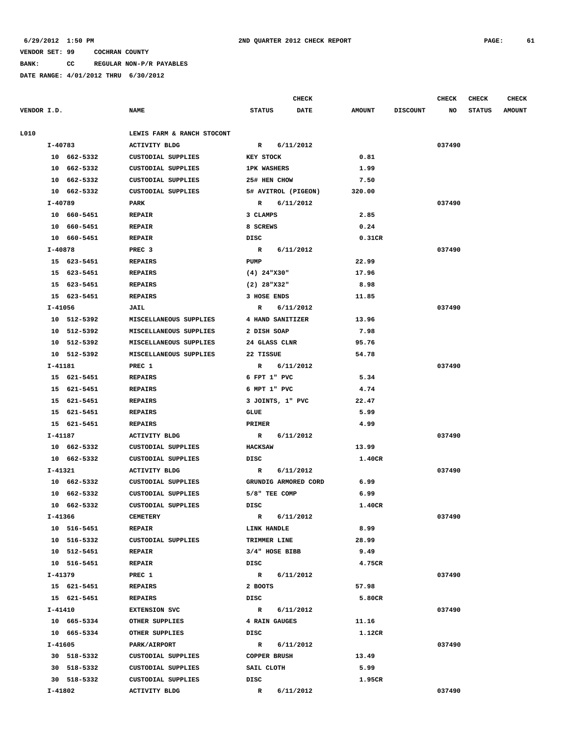6/29/2012 1:50 PM **2ND QUARTER 2012 CHECK REPORT**

VENDOR SET: 99 COCHRAN COUNTY

BANK: CC REGULAR NON-P/R PAYABLES

DATE RANGE: 4/01/2012 THRU 6/30/2012

| VENDOR I.D. | NAME | STATUS | CHECK DATE | AMOUNT | DISCOUNT | CHECK NO | CHECK STATUS | CHECK AMOUNT |
|---|---|---|---|---|---|---|---|---|
| L010 | LEWIS FARM & RANCH STOCONT | | | | | | | |
| I-40783 | ACTIVITY BLDG | R | 6/11/2012 | | | 037490 | | |
| 10 662-5332 | CUSTODIAL SUPPLIES | KEY STOCK | | 0.81 | | | | |
| 10 662-5332 | CUSTODIAL SUPPLIES | 1PK WASHERS | | 1.99 | | | | |
| 10 662-5332 | CUSTODIAL SUPPLIES | 25# HEN CHOW | | 7.50 | | | | |
| 10 662-5332 | CUSTODIAL SUPPLIES | 5# AVITROL (PIGEON) | | 320.00 | | | | |
| I-40789 | PARK | R | 6/11/2012 | | | 037490 | | |
| 10 660-5451 | REPAIR | 3 CLAMPS | | 2.85 | | | | |
| 10 660-5451 | REPAIR | 8 SCREWS | | 0.24 | | | | |
| 10 660-5451 | REPAIR | DISC | | 0.31CR | | | | |
| I-40878 | PREC 3 | R | 6/11/2012 | | | 037490 | | |
| 15 623-5451 | REPAIRS | PUMP | | 22.99 | | | | |
| 15 623-5451 | REPAIRS | (4) 24"X30" | | 17.96 | | | | |
| 15 623-5451 | REPAIRS | (2) 28"X32" | | 8.98 | | | | |
| 15 623-5451 | REPAIRS | 3 HOSE ENDS | | 11.85 | | | | |
| I-41056 | JAIL | R | 6/11/2012 | | | 037490 | | |
| 10 512-5392 | MISCELLANEOUS SUPPLIES | 4 HAND SANITIZER | | 13.96 | | | | |
| 10 512-5392 | MISCELLANEOUS SUPPLIES | 2 DISH SOAP | | 7.98 | | | | |
| 10 512-5392 | MISCELLANEOUS SUPPLIES | 24 GLASS CLNR | | 95.76 | | | | |
| 10 512-5392 | MISCELLANEOUS SUPPLIES | 22 TISSUE | | 54.78 | | | | |
| I-41181 | PREC 1 | R | 6/11/2012 | | | 037490 | | |
| 15 621-5451 | REPAIRS | 6 FPT 1" PVC | | 5.34 | | | | |
| 15 621-5451 | REPAIRS | 6 MPT 1" PVC | | 4.74 | | | | |
| 15 621-5451 | REPAIRS | 3 JOINTS, 1" PVC | | 22.47 | | | | |
| 15 621-5451 | REPAIRS | GLUE | | 5.99 | | | | |
| 15 621-5451 | REPAIRS | PRIMER | | 4.99 | | | | |
| I-41187 | ACTIVITY BLDG | R | 6/11/2012 | | | 037490 | | |
| 10 662-5332 | CUSTODIAL SUPPLIES | HACKSAW | | 13.99 | | | | |
| 10 662-5332 | CUSTODIAL SUPPLIES | DISC | | 1.40CR | | | | |
| I-41321 | ACTIVITY BLDG | R | 6/11/2012 | | | 037490 | | |
| 10 662-5332 | CUSTODIAL SUPPLIES | GRUNDIG ARMORED CORD | | 6.99 | | | | |
| 10 662-5332 | CUSTODIAL SUPPLIES | 5/8" TEE COMP | | 6.99 | | | | |
| 10 662-5332 | CUSTODIAL SUPPLIES | DISC | | 1.40CR | | | | |
| I-41366 | CEMETERY | R | 6/11/2012 | | | 037490 | | |
| 10 516-5451 | REPAIR | LINK HANDLE | | 8.99 | | | | |
| 10 516-5332 | CUSTODIAL SUPPLIES | TRIMMER LINE | | 28.99 | | | | |
| 10 512-5451 | REPAIR | 3/4" HOSE BIBB | | 9.49 | | | | |
| 10 516-5451 | REPAIR | DISC | | 4.75CR | | | | |
| I-41379 | PREC 1 | R | 6/11/2012 | | | 037490 | | |
| 15 621-5451 | REPAIRS | 2 BOOTS | | 57.98 | | | | |
| 15 621-5451 | REPAIRS | DISC | | 5.80CR | | | | |
| I-41410 | EXTENSION SVC | R | 6/11/2012 | | | 037490 | | |
| 10 665-5334 | OTHER SUPPLIES | 4 RAIN GAUGES | | 11.16 | | | | |
| 10 665-5334 | OTHER SUPPLIES | DISC | | 1.12CR | | | | |
| I-41605 | PARK/AIRPORT | R | 6/11/2012 | | | 037490 | | |
| 30 518-5332 | CUSTODIAL SUPPLIES | COPPER BRUSH | | 13.49 | | | | |
| 30 518-5332 | CUSTODIAL SUPPLIES | SAIL CLOTH | | 5.99 | | | | |
| 30 518-5332 | CUSTODIAL SUPPLIES | DISC | | 1.95CR | | | | |
| I-41802 | ACTIVITY BLDG | R | 6/11/2012 | | | 037490 | | |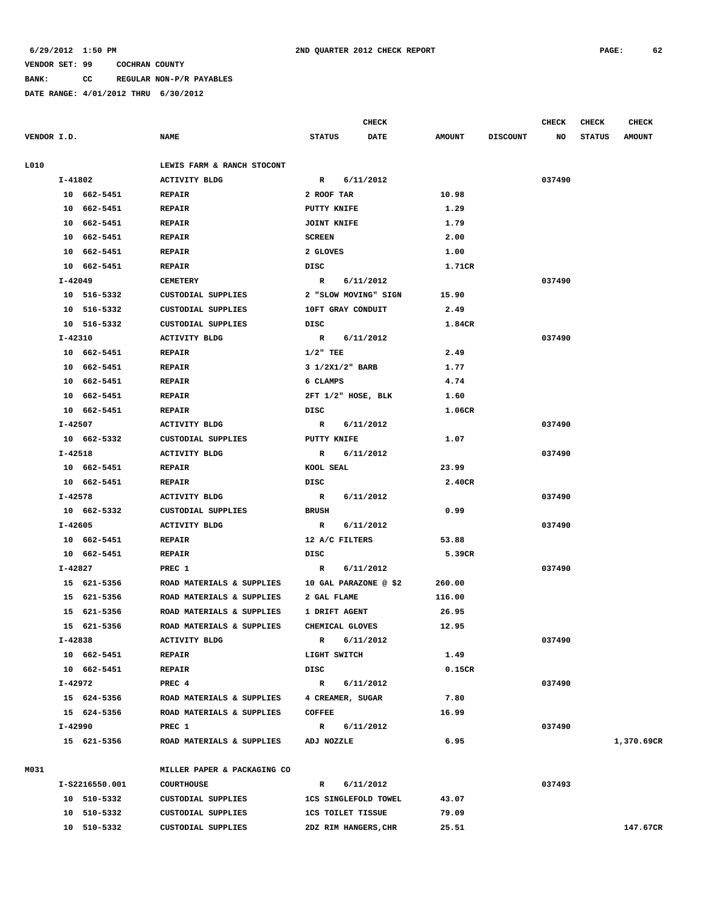6/29/2012 1:50 PM 2ND QUARTER 2012 CHECK REPORT

VENDOR SET: 99 COCHRAN COUNTY

BANK: CC REGULAR NON-P/R PAYABLES

DATE RANGE: 4/01/2012 THRU 6/30/2012

| VENDOR I.D. | NAME | STATUS | CHECK DATE | AMOUNT | DISCOUNT | CHECK NO | CHECK STATUS | CHECK AMOUNT |
|---|---|---|---|---|---|---|---|---|
| L010 | LEWIS FARM & RANCH STOCONT | | | | | | | |
| I-41802 | ACTIVITY BLDG | R | 6/11/2012 | | | 037490 | | |
| 10 662-5451 | REPAIR | 2 ROOF TAR | | 10.98 | | | | |
| 10 662-5451 | REPAIR | PUTTY KNIFE | | 1.29 | | | | |
| 10 662-5451 | REPAIR | JOINT KNIFE | | 1.79 | | | | |
| 10 662-5451 | REPAIR | SCREEN | | 2.00 | | | | |
| 10 662-5451 | REPAIR | 2 GLOVES | | 1.00 | | | | |
| 10 662-5451 | REPAIR | DISC | | 1.71CR | | | | |
| I-42049 | CEMETERY | R | 6/11/2012 | | | 037490 | | |
| 10 516-5332 | CUSTODIAL SUPPLIES | 2 "SLOW MOVING" SIGN | | 15.90 | | | | |
| 10 516-5332 | CUSTODIAL SUPPLIES | 10FT GRAY CONDUIT | | 2.49 | | | | |
| 10 516-5332 | CUSTODIAL SUPPLIES | DISC | | 1.84CR | | | | |
| I-42310 | ACTIVITY BLDG | R | 6/11/2012 | | | 037490 | | |
| 10 662-5451 | REPAIR | 1/2" TEE | | 2.49 | | | | |
| 10 662-5451 | REPAIR | 3 1/2X1/2" BARB | | 1.77 | | | | |
| 10 662-5451 | REPAIR | 6 CLAMPS | | 4.74 | | | | |
| 10 662-5451 | REPAIR | 2FT 1/2" HOSE, BLK | | 1.60 | | | | |
| 10 662-5451 | REPAIR | DISC | | 1.06CR | | | | |
| I-42507 | ACTIVITY BLDG | R | 6/11/2012 | | | 037490 | | |
| 10 662-5332 | CUSTODIAL SUPPLIES | PUTTY KNIFE | | 1.07 | | | | |
| I-42518 | ACTIVITY BLDG | R | 6/11/2012 | | | 037490 | | |
| 10 662-5451 | REPAIR | KOOL SEAL | | 23.99 | | | | |
| 10 662-5451 | REPAIR | DISC | | 2.40CR | | | | |
| I-42578 | ACTIVITY BLDG | R | 6/11/2012 | | | 037490 | | |
| 10 662-5332 | CUSTODIAL SUPPLIES | BRUSH | | 0.99 | | | | |
| I-42605 | ACTIVITY BLDG | R | 6/11/2012 | | | 037490 | | |
| 10 662-5451 | REPAIR | 12 A/C FILTERS | | 53.88 | | | | |
| 10 662-5451 | REPAIR | DISC | | 5.39CR | | | | |
| I-42827 | PREC 1 | R | 6/11/2012 | | | 037490 | | |
| 15 621-5356 | ROAD MATERIALS & SUPPLIES | 10 GAL PARAZONE @ $2 | | 260.00 | | | | |
| 15 621-5356 | ROAD MATERIALS & SUPPLIES | 2 GAL FLAME | | 116.00 | | | | |
| 15 621-5356 | ROAD MATERIALS & SUPPLIES | 1 DRIFT AGENT | | 26.95 | | | | |
| 15 621-5356 | ROAD MATERIALS & SUPPLIES | CHEMICAL GLOVES | | 12.95 | | | | |
| I-42838 | ACTIVITY BLDG | R | 6/11/2012 | | | 037490 | | |
| 10 662-5451 | REPAIR | LIGHT SWITCH | | 1.49 | | | | |
| 10 662-5451 | REPAIR | DISC | | 0.15CR | | | | |
| I-42972 | PREC 4 | R | 6/11/2012 | | | 037490 | | |
| 15 624-5356 | ROAD MATERIALS & SUPPLIES | 4 CREAMER, SUGAR | | 7.80 | | | | |
| 15 624-5356 | ROAD MATERIALS & SUPPLIES | COFFEE | | 16.99 | | | | |
| I-42990 | PREC 1 | R | 6/11/2012 | | | 037490 | | |
| 15 621-5356 | ROAD MATERIALS & SUPPLIES | ADJ NOZZLE | | 6.95 | | | | 1,370.69CR |
| M031 | MILLER PAPER & PACKAGING CO | | | | | | | |
| I-S2216550.001 | COURTHOUSE | R | 6/11/2012 | | | 037493 | | |
| 10 510-5332 | CUSTODIAL SUPPLIES | 1CS SINGLEFOLD TOWEL | | 43.07 | | | | |
| 10 510-5332 | CUSTODIAL SUPPLIES | 1CS TOILET TISSUE | | 79.09 | | | | |
| 10 510-5332 | CUSTODIAL SUPPLIES | 2DZ RIM HANGERS,CHR | | 25.51 | | | | 147.67CR |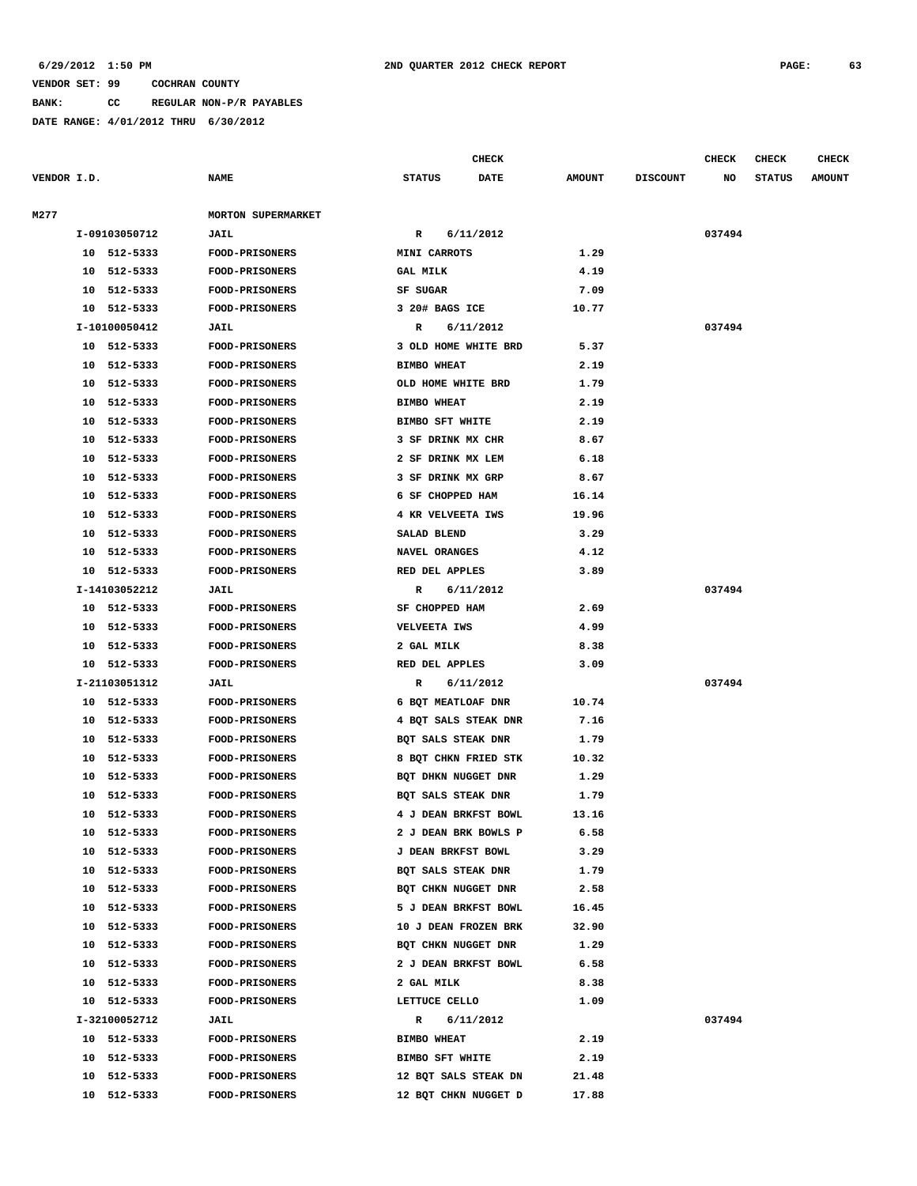6/29/2012 1:50 PM 2ND QUARTER 2012 CHECK REPORT

VENDOR SET: 99 COCHRAN COUNTY

BANK: CC REGULAR NON-P/R PAYABLES

DATE RANGE: 4/01/2012 THRU 6/30/2012

| VENDOR I.D. | NAME | STATUS | CHECK DATE | AMOUNT | DISCOUNT | CHECK NO | CHECK STATUS | CHECK AMOUNT |
|---|---|---|---|---|---|---|---|---|
| M277 | MORTON SUPERMARKET | | | | | | | |
| I-09103050712 | JAIL | R | 6/11/2012 | | | 037494 | | |
| 10 512-5333 | FOOD-PRISONERS | MINI CARROTS | | 1.29 | | | | |
| 10 512-5333 | FOOD-PRISONERS | GAL MILK | | 4.19 | | | | |
| 10 512-5333 | FOOD-PRISONERS | SF SUGAR | | 7.09 | | | | |
| 10 512-5333 | FOOD-PRISONERS | 3 20# BAGS ICE | | 10.77 | | | | |
| I-10100050412 | JAIL | R | 6/11/2012 | | | 037494 | | |
| 10 512-5333 | FOOD-PRISONERS | 3 OLD HOME WHITE BRD | | 5.37 | | | | |
| 10 512-5333 | FOOD-PRISONERS | BIMBO WHEAT | | 2.19 | | | | |
| 10 512-5333 | FOOD-PRISONERS | OLD HOME WHITE BRD | | 1.79 | | | | |
| 10 512-5333 | FOOD-PRISONERS | BIMBO WHEAT | | 2.19 | | | | |
| 10 512-5333 | FOOD-PRISONERS | BIMBO SFT WHITE | | 2.19 | | | | |
| 10 512-5333 | FOOD-PRISONERS | 3 SF DRINK MX CHR | | 8.67 | | | | |
| 10 512-5333 | FOOD-PRISONERS | 2 SF DRINK MX LEM | | 6.18 | | | | |
| 10 512-5333 | FOOD-PRISONERS | 3 SF DRINK MX GRP | | 8.67 | | | | |
| 10 512-5333 | FOOD-PRISONERS | 6 SF CHOPPED HAM | | 16.14 | | | | |
| 10 512-5333 | FOOD-PRISONERS | 4 KR VELVEETA IWS | | 19.96 | | | | |
| 10 512-5333 | FOOD-PRISONERS | SALAD BLEND | | 3.29 | | | | |
| 10 512-5333 | FOOD-PRISONERS | NAVEL ORANGES | | 4.12 | | | | |
| 10 512-5333 | FOOD-PRISONERS | RED DEL APPLES | | 3.89 | | | | |
| I-14103052212 | JAIL | R | 6/11/2012 | | | 037494 | | |
| 10 512-5333 | FOOD-PRISONERS | SF CHOPPED HAM | | 2.69 | | | | |
| 10 512-5333 | FOOD-PRISONERS | VELVEETA IWS | | 4.99 | | | | |
| 10 512-5333 | FOOD-PRISONERS | 2 GAL MILK | | 8.38 | | | | |
| 10 512-5333 | FOOD-PRISONERS | RED DEL APPLES | | 3.09 | | | | |
| I-21103051312 | JAIL | R | 6/11/2012 | | | 037494 | | |
| 10 512-5333 | FOOD-PRISONERS | 6 BQT MEATLOAF DNR | | 10.74 | | | | |
| 10 512-5333 | FOOD-PRISONERS | 4 BQT SALS STEAK DNR | | 7.16 | | | | |
| 10 512-5333 | FOOD-PRISONERS | BQT SALS STEAK DNR | | 1.79 | | | | |
| 10 512-5333 | FOOD-PRISONERS | 8 BQT CHKN FRIED STK | | 10.32 | | | | |
| 10 512-5333 | FOOD-PRISONERS | BQT DHKN NUGGET DNR | | 1.29 | | | | |
| 10 512-5333 | FOOD-PRISONERS | BQT SALS STEAK DNR | | 1.79 | | | | |
| 10 512-5333 | FOOD-PRISONERS | 4 J DEAN BRKFST BOWL | | 13.16 | | | | |
| 10 512-5333 | FOOD-PRISONERS | 2 J DEAN BRK BOWLS P | | 6.58 | | | | |
| 10 512-5333 | FOOD-PRISONERS | J DEAN BRKFST BOWL | | 3.29 | | | | |
| 10 512-5333 | FOOD-PRISONERS | BQT SALS STEAK DNR | | 1.79 | | | | |
| 10 512-5333 | FOOD-PRISONERS | BQT CHKN NUGGET DNR | | 2.58 | | | | |
| 10 512-5333 | FOOD-PRISONERS | 5 J DEAN BRKFST BOWL | | 16.45 | | | | |
| 10 512-5333 | FOOD-PRISONERS | 10 J DEAN FROZEN BRK | | 32.90 | | | | |
| 10 512-5333 | FOOD-PRISONERS | BQT CHKN NUGGET DNR | | 1.29 | | | | |
| 10 512-5333 | FOOD-PRISONERS | 2 J DEAN BRKFST BOWL | | 6.58 | | | | |
| 10 512-5333 | FOOD-PRISONERS | 2 GAL MILK | | 8.38 | | | | |
| 10 512-5333 | FOOD-PRISONERS | LETTUCE CELLO | | 1.09 | | | | |
| I-32100052712 | JAIL | R | 6/11/2012 | | | 037494 | | |
| 10 512-5333 | FOOD-PRISONERS | BIMBO WHEAT | | 2.19 | | | | |
| 10 512-5333 | FOOD-PRISONERS | BIMBO SFT WHITE | | 2.19 | | | | |
| 10 512-5333 | FOOD-PRISONERS | 12 BQT SALS STEAK DN | | 21.48 | | | | |
| 10 512-5333 | FOOD-PRISONERS | 12 BQT CHKN NUGGET D | | 17.88 | | | | |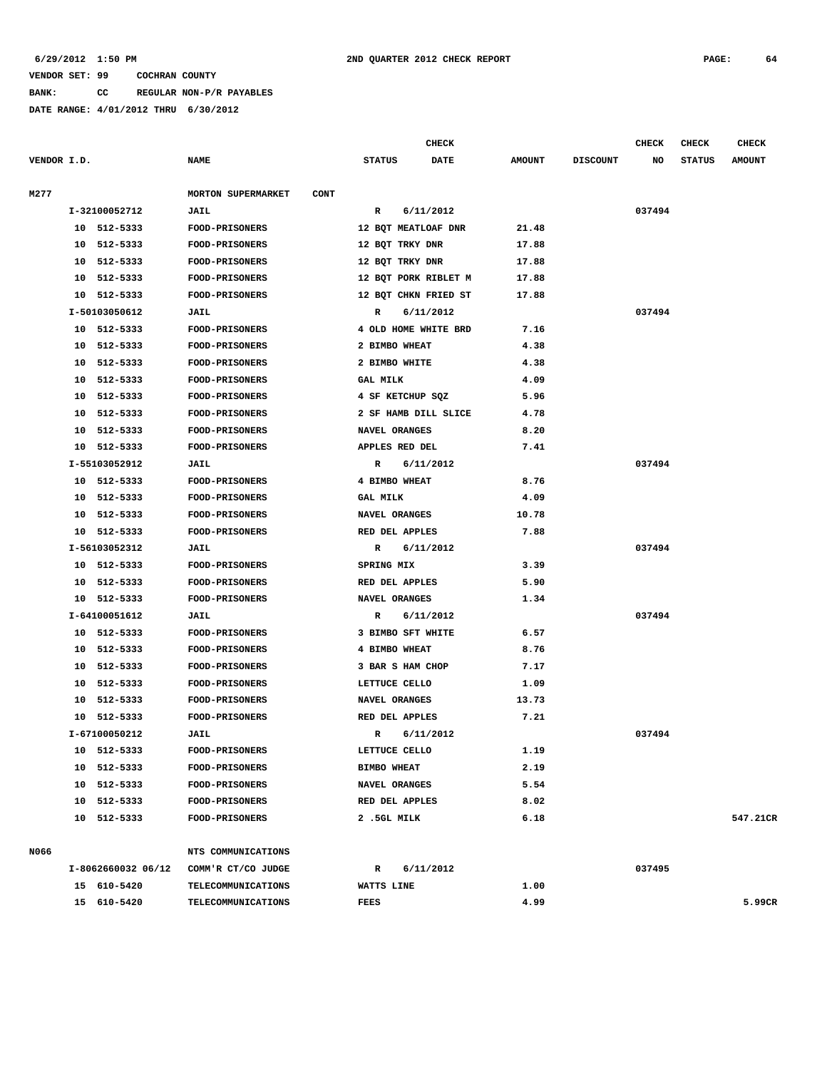**6/29/2012 1:50 PM** **2ND QUARTER 2012 CHECK REPORT** **PAGE: 64**

**VENDOR SET: 99 COCHRAN COUNTY**

**BANK: CC REGULAR NON-P/R PAYABLES**

**DATE RANGE: 4/01/2012 THRU 6/30/2012**

| VENDOR I.D. | NAME | STATUS | CHECK DATE | AMOUNT | DISCOUNT | CHECK NO | CHECK STATUS | CHECK AMOUNT |
|---|---|---|---|---|---|---|---|---|
| M277 | MORTON SUPERMARKET CONT | | | | | | | |
| I-32100052712 | JAIL | R | 6/11/2012 | | | 037494 | | |
| 10 512-5333 | FOOD-PRISONERS | 12 BQT MEATLOAF DNR | | 21.48 | | | | |
| 10 512-5333 | FOOD-PRISONERS | 12 BQT TRKY DNR | | 17.88 | | | | |
| 10 512-5333 | FOOD-PRISONERS | 12 BQT TRKY DNR | | 17.88 | | | | |
| 10 512-5333 | FOOD-PRISONERS | 12 BQT PORK RIBLET M | | 17.88 | | | | |
| 10 512-5333 | FOOD-PRISONERS | 12 BQT CHKN FRIED ST | | 17.88 | | | | |
| I-50103050612 | JAIL | R | 6/11/2012 | | | 037494 | | |
| 10 512-5333 | FOOD-PRISONERS | 4 OLD HOME WHITE BRD | | 7.16 | | | | |
| 10 512-5333 | FOOD-PRISONERS | 2 BIMBO WHEAT | | 4.38 | | | | |
| 10 512-5333 | FOOD-PRISONERS | 2 BIMBO WHITE | | 4.38 | | | | |
| 10 512-5333 | FOOD-PRISONERS | GAL MILK | | 4.09 | | | | |
| 10 512-5333 | FOOD-PRISONERS | 4 SF KETCHUP SQZ | | 5.96 | | | | |
| 10 512-5333 | FOOD-PRISONERS | 2 SF HAMB DILL SLICE | | 4.78 | | | | |
| 10 512-5333 | FOOD-PRISONERS | NAVEL ORANGES | | 8.20 | | | | |
| 10 512-5333 | FOOD-PRISONERS | APPLES RED DEL | | 7.41 | | | | |
| I-55103052912 | JAIL | R | 6/11/2012 | | | 037494 | | |
| 10 512-5333 | FOOD-PRISONERS | 4 BIMBO WHEAT | | 8.76 | | | | |
| 10 512-5333 | FOOD-PRISONERS | GAL MILK | | 4.09 | | | | |
| 10 512-5333 | FOOD-PRISONERS | NAVEL ORANGES | | 10.78 | | | | |
| 10 512-5333 | FOOD-PRISONERS | RED DEL APPLES | | 7.88 | | | | |
| I-56103052312 | JAIL | R | 6/11/2012 | | | 037494 | | |
| 10 512-5333 | FOOD-PRISONERS | SPRING MIX | | 3.39 | | | | |
| 10 512-5333 | FOOD-PRISONERS | RED DEL APPLES | | 5.90 | | | | |
| 10 512-5333 | FOOD-PRISONERS | NAVEL ORANGES | | 1.34 | | | | |
| I-64100051612 | JAIL | R | 6/11/2012 | | | 037494 | | |
| 10 512-5333 | FOOD-PRISONERS | 3 BIMBO SFT WHITE | | 6.57 | | | | |
| 10 512-5333 | FOOD-PRISONERS | 4 BIMBO WHEAT | | 8.76 | | | | |
| 10 512-5333 | FOOD-PRISONERS | 3 BAR S HAM CHOP | | 7.17 | | | | |
| 10 512-5333 | FOOD-PRISONERS | LETTUCE CELLO | | 1.09 | | | | |
| 10 512-5333 | FOOD-PRISONERS | NAVEL ORANGES | | 13.73 | | | | |
| 10 512-5333 | FOOD-PRISONERS | RED DEL APPLES | | 7.21 | | | | |
| I-67100050212 | JAIL | R | 6/11/2012 | | | 037494 | | |
| 10 512-5333 | FOOD-PRISONERS | LETTUCE CELLO | | 1.19 | | | | |
| 10 512-5333 | FOOD-PRISONERS | BIMBO WHEAT | | 2.19 | | | | |
| 10 512-5333 | FOOD-PRISONERS | NAVEL ORANGES | | 5.54 | | | | |
| 10 512-5333 | FOOD-PRISONERS | RED DEL APPLES | | 8.02 | | | | |
| 10 512-5333 | FOOD-PRISONERS | 2 .5GL MILK | | 6.18 | | | | 547.21CR |
| N066 | NTS COMMUNICATIONS | | | | | | | |
| I-8062660032 06/12 | COMM'R CT/CO JUDGE | R | 6/11/2012 | | | 037495 | | |
| 15 610-5420 | TELECOMMUNICATIONS | WATTS LINE | | 1.00 | | | | |
| 15 610-5420 | TELECOMMUNICATIONS | FEES | | 4.99 | | | | 5.99CR |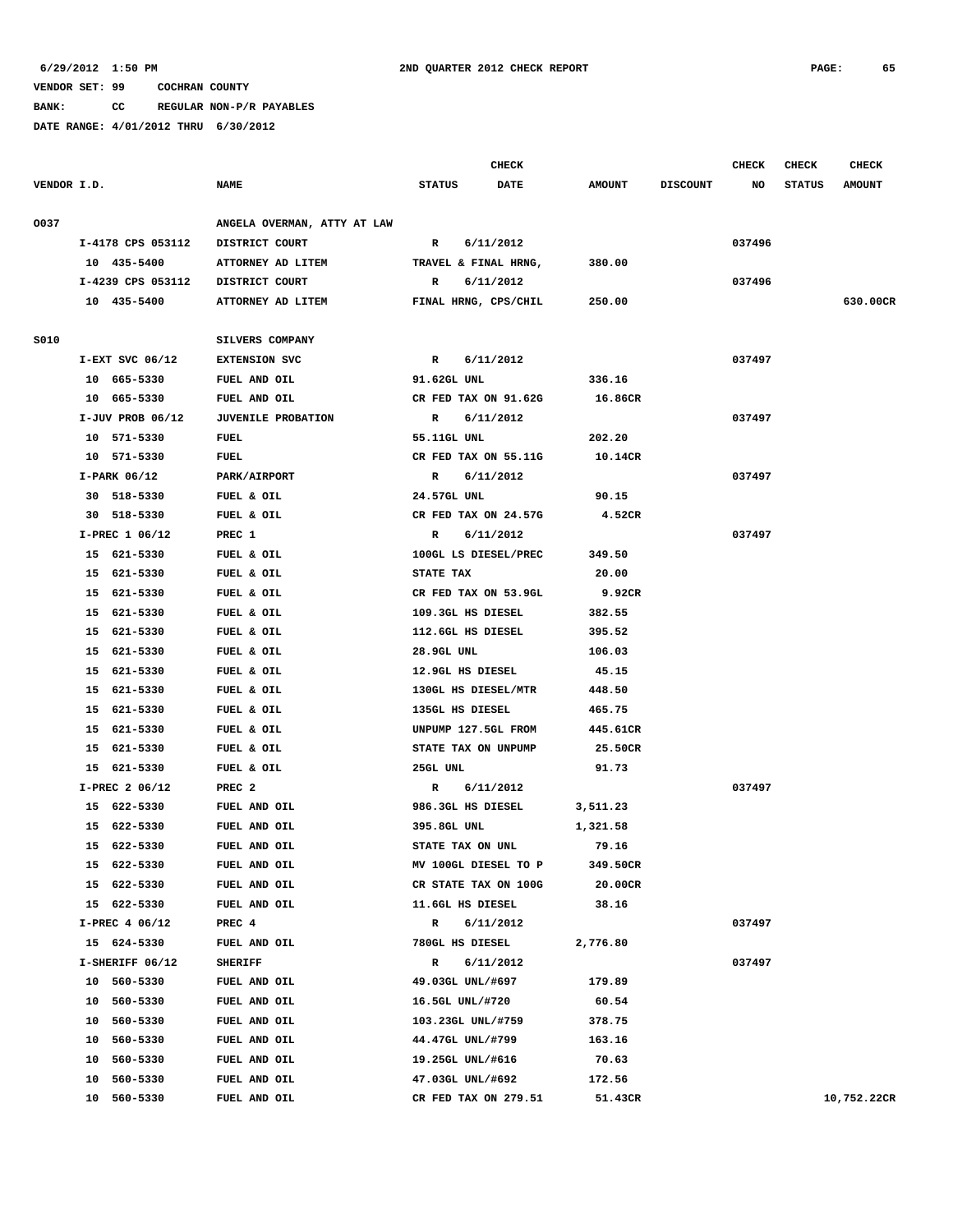6/29/2012 1:50 PM 2ND QUARTER 2012 CHECK REPORT

VENDOR SET: 99 COCHRAN COUNTY

BANK: CC REGULAR NON-P/R PAYABLES

DATE RANGE: 4/01/2012 THRU 6/30/2012

| VENDOR I.D. | NAME | STATUS | CHECK DATE | AMOUNT | DISCOUNT | CHECK NO | CHECK STATUS | CHECK AMOUNT |
|---|---|---|---|---|---|---|---|---|
| 0037 | ANGELA OVERMAN, ATTY AT LAW | | | | | | | |
| I-4178 CPS 053112 | DISTRICT COURT | R | 6/11/2012 | | | 037496 | | |
| 10 435-5400 | ATTORNEY AD LITEM | TRAVEL & FINAL HRNG, | | 380.00 | | | | |
| I-4239 CPS 053112 | DISTRICT COURT | R | 6/11/2012 | | | 037496 | | |
| 10 435-5400 | ATTORNEY AD LITEM | FINAL HRNG, CPS/CHIL | | 250.00 | | | | 630.00CR |
| S010 | SILVERS COMPANY | | | | | | | |
| I-EXT SVC 06/12 | EXTENSION SVC | R | 6/11/2012 | | | 037497 | | |
| 10 665-5330 | FUEL AND OIL | 91.62GL UNL | | 336.16 | | | | |
| 10 665-5330 | FUEL AND OIL | CR FED TAX ON 91.62G | | 16.86CR | | | | |
| I-JUV PROB 06/12 | JUVENILE PROBATION | R | 6/11/2012 | | | 037497 | | |
| 10 571-5330 | FUEL | 55.11GL UNL | | 202.20 | | | | |
| 10 571-5330 | FUEL | CR FED TAX ON 55.11G | | 10.14CR | | | | |
| I-PARK 06/12 | PARK/AIRPORT | R | 6/11/2012 | | | 037497 | | |
| 30 518-5330 | FUEL & OIL | 24.57GL UNL | | 90.15 | | | | |
| 30 518-5330 | FUEL & OIL | CR FED TAX ON 24.57G | | 4.52CR | | | | |
| I-PREC 1 06/12 | PREC 1 | R | 6/11/2012 | | | 037497 | | |
| 15 621-5330 | FUEL & OIL | 100GL LS DIESEL/PREC | | 349.50 | | | | |
| 15 621-5330 | FUEL & OIL | STATE TAX | | 20.00 | | | | |
| 15 621-5330 | FUEL & OIL | CR FED TAX ON 53.9GL | | 9.92CR | | | | |
| 15 621-5330 | FUEL & OIL | 109.3GL HS DIESEL | | 382.55 | | | | |
| 15 621-5330 | FUEL & OIL | 112.6GL HS DIESEL | | 395.52 | | | | |
| 15 621-5330 | FUEL & OIL | 28.9GL UNL | | 106.03 | | | | |
| 15 621-5330 | FUEL & OIL | 12.9GL HS DIESEL | | 45.15 | | | | |
| 15 621-5330 | FUEL & OIL | 130GL HS DIESEL/MTR | | 448.50 | | | | |
| 15 621-5330 | FUEL & OIL | 135GL HS DIESEL | | 465.75 | | | | |
| 15 621-5330 | FUEL & OIL | UNPUMP 127.5GL FROM | | 445.61CR | | | | |
| 15 621-5330 | FUEL & OIL | STATE TAX ON UNPUMP | | 25.50CR | | | | |
| 15 621-5330 | FUEL & OIL | 25GL UNL | | 91.73 | | | | |
| I-PREC 2 06/12 | PREC 2 | R | 6/11/2012 | | | 037497 | | |
| 15 622-5330 | FUEL AND OIL | 986.3GL HS DIESEL | | 3,511.23 | | | | |
| 15 622-5330 | FUEL AND OIL | 395.8GL UNL | | 1,321.58 | | | | |
| 15 622-5330 | FUEL AND OIL | STATE TAX ON UNL | | 79.16 | | | | |
| 15 622-5330 | FUEL AND OIL | MV 100GL DIESEL TO P | | 349.50CR | | | | |
| 15 622-5330 | FUEL AND OIL | CR STATE TAX ON 100G | | 20.00CR | | | | |
| 15 622-5330 | FUEL AND OIL | 11.6GL HS DIESEL | | 38.16 | | | | |
| I-PREC 4 06/12 | PREC 4 | R | 6/11/2012 | | | 037497 | | |
| 15 624-5330 | FUEL AND OIL | 780GL HS DIESEL | | 2,776.80 | | | | |
| I-SHERIFF 06/12 | SHERIFF | R | 6/11/2012 | | | 037497 | | |
| 10 560-5330 | FUEL AND OIL | 49.03GL UNL/#697 | | 179.89 | | | | |
| 10 560-5330 | FUEL AND OIL | 16.5GL UNL/#720 | | 60.54 | | | | |
| 10 560-5330 | FUEL AND OIL | 103.23GL UNL/#759 | | 378.75 | | | | |
| 10 560-5330 | FUEL AND OIL | 44.47GL UNL/#799 | | 163.16 | | | | |
| 10 560-5330 | FUEL AND OIL | 19.25GL UNL/#616 | | 70.63 | | | | |
| 10 560-5330 | FUEL AND OIL | 47.03GL UNL/#692 | | 172.56 | | | | |
| 10 560-5330 | FUEL AND OIL | CR FED TAX ON 279.51 | | 51.43CR | | | | 10,752.22CR |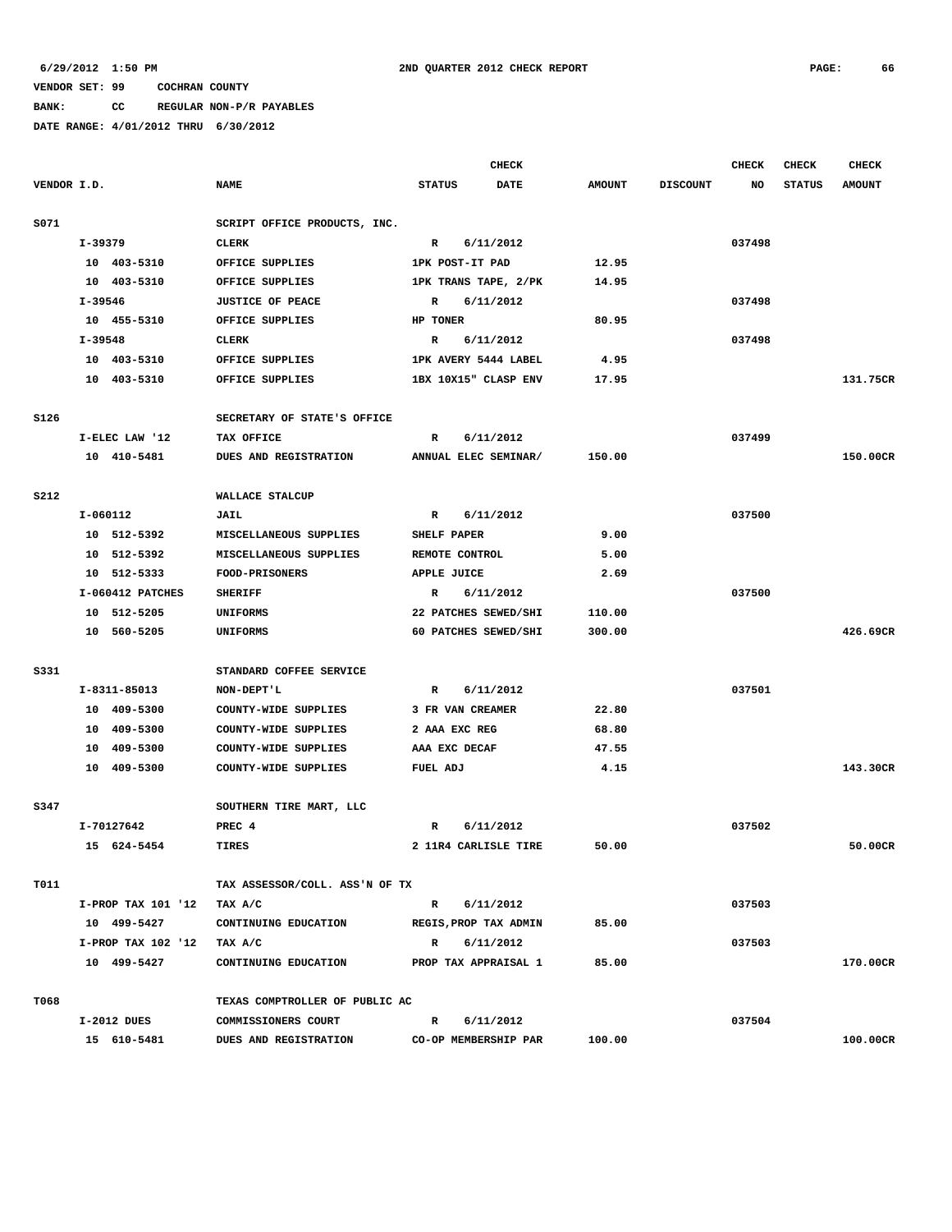6/29/2012 1:50 PM 2ND QUARTER 2012 CHECK REPORT

VENDOR SET: 99 COCHRAN COUNTY

BANK: CC REGULAR NON-P/R PAYABLES

DATE RANGE: 4/01/2012 THRU 6/30/2012

| VENDOR I.D. | NAME | STATUS | CHECK DATE | AMOUNT | DISCOUNT | CHECK NO | CHECK STATUS | CHECK AMOUNT |
|---|---|---|---|---|---|---|---|---|
| S071 | SCRIPT OFFICE PRODUCTS, INC. | | | | | | | |
| I-39379 | CLERK | R | 6/11/2012 | | | 037498 | | |
| 10 403-5310 | OFFICE SUPPLIES | 1PK POST-IT PAD | | 12.95 | | | | |
| 10 403-5310 | OFFICE SUPPLIES | 1PK TRANS TAPE, 2/PK | | 14.95 | | | | |
| I-39546 | JUSTICE OF PEACE | R | 6/11/2012 | | | 037498 | | |
| 10 455-5310 | OFFICE SUPPLIES | HP TONER | | 80.95 | | | | |
| I-39548 | CLERK | R | 6/11/2012 | | | 037498 | | |
| 10 403-5310 | OFFICE SUPPLIES | 1PK AVERY 5444 LABEL | | 4.95 | | | | |
| 10 403-5310 | OFFICE SUPPLIES | 1BX 10X15" CLASP ENV | | 17.95 | | | | 131.75CR |
| S126 | SECRETARY OF STATE'S OFFICE | | | | | | | |
| I-ELEC LAW '12 | TAX OFFICE | R | 6/11/2012 | | | 037499 | | |
| 10 410-5481 | DUES AND REGISTRATION | ANNUAL ELEC SEMINAR/ | | 150.00 | | | | 150.00CR |
| S212 | WALLACE STALCUP | | | | | | | |
| I-060112 | JAIL | R | 6/11/2012 | | | 037500 | | |
| 10 512-5392 | MISCELLANEOUS SUPPLIES | SHELF PAPER | | 9.00 | | | | |
| 10 512-5392 | MISCELLANEOUS SUPPLIES | REMOTE CONTROL | | 5.00 | | | | |
| 10 512-5333 | FOOD-PRISONERS | APPLE JUICE | | 2.69 | | | | |
| I-060412 PATCHES | SHERIFF | R | 6/11/2012 | | | 037500 | | |
| 10 512-5205 | UNIFORMS | 22 PATCHES SEWED/SHI | | 110.00 | | | | |
| 10 560-5205 | UNIFORMS | 60 PATCHES SEWED/SHI | | 300.00 | | | | 426.69CR |
| S331 | STANDARD COFFEE SERVICE | | | | | | | |
| I-8311-85013 | NON-DEPT'L | R | 6/11/2012 | | | 037501 | | |
| 10 409-5300 | COUNTY-WIDE SUPPLIES | 3 FR VAN CREAMER | | 22.80 | | | | |
| 10 409-5300 | COUNTY-WIDE SUPPLIES | 2 AAA EXC REG | | 68.80 | | | | |
| 10 409-5300 | COUNTY-WIDE SUPPLIES | AAA EXC DECAF | | 47.55 | | | | |
| 10 409-5300 | COUNTY-WIDE SUPPLIES | FUEL ADJ | | 4.15 | | | | 143.30CR |
| S347 | SOUTHERN TIRE MART, LLC | | | | | | | |
| I-70127642 | PREC 4 | R | 6/11/2012 | | | 037502 | | |
| 15 624-5454 | TIRES | 2 11R4 CARLISLE TIRE | | 50.00 | | | | 50.00CR |
| T011 | TAX ASSESSOR/COLL. ASS'N OF TX | | | | | | | |
| I-PROP TAX 101 '12 | TAX A/C | R | 6/11/2012 | | | 037503 | | |
| 10 499-5427 | CONTINUING EDUCATION | REGIS,PROP TAX ADMIN | | 85.00 | | | | |
| I-PROP TAX 102 '12 | TAX A/C | R | 6/11/2012 | | | 037503 | | |
| 10 499-5427 | CONTINUING EDUCATION | PROP TAX APPRAISAL 1 | | 85.00 | | | | 170.00CR |
| T068 | TEXAS COMPTROLLER OF PUBLIC AC | | | | | | | |
| I-2012 DUES | COMMISSIONERS COURT | R | 6/11/2012 | | | 037504 | | |
| 15 610-5481 | DUES AND REGISTRATION | CO-OP MEMBERSHIP PAR | | 100.00 | | | | 100.00CR |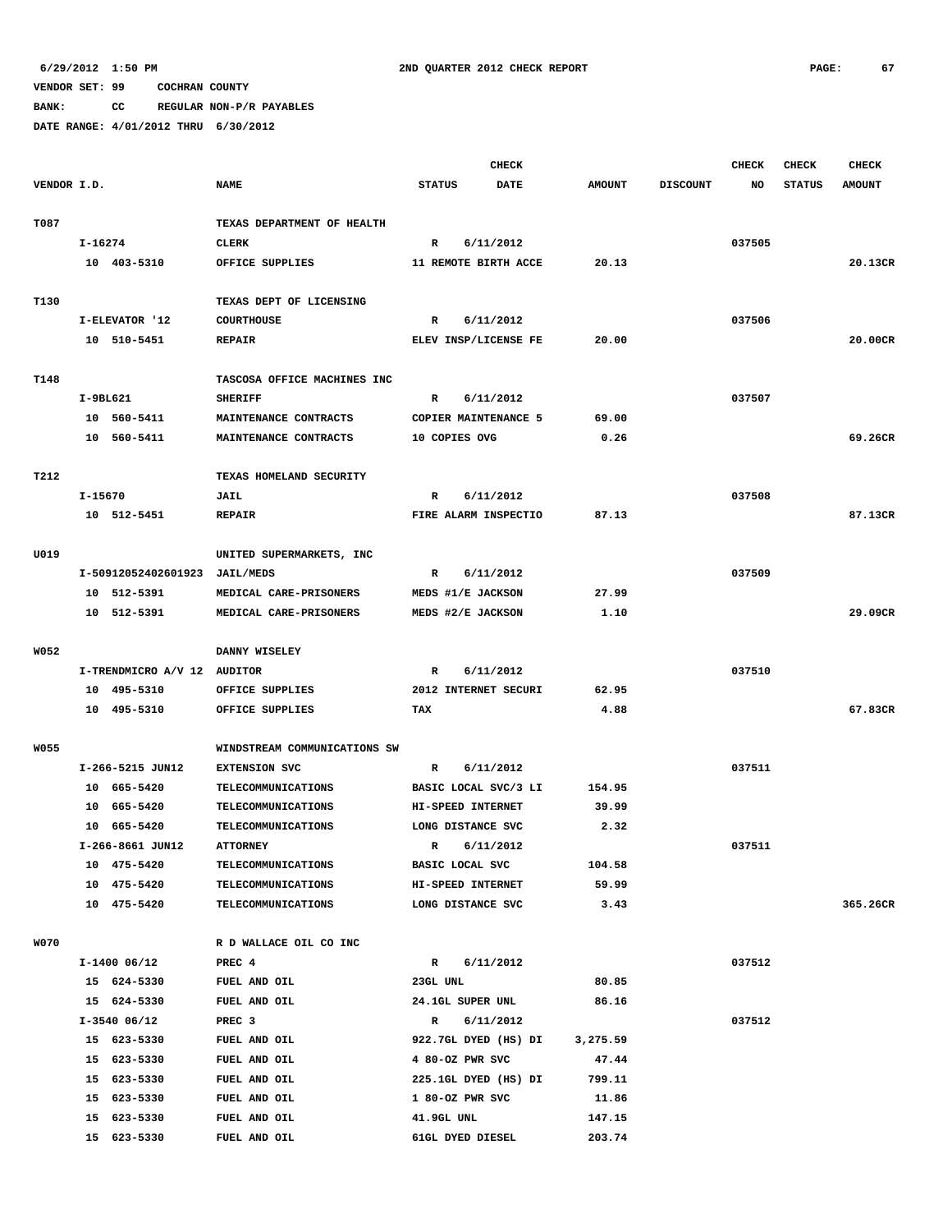6/29/2012 1:50 PM 2ND QUARTER 2012 CHECK REPORT

VENDOR SET: 99 COCHRAN COUNTY

BANK: CC REGULAR NON-P/R PAYABLES

DATE RANGE: 4/01/2012 THRU 6/30/2012

| VENDOR I.D. | NAME | STATUS | CHECK DATE | AMOUNT | DISCOUNT | CHECK NO | CHECK STATUS | CHECK AMOUNT |
|---|---|---|---|---|---|---|---|---|
| T087 | TEXAS DEPARTMENT OF HEALTH | | | | | | | |
| I-16274 | CLERK | R | 6/11/2012 | | | 037505 | | |
| 10 403-5310 | OFFICE SUPPLIES | 11 REMOTE BIRTH ACCE | | 20.13 | | | | 20.13CR |
| T130 | TEXAS DEPT OF LICENSING | | | | | | | |
| I-ELEVATOR '12 | COURTHOUSE | R | 6/11/2012 | | | 037506 | | |
| 10 510-5451 | REPAIR | ELEV INSP/LICENSE FE | | 20.00 | | | | 20.00CR |
| T148 | TASCOSA OFFICE MACHINES INC | | | | | | | |
| I-9BL621 | SHERIFF | R | 6/11/2012 | | | 037507 | | |
| 10 560-5411 | MAINTENANCE CONTRACTS | COPIER MAINTENANCE 5 | | 69.00 | | | | |
| 10 560-5411 | MAINTENANCE CONTRACTS | 10 COPIES OVG | | 0.26 | | | | 69.26CR |
| T212 | TEXAS HOMELAND SECURITY | | | | | | | |
| I-15670 | JAIL | R | 6/11/2012 | | | 037508 | | |
| 10 512-5451 | REPAIR | FIRE ALARM INSPECTIO | | 87.13 | | | | 87.13CR |
| U019 | UNITED SUPERMARKETS, INC | | | | | | | |
| I-50912052402601923 | JAIL/MEDS | R | 6/11/2012 | | | 037509 | | |
| 10 512-5391 | MEDICAL CARE-PRISONERS | MEDS #1/E JACKSON | | 27.99 | | | | |
| 10 512-5391 | MEDICAL CARE-PRISONERS | MEDS #2/E JACKSON | | 1.10 | | | | 29.09CR |
| W052 | DANNY WISELEY | | | | | | | |
| I-TRENDMICRO A/V 12 | AUDITOR | R | 6/11/2012 | | | 037510 | | |
| 10 495-5310 | OFFICE SUPPLIES | 2012 INTERNET SECURI | | 62.95 | | | | |
| 10 495-5310 | OFFICE SUPPLIES | TAX | | 4.88 | | | | 67.83CR |
| W055 | WINDSTREAM COMMUNICATIONS SW | | | | | | | |
| I-266-5215 JUN12 | EXTENSION SVC | R | 6/11/2012 | | | 037511 | | |
| 10 665-5420 | TELECOMMUNICATIONS | BASIC LOCAL SVC/3 LI | | 154.95 | | | | |
| 10 665-5420 | TELECOMMUNICATIONS | HI-SPEED INTERNET | | 39.99 | | | | |
| 10 665-5420 | TELECOMMUNICATIONS | LONG DISTANCE SVC | | 2.32 | | | | |
| I-266-8661 JUN12 | ATTORNEY | R | 6/11/2012 | | | 037511 | | |
| 10 475-5420 | TELECOMMUNICATIONS | BASIC LOCAL SVC | | 104.58 | | | | |
| 10 475-5420 | TELECOMMUNICATIONS | HI-SPEED INTERNET | | 59.99 | | | | |
| 10 475-5420 | TELECOMMUNICATIONS | LONG DISTANCE SVC | | 3.43 | | | | 365.26CR |
| W070 | R D WALLACE OIL CO INC | | | | | | | |
| I-1400 06/12 | PREC 4 | R | 6/11/2012 | | | 037512 | | |
| 15 624-5330 | FUEL AND OIL | 23GL UNL | | 80.85 | | | | |
| 15 624-5330 | FUEL AND OIL | 24.1GL SUPER UNL | | 86.16 | | | | |
| I-3540 06/12 | PREC 3 | R | 6/11/2012 | | | 037512 | | |
| 15 623-5330 | FUEL AND OIL | 922.7GL DYED (HS) DI | | 3,275.59 | | | | |
| 15 623-5330 | FUEL AND OIL | 4 80-OZ PWR SVC | | 47.44 | | | | |
| 15 623-5330 | FUEL AND OIL | 225.1GL DYED (HS) DI | | 799.11 | | | | |
| 15 623-5330 | FUEL AND OIL | 1 80-OZ PWR SVC | | 11.86 | | | | |
| 15 623-5330 | FUEL AND OIL | 41.9GL UNL | | 147.15 | | | | |
| 15 623-5330 | FUEL AND OIL | 61GL DYED DIESEL | | 203.74 | | | | |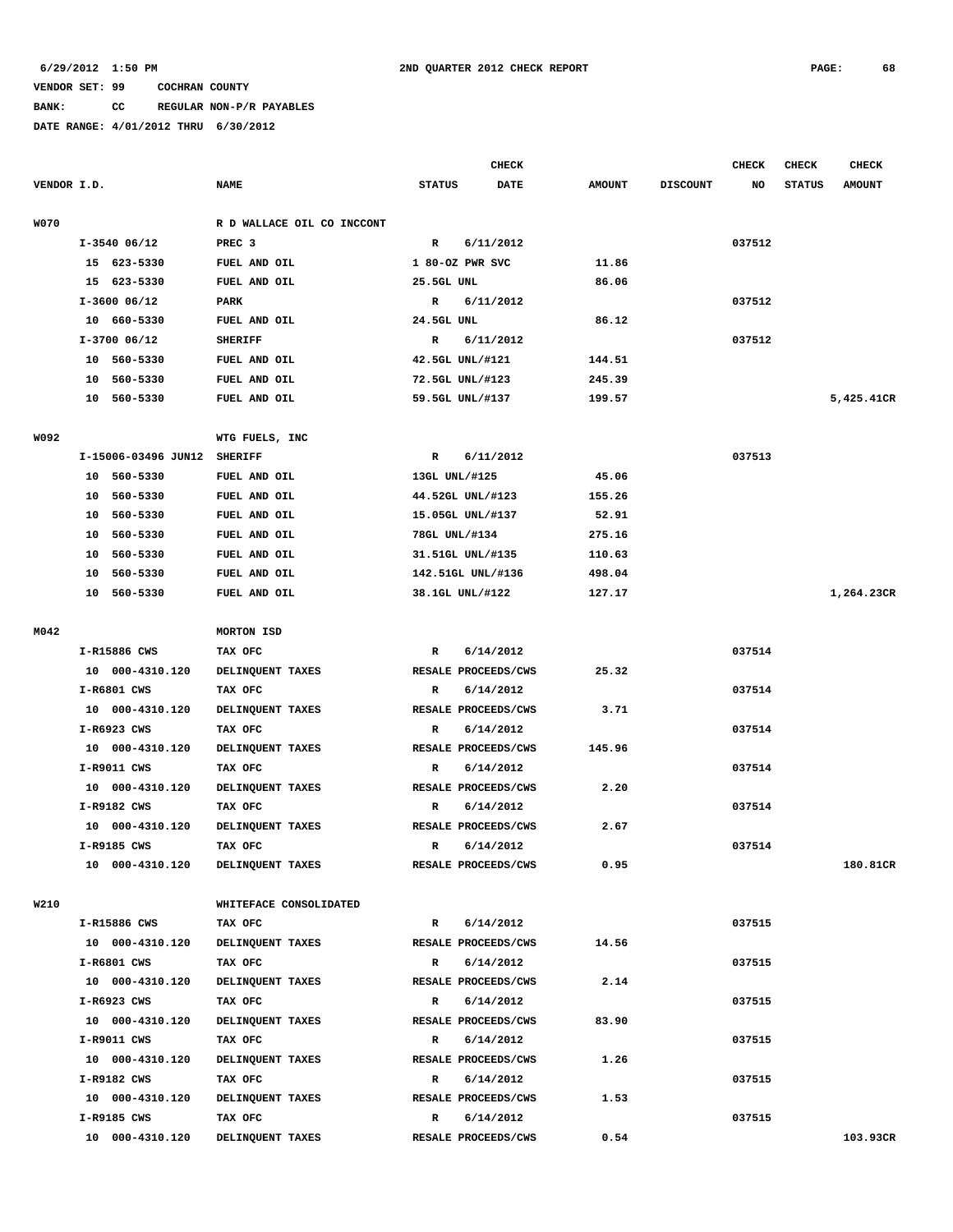VENDOR SET: 99 COCHRAN COUNTY

BANK: CC REGULAR NON-P/R PAYABLES

DATE RANGE: 4/01/2012 THRU 6/30/2012

| VENDOR I.D. | NAME | STATUS | CHECK DATE | AMOUNT | DISCOUNT | CHECK NO | CHECK STATUS | CHECK AMOUNT |
|---|---|---|---|---|---|---|---|---|
| W070 | R D WALLACE OIL CO INCCONT | | | | | | | |
| I-3540 06/12 | PREC 3 | R | 6/11/2012 | | | 037512 | | |
| 15 623-5330 | FUEL AND OIL | 1 80-OZ PWR SVC | | 11.86 | | | | |
| 15 623-5330 | FUEL AND OIL | 25.5GL UNL | | 86.06 | | | | |
| I-3600 06/12 | PARK | R | 6/11/2012 | | | 037512 | | |
| 10 660-5330 | FUEL AND OIL | 24.5GL UNL | | 86.12 | | | | |
| I-3700 06/12 | SHERIFF | R | 6/11/2012 | | | 037512 | | |
| 10 560-5330 | FUEL AND OIL | 42.5GL UNL/#121 | | 144.51 | | | | |
| 10 560-5330 | FUEL AND OIL | 72.5GL UNL/#123 | | 245.39 | | | | |
| 10 560-5330 | FUEL AND OIL | 59.5GL UNL/#137 | | 199.57 | | | | 5,425.41CR |
| W092 | WTG FUELS, INC | | | | | | | |
| I-15006-03496 JUN12 | SHERIFF | R | 6/11/2012 | | | 037513 | | |
| 10 560-5330 | FUEL AND OIL | 13GL UNL/#125 | | 45.06 | | | | |
| 10 560-5330 | FUEL AND OIL | 44.52GL UNL/#123 | | 155.26 | | | | |
| 10 560-5330 | FUEL AND OIL | 15.05GL UNL/#137 | | 52.91 | | | | |
| 10 560-5330 | FUEL AND OIL | 78GL UNL/#134 | | 275.16 | | | | |
| 10 560-5330 | FUEL AND OIL | 31.51GL UNL/#135 | | 110.63 | | | | |
| 10 560-5330 | FUEL AND OIL | 142.51GL UNL/#136 | | 498.04 | | | | |
| 10 560-5330 | FUEL AND OIL | 38.1GL UNL/#122 | | 127.17 | | | | 1,264.23CR |
| M042 | MORTON ISD | | | | | | | |
| I-R15886 CWS | TAX OFC | R | 6/14/2012 | | | 037514 | | |
| 10 000-4310.120 | DELINQUENT TAXES | RESALE PROCEEDS/CWS | | 25.32 | | | | |
| I-R6801 CWS | TAX OFC | R | 6/14/2012 | | | 037514 | | |
| 10 000-4310.120 | DELINQUENT TAXES | RESALE PROCEEDS/CWS | | 3.71 | | | | |
| I-R6923 CWS | TAX OFC | R | 6/14/2012 | | | 037514 | | |
| 10 000-4310.120 | DELINQUENT TAXES | RESALE PROCEEDS/CWS | | 145.96 | | | | |
| I-R9011 CWS | TAX OFC | R | 6/14/2012 | | | 037514 | | |
| 10 000-4310.120 | DELINQUENT TAXES | RESALE PROCEEDS/CWS | | 2.20 | | | | |
| I-R9182 CWS | TAX OFC | R | 6/14/2012 | | | 037514 | | |
| 10 000-4310.120 | DELINQUENT TAXES | RESALE PROCEEDS/CWS | | 2.67 | | | | |
| I-R9185 CWS | TAX OFC | R | 6/14/2012 | | | 037514 | | |
| 10 000-4310.120 | DELINQUENT TAXES | RESALE PROCEEDS/CWS | | 0.95 | | | | 180.81CR |
| W210 | WHITEFACE CONSOLIDATED | | | | | | | |
| I-R15886 CWS | TAX OFC | R | 6/14/2012 | | | 037515 | | |
| 10 000-4310.120 | DELINQUENT TAXES | RESALE PROCEEDS/CWS | | 14.56 | | | | |
| I-R6801 CWS | TAX OFC | R | 6/14/2012 | | | 037515 | | |
| 10 000-4310.120 | DELINQUENT TAXES | RESALE PROCEEDS/CWS | | 2.14 | | | | |
| I-R6923 CWS | TAX OFC | R | 6/14/2012 | | | 037515 | | |
| 10 000-4310.120 | DELINQUENT TAXES | RESALE PROCEEDS/CWS | | 83.90 | | | | |
| I-R9011 CWS | TAX OFC | R | 6/14/2012 | | | 037515 | | |
| 10 000-4310.120 | DELINQUENT TAXES | RESALE PROCEEDS/CWS | | 1.26 | | | | |
| I-R9182 CWS | TAX OFC | R | 6/14/2012 | | | 037515 | | |
| 10 000-4310.120 | DELINQUENT TAXES | RESALE PROCEEDS/CWS | | 1.53 | | | | |
| I-R9185 CWS | TAX OFC | R | 6/14/2012 | | | 037515 | | |
| 10 000-4310.120 | DELINQUENT TAXES | RESALE PROCEEDS/CWS | | 0.54 | | | | 103.93CR |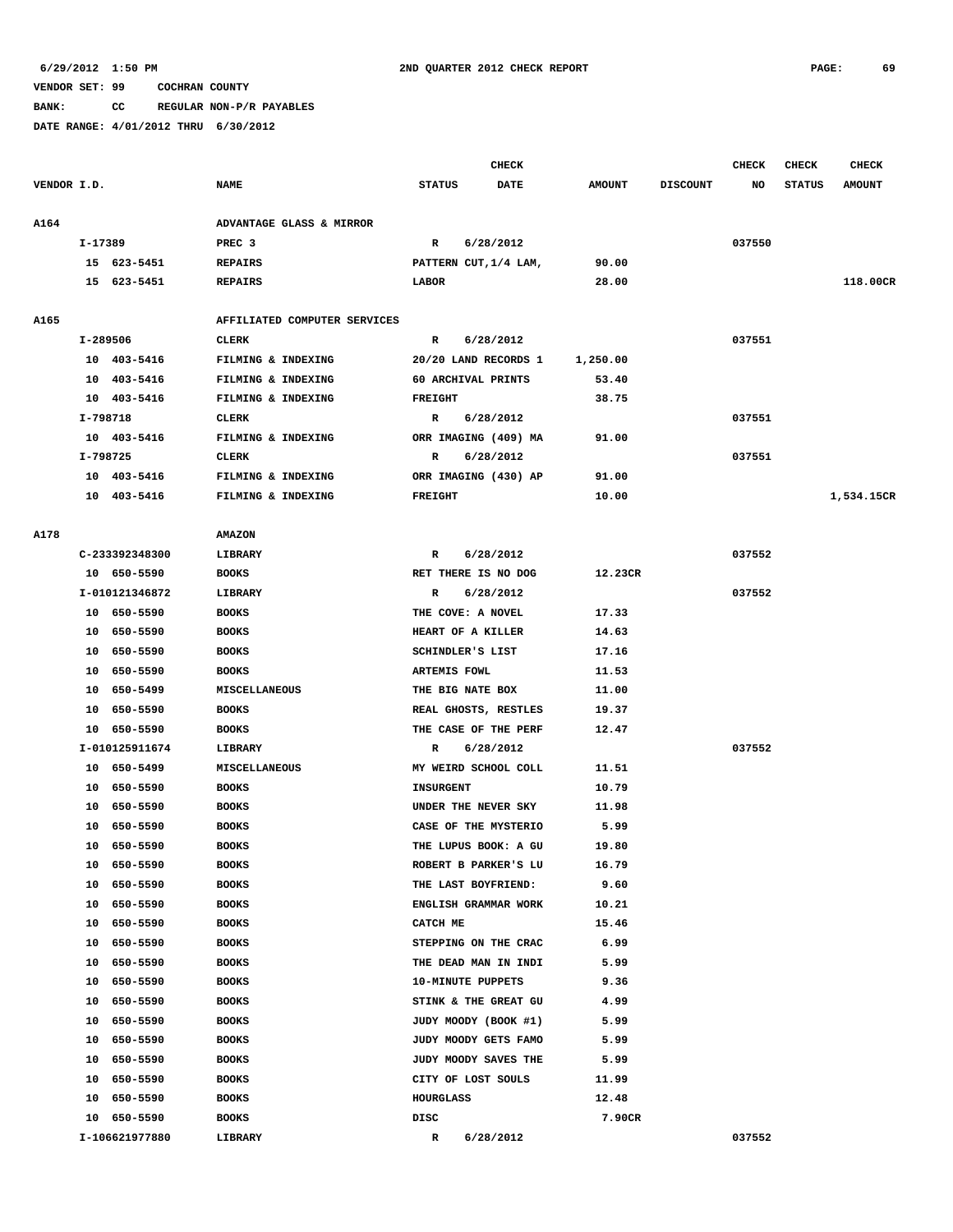6/29/2012 1:50 PM 2ND QUARTER 2012 CHECK REPORT

VENDOR SET: 99 COCHRAN COUNTY

BANK: CC REGULAR NON-P/R PAYABLES

DATE RANGE: 4/01/2012 THRU 6/30/2012

| VENDOR I.D. | NAME | CHECK STATUS | CHECK DATE | AMOUNT | DISCOUNT | CHECK NO | CHECK STATUS | CHECK AMOUNT |
|---|---|---|---|---|---|---|---|---|
| A164 | ADVANTAGE GLASS & MIRROR | | | | | | | |
| I-17389 | PREC 3 | R | 6/28/2012 | | | 037550 | | |
| 15 623-5451 | REPAIRS | PATTERN CUT,1/4 LAM, | | 90.00 | | | | |
| 15 623-5451 | REPAIRS | LABOR | | 28.00 | | | | 118.00CR |
| A165 | AFFILIATED COMPUTER SERVICES | | | | | | | |
| I-289506 | CLERK | R | 6/28/2012 | | | 037551 | | |
| 10 403-5416 | FILMING & INDEXING | 20/20 LAND RECORDS 1 | | 1,250.00 | | | | |
| 10 403-5416 | FILMING & INDEXING | 60 ARCHIVAL PRINTS | | 53.40 | | | | |
| 10 403-5416 | FILMING & INDEXING | FREIGHT | | 38.75 | | | | |
| I-798718 | CLERK | R | 6/28/2012 | | | 037551 | | |
| 10 403-5416 | FILMING & INDEXING | ORR IMAGING (409) MA | | 91.00 | | | | |
| I-798725 | CLERK | R | 6/28/2012 | | | 037551 | | |
| 10 403-5416 | FILMING & INDEXING | ORR IMAGING (430) AP | | 91.00 | | | | |
| 10 403-5416 | FILMING & INDEXING | FREIGHT | | 10.00 | | | | 1,534.15CR |
| A178 | AMAZON | | | | | | | |
| C-233392348300 | LIBRARY | R | 6/28/2012 | | | 037552 | | |
| 10 650-5590 | BOOKS | RET THERE IS NO DOG | | 12.23CR | | | | |
| I-010121346872 | LIBRARY | R | 6/28/2012 | | | 037552 | | |
| 10 650-5590 | BOOKS | THE COVE: A NOVEL | | 17.33 | | | | |
| 10 650-5590 | BOOKS | HEART OF A KILLER | | 14.63 | | | | |
| 10 650-5590 | BOOKS | SCHINDLER'S LIST | | 17.16 | | | | |
| 10 650-5590 | BOOKS | ARTEMIS FOWL | | 11.53 | | | | |
| 10 650-5499 | MISCELLANEOUS | THE BIG NATE BOX | | 11.00 | | | | |
| 10 650-5590 | BOOKS | REAL GHOSTS, RESTLES | | 19.37 | | | | |
| 10 650-5590 | BOOKS | THE CASE OF THE PERF | | 12.47 | | | | |
| I-010125911674 | LIBRARY | R | 6/28/2012 | | | 037552 | | |
| 10 650-5499 | MISCELLANEOUS | MY WEIRD SCHOOL COLL | | 11.51 | | | | |
| 10 650-5590 | BOOKS | INSURGENT | | 10.79 | | | | |
| 10 650-5590 | BOOKS | UNDER THE NEVER SKY | | 11.98 | | | | |
| 10 650-5590 | BOOKS | CASE OF THE MYSTERIO | | 5.99 | | | | |
| 10 650-5590 | BOOKS | THE LUPUS BOOK: A GU | | 19.80 | | | | |
| 10 650-5590 | BOOKS | ROBERT B PARKER'S LU | | 16.79 | | | | |
| 10 650-5590 | BOOKS | THE LAST BOYFRIEND: | | 9.60 | | | | |
| 10 650-5590 | BOOKS | ENGLISH GRAMMAR WORK | | 10.21 | | | | |
| 10 650-5590 | BOOKS | CATCH ME | | 15.46 | | | | |
| 10 650-5590 | BOOKS | STEPPING ON THE CRAC | | 6.99 | | | | |
| 10 650-5590 | BOOKS | THE DEAD MAN IN INDI | | 5.99 | | | | |
| 10 650-5590 | BOOKS | 10-MINUTE PUPPETS | | 9.36 | | | | |
| 10 650-5590 | BOOKS | STINK & THE GREAT GU | | 4.99 | | | | |
| 10 650-5590 | BOOKS | JUDY MOODY (BOOK #1) | | 5.99 | | | | |
| 10 650-5590 | BOOKS | JUDY MOODY GETS FAMO | | 5.99 | | | | |
| 10 650-5590 | BOOKS | JUDY MOODY SAVES THE | | 5.99 | | | | |
| 10 650-5590 | BOOKS | CITY OF LOST SOULS | | 11.99 | | | | |
| 10 650-5590 | BOOKS | HOURGLASS | | 12.48 | | | | |
| 10 650-5590 | BOOKS | DISC | | 7.90CR | | | | |
| I-106621977880 | LIBRARY | R | 6/28/2012 | | | 037552 | | |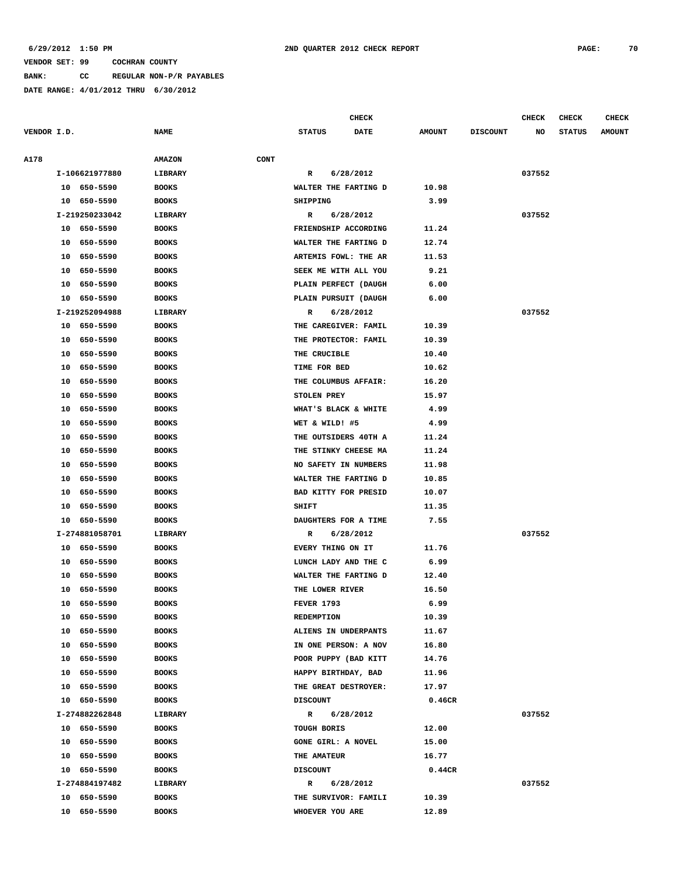VENDOR SET: 99 COCHRAN COUNTY

BANK: CC REGULAR NON-P/R PAYABLES

DATE RANGE: 4/01/2012 THRU 6/30/2012

| VENDOR I.D. | NAME | STATUS | CHECK DATE | AMOUNT | DISCOUNT | CHECK NO | CHECK STATUS | CHECK AMOUNT |
|---|---|---|---|---|---|---|---|---|
| A178 | AMAZON CONT | | | | | | | |
| I-106621977880 | LIBRARY | R | 6/28/2012 | | | 037552 | | |
| 10 650-5590 | BOOKS | WALTER THE FARTING D | | 10.98 | | | | |
| 10 650-5590 | BOOKS | SHIPPING | | 3.99 | | | | |
| I-219250233042 | LIBRARY | R | 6/28/2012 | | | 037552 | | |
| 10 650-5590 | BOOKS | FRIENDSHIP ACCORDING | | 11.24 | | | | |
| 10 650-5590 | BOOKS | WALTER THE FARTING D | | 12.74 | | | | |
| 10 650-5590 | BOOKS | ARTEMIS FOWL: THE AR | | 11.53 | | | | |
| 10 650-5590 | BOOKS | SEEK ME WITH ALL YOU | | 9.21 | | | | |
| 10 650-5590 | BOOKS | PLAIN PERFECT (DAUGH | | 6.00 | | | | |
| 10 650-5590 | BOOKS | PLAIN PURSUIT (DAUGH | | 6.00 | | | | |
| I-219252094988 | LIBRARY | R | 6/28/2012 | | | 037552 | | |
| 10 650-5590 | BOOKS | THE CAREGIVER: FAMIL | | 10.39 | | | | |
| 10 650-5590 | BOOKS | THE PROTECTOR: FAMIL | | 10.39 | | | | |
| 10 650-5590 | BOOKS | THE CRUCIBLE | | 10.40 | | | | |
| 10 650-5590 | BOOKS | TIME FOR BED | | 10.62 | | | | |
| 10 650-5590 | BOOKS | THE COLUMBUS AFFAIR: | | 16.20 | | | | |
| 10 650-5590 | BOOKS | STOLEN PREY | | 15.97 | | | | |
| 10 650-5590 | BOOKS | WHAT'S BLACK & WHITE | | 4.99 | | | | |
| 10 650-5590 | BOOKS | WET & WILD! #5 | | 4.99 | | | | |
| 10 650-5590 | BOOKS | THE OUTSIDERS 40TH A | | 11.24 | | | | |
| 10 650-5590 | BOOKS | THE STINKY CHEESE MA | | 11.24 | | | | |
| 10 650-5590 | BOOKS | NO SAFETY IN NUMBERS | | 11.98 | | | | |
| 10 650-5590 | BOOKS | WALTER THE FARTING D | | 10.85 | | | | |
| 10 650-5590 | BOOKS | BAD KITTY FOR PRESID | | 10.07 | | | | |
| 10 650-5590 | BOOKS | SHIFT | | 11.35 | | | | |
| 10 650-5590 | BOOKS | DAUGHTERS FOR A TIME | | 7.55 | | | | |
| I-274881058701 | LIBRARY | R | 6/28/2012 | | | 037552 | | |
| 10 650-5590 | BOOKS | EVERY THING ON IT | | 11.76 | | | | |
| 10 650-5590 | BOOKS | LUNCH LADY AND THE C | | 6.99 | | | | |
| 10 650-5590 | BOOKS | WALTER THE FARTING D | | 12.40 | | | | |
| 10 650-5590 | BOOKS | THE LOWER RIVER | | 16.50 | | | | |
| 10 650-5590 | BOOKS | FEVER 1793 | | 6.99 | | | | |
| 10 650-5590 | BOOKS | REDEMPTION | | 10.39 | | | | |
| 10 650-5590 | BOOKS | ALIENS IN UNDERPANTS | | 11.67 | | | | |
| 10 650-5590 | BOOKS | IN ONE PERSON: A NOV | | 16.80 | | | | |
| 10 650-5590 | BOOKS | POOR PUPPY (BAD KITT | | 14.76 | | | | |
| 10 650-5590 | BOOKS | HAPPY BIRTHDAY, BAD | | 11.96 | | | | |
| 10 650-5590 | BOOKS | THE GREAT DESTROYER: | | 17.97 | | | | |
| 10 650-5590 | BOOKS | DISCOUNT | | 0.46CR | | | | |
| I-274882262848 | LIBRARY | R | 6/28/2012 | | | 037552 | | |
| 10 650-5590 | BOOKS | TOUGH BORIS | | 12.00 | | | | |
| 10 650-5590 | BOOKS | GONE GIRL: A NOVEL | | 15.00 | | | | |
| 10 650-5590 | BOOKS | THE AMATEUR | | 16.77 | | | | |
| 10 650-5590 | BOOKS | DISCOUNT | | 0.44CR | | | | |
| I-274884197482 | LIBRARY | R | 6/28/2012 | | | 037552 | | |
| 10 650-5590 | BOOKS | THE SURVIVOR: FAMILI | | 10.39 | | | | |
| 10 650-5590 | BOOKS | WHOEVER YOU ARE | | 12.89 | | | | |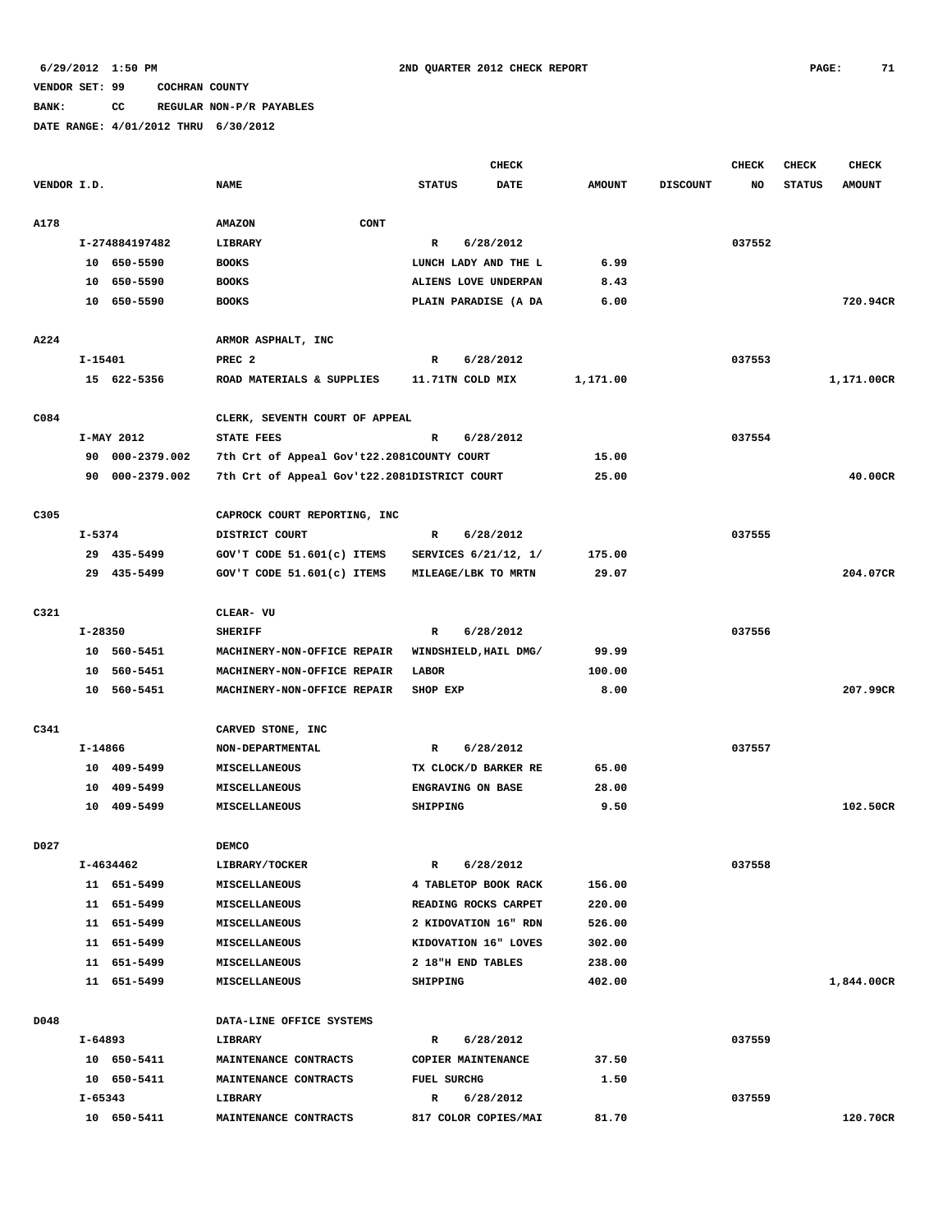6/29/2012 1:50 PM 2ND QUARTER 2012 CHECK REPORT

VENDOR SET: 99 COCHRAN COUNTY

BANK: CC REGULAR NON-P/R PAYABLES

DATE RANGE: 4/01/2012 THRU 6/30/2012

| VENDOR I.D. | NAME | CHECK STATUS | CHECK DATE | AMOUNT | DISCOUNT | CHECK NO | CHECK STATUS | CHECK AMOUNT |
|---|---|---|---|---|---|---|---|---|
| A178 | AMAZON CONT | | | | | | | |
| I-274884197482 | LIBRARY | R | 6/28/2012 | | | 037552 | | |
| 10 650-5590 | BOOKS | LUNCH LADY AND THE L | | 6.99 | | | | |
| 10 650-5590 | BOOKS | ALIENS LOVE UNDERPAN | | 8.43 | | | | |
| 10 650-5590 | BOOKS | PLAIN PARADISE (A DA | | 6.00 | | | | 720.94CR |
| A224 | ARMOR ASPHALT, INC | | | | | | | |
| I-15401 | PREC 2 | R | 6/28/2012 | | | 037553 | | |
| 15 622-5356 | ROAD MATERIALS & SUPPLIES | 11.71TN COLD MIX | | 1,171.00 | | | | 1,171.00CR |
| C084 | CLERK, SEVENTH COURT OF APPEAL | | | | | | | |
| I-MAY 2012 | STATE FEES | R | 6/28/2012 | | | 037554 | | |
| 90 000-2379.002 | 7th Crt of Appeal Gov't22.2081COUNTY COURT | | | 15.00 | | | | |
| 90 000-2379.002 | 7th Crt of Appeal Gov't22.2081DISTRICT COURT | | | 25.00 | | | | 40.00CR |
| C305 | CAPROCK COURT REPORTING, INC | | | | | | | |
| I-5374 | DISTRICT COURT | R | 6/28/2012 | | | 037555 | | |
| 29 435-5499 | GOV'T CODE 51.601(c) ITEMS | SERVICES 6/21/12, 1/ | | 175.00 | | | | |
| 29 435-5499 | GOV'T CODE 51.601(c) ITEMS | MILEAGE/LBK TO MRTN | | 29.07 | | | | 204.07CR |
| C321 | CLEAR- VU | | | | | | | |
| I-28350 | SHERIFF | R | 6/28/2012 | | | 037556 | | |
| 10 560-5451 | MACHINERY-NON-OFFICE REPAIR | WINDSHIELD,HAIL DMG/ | | 99.99 | | | | |
| 10 560-5451 | MACHINERY-NON-OFFICE REPAIR | LABOR | | 100.00 | | | | |
| 10 560-5451 | MACHINERY-NON-OFFICE REPAIR | SHOP EXP | | 8.00 | | | | 207.99CR |
| C341 | CARVED STONE, INC | | | | | | | |
| I-14866 | NON-DEPARTMENTAL | R | 6/28/2012 | | | 037557 | | |
| 10 409-5499 | MISCELLANEOUS | TX CLOCK/D BARKER RE | | 65.00 | | | | |
| 10 409-5499 | MISCELLANEOUS | ENGRAVING ON BASE | | 28.00 | | | | |
| 10 409-5499 | MISCELLANEOUS | SHIPPING | | 9.50 | | | | 102.50CR |
| D027 | DEMCO | | | | | | | |
| I-4634462 | LIBRARY/TOCKER | R | 6/28/2012 | | | 037558 | | |
| 11 651-5499 | MISCELLANEOUS | 4 TABLETOP BOOK RACK | | 156.00 | | | | |
| 11 651-5499 | MISCELLANEOUS | READING ROCKS CARPET | | 220.00 | | | | |
| 11 651-5499 | MISCELLANEOUS | 2 KIDOVATION 16" RDN | | 526.00 | | | | |
| 11 651-5499 | MISCELLANEOUS | KIDOVATION 16" LOVES | | 302.00 | | | | |
| 11 651-5499 | MISCELLANEOUS | 2 18"H END TABLES | | 238.00 | | | | |
| 11 651-5499 | MISCELLANEOUS | SHIPPING | | 402.00 | | | | 1,844.00CR |
| D048 | DATA-LINE OFFICE SYSTEMS | | | | | | | |
| I-64893 | LIBRARY | R | 6/28/2012 | | | 037559 | | |
| 10 650-5411 | MAINTENANCE CONTRACTS | COPIER MAINTENANCE | | 37.50 | | | | |
| 10 650-5411 | MAINTENANCE CONTRACTS | FUEL SURCHG | | 1.50 | | | | |
| I-65343 | LIBRARY | R | 6/28/2012 | | | 037559 | | |
| 10 650-5411 | MAINTENANCE CONTRACTS | 817 COLOR COPIES/MAI | | 81.70 | | | | 120.70CR |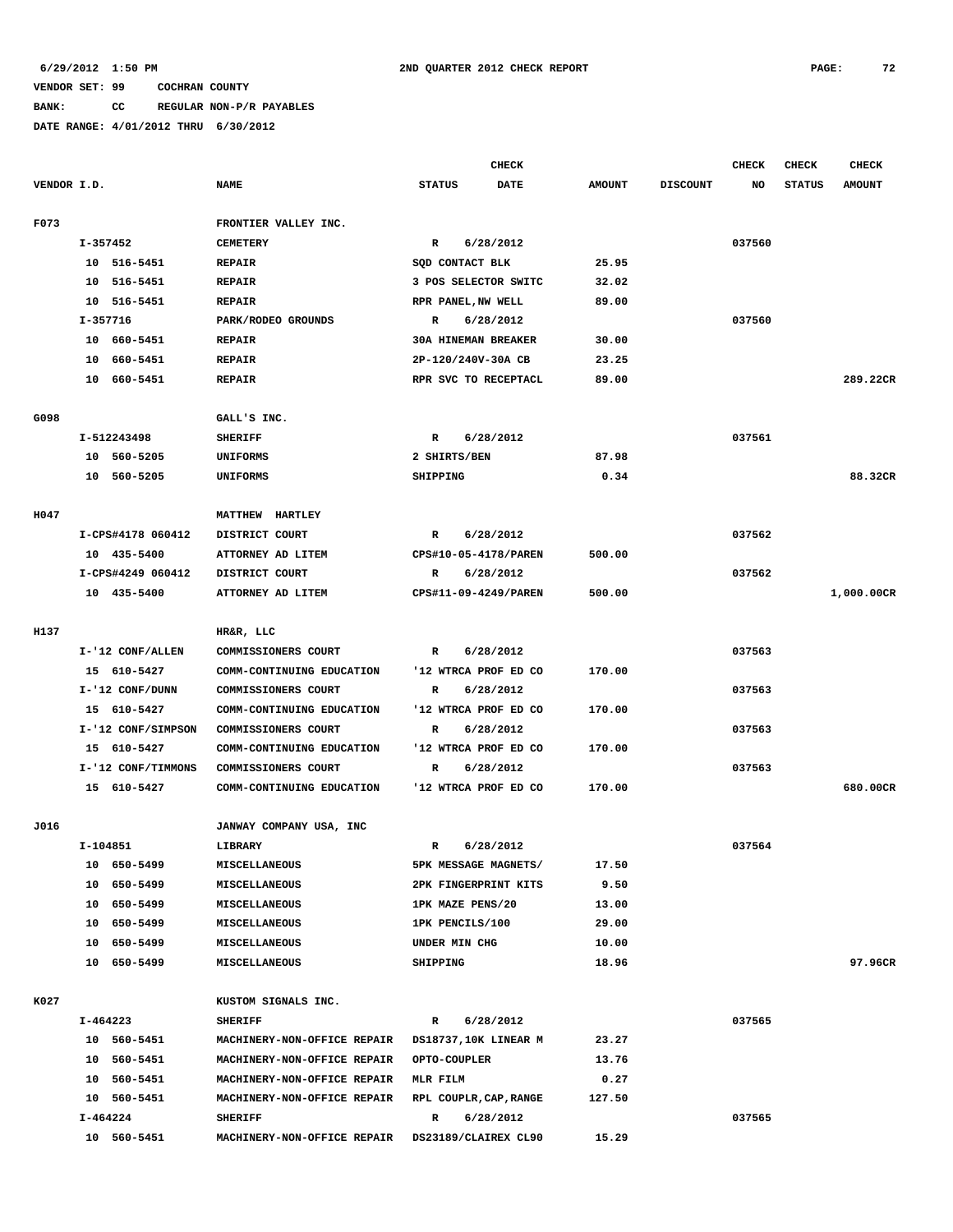6/29/2012 1:50 PM — 2ND QUARTER 2012 CHECK REPORT

VENDOR SET: 99 COCHRAN COUNTY

BANK: CC REGULAR NON-P/R PAYABLES

DATE RANGE: 4/01/2012 THRU 6/30/2012

| VENDOR I.D. | NAME | STATUS | CHECK DATE | AMOUNT | DISCOUNT | CHECK NO | CHECK STATUS | CHECK AMOUNT |
|---|---|---|---|---|---|---|---|---|
| F073 | FRONTIER VALLEY INC. | | | | | | | |
| I-357452 | CEMETERY | R | 6/28/2012 | | | 037560 | | |
| 10 516-5451 | REPAIR | SQD CONTACT BLK | | 25.95 | | | | |
| 10 516-5451 | REPAIR | 3 POS SELECTOR SWITC | | 32.02 | | | | |
| 10 516-5451 | REPAIR | RPR PANEL,NW WELL | | 89.00 | | | | |
| I-357716 | PARK/RODEO GROUNDS | R | 6/28/2012 | | | 037560 | | |
| 10 660-5451 | REPAIR | 30A HINEMAN BREAKER | | 30.00 | | | | |
| 10 660-5451 | REPAIR | 2P-120/240V-30A CB | | 23.25 | | | | |
| 10 660-5451 | REPAIR | RPR SVC TO RECEPTACL | | 89.00 | | | | 289.22CR |
| G098 | GALL'S INC. | | | | | | | |
| I-512243498 | SHERIFF | R | 6/28/2012 | | | 037561 | | |
| 10 560-5205 | UNIFORMS | 2 SHIRTS/BEN | | 87.98 | | | | |
| 10 560-5205 | UNIFORMS | SHIPPING | | 0.34 | | | | 88.32CR |
| H047 | MATTHEW HARTLEY | | | | | | | |
| I-CPS#4178 060412 | DISTRICT COURT | R | 6/28/2012 | | | 037562 | | |
| 10 435-5400 | ATTORNEY AD LITEM | CPS#10-05-4178/PAREN | | 500.00 | | | | |
| I-CPS#4249 060412 | DISTRICT COURT | R | 6/28/2012 | | | 037562 | | |
| 10 435-5400 | ATTORNEY AD LITEM | CPS#11-09-4249/PAREN | | 500.00 | | | | 1,000.00CR |
| H137 | HR&R, LLC | | | | | | | |
| I-'12 CONF/ALLEN | COMMISSIONERS COURT | R | 6/28/2012 | | | 037563 | | |
| 15 610-5427 | COMM-CONTINUING EDUCATION | '12 WTRCA PROF ED CO | | 170.00 | | | | |
| I-'12 CONF/DUNN | COMMISSIONERS COURT | R | 6/28/2012 | | | 037563 | | |
| 15 610-5427 | COMM-CONTINUING EDUCATION | '12 WTRCA PROF ED CO | | 170.00 | | | | |
| I-'12 CONF/SIMPSON | COMMISSIONERS COURT | R | 6/28/2012 | | | 037563 | | |
| 15 610-5427 | COMM-CONTINUING EDUCATION | '12 WTRCA PROF ED CO | | 170.00 | | | | |
| I-'12 CONF/TIMMONS | COMMISSIONERS COURT | R | 6/28/2012 | | | 037563 | | |
| 15 610-5427 | COMM-CONTINUING EDUCATION | '12 WTRCA PROF ED CO | | 170.00 | | | | 680.00CR |
| J016 | JANWAY COMPANY USA, INC | | | | | | | |
| I-104851 | LIBRARY | R | 6/28/2012 | | | 037564 | | |
| 10 650-5499 | MISCELLANEOUS | 5PK MESSAGE MAGNETS/ | | 17.50 | | | | |
| 10 650-5499 | MISCELLANEOUS | 2PK FINGERPRINT KITS | | 9.50 | | | | |
| 10 650-5499 | MISCELLANEOUS | 1PK MAZE PENS/20 | | 13.00 | | | | |
| 10 650-5499 | MISCELLANEOUS | 1PK PENCILS/100 | | 29.00 | | | | |
| 10 650-5499 | MISCELLANEOUS | UNDER MIN CHG | | 10.00 | | | | |
| 10 650-5499 | MISCELLANEOUS | SHIPPING | | 18.96 | | | | 97.96CR |
| K027 | KUSTOM SIGNALS INC. | | | | | | | |
| I-464223 | SHERIFF | R | 6/28/2012 | | | 037565 | | |
| 10 560-5451 | MACHINERY-NON-OFFICE REPAIR | DS18737,10K LINEAR M | | 23.27 | | | | |
| 10 560-5451 | MACHINERY-NON-OFFICE REPAIR | OPTO-COUPLER | | 13.76 | | | | |
| 10 560-5451 | MACHINERY-NON-OFFICE REPAIR | MLR FILM | | 0.27 | | | | |
| 10 560-5451 | MACHINERY-NON-OFFICE REPAIR | RPL COUPLR,CAP,RANGE | | 127.50 | | | | |
| I-464224 | SHERIFF | R | 6/28/2012 | | | 037565 | | |
| 10 560-5451 | MACHINERY-NON-OFFICE REPAIR | DS23189/CLAIREX CL90 | | 15.29 | | | | |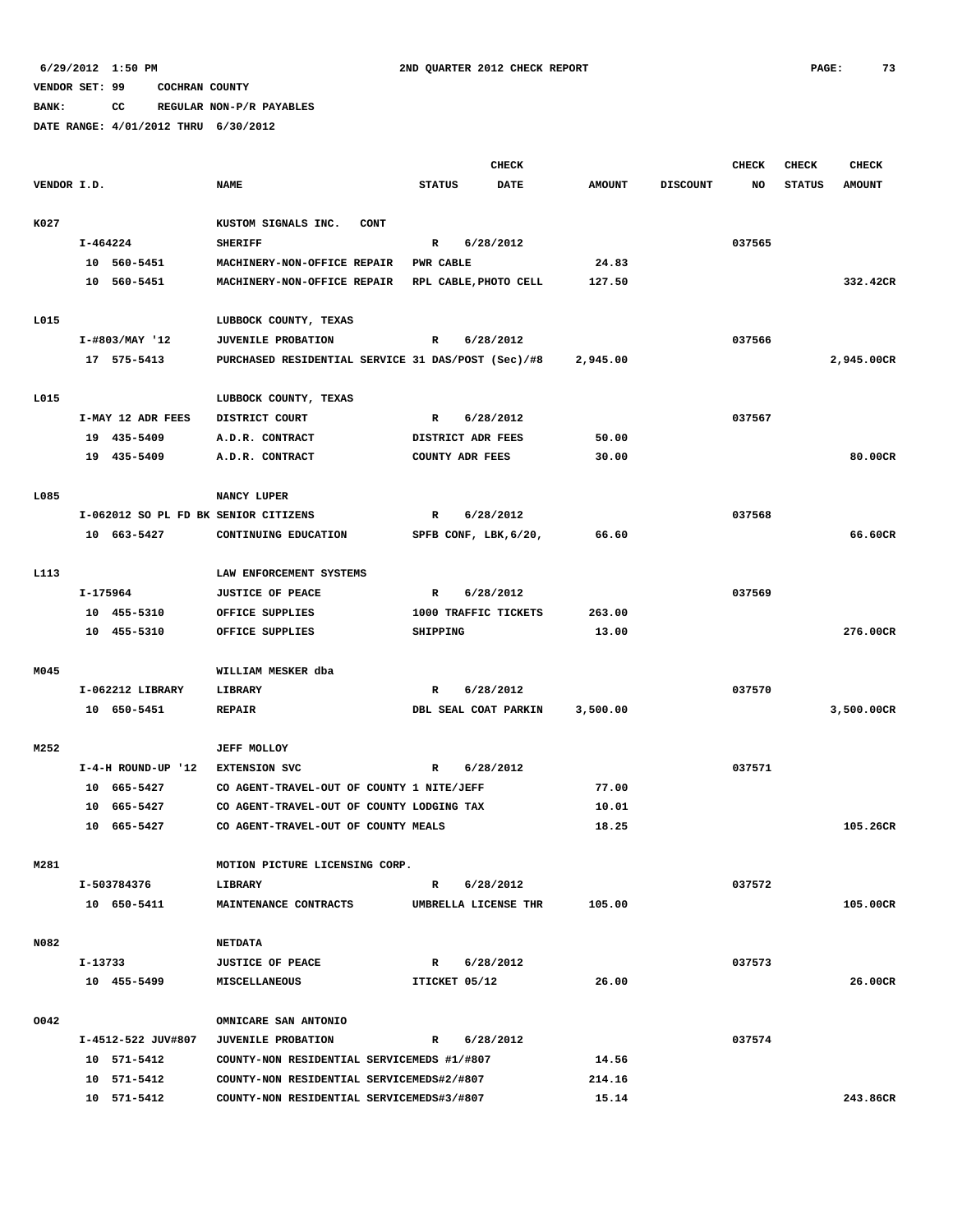6/29/2012 1:50 PM 2ND QUARTER 2012 CHECK REPORT

VENDOR SET: 99 COCHRAN COUNTY

BANK: CC REGULAR NON-P/R PAYABLES

DATE RANGE: 4/01/2012 THRU 6/30/2012

| VENDOR I.D. | NAME | STATUS | CHECK DATE | AMOUNT | DISCOUNT | CHECK NO | CHECK STATUS | CHECK AMOUNT |
|---|---|---|---|---|---|---|---|---|
| K027 | KUSTOM SIGNALS INC. CONT | | | | | | | |
| I-464224 | SHERIFF | R | 6/28/2012 | | | 037565 | | |
| 10 560-5451 | MACHINERY-NON-OFFICE REPAIR | PWR CABLE | | 24.83 | | | | |
| 10 560-5451 | MACHINERY-NON-OFFICE REPAIR | RPL CABLE,PHOTO CELL | | 127.50 | | | | 332.42CR |
| L015 | LUBBOCK COUNTY, TEXAS | | | | | | | |
| I-#803/MAY '12 | JUVENILE PROBATION | R | 6/28/2012 | | | 037566 | | |
| 17 575-5413 | PURCHASED RESIDENTIAL SERVICE 31 DAS/POST (Sec)/#8 | | | 2,945.00 | | | | 2,945.00CR |
| L015 | LUBBOCK COUNTY, TEXAS | | | | | | | |
| I-MAY 12 ADR FEES | DISTRICT COURT | R | 6/28/2012 | | | 037567 | | |
| 19 435-5409 | A.D.R. CONTRACT | DISTRICT ADR FEES | | 50.00 | | | | |
| 19 435-5409 | A.D.R. CONTRACT | COUNTY ADR FEES | | 30.00 | | | | 80.00CR |
| L085 | NANCY LUPER | | | | | | | |
| I-062012 SO PL FD BK | SENIOR CITIZENS | R | 6/28/2012 | | | 037568 | | |
| 10 663-5427 | CONTINUING EDUCATION | SPFB CONF, LBK,6/20, | | 66.60 | | | | 66.60CR |
| L113 | LAW ENFORCEMENT SYSTEMS | | | | | | | |
| I-175964 | JUSTICE OF PEACE | R | 6/28/2012 | | | 037569 | | |
| 10 455-5310 | OFFICE SUPPLIES | 1000 TRAFFIC TICKETS | | 263.00 | | | | |
| 10 455-5310 | OFFICE SUPPLIES | SHIPPING | | 13.00 | | | | 276.00CR |
| M045 | WILLIAM MESKER dba | | | | | | | |
| I-062212 LIBRARY | LIBRARY | R | 6/28/2012 | | | 037570 | | |
| 10 650-5451 | REPAIR | DBL SEAL COAT PARKIN | | 3,500.00 | | | | 3,500.00CR |
| M252 | JEFF MOLLOY | | | | | | | |
| I-4-H ROUND-UP '12 | EXTENSION SVC | R | 6/28/2012 | | | 037571 | | |
| 10 665-5427 | CO AGENT-TRAVEL-OUT OF COUNTY 1 NITE/JEFF | | | 77.00 | | | | |
| 10 665-5427 | CO AGENT-TRAVEL-OUT OF COUNTY LODGING TAX | | | 10.01 | | | | |
| 10 665-5427 | CO AGENT-TRAVEL-OUT OF COUNTY MEALS | | | 18.25 | | | | 105.26CR |
| M281 | MOTION PICTURE LICENSING CORP. | | | | | | | |
| I-503784376 | LIBRARY | R | 6/28/2012 | | | 037572 | | |
| 10 650-5411 | MAINTENANCE CONTRACTS | UMBRELLA LICENSE THR | | 105.00 | | | | 105.00CR |
| N082 | NETDATA | | | | | | | |
| I-13733 | JUSTICE OF PEACE | R | 6/28/2012 | | | 037573 | | |
| 10 455-5499 | MISCELLANEOUS | ITICKET 05/12 | | 26.00 | | | | 26.00CR |
| O042 | OMNICARE SAN ANTONIO | | | | | | | |
| I-4512-522 JUV#807 | JUVENILE PROBATION | R | 6/28/2012 | | | 037574 | | |
| 10 571-5412 | COUNTY-NON RESIDENTIAL SERVICEMEDS #1/#807 | | | 14.56 | | | | |
| 10 571-5412 | COUNTY-NON RESIDENTIAL SERVICEMEDS#2/#807 | | | 214.16 | | | | |
| 10 571-5412 | COUNTY-NON RESIDENTIAL SERVICEMEDS#3/#807 | | | 15.14 | | | | 243.86CR |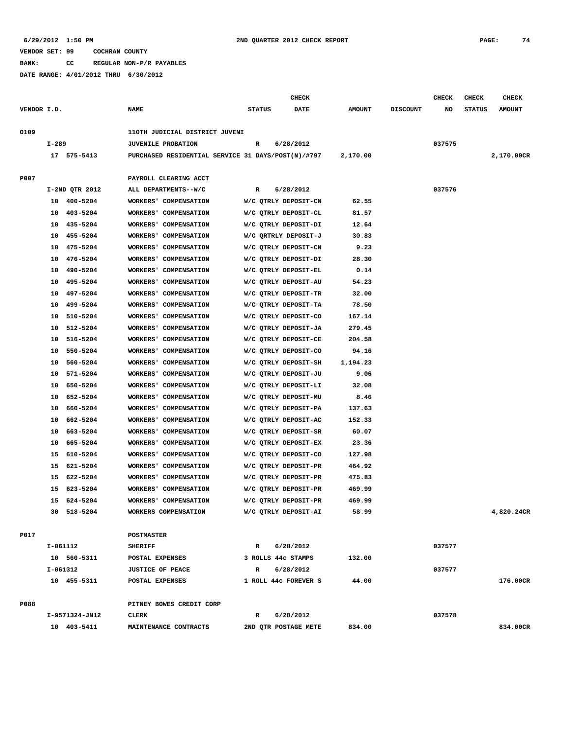6/29/2012 1:50 PM 2ND QUARTER 2012 CHECK REPORT

VENDOR SET: 99 COCHRAN COUNTY

BANK: CC REGULAR NON-P/R PAYABLES

DATE RANGE: 4/01/2012 THRU 6/30/2012

| VENDOR I.D. | NAME | STATUS | CHECK DATE | AMOUNT | DISCOUNT | CHECK NO | CHECK STATUS | CHECK AMOUNT |
|---|---|---|---|---|---|---|---|---|
| O109 | 110TH JUDICIAL DISTRICT JUVENI | | | | | | | |
| I-289 | JUVENILE PROBATION | R | 6/28/2012 | | | 037575 | | |
| 17 575-5413 | PURCHASED RESIDENTIAL SERVICE 31 DAYS/POST(N)/#797 | | | 2,170.00 | | | | 2,170.00CR |
| P007 | PAYROLL CLEARING ACCT | | | | | | | |
| I-2ND QTR 2012 | ALL DEPARTMENTS--W/C | R | 6/28/2012 | | | 037576 | | |
| 10 400-5204 | WORKERS' COMPENSATION | W/C QTRLY DEPOSIT-CN | | 62.55 | | | | |
| 10 403-5204 | WORKERS' COMPENSATION | W/C QTRLY DEPOSIT-CL | | 81.57 | | | | |
| 10 435-5204 | WORKERS' COMPENSATION | W/C QTRLY DEPOSIT-DI | | 12.64 | | | | |
| 10 455-5204 | WORKERS' COMPENSATION | W/C QRTRLY DEPOSIT-J | | 30.83 | | | | |
| 10 475-5204 | WORKERS' COMPENSATION | W/C QTRLY DEPOSIT-CN | | 9.23 | | | | |
| 10 476-5204 | WORKERS' COMPENSATION | W/C QTRLY DEPOSIT-DI | | 28.30 | | | | |
| 10 490-5204 | WORKERS' COMPENSATION | W/C QTRLY DEPOSIT-EL | | 0.14 | | | | |
| 10 495-5204 | WORKERS' COMPENSATION | W/C QTRLY DEPOSIT-AU | | 54.23 | | | | |
| 10 497-5204 | WORKERS' COMPENSATION | W/C QTRLY DEPOSIT-TR | | 32.00 | | | | |
| 10 499-5204 | WORKERS' COMPENSATION | W/C QTRLY DEPOSIT-TA | | 78.50 | | | | |
| 10 510-5204 | WORKERS' COMPENSATION | W/C QTRLY DEPOSIT-CO | | 167.14 | | | | |
| 10 512-5204 | WORKERS' COMPENSATION | W/C QTRLY DEPOSIT-JA | | 279.45 | | | | |
| 10 516-5204 | WORKERS' COMPENSATION | W/C QTRLY DEPOSIT-CE | | 204.58 | | | | |
| 10 550-5204 | WORKERS' COMPENSATION | W/C QTRLY DEPOSIT-CO | | 94.16 | | | | |
| 10 560-5204 | WORKERS' COMPENSATION | W/C QTRLY DEPOSIT-SH | | 1,194.23 | | | | |
| 10 571-5204 | WORKERS' COMPENSATION | W/C QTRLY DEPOSIT-JU | | 9.06 | | | | |
| 10 650-5204 | WORKERS' COMPENSATION | W/C QTRLY DEPOSIT-LI | | 32.08 | | | | |
| 10 652-5204 | WORKERS' COMPENSATION | W/C QTRLY DEPOSIT-MU | | 8.46 | | | | |
| 10 660-5204 | WORKERS' COMPENSATION | W/C QTRLY DEPOSIT-PA | | 137.63 | | | | |
| 10 662-5204 | WORKERS' COMPENSATION | W/C QTRLY DEPOSIT-AC | | 152.33 | | | | |
| 10 663-5204 | WORKERS' COMPENSATION | W/C QTRLY DEPOSIT-SR | | 60.07 | | | | |
| 10 665-5204 | WORKERS' COMPENSATION | W/C QTRLY DEPOSIT-EX | | 23.36 | | | | |
| 15 610-5204 | WORKERS' COMPENSATION | W/C QTRLY DEPOSIT-CO | | 127.98 | | | | |
| 15 621-5204 | WORKERS' COMPENSATION | W/C QTRLY DEPOSIT-PR | | 464.92 | | | | |
| 15 622-5204 | WORKERS' COMPENSATION | W/C QTRLY DEPOSIT-PR | | 475.83 | | | | |
| 15 623-5204 | WORKERS' COMPENSATION | W/C QTRLY DEPOSIT-PR | | 469.99 | | | | |
| 15 624-5204 | WORKERS' COMPENSATION | W/C QTRLY DEPOSIT-PR | | 469.99 | | | | |
| 30 518-5204 | WORKERS COMPENSATION | W/C QTRLY DEPOSIT-AI | | 58.99 | | | | 4,820.24CR |
| P017 | POSTMASTER | | | | | | | |
| I-061112 | SHERIFF | R | 6/28/2012 | | | 037577 | | |
| 10 560-5311 | POSTAL EXPENSES | 3 ROLLS 44c STAMPS | | 132.00 | | | | |
| I-061312 | JUSTICE OF PEACE | R | 6/28/2012 | | | 037577 | | |
| 10 455-5311 | POSTAL EXPENSES | 1 ROLL 44c FOREVER S | | 44.00 | | | | 176.00CR |
| P088 | PITNEY BOWES CREDIT CORP | | | | | | | |
| I-9571324-JN12 | CLERK | R | 6/28/2012 | | | 037578 | | |
| 10 403-5411 | MAINTENANCE CONTRACTS | 2ND QTR POSTAGE METE | | 834.00 | | | | 834.00CR |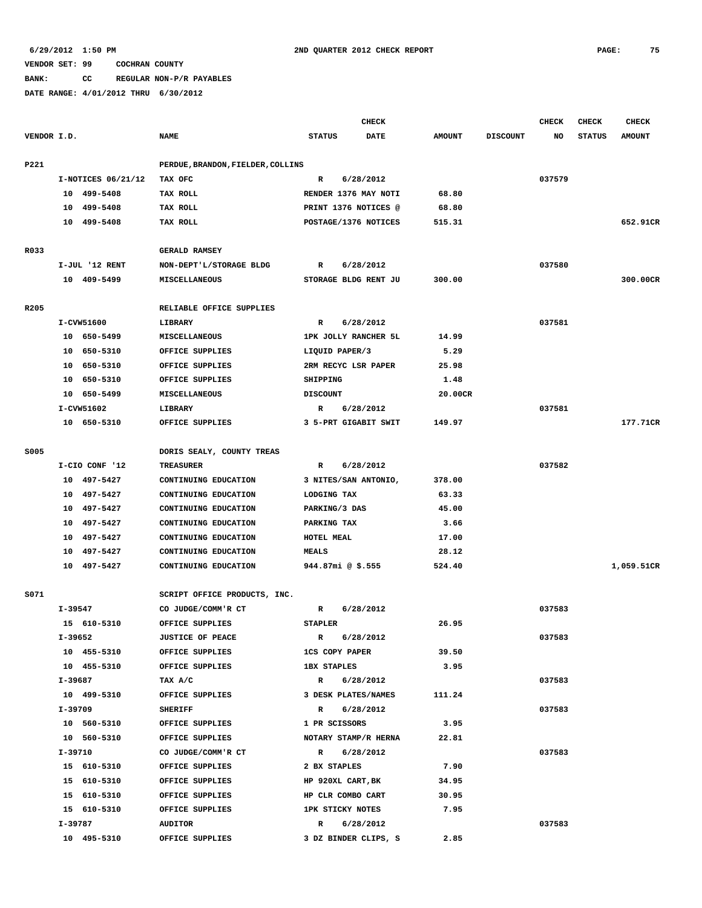6/29/2012 1:50 PM 2ND QUARTER 2012 CHECK REPORT

VENDOR SET: 99 COCHRAN COUNTY

BANK: CC REGULAR NON-P/R PAYABLES

DATE RANGE: 4/01/2012 THRU 6/30/2012

| VENDOR I.D. | NAME | STATUS | CHECK DATE | AMOUNT | DISCOUNT | CHECK NO | CHECK STATUS | CHECK AMOUNT |
|---|---|---|---|---|---|---|---|---|
| P221 | PERDUE,BRANDON,FIELDER,COLLINS | | | | | | | |
| I-NOTICES 06/21/12 | TAX OFC | R | 6/28/2012 | | | 037579 | | |
| 10 499-5408 | TAX ROLL | RENDER 1376 MAY NOTI | | 68.80 | | | | |
| 10 499-5408 | TAX ROLL | PRINT 1376 NOTICES @ | | 68.80 | | | | |
| 10 499-5408 | TAX ROLL | POSTAGE/1376 NOTICES | | 515.31 | | | | 652.91CR |
| R033 | GERALD RAMSEY | | | | | | | |
| I-JUL '12 RENT | NON-DEPT'L/STORAGE BLDG | R | 6/28/2012 | | | 037580 | | |
| 10 409-5499 | MISCELLANEOUS | STORAGE BLDG RENT JU | | 300.00 | | | | 300.00CR |
| R205 | RELIABLE OFFICE SUPPLIES | | | | | | | |
| I-CVW51600 | LIBRARY | R | 6/28/2012 | | | 037581 | | |
| 10 650-5499 | MISCELLANEOUS | 1PK JOLLY RANCHER 5L | | 14.99 | | | | |
| 10 650-5310 | OFFICE SUPPLIES | LIQUID PAPER/3 | | 5.29 | | | | |
| 10 650-5310 | OFFICE SUPPLIES | 2RM RECYC LSR PAPER | | 25.98 | | | | |
| 10 650-5310 | OFFICE SUPPLIES | SHIPPING | | 1.48 | | | | |
| 10 650-5499 | MISCELLANEOUS | DISCOUNT | | 20.00CR | | | | |
| I-CVW51602 | LIBRARY | R | 6/28/2012 | | | 037581 | | |
| 10 650-5310 | OFFICE SUPPLIES | 3 5-PRT GIGABIT SWIT | | 149.97 | | | | 177.71CR |
| S005 | DORIS SEALY, COUNTY TREAS | | | | | | | |
| I-CIO CONF '12 | TREASURER | R | 6/28/2012 | | | 037582 | | |
| 10 497-5427 | CONTINUING EDUCATION | 3 NITES/SAN ANTONIO, | | 378.00 | | | | |
| 10 497-5427 | CONTINUING EDUCATION | LODGING TAX | | 63.33 | | | | |
| 10 497-5427 | CONTINUING EDUCATION | PARKING/3 DAS | | 45.00 | | | | |
| 10 497-5427 | CONTINUING EDUCATION | PARKING TAX | | 3.66 | | | | |
| 10 497-5427 | CONTINUING EDUCATION | HOTEL MEAL | | 17.00 | | | | |
| 10 497-5427 | CONTINUING EDUCATION | MEALS | | 28.12 | | | | |
| 10 497-5427 | CONTINUING EDUCATION | 944.87mi @ $.555 | | 524.40 | | | | 1,059.51CR |
| S071 | SCRIPT OFFICE PRODUCTS, INC. | | | | | | | |
| I-39547 | CO JUDGE/COMM'R CT | R | 6/28/2012 | | | 037583 | | |
| 15 610-5310 | OFFICE SUPPLIES | STAPLER | | 26.95 | | | | |
| I-39652 | JUSTICE OF PEACE | R | 6/28/2012 | | | 037583 | | |
| 10 455-5310 | OFFICE SUPPLIES | 1CS COPY PAPER | | 39.50 | | | | |
| 10 455-5310 | OFFICE SUPPLIES | 1BX STAPLES | | 3.95 | | | | |
| I-39687 | TAX A/C | R | 6/28/2012 | | | 037583 | | |
| 10 499-5310 | OFFICE SUPPLIES | 3 DESK PLATES/NAMES | | 111.24 | | | | |
| I-39709 | SHERIFF | R | 6/28/2012 | | | 037583 | | |
| 10 560-5310 | OFFICE SUPPLIES | 1 PR SCISSORS | | 3.95 | | | | |
| 10 560-5310 | OFFICE SUPPLIES | NOTARY STAMP/R HERNA | | 22.81 | | | | |
| I-39710 | CO JUDGE/COMM'R CT | R | 6/28/2012 | | | 037583 | | |
| 15 610-5310 | OFFICE SUPPLIES | 2 BX STAPLES | | 7.90 | | | | |
| 15 610-5310 | OFFICE SUPPLIES | HP 920XL CART,BK | | 34.95 | | | | |
| 15 610-5310 | OFFICE SUPPLIES | HP CLR COMBO CART | | 30.95 | | | | |
| 15 610-5310 | OFFICE SUPPLIES | 1PK STICKY NOTES | | 7.95 | | | | |
| I-39787 | AUDITOR | R | 6/28/2012 | | | 037583 | | |
| 10 495-5310 | OFFICE SUPPLIES | 3 DZ BINDER CLIPS, S | | 2.85 | | | | |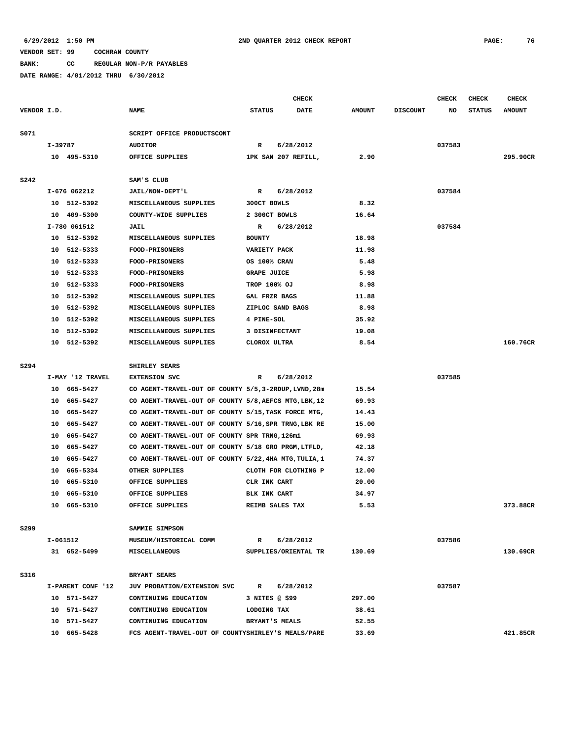6/29/2012 1:50 PM 2ND QUARTER 2012 CHECK REPORT

VENDOR SET: 99 COCHRAN COUNTY

BANK: CC REGULAR NON-P/R PAYABLES

DATE RANGE: 4/01/2012 THRU 6/30/2012

| VENDOR I.D. | NAME | STATUS | CHECK DATE | AMOUNT | DISCOUNT | CHECK NO | CHECK STATUS | CHECK AMOUNT |
|---|---|---|---|---|---|---|---|---|
| S071 | SCRIPT OFFICE PRODUCTSCONT | | | | | | | |
| I-39787 | AUDITOR | R | 6/28/2012 | | | 037583 | | |
| 10 495-5310 | OFFICE SUPPLIES | 1PK SAN 207 REFILL, | | 2.90 | | | | 295.90CR |
| S242 | SAM'S CLUB | | | | | | | |
| I-676 062212 | JAIL/NON-DEPT'L | R | 6/28/2012 | | | 037584 | | |
| 10 512-5392 | MISCELLANEOUS SUPPLIES | 300CT BOWLS | | 8.32 | | | | |
| 10 409-5300 | COUNTY-WIDE SUPPLIES | 2 300CT BOWLS | | 16.64 | | | | |
| I-780 061512 | JAIL | R | 6/28/2012 | | | 037584 | | |
| 10 512-5392 | MISCELLANEOUS SUPPLIES | BOUNTY | | 18.98 | | | | |
| 10 512-5333 | FOOD-PRISONERS | VARIETY PACK | | 11.98 | | | | |
| 10 512-5333 | FOOD-PRISONERS | OS 100% CRAN | | 5.48 | | | | |
| 10 512-5333 | FOOD-PRISONERS | GRAPE JUICE | | 5.98 | | | | |
| 10 512-5333 | FOOD-PRISONERS | TROP 100% OJ | | 8.98 | | | | |
| 10 512-5392 | MISCELLANEOUS SUPPLIES | GAL FRZR BAGS | | 11.88 | | | | |
| 10 512-5392 | MISCELLANEOUS SUPPLIES | ZIPLOC SAND BAGS | | 8.98 | | | | |
| 10 512-5392 | MISCELLANEOUS SUPPLIES | 4 PINE-SOL | | 35.92 | | | | |
| 10 512-5392 | MISCELLANEOUS SUPPLIES | 3 DISINFECTANT | | 19.08 | | | | |
| 10 512-5392 | MISCELLANEOUS SUPPLIES | CLOROX ULTRA | | 8.54 | | | | 160.76CR |
| S294 | SHIRLEY SEARS | | | | | | | |
| I-MAY '12 TRAVEL | EXTENSION SVC | R | 6/28/2012 | | | 037585 | | |
| 10 665-5427 | CO AGENT-TRAVEL-OUT OF COUNTY 5/5,3-2RDUP,LVND,28m | | | 15.54 | | | | |
| 10 665-5427 | CO AGENT-TRAVEL-OUT OF COUNTY 5/8,AEFCS MTG,LBK,12 | | | 69.93 | | | | |
| 10 665-5427 | CO AGENT-TRAVEL-OUT OF COUNTY 5/15,TASK FORCE MTG, | | | 14.43 | | | | |
| 10 665-5427 | CO AGENT-TRAVEL-OUT OF COUNTY 5/16,SPR TRNG,LBK RE | | | 15.00 | | | | |
| 10 665-5427 | CO AGENT-TRAVEL-OUT OF COUNTY SPR TRNG,126mi | | | 69.93 | | | | |
| 10 665-5427 | CO AGENT-TRAVEL-OUT OF COUNTY 5/18 GRO PRGM,LTFLD, | | | 42.18 | | | | |
| 10 665-5427 | CO AGENT-TRAVEL-OUT OF COUNTY 5/22,4HA MTG,TULIA,1 | | | 74.37 | | | | |
| 10 665-5334 | OTHER SUPPLIES | CLOTH FOR CLOTHING P | | 12.00 | | | | |
| 10 665-5310 | OFFICE SUPPLIES | CLR INK CART | | 20.00 | | | | |
| 10 665-5310 | OFFICE SUPPLIES | BLK INK CART | | 34.97 | | | | |
| 10 665-5310 | OFFICE SUPPLIES | REIMB SALES TAX | | 5.53 | | | | 373.88CR |
| S299 | SAMMIE SIMPSON | | | | | | | |
| I-061512 | MUSEUM/HISTORICAL COMM | R | 6/28/2012 | | | 037586 | | |
| 31 652-5499 | MISCELLANEOUS | SUPPLIES/ORIENTAL TR | | 130.69 | | | | 130.69CR |
| S316 | BRYANT SEARS | | | | | | | |
| I-PARENT CONF '12 | JUV PROBATION/EXTENSION SVC | R | 6/28/2012 | | | 037587 | | |
| 10 571-5427 | CONTINUING EDUCATION | 3 NITES @ $99 | | 297.00 | | | | |
| 10 571-5427 | CONTINUING EDUCATION | LODGING TAX | | 38.61 | | | | |
| 10 571-5427 | CONTINUING EDUCATION | BRYANT'S MEALS | | 52.55 | | | | |
| 10 665-5428 | FCS AGENT-TRAVEL-OUT OF COUNTYSHIRLEY'S MEALS/PARE | | | 33.69 | | | | 421.85CR |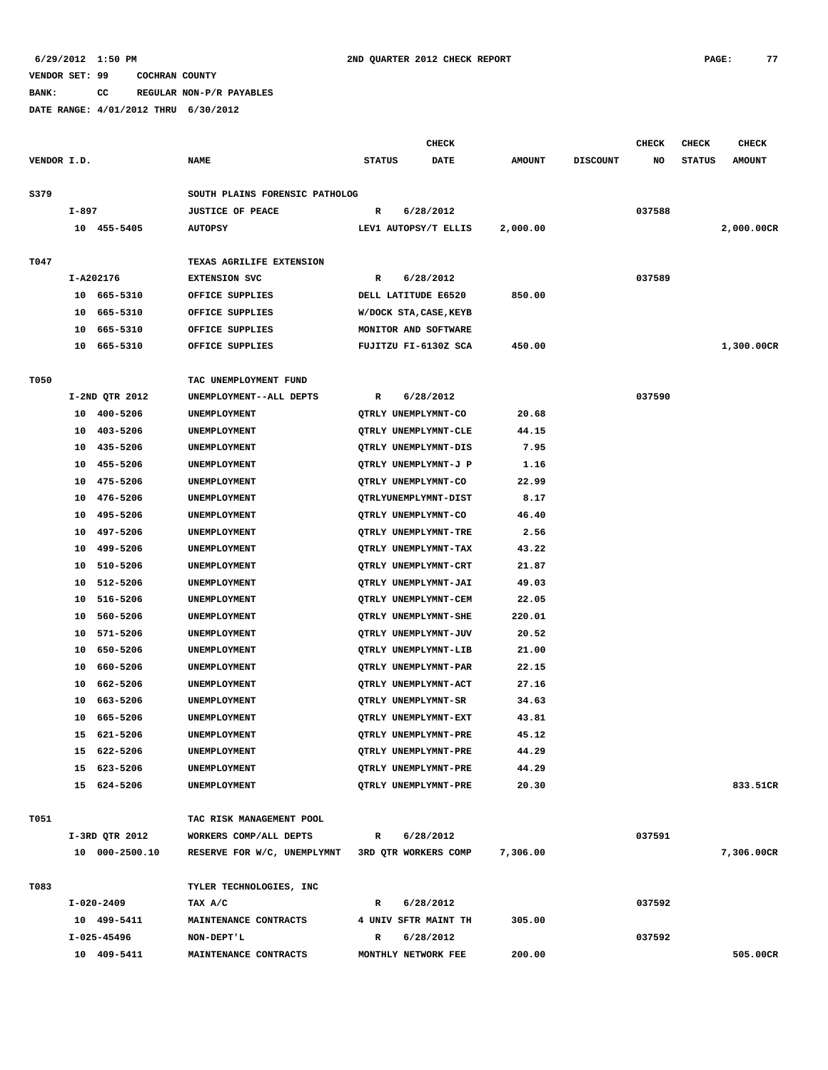6/29/2012 1:50 PM 2ND QUARTER 2012 CHECK REPORT

VENDOR SET: 99 COCHRAN COUNTY

BANK: CC REGULAR NON-P/R PAYABLES

DATE RANGE: 4/01/2012 THRU 6/30/2012

| VENDOR I.D. | NAME | STATUS | CHECK DATE | AMOUNT | DISCOUNT | CHECK NO | CHECK STATUS | CHECK AMOUNT |
|---|---|---|---|---|---|---|---|---|
| S379 | SOUTH PLAINS FORENSIC PATHOLOG | | | | | | | |
| I-897 | JUSTICE OF PEACE | R | 6/28/2012 | | | 037588 | | |
| 10 455-5405 | AUTOPSY | LEV1 AUTOPSY/T ELLIS | | 2,000.00 | | | | 2,000.00CR |
| T047 | TEXAS AGRILIFE EXTENSION | | | | | | | |
| I-A202176 | EXTENSION SVC | R | 6/28/2012 | | | 037589 | | |
| 10 665-5310 | OFFICE SUPPLIES | DELL LATITUDE E6520 | | 850.00 | | | | |
| 10 665-5310 | OFFICE SUPPLIES | W/DOCK STA,CASE,KEYB | | | | | | |
| 10 665-5310 | OFFICE SUPPLIES | MONITOR AND SOFTWARE | | | | | | |
| 10 665-5310 | OFFICE SUPPLIES | FUJITZU FI-6130Z SCA | | 450.00 | | | | 1,300.00CR |
| T050 | TAC UNEMPLOYMENT FUND | | | | | | | |
| I-2ND QTR 2012 | UNEMPLOYMENT--ALL DEPTS | R | 6/28/2012 | | | 037590 | | |
| 10 400-5206 | UNEMPLOYMENT | QTRLY UNEMPLYMNT-CO | | 20.68 | | | | |
| 10 403-5206 | UNEMPLOYMENT | QTRLY UNEMPLYMNT-CLE | | 44.15 | | | | |
| 10 435-5206 | UNEMPLOYMENT | QTRLY UNEMPLYMNT-DIS | | 7.95 | | | | |
| 10 455-5206 | UNEMPLOYMENT | QTRLY UNEMPLYMNT-J P | | 1.16 | | | | |
| 10 475-5206 | UNEMPLOYMENT | QTRLY UNEMPLYMNT-CO | | 22.99 | | | | |
| 10 476-5206 | UNEMPLOYMENT | QTRLYUNEMPLYMNT-DIST | | 8.17 | | | | |
| 10 495-5206 | UNEMPLOYMENT | QTRLY UNEMPLYMNT-CO | | 46.40 | | | | |
| 10 497-5206 | UNEMPLOYMENT | QTRLY UNEMPLYMNT-TRE | | 2.56 | | | | |
| 10 499-5206 | UNEMPLOYMENT | QTRLY UNEMPLYMNT-TAX | | 43.22 | | | | |
| 10 510-5206 | UNEMPLOYMENT | QTRLY UNEMPLYMNT-CRT | | 21.87 | | | | |
| 10 512-5206 | UNEMPLOYMENT | QTRLY UNEMPLYMNT-JAI | | 49.03 | | | | |
| 10 516-5206 | UNEMPLOYMENT | QTRLY UNEMPLYMNT-CEM | | 22.05 | | | | |
| 10 560-5206 | UNEMPLOYMENT | QTRLY UNEMPLYMNT-SHE | | 220.01 | | | | |
| 10 571-5206 | UNEMPLOYMENT | QTRLY UNEMPLYMNT-JUV | | 20.52 | | | | |
| 10 650-5206 | UNEMPLOYMENT | QTRLY UNEMPLYMNT-LIB | | 21.00 | | | | |
| 10 660-5206 | UNEMPLOYMENT | QTRLY UNEMPLYMNT-PAR | | 22.15 | | | | |
| 10 662-5206 | UNEMPLOYMENT | QTRLY UNEMPLYMNT-ACT | | 27.16 | | | | |
| 10 663-5206 | UNEMPLOYMENT | QTRLY UNEMPLYMNT-SR | | 34.63 | | | | |
| 10 665-5206 | UNEMPLOYMENT | QTRLY UNEMPLYMNT-EXT | | 43.81 | | | | |
| 15 621-5206 | UNEMPLOYMENT | QTRLY UNEMPLYMNT-PRE | | 45.12 | | | | |
| 15 622-5206 | UNEMPLOYMENT | QTRLY UNEMPLYMNT-PRE | | 44.29 | | | | |
| 15 623-5206 | UNEMPLOYMENT | QTRLY UNEMPLYMNT-PRE | | 44.29 | | | | |
| 15 624-5206 | UNEMPLOYMENT | QTRLY UNEMPLYMNT-PRE | | 20.30 | | | | 833.51CR |
| T051 | TAC RISK MANAGEMENT POOL | | | | | | | |
| I-3RD QTR 2012 | WORKERS COMP/ALL DEPTS | R | 6/28/2012 | | | 037591 | | |
| 10 000-2500.10 | RESERVE FOR W/C, UNEMPLYMNT | 3RD QTR WORKERS COMP | | 7,306.00 | | | | 7,306.00CR |
| T083 | TYLER TECHNOLOGIES, INC | | | | | | | |
| I-020-2409 | TAX A/C | R | 6/28/2012 | | | 037592 | | |
| 10 499-5411 | MAINTENANCE CONTRACTS | 4 UNIV SFTR MAINT TH | | 305.00 | | | | |
| I-025-45496 | NON-DEPT'L | R | 6/28/2012 | | | 037592 | | |
| 10 409-5411 | MAINTENANCE CONTRACTS | MONTHLY NETWORK FEE | | 200.00 | | | | 505.00CR |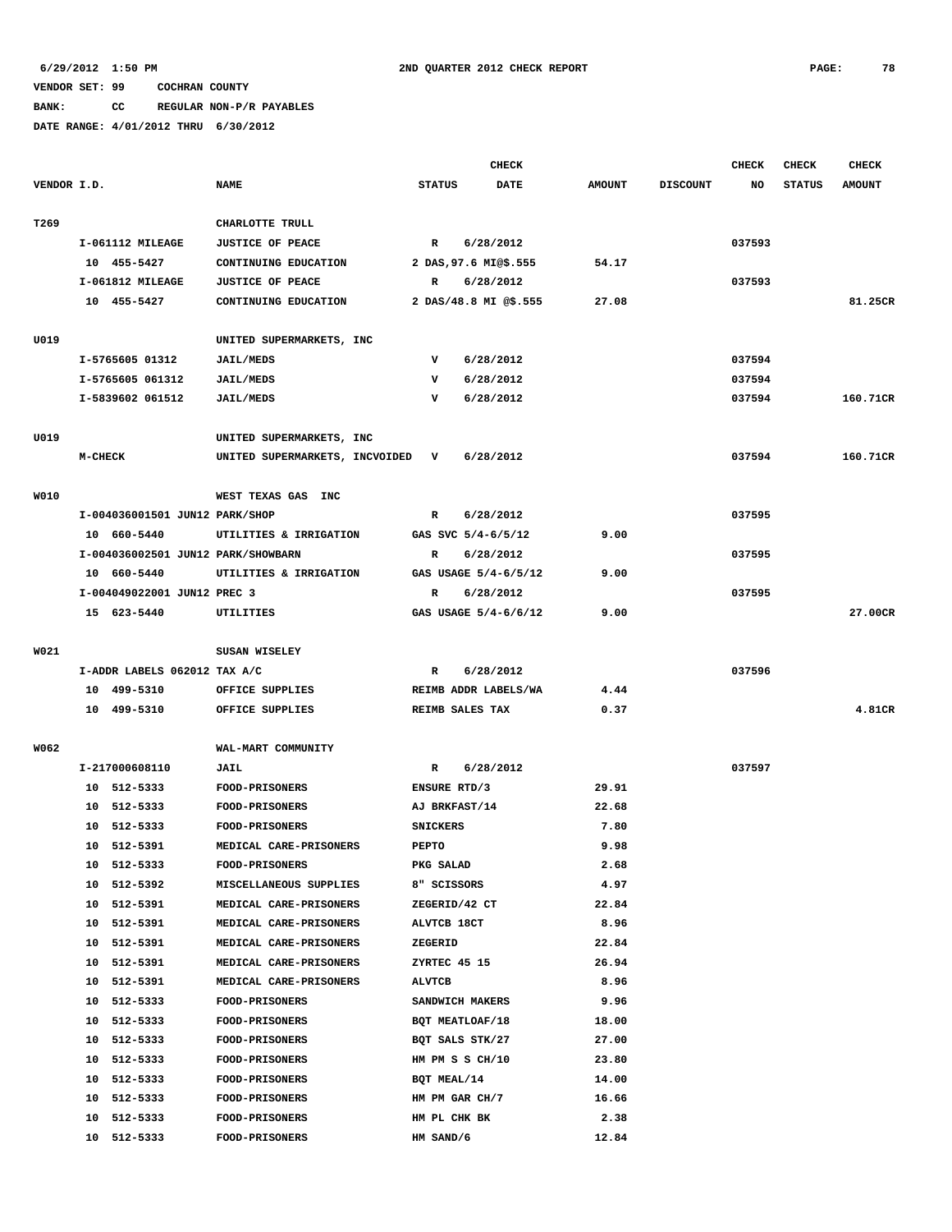6/29/2012 1:50 PM    2ND QUARTER 2012 CHECK REPORT

VENDOR SET: 99    COCHRAN COUNTY

BANK:    CC    REGULAR NON-P/R PAYABLES

DATE RANGE: 4/01/2012 THRU 6/30/2012

| VENDOR I.D. | NAME | STATUS | CHECK DATE | AMOUNT | DISCOUNT | CHECK NO | CHECK STATUS | CHECK AMOUNT |
|---|---|---|---|---|---|---|---|---|
| T269 | CHARLOTTE TRULL | | | | | | | |
| I-061112 MILEAGE | JUSTICE OF PEACE | R | 6/28/2012 | | | 037593 | | |
| 10 455-5427 | CONTINUING EDUCATION | 2 DAS,97.6 MI@$.555 | | 54.17 | | | | |
| I-061812 MILEAGE | JUSTICE OF PEACE | R | 6/28/2012 | | | 037593 | | |
| 10 455-5427 | CONTINUING EDUCATION | 2 DAS/48.8 MI @$.555 | | 27.08 | | | | 81.25CR |
| U019 | UNITED SUPERMARKETS, INC | | | | | | | |
| I-5765605 01312 | JAIL/MEDS | V | 6/28/2012 | | | 037594 | | |
| I-5765605 061312 | JAIL/MEDS | V | 6/28/2012 | | | 037594 | | |
| I-5839602 061512 | JAIL/MEDS | V | 6/28/2012 | | | 037594 | | 160.71CR |
| U019 | UNITED SUPERMARKETS, INC | | | | | | | |
| M-CHECK | UNITED SUPERMARKETS, INCVOIDED | V | 6/28/2012 | | | 037594 | | 160.71CR |
| W010 | WEST TEXAS GAS INC | | | | | | | |
| I-004036001501 JUN12 PARK/SHOP | | R | 6/28/2012 | | | 037595 | | |
| 10 660-5440 | UTILITIES & IRRIGATION | GAS SVC 5/4-6/5/12 | | 9.00 | | | | |
| I-004036002501 JUN12 PARK/SHOWBARN | | R | 6/28/2012 | | | 037595 | | |
| 10 660-5440 | UTILITIES & IRRIGATION | GAS USAGE 5/4-6/5/12 | | 9.00 | | | | |
| I-004049022001 JUN12 PREC 3 | | R | 6/28/2012 | | | 037595 | | |
| 15 623-5440 | UTILITIES | GAS USAGE 5/4-6/6/12 | | 9.00 | | | | 27.00CR |
| W021 | SUSAN WISELEY | | | | | | | |
| I-ADDR LABELS 062012 TAX A/C | | R | 6/28/2012 | | | 037596 | | |
| 10 499-5310 | OFFICE SUPPLIES | REIMB ADDR LABELS/WA | | 4.44 | | | | |
| 10 499-5310 | OFFICE SUPPLIES | REIMB SALES TAX | | 0.37 | | | | 4.81CR |
| W062 | WAL-MART COMMUNITY | | | | | | | |
| I-217000608110 | JAIL | R | 6/28/2012 | | | 037597 | | |
| 10 512-5333 | FOOD-PRISONERS | ENSURE RTD/3 | | 29.91 | | | | |
| 10 512-5333 | FOOD-PRISONERS | AJ BRKFAST/14 | | 22.68 | | | | |
| 10 512-5333 | FOOD-PRISONERS | SNICKERS | | 7.80 | | | | |
| 10 512-5391 | MEDICAL CARE-PRISONERS | PEPTO | | 9.98 | | | | |
| 10 512-5333 | FOOD-PRISONERS | PKG SALAD | | 2.68 | | | | |
| 10 512-5392 | MISCELLANEOUS SUPPLIES | 8" SCISSORS | | 4.97 | | | | |
| 10 512-5391 | MEDICAL CARE-PRISONERS | ZEGERID/42 CT | | 22.84 | | | | |
| 10 512-5391 | MEDICAL CARE-PRISONERS | ALVTCB 18CT | | 8.96 | | | | |
| 10 512-5391 | MEDICAL CARE-PRISONERS | ZEGERID | | 22.84 | | | | |
| 10 512-5391 | MEDICAL CARE-PRISONERS | ZYRTEC 45 15 | | 26.94 | | | | |
| 10 512-5391 | MEDICAL CARE-PRISONERS | ALVTCB | | 8.96 | | | | |
| 10 512-5333 | FOOD-PRISONERS | SANDWICH MAKERS | | 9.96 | | | | |
| 10 512-5333 | FOOD-PRISONERS | BQT MEATLOAF/18 | | 18.00 | | | | |
| 10 512-5333 | FOOD-PRISONERS | BQT SALS STK/27 | | 27.00 | | | | |
| 10 512-5333 | FOOD-PRISONERS | HM PM S S CH/10 | | 23.80 | | | | |
| 10 512-5333 | FOOD-PRISONERS | BQT MEAL/14 | | 14.00 | | | | |
| 10 512-5333 | FOOD-PRISONERS | HM PM GAR CH/7 | | 16.66 | | | | |
| 10 512-5333 | FOOD-PRISONERS | HM PL CHK BK | | 2.38 | | | | |
| 10 512-5333 | FOOD-PRISONERS | HM SAND/6 | | 12.84 | | | | |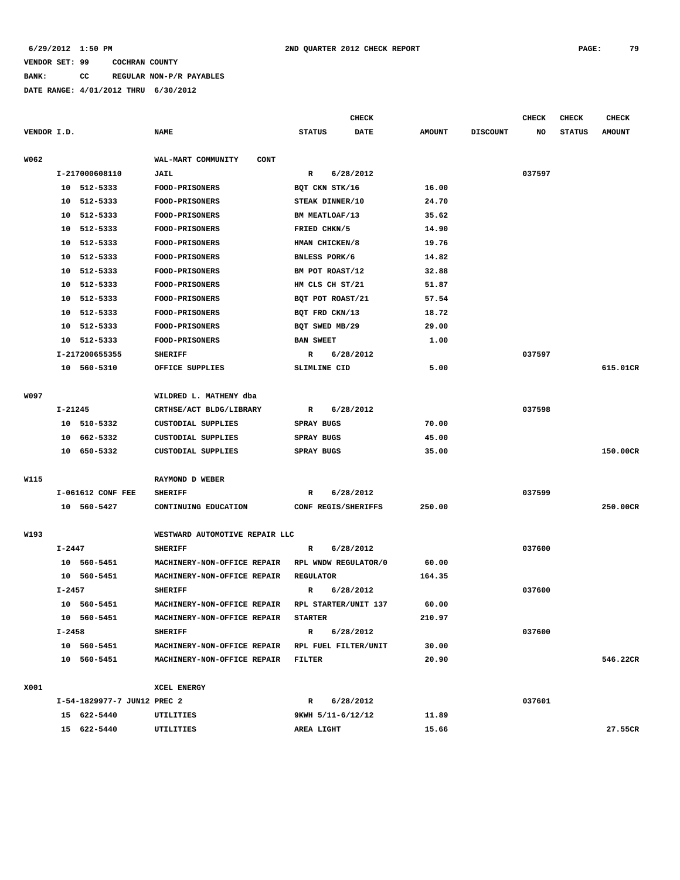6/29/2012 1:50 PM 2ND QUARTER 2012 CHECK REPORT

VENDOR SET: 99 COCHRAN COUNTY

BANK: CC REGULAR NON-P/R PAYABLES

DATE RANGE: 4/01/2012 THRU 6/30/2012

| VENDOR I.D. | NAME | STATUS | CHECK DATE | AMOUNT | DISCOUNT | CHECK NO | CHECK STATUS | CHECK AMOUNT |
|---|---|---|---|---|---|---|---|---|
| W062 | WAL-MART COMMUNITY CONT | | | | | | | |
| I-217000608110 | JAIL | R | 6/28/2012 | | | 037597 | | |
| 10 512-5333 | FOOD-PRISONERS | BQT CKN STK/16 | | 16.00 | | | | |
| 10 512-5333 | FOOD-PRISONERS | STEAK DINNER/10 | | 24.70 | | | | |
| 10 512-5333 | FOOD-PRISONERS | BM MEATLOAF/13 | | 35.62 | | | | |
| 10 512-5333 | FOOD-PRISONERS | FRIED CHKN/5 | | 14.90 | | | | |
| 10 512-5333 | FOOD-PRISONERS | HMAN CHICKEN/8 | | 19.76 | | | | |
| 10 512-5333 | FOOD-PRISONERS | BNLESS PORK/6 | | 14.82 | | | | |
| 10 512-5333 | FOOD-PRISONERS | BM POT ROAST/12 | | 32.88 | | | | |
| 10 512-5333 | FOOD-PRISONERS | HM CLS CH ST/21 | | 51.87 | | | | |
| 10 512-5333 | FOOD-PRISONERS | BQT POT ROAST/21 | | 57.54 | | | | |
| 10 512-5333 | FOOD-PRISONERS | BQT FRD CKN/13 | | 18.72 | | | | |
| 10 512-5333 | FOOD-PRISONERS | BQT SWED MB/29 | | 29.00 | | | | |
| 10 512-5333 | FOOD-PRISONERS | BAN SWEET | | 1.00 | | | | |
| I-217200655355 | SHERIFF | R | 6/28/2012 | | | 037597 | | |
| 10 560-5310 | OFFICE SUPPLIES | SLIMLINE CID | | 5.00 | | | | 615.01CR |
| W097 | WILDRED L. MATHENY dba | | | | | | | |
| I-21245 | CRTHSE/ACT BLDG/LIBRARY | R | 6/28/2012 | | | 037598 | | |
| 10 510-5332 | CUSTODIAL SUPPLIES | SPRAY BUGS | | 70.00 | | | | |
| 10 662-5332 | CUSTODIAL SUPPLIES | SPRAY BUGS | | 45.00 | | | | |
| 10 650-5332 | CUSTODIAL SUPPLIES | SPRAY BUGS | | 35.00 | | | | 150.00CR |
| W115 | RAYMOND D WEBER | | | | | | | |
| I-061612 CONF FEE | SHERIFF | R | 6/28/2012 | | | 037599 | | |
| 10 560-5427 | CONTINUING EDUCATION | CONF REGIS/SHERIFFS | | 250.00 | | | | 250.00CR |
| W193 | WESTWARD AUTOMOTIVE REPAIR LLC | | | | | | | |
| I-2447 | SHERIFF | R | 6/28/2012 | | | 037600 | | |
| 10 560-5451 | MACHINERY-NON-OFFICE REPAIR | RPL WNDW REGULATOR/0 | | 60.00 | | | | |
| 10 560-5451 | MACHINERY-NON-OFFICE REPAIR | REGULATOR | | 164.35 | | | | |
| I-2457 | SHERIFF | R | 6/28/2012 | | | 037600 | | |
| 10 560-5451 | MACHINERY-NON-OFFICE REPAIR | RPL STARTER/UNIT 137 | | 60.00 | | | | |
| 10 560-5451 | MACHINERY-NON-OFFICE REPAIR | STARTER | | 210.97 | | | | |
| I-2458 | SHERIFF | R | 6/28/2012 | | | 037600 | | |
| 10 560-5451 | MACHINERY-NON-OFFICE REPAIR | RPL FUEL FILTER/UNIT | | 30.00 | | | | |
| 10 560-5451 | MACHINERY-NON-OFFICE REPAIR | FILTER | | 20.90 | | | | 546.22CR |
| X001 | XCEL ENERGY | | | | | | | |
| I-54-1829977-7 JUN12 PREC 2 | | R | 6/28/2012 | | | 037601 | | |
| 15 622-5440 | UTILITIES | 9KWH 5/11-6/12/12 | | 11.89 | | | | |
| 15 622-5440 | UTILITIES | AREA LIGHT | | 15.66 | | | | 27.55CR |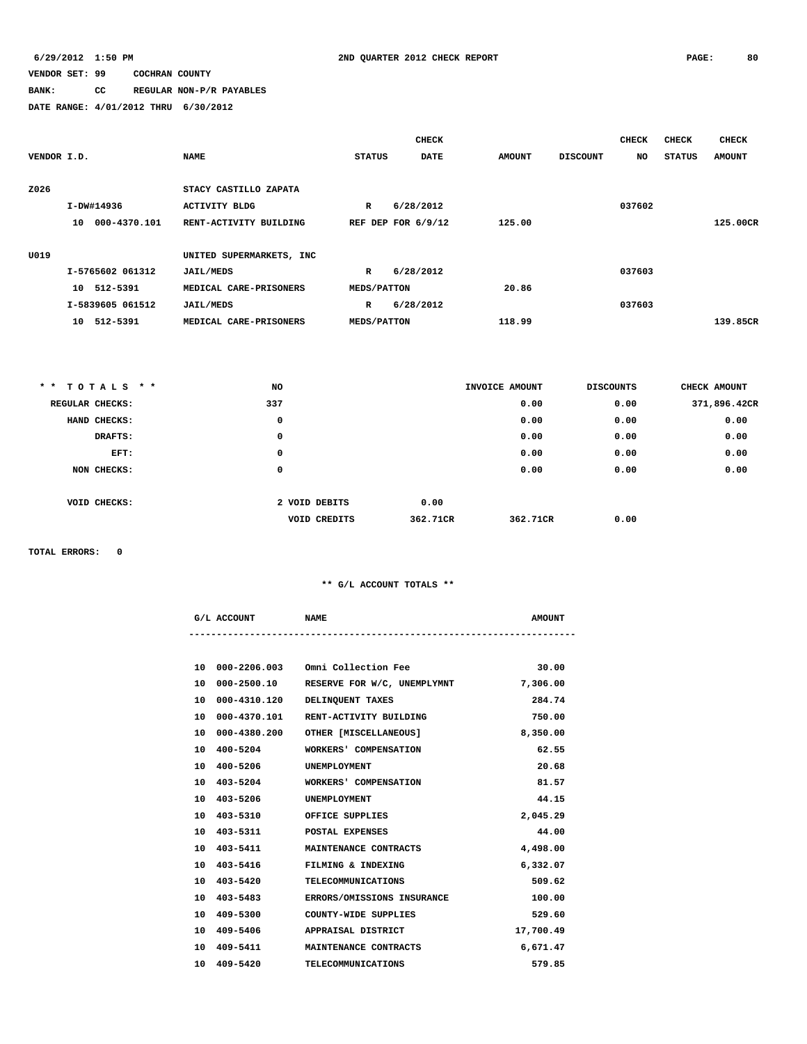**6/29/2012 1:50 PM** **2ND QUARTER 2012 CHECK REPORT**

**VENDOR SET: 99 COCHRAN COUNTY**

**BANK: CC REGULAR NON-P/R PAYABLES**

**DATE RANGE: 4/01/2012 THRU 6/30/2012**

| VENDOR I.D. | NAME | STATUS | CHECK DATE | AMOUNT | DISCOUNT | CHECK NO | CHECK STATUS | CHECK AMOUNT |
|---|---|---|---|---|---|---|---|---|
| Z026 | STACY CASTILLO ZAPATA | | | | | | | |
| I-DW#14936 | ACTIVITY BLDG | R | 6/28/2012 | | | 037602 | | |
| 10 000-4370.101 | RENT-ACTIVITY BUILDING | REF DEP FOR 6/9/12 | | 125.00 | | | | 125.00CR |
| U019 | UNITED SUPERMARKETS, INC | | | | | | | |
| I-5765602 061312 | JAIL/MEDS | R | 6/28/2012 | | | 037603 | | |
| 10 512-5391 | MEDICAL CARE-PRISONERS | MEDS/PATTON | | 20.86 | | | | |
| I-5839605 061512 | JAIL/MEDS | R | 6/28/2012 | | | 037603 | | |
| 10 512-5391 | MEDICAL CARE-PRISONERS | MEDS/PATTON | | 118.99 | | | | 139.85CR |

| \* \* T O T A L S \* \* | NO | | INVOICE AMOUNT | DISCOUNTS | CHECK AMOUNT |
|---|---|---|---|---|---|
| REGULAR CHECKS: | 337 | | 0.00 | 0.00 | 371,896.42CR |
| HAND CHECKS: | 0 | | 0.00 | 0.00 | 0.00 |
| DRAFTS: | 0 | | 0.00 | 0.00 | 0.00 |
| EFT: | 0 | | 0.00 | 0.00 | 0.00 |
| NON CHECKS: | 0 | | 0.00 | 0.00 | 0.00 |
| VOID CHECKS: | 2 VOID DEBITS | 0.00 | | | |
| | VOID CREDITS | 362.71CR | 362.71CR | 0.00 | |

**TOTAL ERRORS: 0**

**\*\* G/L ACCOUNT TOTALS \*\***

| G/L ACCOUNT | NAME | AMOUNT |
|---|---|---|
| 10 000-2206.003 | Omni Collection Fee | 30.00 |
| 10 000-2500.10 | RESERVE FOR W/C, UNEMPLYMNT | 7,306.00 |
| 10 000-4310.120 | DELINQUENT TAXES | 284.74 |
| 10 000-4370.101 | RENT-ACTIVITY BUILDING | 750.00 |
| 10 000-4380.200 | OTHER [MISCELLANEOUS] | 8,350.00 |
| 10 400-5204 | WORKERS' COMPENSATION | 62.55 |
| 10 400-5206 | UNEMPLOYMENT | 20.68 |
| 10 403-5204 | WORKERS' COMPENSATION | 81.57 |
| 10 403-5206 | UNEMPLOYMENT | 44.15 |
| 10 403-5310 | OFFICE SUPPLIES | 2,045.29 |
| 10 403-5311 | POSTAL EXPENSES | 44.00 |
| 10 403-5411 | MAINTENANCE CONTRACTS | 4,498.00 |
| 10 403-5416 | FILMING & INDEXING | 6,332.07 |
| 10 403-5420 | TELECOMMUNICATIONS | 509.62 |
| 10 403-5483 | ERRORS/OMISSIONS INSURANCE | 100.00 |
| 10 409-5300 | COUNTY-WIDE SUPPLIES | 529.60 |
| 10 409-5406 | APPRAISAL DISTRICT | 17,700.49 |
| 10 409-5411 | MAINTENANCE CONTRACTS | 6,671.47 |
| 10 409-5420 | TELECOMMUNICATIONS | 579.85 |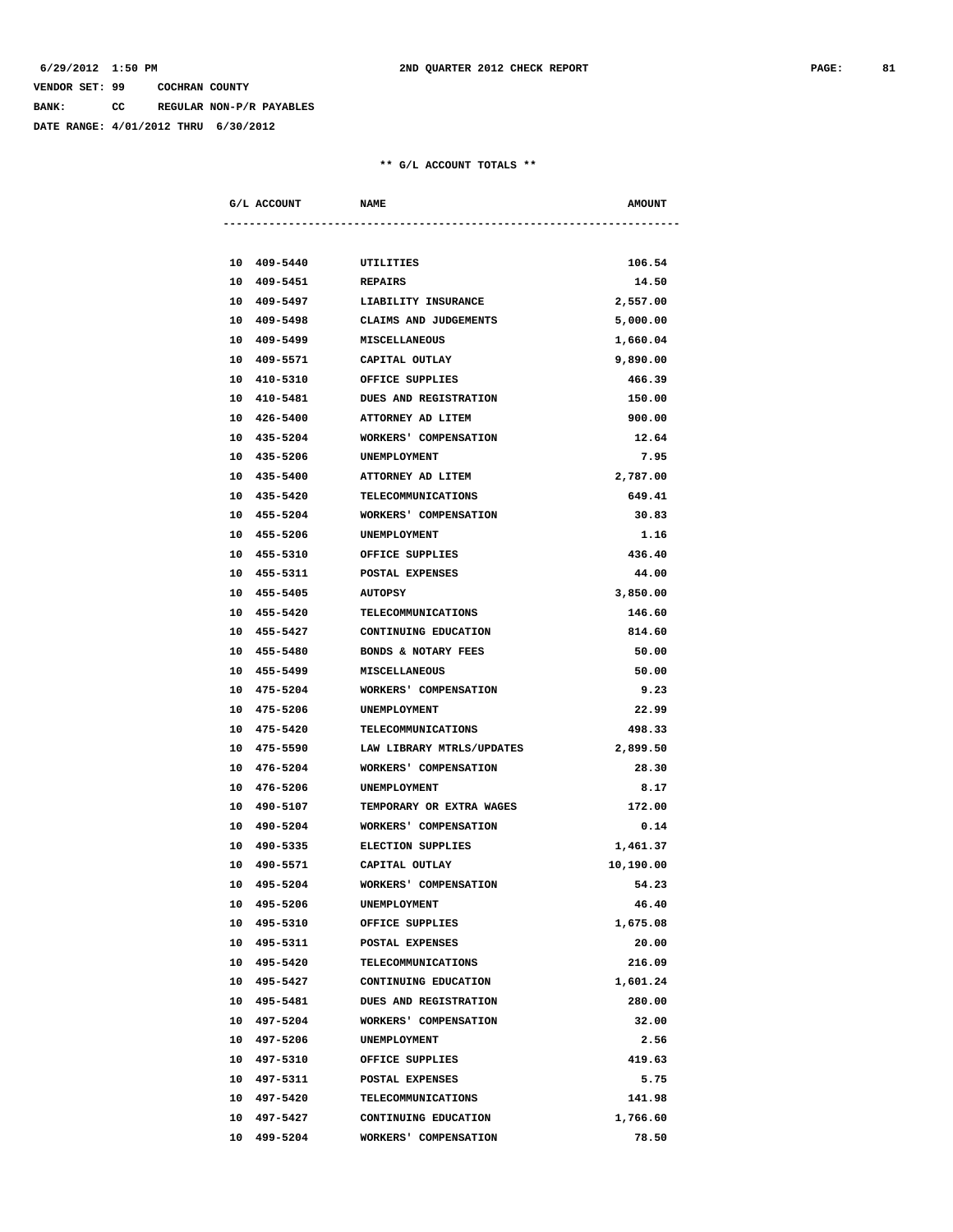VENDOR SET: 99 COCHRAN COUNTY

BANK: CC REGULAR NON-P/R PAYABLES

DATE RANGE: 4/01/2012 THRU 6/30/2012

** G/L ACCOUNT TOTALS **

| G/L ACCOUNT | NAME | AMOUNT |
|---|---|---|
| 10 409-5440 | UTILITIES | 106.54 |
| 10 409-5451 | REPAIRS | 14.50 |
| 10 409-5497 | LIABILITY INSURANCE | 2,557.00 |
| 10 409-5498 | CLAIMS AND JUDGEMENTS | 5,000.00 |
| 10 409-5499 | MISCELLANEOUS | 1,660.04 |
| 10 409-5571 | CAPITAL OUTLAY | 9,890.00 |
| 10 410-5310 | OFFICE SUPPLIES | 466.39 |
| 10 410-5481 | DUES AND REGISTRATION | 150.00 |
| 10 426-5400 | ATTORNEY AD LITEM | 900.00 |
| 10 435-5204 | WORKERS' COMPENSATION | 12.64 |
| 10 435-5206 | UNEMPLOYMENT | 7.95 |
| 10 435-5400 | ATTORNEY AD LITEM | 2,787.00 |
| 10 435-5420 | TELECOMMUNICATIONS | 649.41 |
| 10 455-5204 | WORKERS' COMPENSATION | 30.83 |
| 10 455-5206 | UNEMPLOYMENT | 1.16 |
| 10 455-5310 | OFFICE SUPPLIES | 436.40 |
| 10 455-5311 | POSTAL EXPENSES | 44.00 |
| 10 455-5405 | AUTOPSY | 3,850.00 |
| 10 455-5420 | TELECOMMUNICATIONS | 146.60 |
| 10 455-5427 | CONTINUING EDUCATION | 814.60 |
| 10 455-5480 | BONDS & NOTARY FEES | 50.00 |
| 10 455-5499 | MISCELLANEOUS | 50.00 |
| 10 475-5204 | WORKERS' COMPENSATION | 9.23 |
| 10 475-5206 | UNEMPLOYMENT | 22.99 |
| 10 475-5420 | TELECOMMUNICATIONS | 498.33 |
| 10 475-5590 | LAW LIBRARY MTRLS/UPDATES | 2,899.50 |
| 10 476-5204 | WORKERS' COMPENSATION | 28.30 |
| 10 476-5206 | UNEMPLOYMENT | 8.17 |
| 10 490-5107 | TEMPORARY OR EXTRA WAGES | 172.00 |
| 10 490-5204 | WORKERS' COMPENSATION | 0.14 |
| 10 490-5335 | ELECTION SUPPLIES | 1,461.37 |
| 10 490-5571 | CAPITAL OUTLAY | 10,190.00 |
| 10 495-5204 | WORKERS' COMPENSATION | 54.23 |
| 10 495-5206 | UNEMPLOYMENT | 46.40 |
| 10 495-5310 | OFFICE SUPPLIES | 1,675.08 |
| 10 495-5311 | POSTAL EXPENSES | 20.00 |
| 10 495-5420 | TELECOMMUNICATIONS | 216.09 |
| 10 495-5427 | CONTINUING EDUCATION | 1,601.24 |
| 10 495-5481 | DUES AND REGISTRATION | 280.00 |
| 10 497-5204 | WORKERS' COMPENSATION | 32.00 |
| 10 497-5206 | UNEMPLOYMENT | 2.56 |
| 10 497-5310 | OFFICE SUPPLIES | 419.63 |
| 10 497-5311 | POSTAL EXPENSES | 5.75 |
| 10 497-5420 | TELECOMMUNICATIONS | 141.98 |
| 10 497-5427 | CONTINUING EDUCATION | 1,766.60 |
| 10 499-5204 | WORKERS' COMPENSATION | 78.50 |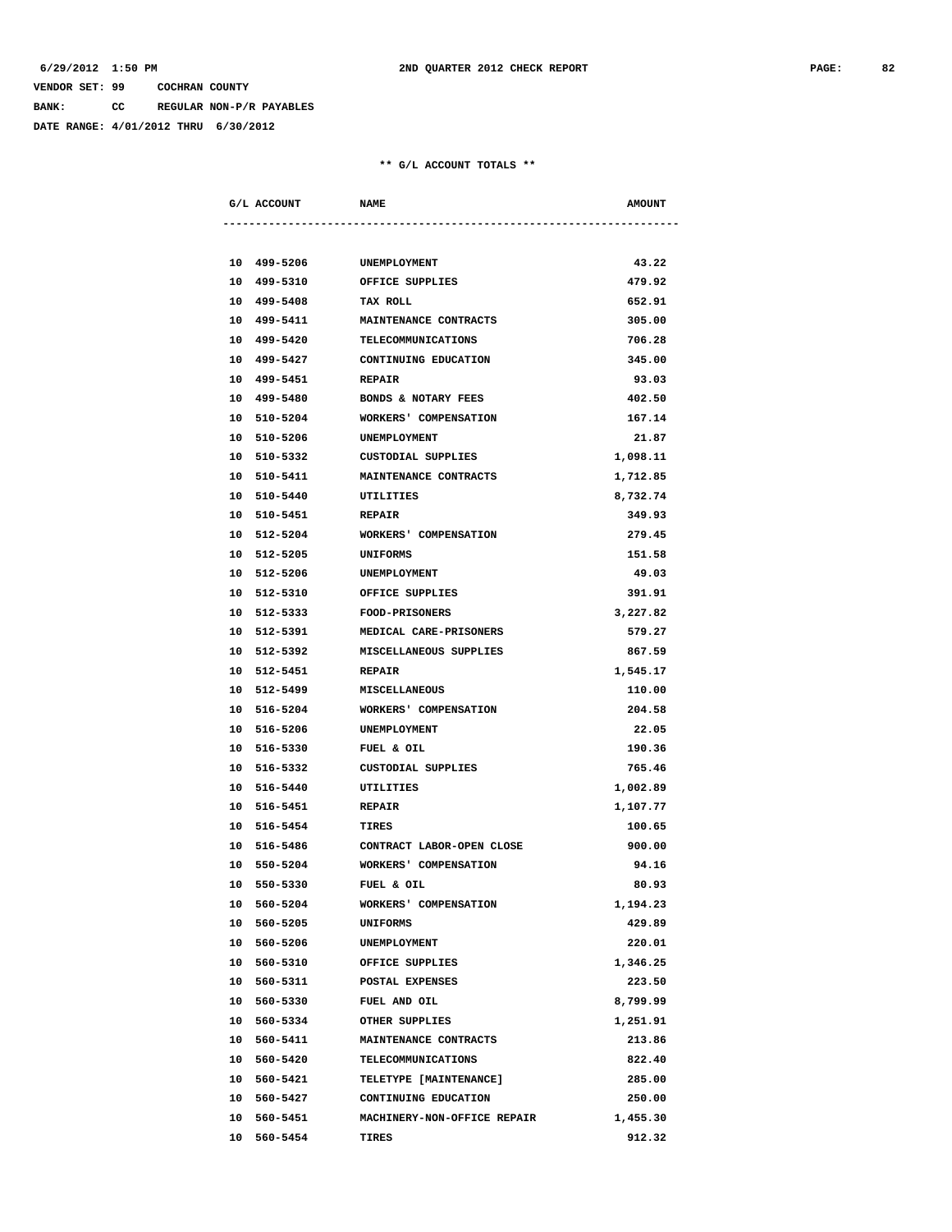VENDOR SET: 99 COCHRAN COUNTY

BANK: CC REGULAR NON-P/R PAYABLES

DATE RANGE: 4/01/2012 THRU 6/30/2012

** G/L ACCOUNT TOTALS **

| G/L ACCOUNT | NAME | AMOUNT |
|---|---|---|
| 10 499-5206 | UNEMPLOYMENT | 43.22 |
| 10 499-5310 | OFFICE SUPPLIES | 479.92 |
| 10 499-5408 | TAX ROLL | 652.91 |
| 10 499-5411 | MAINTENANCE CONTRACTS | 305.00 |
| 10 499-5420 | TELECOMMUNICATIONS | 706.28 |
| 10 499-5427 | CONTINUING EDUCATION | 345.00 |
| 10 499-5451 | REPAIR | 93.03 |
| 10 499-5480 | BONDS & NOTARY FEES | 402.50 |
| 10 510-5204 | WORKERS' COMPENSATION | 167.14 |
| 10 510-5206 | UNEMPLOYMENT | 21.87 |
| 10 510-5332 | CUSTODIAL SUPPLIES | 1,098.11 |
| 10 510-5411 | MAINTENANCE CONTRACTS | 1,712.85 |
| 10 510-5440 | UTILITIES | 8,732.74 |
| 10 510-5451 | REPAIR | 349.93 |
| 10 512-5204 | WORKERS' COMPENSATION | 279.45 |
| 10 512-5205 | UNIFORMS | 151.58 |
| 10 512-5206 | UNEMPLOYMENT | 49.03 |
| 10 512-5310 | OFFICE SUPPLIES | 391.91 |
| 10 512-5333 | FOOD-PRISONERS | 3,227.82 |
| 10 512-5391 | MEDICAL CARE-PRISONERS | 579.27 |
| 10 512-5392 | MISCELLANEOUS SUPPLIES | 867.59 |
| 10 512-5451 | REPAIR | 1,545.17 |
| 10 512-5499 | MISCELLANEOUS | 110.00 |
| 10 516-5204 | WORKERS' COMPENSATION | 204.58 |
| 10 516-5206 | UNEMPLOYMENT | 22.05 |
| 10 516-5330 | FUEL & OIL | 190.36 |
| 10 516-5332 | CUSTODIAL SUPPLIES | 765.46 |
| 10 516-5440 | UTILITIES | 1,002.89 |
| 10 516-5451 | REPAIR | 1,107.77 |
| 10 516-5454 | TIRES | 100.65 |
| 10 516-5486 | CONTRACT LABOR-OPEN CLOSE | 900.00 |
| 10 550-5204 | WORKERS' COMPENSATION | 94.16 |
| 10 550-5330 | FUEL & OIL | 80.93 |
| 10 560-5204 | WORKERS' COMPENSATION | 1,194.23 |
| 10 560-5205 | UNIFORMS | 429.89 |
| 10 560-5206 | UNEMPLOYMENT | 220.01 |
| 10 560-5310 | OFFICE SUPPLIES | 1,346.25 |
| 10 560-5311 | POSTAL EXPENSES | 223.50 |
| 10 560-5330 | FUEL AND OIL | 8,799.99 |
| 10 560-5334 | OTHER SUPPLIES | 1,251.91 |
| 10 560-5411 | MAINTENANCE CONTRACTS | 213.86 |
| 10 560-5420 | TELECOMMUNICATIONS | 822.40 |
| 10 560-5421 | TELETYPE [MAINTENANCE] | 285.00 |
| 10 560-5427 | CONTINUING EDUCATION | 250.00 |
| 10 560-5451 | MACHINERY-NON-OFFICE REPAIR | 1,455.30 |
| 10 560-5454 | TIRES | 912.32 |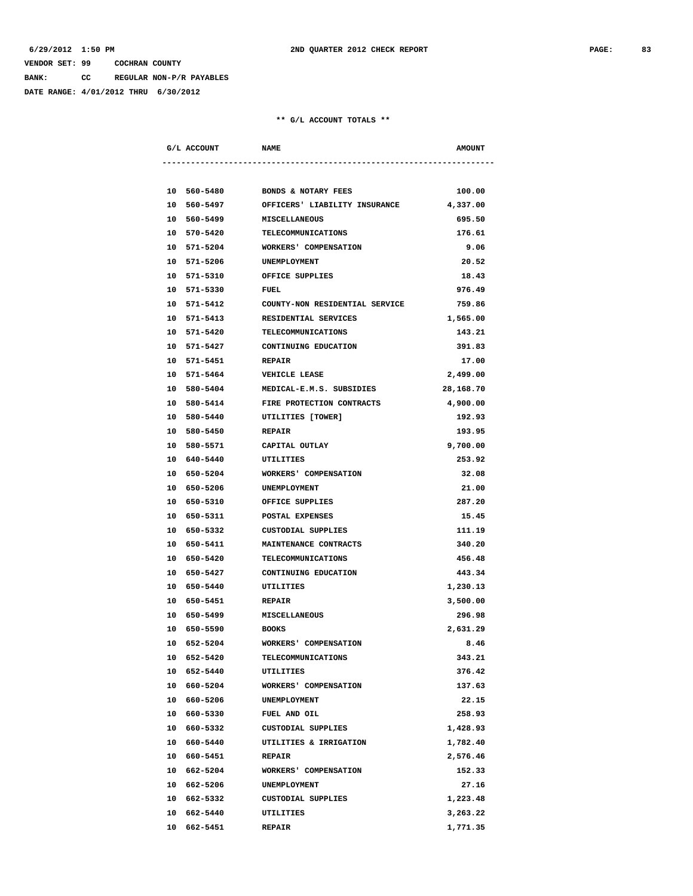6/29/2012 1:50 PM 2ND QUARTER 2012 CHECK REPORT

VENDOR SET: 99 COCHRAN COUNTY

BANK: CC REGULAR NON-P/R PAYABLES

DATE RANGE: 4/01/2012 THRU 6/30/2012

** G/L ACCOUNT TOTALS **

| G/L ACCOUNT | NAME | AMOUNT |
|---|---|---|
| 10 560-5480 | BONDS & NOTARY FEES | 100.00 |
| 10 560-5497 | OFFICERS' LIABILITY INSURANCE | 4,337.00 |
| 10 560-5499 | MISCELLANEOUS | 695.50 |
| 10 570-5420 | TELECOMMUNICATIONS | 176.61 |
| 10 571-5204 | WORKERS' COMPENSATION | 9.06 |
| 10 571-5206 | UNEMPLOYMENT | 20.52 |
| 10 571-5310 | OFFICE SUPPLIES | 18.43 |
| 10 571-5330 | FUEL | 976.49 |
| 10 571-5412 | COUNTY-NON RESIDENTIAL SERVICE | 759.86 |
| 10 571-5413 | RESIDENTIAL SERVICES | 1,565.00 |
| 10 571-5420 | TELECOMMUNICATIONS | 143.21 |
| 10 571-5427 | CONTINUING EDUCATION | 391.83 |
| 10 571-5451 | REPAIR | 17.00 |
| 10 571-5464 | VEHICLE LEASE | 2,499.00 |
| 10 580-5404 | MEDICAL-E.M.S. SUBSIDIES | 28,168.70 |
| 10 580-5414 | FIRE PROTECTION CONTRACTS | 4,900.00 |
| 10 580-5440 | UTILITIES [TOWER] | 192.93 |
| 10 580-5450 | REPAIR | 193.95 |
| 10 580-5571 | CAPITAL OUTLAY | 9,700.00 |
| 10 640-5440 | UTILITIES | 253.92 |
| 10 650-5204 | WORKERS' COMPENSATION | 32.08 |
| 10 650-5206 | UNEMPLOYMENT | 21.00 |
| 10 650-5310 | OFFICE SUPPLIES | 287.20 |
| 10 650-5311 | POSTAL EXPENSES | 15.45 |
| 10 650-5332 | CUSTODIAL SUPPLIES | 111.19 |
| 10 650-5411 | MAINTENANCE CONTRACTS | 340.20 |
| 10 650-5420 | TELECOMMUNICATIONS | 456.48 |
| 10 650-5427 | CONTINUING EDUCATION | 443.34 |
| 10 650-5440 | UTILITIES | 1,230.13 |
| 10 650-5451 | REPAIR | 3,500.00 |
| 10 650-5499 | MISCELLANEOUS | 296.98 |
| 10 650-5590 | BOOKS | 2,631.29 |
| 10 652-5204 | WORKERS' COMPENSATION | 8.46 |
| 10 652-5420 | TELECOMMUNICATIONS | 343.21 |
| 10 652-5440 | UTILITIES | 376.42 |
| 10 660-5204 | WORKERS' COMPENSATION | 137.63 |
| 10 660-5206 | UNEMPLOYMENT | 22.15 |
| 10 660-5330 | FUEL AND OIL | 258.93 |
| 10 660-5332 | CUSTODIAL SUPPLIES | 1,428.93 |
| 10 660-5440 | UTILITIES & IRRIGATION | 1,782.40 |
| 10 660-5451 | REPAIR | 2,576.46 |
| 10 662-5204 | WORKERS' COMPENSATION | 152.33 |
| 10 662-5206 | UNEMPLOYMENT | 27.16 |
| 10 662-5332 | CUSTODIAL SUPPLIES | 1,223.48 |
| 10 662-5440 | UTILITIES | 3,263.22 |
| 10 662-5451 | REPAIR | 1,771.35 |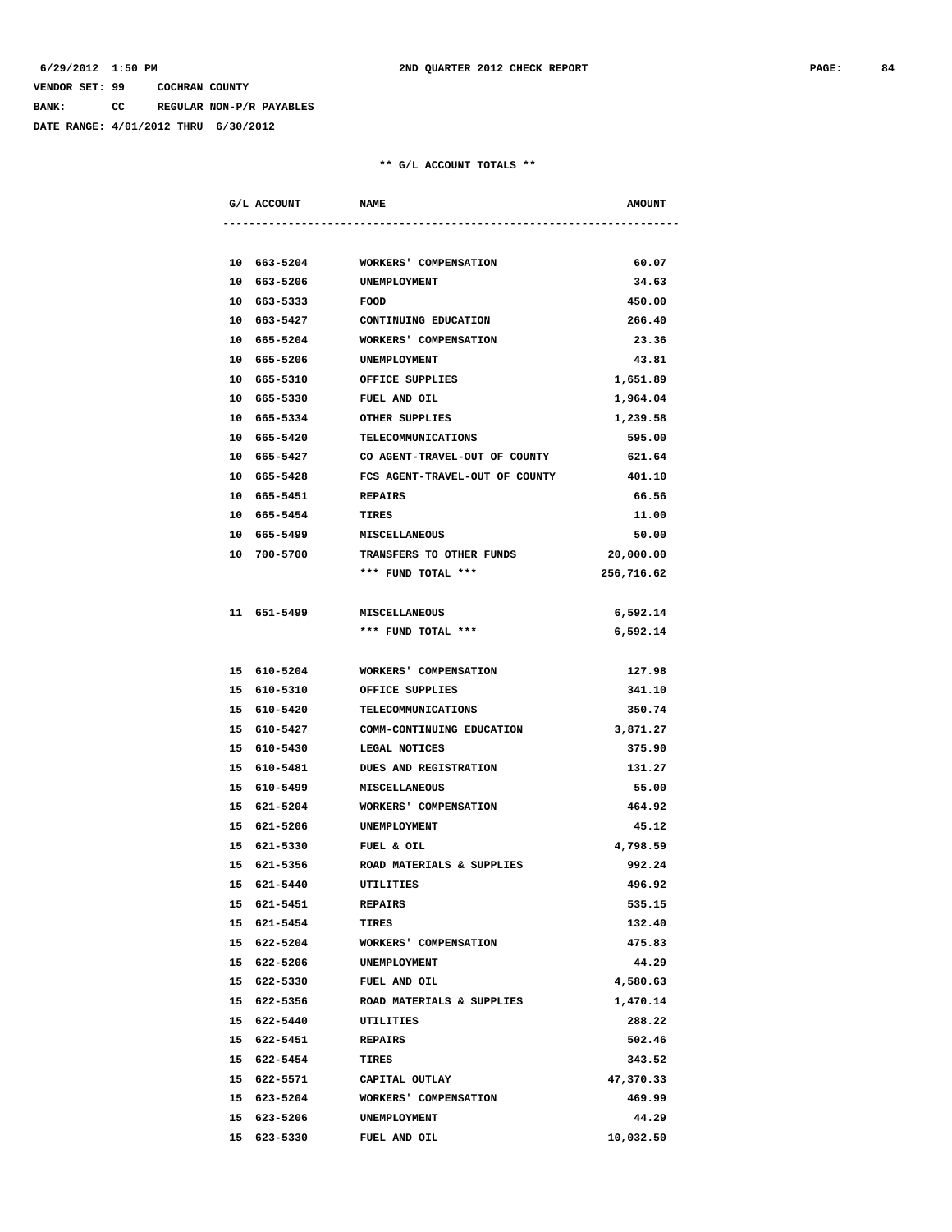VENDOR SET: 99 COCHRAN COUNTY

BANK: CC REGULAR NON-P/R PAYABLES

DATE RANGE: 4/01/2012 THRU 6/30/2012

** G/L ACCOUNT TOTALS **

| G/L ACCOUNT | NAME | AMOUNT |
|---|---|---|
| 10 663-5204 | WORKERS' COMPENSATION | 60.07 |
| 10 663-5206 | UNEMPLOYMENT | 34.63 |
| 10 663-5333 | FOOD | 450.00 |
| 10 663-5427 | CONTINUING EDUCATION | 266.40 |
| 10 665-5204 | WORKERS' COMPENSATION | 23.36 |
| 10 665-5206 | UNEMPLOYMENT | 43.81 |
| 10 665-5310 | OFFICE SUPPLIES | 1,651.89 |
| 10 665-5330 | FUEL AND OIL | 1,964.04 |
| 10 665-5334 | OTHER SUPPLIES | 1,239.58 |
| 10 665-5420 | TELECOMMUNICATIONS | 595.00 |
| 10 665-5427 | CO AGENT-TRAVEL-OUT OF COUNTY | 621.64 |
| 10 665-5428 | FCS AGENT-TRAVEL-OUT OF COUNTY | 401.10 |
| 10 665-5451 | REPAIRS | 66.56 |
| 10 665-5454 | TIRES | 11.00 |
| 10 665-5499 | MISCELLANEOUS | 50.00 |
| 10 700-5700 | TRANSFERS TO OTHER FUNDS | 20,000.00 |
| | *** FUND TOTAL *** | 256,716.62 |
| | | |
| 11 651-5499 | MISCELLANEOUS | 6,592.14 |
| | *** FUND TOTAL *** | 6,592.14 |
| | | |
| 15 610-5204 | WORKERS' COMPENSATION | 127.98 |
| 15 610-5310 | OFFICE SUPPLIES | 341.10 |
| 15 610-5420 | TELECOMMUNICATIONS | 350.74 |
| 15 610-5427 | COMM-CONTINUING EDUCATION | 3,871.27 |
| 15 610-5430 | LEGAL NOTICES | 375.90 |
| 15 610-5481 | DUES AND REGISTRATION | 131.27 |
| 15 610-5499 | MISCELLANEOUS | 55.00 |
| 15 621-5204 | WORKERS' COMPENSATION | 464.92 |
| 15 621-5206 | UNEMPLOYMENT | 45.12 |
| 15 621-5330 | FUEL & OIL | 4,798.59 |
| 15 621-5356 | ROAD MATERIALS & SUPPLIES | 992.24 |
| 15 621-5440 | UTILITIES | 496.92 |
| 15 621-5451 | REPAIRS | 535.15 |
| 15 621-5454 | TIRES | 132.40 |
| 15 622-5204 | WORKERS' COMPENSATION | 475.83 |
| 15 622-5206 | UNEMPLOYMENT | 44.29 |
| 15 622-5330 | FUEL AND OIL | 4,580.63 |
| 15 622-5356 | ROAD MATERIALS & SUPPLIES | 1,470.14 |
| 15 622-5440 | UTILITIES | 288.22 |
| 15 622-5451 | REPAIRS | 502.46 |
| 15 622-5454 | TIRES | 343.52 |
| 15 622-5571 | CAPITAL OUTLAY | 47,370.33 |
| 15 623-5204 | WORKERS' COMPENSATION | 469.99 |
| 15 623-5206 | UNEMPLOYMENT | 44.29 |
| 15 623-5330 | FUEL AND OIL | 10,032.50 |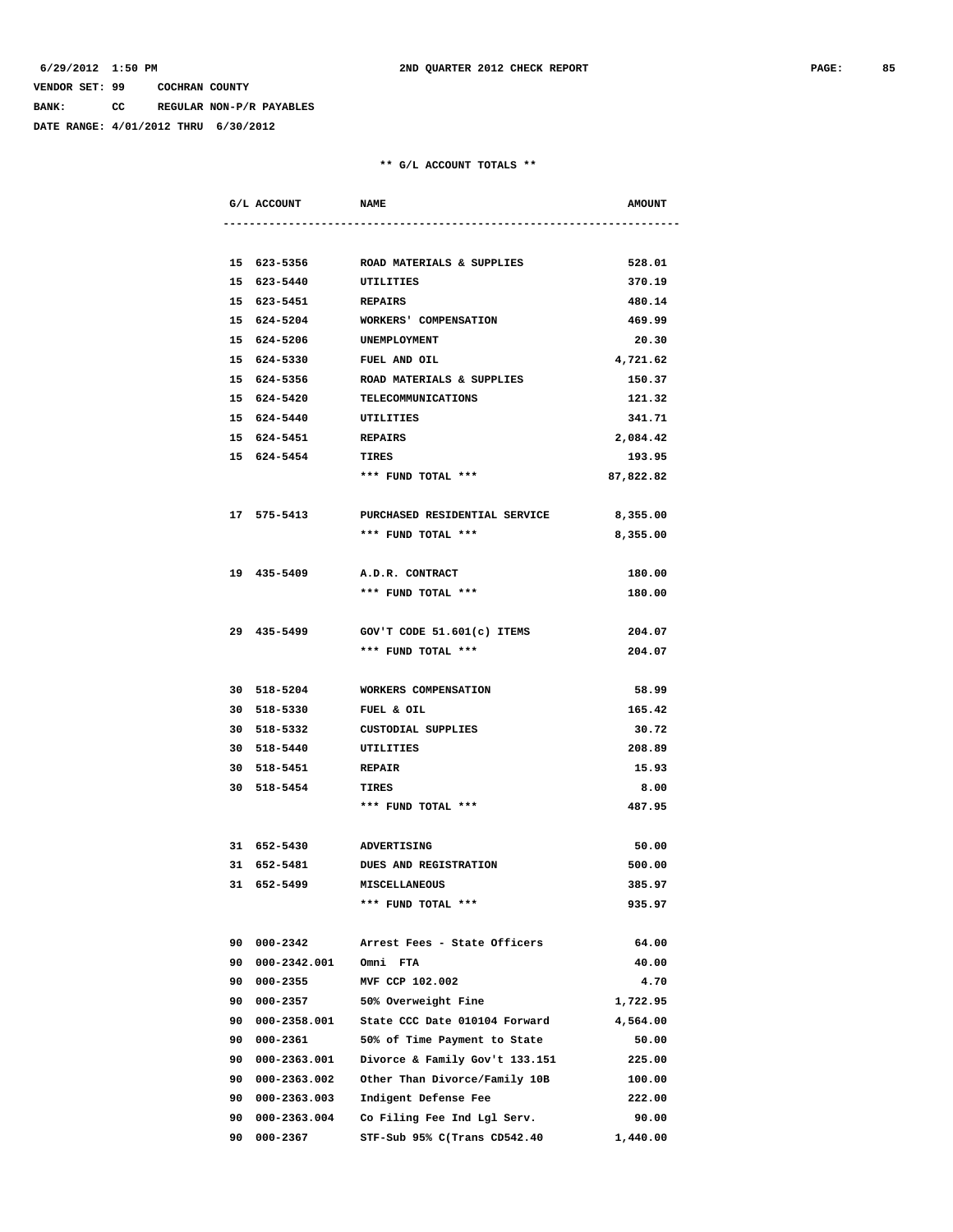6/29/2012 1:50 PM 2ND QUARTER 2012 CHECK REPORT

VENDOR SET: 99 COCHRAN COUNTY

BANK: CC REGULAR NON-P/R PAYABLES

DATE RANGE: 4/01/2012 THRU 6/30/2012

** G/L ACCOUNT TOTALS **

| G/L ACCOUNT | NAME | AMOUNT |
|---|---|---|
| 15 623-5356 | ROAD MATERIALS & SUPPLIES | 528.01 |
| 15 623-5440 | UTILITIES | 370.19 |
| 15 623-5451 | REPAIRS | 480.14 |
| 15 624-5204 | WORKERS' COMPENSATION | 469.99 |
| 15 624-5206 | UNEMPLOYMENT | 20.30 |
| 15 624-5330 | FUEL AND OIL | 4,721.62 |
| 15 624-5356 | ROAD MATERIALS & SUPPLIES | 150.37 |
| 15 624-5420 | TELECOMMUNICATIONS | 121.32 |
| 15 624-5440 | UTILITIES | 341.71 |
| 15 624-5451 | REPAIRS | 2,084.42 |
| 15 624-5454 | TIRES | 193.95 |
| | *** FUND TOTAL *** | 87,822.82 |
| 17 575-5413 | PURCHASED RESIDENTIAL SERVICE | 8,355.00 |
| | *** FUND TOTAL *** | 8,355.00 |
| 19 435-5409 | A.D.R. CONTRACT | 180.00 |
| | *** FUND TOTAL *** | 180.00 |
| 29 435-5499 | GOV'T CODE 51.601(c) ITEMS | 204.07 |
| | *** FUND TOTAL *** | 204.07 |
| 30 518-5204 | WORKERS COMPENSATION | 58.99 |
| 30 518-5330 | FUEL & OIL | 165.42 |
| 30 518-5332 | CUSTODIAL SUPPLIES | 30.72 |
| 30 518-5440 | UTILITIES | 208.89 |
| 30 518-5451 | REPAIR | 15.93 |
| 30 518-5454 | TIRES | 8.00 |
| | *** FUND TOTAL *** | 487.95 |
| 31 652-5430 | ADVERTISING | 50.00 |
| 31 652-5481 | DUES AND REGISTRATION | 500.00 |
| 31 652-5499 | MISCELLANEOUS | 385.97 |
| | *** FUND TOTAL *** | 935.97 |
| 90 000-2342 | Arrest Fees - State Officers | 64.00 |
| 90 000-2342.001 | Omni FTA | 40.00 |
| 90 000-2355 | MVF CCP 102.002 | 4.70 |
| 90 000-2357 | 50% Overweight Fine | 1,722.95 |
| 90 000-2358.001 | State CCC Date 010104 Forward | 4,564.00 |
| 90 000-2361 | 50% of Time Payment to State | 50.00 |
| 90 000-2363.001 | Divorce & Family Gov't 133.151 | 225.00 |
| 90 000-2363.002 | Other Than Divorce/Family 10B | 100.00 |
| 90 000-2363.003 | Indigent Defense Fee | 222.00 |
| 90 000-2363.004 | Co Filing Fee Ind Lgl Serv. | 90.00 |
| 90 000-2367 | STF-Sub 95% C(Trans CD542.40 | 1,440.00 |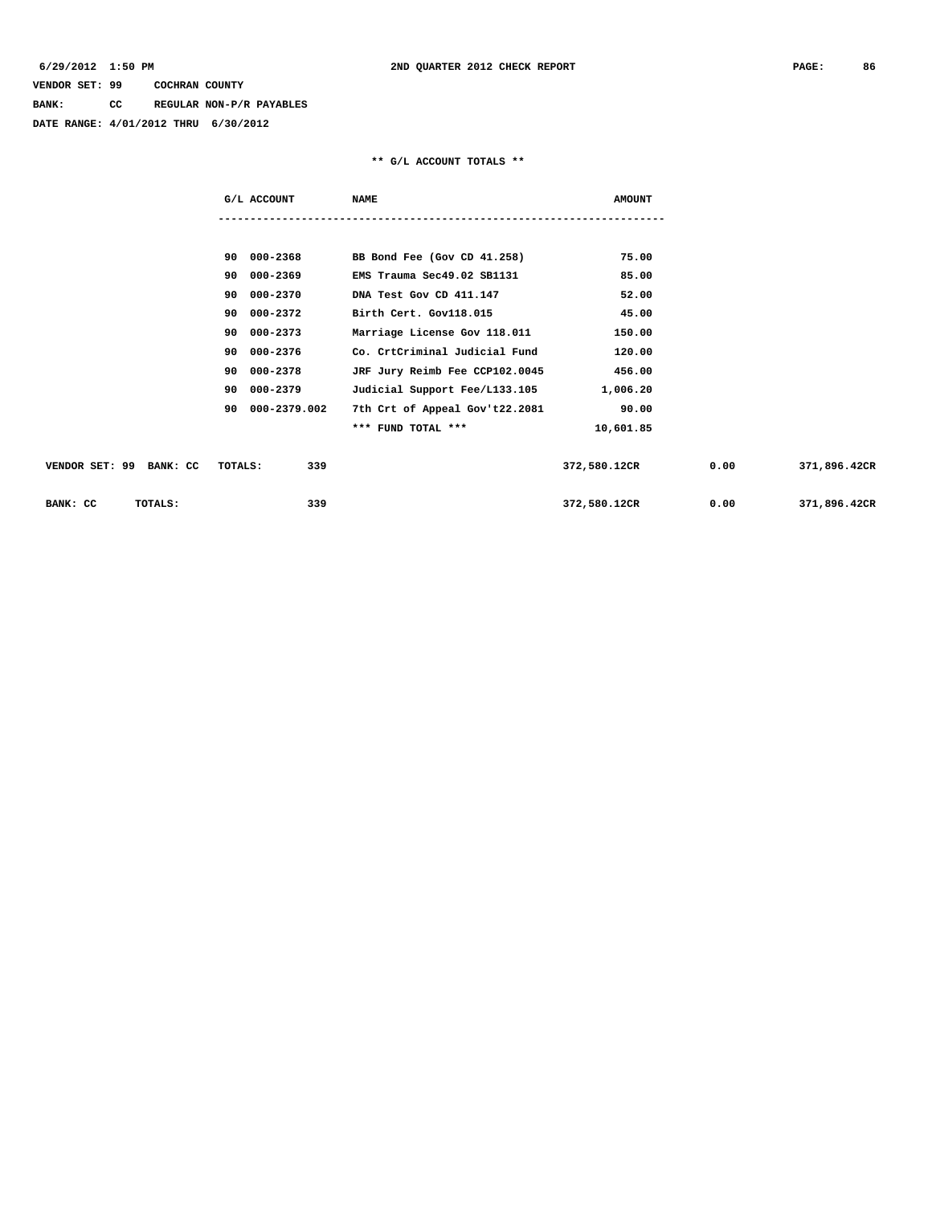VENDOR SET: 99 COCHRAN COUNTY

BANK: CC REGULAR NON-P/R PAYABLES

DATE RANGE: 4/01/2012 THRU 6/30/2012

## ** G/L ACCOUNT TOTALS **

| G/L ACCOUNT | NAME | AMOUNT |
|---|---|---|
| 90 000-2368 | BB Bond Fee (Gov CD 41.258) | 75.00 |
| 90 000-2369 | EMS Trauma Sec49.02 SB1131 | 85.00 |
| 90 000-2370 | DNA Test Gov CD 411.147 | 52.00 |
| 90 000-2372 | Birth Cert. Gov118.015 | 45.00 |
| 90 000-2373 | Marriage License Gov 118.011 | 150.00 |
| 90 000-2376 | Co. CrtCriminal Judicial Fund | 120.00 |
| 90 000-2378 | JRF Jury Reimb Fee CCP102.0045 | 456.00 |
| 90 000-2379 | Judicial Support Fee/L133.105 | 1,006.20 |
| 90 000-2379.002 | 7th Crt of Appeal Gov't22.2081 | 90.00 |
| | *** FUND TOTAL *** | 10,601.85 |

| | | | | |
|---|---|---|---|---|
| VENDOR SET: 99 BANK: CC TOTALS: | 339 | 372,580.12CR | 0.00 | 371,896.42CR |
| BANK: CC TOTALS: | 339 | 372,580.12CR | 0.00 | 371,896.42CR |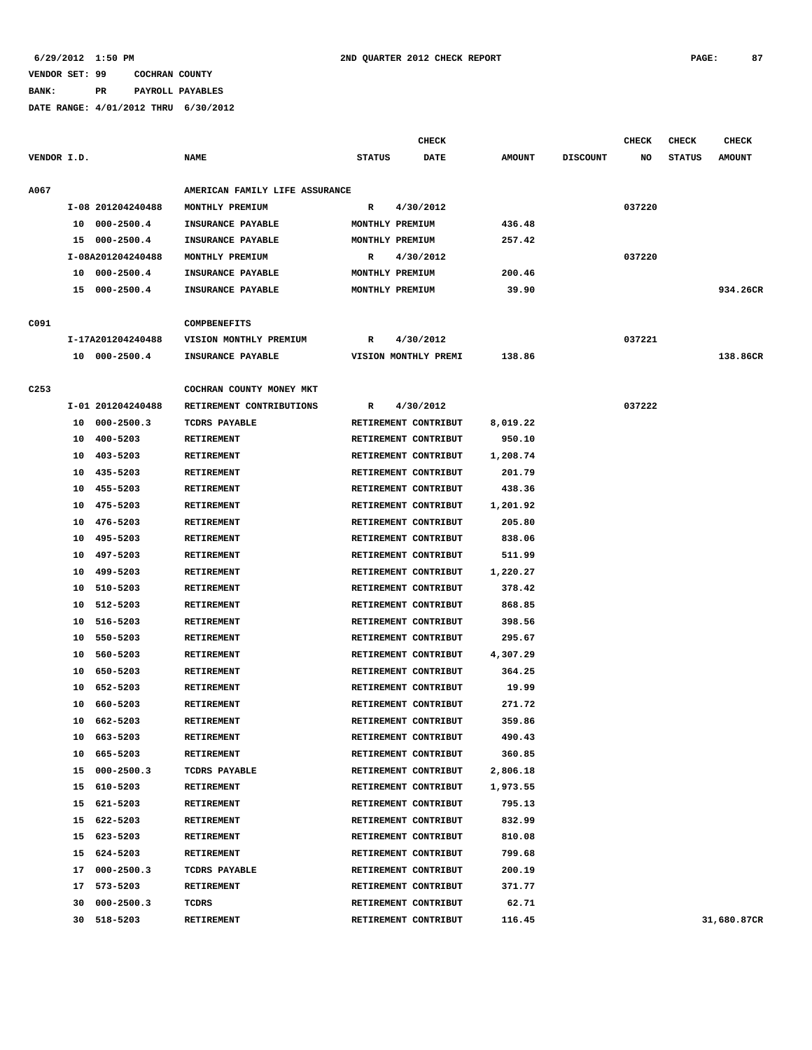6/29/2012 1:50 PM 2ND QUARTER 2012 CHECK REPORT

VENDOR SET: 99 COCHRAN COUNTY

BANK: PR PAYROLL PAYABLES

DATE RANGE: 4/01/2012 THRU 6/30/2012

| VENDOR I.D. | | NAME | STATUS | CHECK DATE | AMOUNT | DISCOUNT | CHECK NO | CHECK STATUS | CHECK AMOUNT |
|---|---|---|---|---|---|---|---|---|---|
| A067 | | AMERICAN FAMILY LIFE ASSURANCE | | | | | | | |
| | I-08 201204240488 | MONTHLY PREMIUM | R | 4/30/2012 | | | 037220 | | |
| | 10 000-2500.4 | INSURANCE PAYABLE | MONTHLY PREMIUM | | 436.48 | | | | |
| | 15 000-2500.4 | INSURANCE PAYABLE | MONTHLY PREMIUM | | 257.42 | | | | |
| | I-08A201204240488 | MONTHLY PREMIUM | R | 4/30/2012 | | | 037220 | | |
| | 10 000-2500.4 | INSURANCE PAYABLE | MONTHLY PREMIUM | | 200.46 | | | | |
| | 15 000-2500.4 | INSURANCE PAYABLE | MONTHLY PREMIUM | | 39.90 | | | | 934.26CR |
| C091 | | COMPBENEFITS | | | | | | | |
| | I-17A201204240488 | VISION MONTHLY PREMIUM | R | 4/30/2012 | | | 037221 | | |
| | 10 000-2500.4 | INSURANCE PAYABLE | VISION MONTHLY PREMI | | 138.86 | | | | 138.86CR |
| C253 | | COCHRAN COUNTY MONEY MKT | | | | | | | |
| | I-01 201204240488 | RETIREMENT CONTRIBUTIONS | R | 4/30/2012 | | | 037222 | | |
| | 10 000-2500.3 | TCDRS PAYABLE | RETIREMENT CONTRIBUT | | 8,019.22 | | | | |
| | 10 400-5203 | RETIREMENT | RETIREMENT CONTRIBUT | | 950.10 | | | | |
| | 10 403-5203 | RETIREMENT | RETIREMENT CONTRIBUT | | 1,208.74 | | | | |
| | 10 435-5203 | RETIREMENT | RETIREMENT CONTRIBUT | | 201.79 | | | | |
| | 10 455-5203 | RETIREMENT | RETIREMENT CONTRIBUT | | 438.36 | | | | |
| | 10 475-5203 | RETIREMENT | RETIREMENT CONTRIBUT | | 1,201.92 | | | | |
| | 10 476-5203 | RETIREMENT | RETIREMENT CONTRIBUT | | 205.80 | | | | |
| | 10 495-5203 | RETIREMENT | RETIREMENT CONTRIBUT | | 838.06 | | | | |
| | 10 497-5203 | RETIREMENT | RETIREMENT CONTRIBUT | | 511.99 | | | | |
| | 10 499-5203 | RETIREMENT | RETIREMENT CONTRIBUT | | 1,220.27 | | | | |
| | 10 510-5203 | RETIREMENT | RETIREMENT CONTRIBUT | | 378.42 | | | | |
| | 10 512-5203 | RETIREMENT | RETIREMENT CONTRIBUT | | 868.85 | | | | |
| | 10 516-5203 | RETIREMENT | RETIREMENT CONTRIBUT | | 398.56 | | | | |
| | 10 550-5203 | RETIREMENT | RETIREMENT CONTRIBUT | | 295.67 | | | | |
| | 10 560-5203 | RETIREMENT | RETIREMENT CONTRIBUT | | 4,307.29 | | | | |
| | 10 650-5203 | RETIREMENT | RETIREMENT CONTRIBUT | | 364.25 | | | | |
| | 10 652-5203 | RETIREMENT | RETIREMENT CONTRIBUT | | 19.99 | | | | |
| | 10 660-5203 | RETIREMENT | RETIREMENT CONTRIBUT | | 271.72 | | | | |
| | 10 662-5203 | RETIREMENT | RETIREMENT CONTRIBUT | | 359.86 | | | | |
| | 10 663-5203 | RETIREMENT | RETIREMENT CONTRIBUT | | 490.43 | | | | |
| | 10 665-5203 | RETIREMENT | RETIREMENT CONTRIBUT | | 360.85 | | | | |
| | 15 000-2500.3 | TCDRS PAYABLE | RETIREMENT CONTRIBUT | | 2,806.18 | | | | |
| | 15 610-5203 | RETIREMENT | RETIREMENT CONTRIBUT | | 1,973.55 | | | | |
| | 15 621-5203 | RETIREMENT | RETIREMENT CONTRIBUT | | 795.13 | | | | |
| | 15 622-5203 | RETIREMENT | RETIREMENT CONTRIBUT | | 832.99 | | | | |
| | 15 623-5203 | RETIREMENT | RETIREMENT CONTRIBUT | | 810.08 | | | | |
| | 15 624-5203 | RETIREMENT | RETIREMENT CONTRIBUT | | 799.68 | | | | |
| | 17 000-2500.3 | TCDRS PAYABLE | RETIREMENT CONTRIBUT | | 200.19 | | | | |
| | 17 573-5203 | RETIREMENT | RETIREMENT CONTRIBUT | | 371.77 | | | | |
| | 30 000-2500.3 | TCDRS | RETIREMENT CONTRIBUT | | 62.71 | | | | |
| | 30 518-5203 | RETIREMENT | RETIREMENT CONTRIBUT | | 116.45 | | | | 31,680.87CR |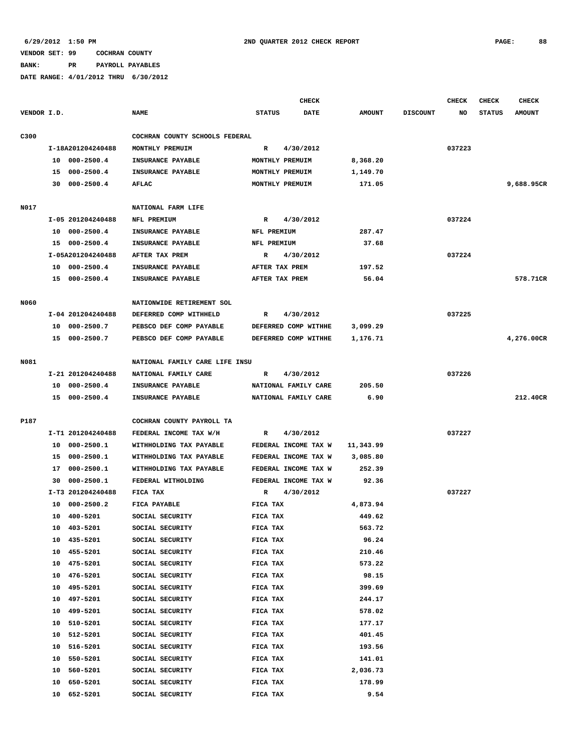VENDOR SET: 99 COCHRAN COUNTY

BANK: PR PAYROLL PAYABLES

DATE RANGE: 4/01/2012 THRU 6/30/2012

| VENDOR I.D. | | NAME | STATUS | CHECK DATE | AMOUNT | DISCOUNT | CHECK NO | CHECK STATUS | CHECK AMOUNT |
|---|---|---|---|---|---|---|---|---|---|
| C300 | | COCHRAN COUNTY SCHOOLS FEDERAL | | | | | | | |
| | I-18A201204240488 | MONTHLY PREMUIM | R | 4/30/2012 | | | 037223 | | |
| | 10 000-2500.4 | INSURANCE PAYABLE | MONTHLY PREMUIM | | 8,368.20 | | | | |
| | 15 000-2500.4 | INSURANCE PAYABLE | MONTHLY PREMUIM | | 1,149.70 | | | | |
| | 30 000-2500.4 | AFLAC | MONTHLY PREMUIM | | 171.05 | | | | 9,688.95CR |
| N017 | | NATIONAL FARM LIFE | | | | | | | |
| | I-05 201204240488 | NFL PREMIUM | R | 4/30/2012 | | | 037224 | | |
| | 10 000-2500.4 | INSURANCE PAYABLE | NFL PREMIUM | | 287.47 | | | | |
| | 15 000-2500.4 | INSURANCE PAYABLE | NFL PREMIUM | | 37.68 | | | | |
| | I-05A201204240488 | AFTER TAX PREM | R | 4/30/2012 | | | 037224 | | |
| | 10 000-2500.4 | INSURANCE PAYABLE | AFTER TAX PREM | | 197.52 | | | | |
| | 15 000-2500.4 | INSURANCE PAYABLE | AFTER TAX PREM | | 56.04 | | | | 578.71CR |
| N060 | | NATIONWIDE RETIREMENT SOL | | | | | | | |
| | I-04 201204240488 | DEFERRED COMP WITHHELD | R | 4/30/2012 | | | 037225 | | |
| | 10 000-2500.7 | PEBSCO DEF COMP PAYABLE | DEFERRED COMP WITHHE | | 3,099.29 | | | | |
| | 15 000-2500.7 | PEBSCO DEF COMP PAYABLE | DEFERRED COMP WITHHE | | 1,176.71 | | | | 4,276.00CR |
| N081 | | NATIONAL FAMILY CARE LIFE INSU | | | | | | | |
| | I-21 201204240488 | NATIONAL FAMILY CARE | R | 4/30/2012 | | | 037226 | | |
| | 10 000-2500.4 | INSURANCE PAYABLE | NATIONAL FAMILY CARE | | 205.50 | | | | |
| | 15 000-2500.4 | INSURANCE PAYABLE | NATIONAL FAMILY CARE | | 6.90 | | | | 212.40CR |
| P187 | | COCHRAN COUNTY PAYROLL TA | | | | | | | |
| | I-T1 201204240488 | FEDERAL INCOME TAX W/H | R | 4/30/2012 | | | 037227 | | |
| | 10 000-2500.1 | WITHHOLDING TAX PAYABLE | FEDERAL INCOME TAX W | | 11,343.99 | | | | |
| | 15 000-2500.1 | WITHHOLDING TAX PAYABLE | FEDERAL INCOME TAX W | | 3,085.80 | | | | |
| | 17 000-2500.1 | WITHHOLDING TAX PAYABLE | FEDERAL INCOME TAX W | | 252.39 | | | | |
| | 30 000-2500.1 | FEDERAL WITHOLDING | FEDERAL INCOME TAX W | | 92.36 | | | | |
| | I-T3 201204240488 | FICA TAX | R | 4/30/2012 | | | 037227 | | |
| | 10 000-2500.2 | FICA PAYABLE | FICA TAX | | 4,873.94 | | | | |
| | 10 400-5201 | SOCIAL SECURITY | FICA TAX | | 449.62 | | | | |
| | 10 403-5201 | SOCIAL SECURITY | FICA TAX | | 563.72 | | | | |
| | 10 435-5201 | SOCIAL SECURITY | FICA TAX | | 96.24 | | | | |
| | 10 455-5201 | SOCIAL SECURITY | FICA TAX | | 210.46 | | | | |
| | 10 475-5201 | SOCIAL SECURITY | FICA TAX | | 573.22 | | | | |
| | 10 476-5201 | SOCIAL SECURITY | FICA TAX | | 98.15 | | | | |
| | 10 495-5201 | SOCIAL SECURITY | FICA TAX | | 399.69 | | | | |
| | 10 497-5201 | SOCIAL SECURITY | FICA TAX | | 244.17 | | | | |
| | 10 499-5201 | SOCIAL SECURITY | FICA TAX | | 578.02 | | | | |
| | 10 510-5201 | SOCIAL SECURITY | FICA TAX | | 177.17 | | | | |
| | 10 512-5201 | SOCIAL SECURITY | FICA TAX | | 401.45 | | | | |
| | 10 516-5201 | SOCIAL SECURITY | FICA TAX | | 193.56 | | | | |
| | 10 550-5201 | SOCIAL SECURITY | FICA TAX | | 141.01 | | | | |
| | 10 560-5201 | SOCIAL SECURITY | FICA TAX | | 2,036.73 | | | | |
| | 10 650-5201 | SOCIAL SECURITY | FICA TAX | | 178.99 | | | | |
| | 10 652-5201 | SOCIAL SECURITY | FICA TAX | | 9.54 | | | | |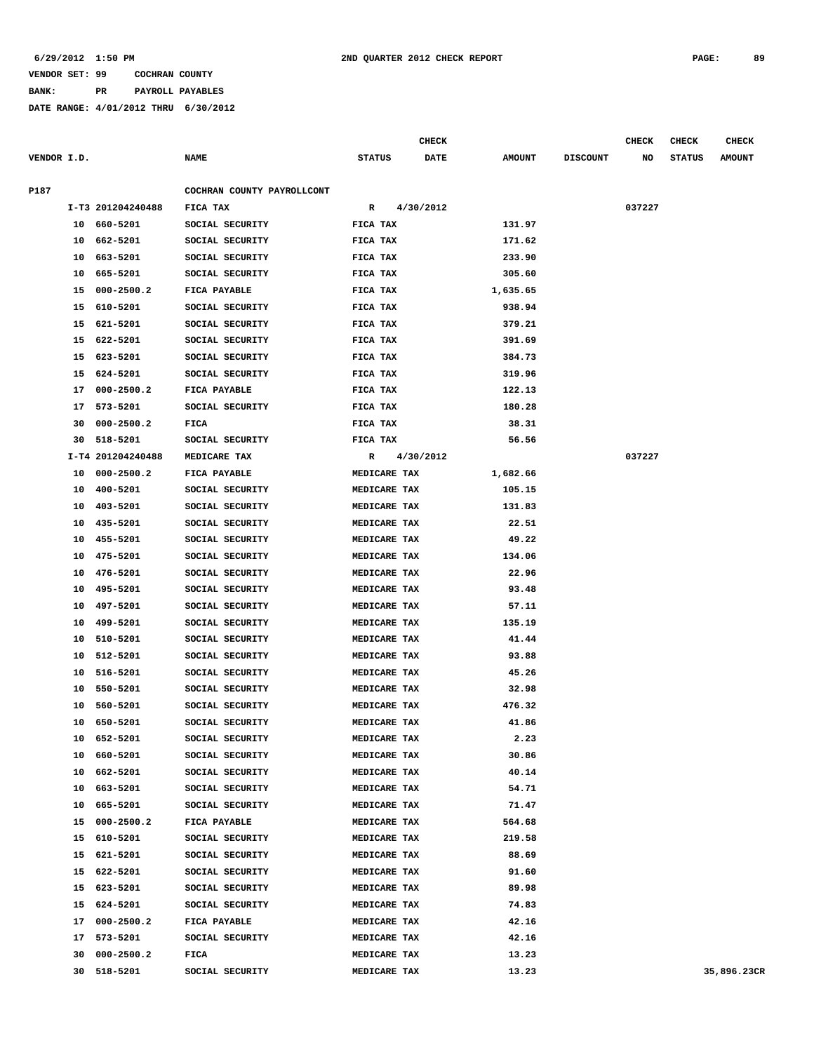6/29/2012 1:50 PM **2ND QUARTER 2012 CHECK REPORT**

VENDOR SET: 99 COCHRAN COUNTY
BANK: PR PAYROLL PAYABLES
DATE RANGE: 4/01/2012 THRU 6/30/2012

| VENDOR I.D. | NAME | STATUS | CHECK DATE | AMOUNT | DISCOUNT | CHECK NO | CHECK STATUS | CHECK AMOUNT |
|---|---|---|---|---|---|---|---|---|
| P187 | COCHRAN COUNTY PAYROLLCONT | | | | | | | |
| I-T3 201204240488 | FICA TAX | R | 4/30/2012 | | | 037227 | | |
| 10 660-5201 | SOCIAL SECURITY | FICA TAX | | 131.97 | | | | |
| 10 662-5201 | SOCIAL SECURITY | FICA TAX | | 171.62 | | | | |
| 10 663-5201 | SOCIAL SECURITY | FICA TAX | | 233.90 | | | | |
| 10 665-5201 | SOCIAL SECURITY | FICA TAX | | 305.60 | | | | |
| 15 000-2500.2 | FICA PAYABLE | FICA TAX | | 1,635.65 | | | | |
| 15 610-5201 | SOCIAL SECURITY | FICA TAX | | 938.94 | | | | |
| 15 621-5201 | SOCIAL SECURITY | FICA TAX | | 379.21 | | | | |
| 15 622-5201 | SOCIAL SECURITY | FICA TAX | | 391.69 | | | | |
| 15 623-5201 | SOCIAL SECURITY | FICA TAX | | 384.73 | | | | |
| 15 624-5201 | SOCIAL SECURITY | FICA TAX | | 319.96 | | | | |
| 17 000-2500.2 | FICA PAYABLE | FICA TAX | | 122.13 | | | | |
| 17 573-5201 | SOCIAL SECURITY | FICA TAX | | 180.28 | | | | |
| 30 000-2500.2 | FICA | FICA TAX | | 38.31 | | | | |
| 30 518-5201 | SOCIAL SECURITY | FICA TAX | | 56.56 | | | | |
| I-T4 201204240488 | MEDICARE TAX | R | 4/30/2012 | | | 037227 | | |
| 10 000-2500.2 | FICA PAYABLE | MEDICARE TAX | | 1,682.66 | | | | |
| 10 400-5201 | SOCIAL SECURITY | MEDICARE TAX | | 105.15 | | | | |
| 10 403-5201 | SOCIAL SECURITY | MEDICARE TAX | | 131.83 | | | | |
| 10 435-5201 | SOCIAL SECURITY | MEDICARE TAX | | 22.51 | | | | |
| 10 455-5201 | SOCIAL SECURITY | MEDICARE TAX | | 49.22 | | | | |
| 10 475-5201 | SOCIAL SECURITY | MEDICARE TAX | | 134.06 | | | | |
| 10 476-5201 | SOCIAL SECURITY | MEDICARE TAX | | 22.96 | | | | |
| 10 495-5201 | SOCIAL SECURITY | MEDICARE TAX | | 93.48 | | | | |
| 10 497-5201 | SOCIAL SECURITY | MEDICARE TAX | | 57.11 | | | | |
| 10 499-5201 | SOCIAL SECURITY | MEDICARE TAX | | 135.19 | | | | |
| 10 510-5201 | SOCIAL SECURITY | MEDICARE TAX | | 41.44 | | | | |
| 10 512-5201 | SOCIAL SECURITY | MEDICARE TAX | | 93.88 | | | | |
| 10 516-5201 | SOCIAL SECURITY | MEDICARE TAX | | 45.26 | | | | |
| 10 550-5201 | SOCIAL SECURITY | MEDICARE TAX | | 32.98 | | | | |
| 10 560-5201 | SOCIAL SECURITY | MEDICARE TAX | | 476.32 | | | | |
| 10 650-5201 | SOCIAL SECURITY | MEDICARE TAX | | 41.86 | | | | |
| 10 652-5201 | SOCIAL SECURITY | MEDICARE TAX | | 2.23 | | | | |
| 10 660-5201 | SOCIAL SECURITY | MEDICARE TAX | | 30.86 | | | | |
| 10 662-5201 | SOCIAL SECURITY | MEDICARE TAX | | 40.14 | | | | |
| 10 663-5201 | SOCIAL SECURITY | MEDICARE TAX | | 54.71 | | | | |
| 10 665-5201 | SOCIAL SECURITY | MEDICARE TAX | | 71.47 | | | | |
| 15 000-2500.2 | FICA PAYABLE | MEDICARE TAX | | 564.68 | | | | |
| 15 610-5201 | SOCIAL SECURITY | MEDICARE TAX | | 219.58 | | | | |
| 15 621-5201 | SOCIAL SECURITY | MEDICARE TAX | | 88.69 | | | | |
| 15 622-5201 | SOCIAL SECURITY | MEDICARE TAX | | 91.60 | | | | |
| 15 623-5201 | SOCIAL SECURITY | MEDICARE TAX | | 89.98 | | | | |
| 15 624-5201 | SOCIAL SECURITY | MEDICARE TAX | | 74.83 | | | | |
| 17 000-2500.2 | FICA PAYABLE | MEDICARE TAX | | 42.16 | | | | |
| 17 573-5201 | SOCIAL SECURITY | MEDICARE TAX | | 42.16 | | | | |
| 30 000-2500.2 | FICA | MEDICARE TAX | | 13.23 | | | | |
| 30 518-5201 | SOCIAL SECURITY | MEDICARE TAX | | 13.23 | | | | 35,896.23CR |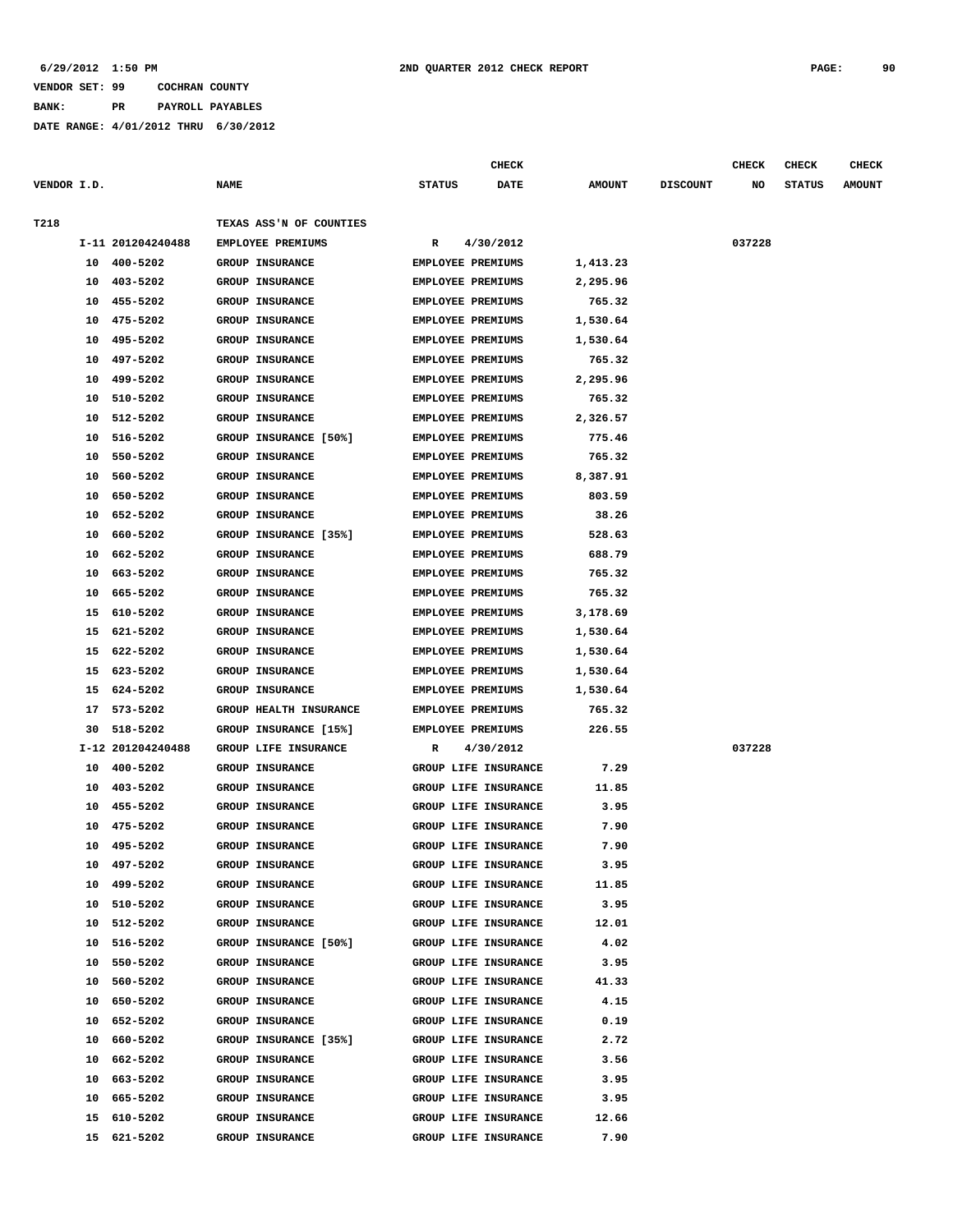**6/29/2012 1:50 PM** **2ND QUARTER 2012 CHECK REPORT**

**VENDOR SET: 99 COCHRAN COUNTY**

**BANK: PR PAYROLL PAYABLES**

**DATE RANGE: 4/01/2012 THRU 6/30/2012**

| VENDOR I.D. | | NAME | STATUS | CHECK DATE | AMOUNT | DISCOUNT | CHECK NO | CHECK STATUS | CHECK AMOUNT |
|---|---|---|---|---|---|---|---|---|---|
| T218 | | TEXAS ASS'N OF COUNTIES | | | | | | | |
| | I-11 201204240488 | EMPLOYEE PREMIUMS | R | 4/30/2012 | | | 037228 | | |
| | 10 400-5202 | GROUP INSURANCE | EMPLOYEE PREMIUMS | | 1,413.23 | | | | |
| | 10 403-5202 | GROUP INSURANCE | EMPLOYEE PREMIUMS | | 2,295.96 | | | | |
| | 10 455-5202 | GROUP INSURANCE | EMPLOYEE PREMIUMS | | 765.32 | | | | |
| | 10 475-5202 | GROUP INSURANCE | EMPLOYEE PREMIUMS | | 1,530.64 | | | | |
| | 10 495-5202 | GROUP INSURANCE | EMPLOYEE PREMIUMS | | 1,530.64 | | | | |
| | 10 497-5202 | GROUP INSURANCE | EMPLOYEE PREMIUMS | | 765.32 | | | | |
| | 10 499-5202 | GROUP INSURANCE | EMPLOYEE PREMIUMS | | 2,295.96 | | | | |
| | 10 510-5202 | GROUP INSURANCE | EMPLOYEE PREMIUMS | | 765.32 | | | | |
| | 10 512-5202 | GROUP INSURANCE | EMPLOYEE PREMIUMS | | 2,326.57 | | | | |
| | 10 516-5202 | GROUP INSURANCE [50%] | EMPLOYEE PREMIUMS | | 775.46 | | | | |
| | 10 550-5202 | GROUP INSURANCE | EMPLOYEE PREMIUMS | | 765.32 | | | | |
| | 10 560-5202 | GROUP INSURANCE | EMPLOYEE PREMIUMS | | 8,387.91 | | | | |
| | 10 650-5202 | GROUP INSURANCE | EMPLOYEE PREMIUMS | | 803.59 | | | | |
| | 10 652-5202 | GROUP INSURANCE | EMPLOYEE PREMIUMS | | 38.26 | | | | |
| | 10 660-5202 | GROUP INSURANCE [35%] | EMPLOYEE PREMIUMS | | 528.63 | | | | |
| | 10 662-5202 | GROUP INSURANCE | EMPLOYEE PREMIUMS | | 688.79 | | | | |
| | 10 663-5202 | GROUP INSURANCE | EMPLOYEE PREMIUMS | | 765.32 | | | | |
| | 10 665-5202 | GROUP INSURANCE | EMPLOYEE PREMIUMS | | 765.32 | | | | |
| | 15 610-5202 | GROUP INSURANCE | EMPLOYEE PREMIUMS | | 3,178.69 | | | | |
| | 15 621-5202 | GROUP INSURANCE | EMPLOYEE PREMIUMS | | 1,530.64 | | | | |
| | 15 622-5202 | GROUP INSURANCE | EMPLOYEE PREMIUMS | | 1,530.64 | | | | |
| | 15 623-5202 | GROUP INSURANCE | EMPLOYEE PREMIUMS | | 1,530.64 | | | | |
| | 15 624-5202 | GROUP INSURANCE | EMPLOYEE PREMIUMS | | 1,530.64 | | | | |
| | 17 573-5202 | GROUP HEALTH INSURANCE | EMPLOYEE PREMIUMS | | 765.32 | | | | |
| | 30 518-5202 | GROUP INSURANCE [15%] | EMPLOYEE PREMIUMS | | 226.55 | | | | |
| | I-12 201204240488 | GROUP LIFE INSURANCE | R | 4/30/2012 | | | 037228 | | |
| | 10 400-5202 | GROUP INSURANCE | GROUP LIFE INSURANCE | | 7.29 | | | | |
| | 10 403-5202 | GROUP INSURANCE | GROUP LIFE INSURANCE | | 11.85 | | | | |
| | 10 455-5202 | GROUP INSURANCE | GROUP LIFE INSURANCE | | 3.95 | | | | |
| | 10 475-5202 | GROUP INSURANCE | GROUP LIFE INSURANCE | | 7.90 | | | | |
| | 10 495-5202 | GROUP INSURANCE | GROUP LIFE INSURANCE | | 7.90 | | | | |
| | 10 497-5202 | GROUP INSURANCE | GROUP LIFE INSURANCE | | 3.95 | | | | |
| | 10 499-5202 | GROUP INSURANCE | GROUP LIFE INSURANCE | | 11.85 | | | | |
| | 10 510-5202 | GROUP INSURANCE | GROUP LIFE INSURANCE | | 3.95 | | | | |
| | 10 512-5202 | GROUP INSURANCE | GROUP LIFE INSURANCE | | 12.01 | | | | |
| | 10 516-5202 | GROUP INSURANCE [50%] | GROUP LIFE INSURANCE | | 4.02 | | | | |
| | 10 550-5202 | GROUP INSURANCE | GROUP LIFE INSURANCE | | 3.95 | | | | |
| | 10 560-5202 | GROUP INSURANCE | GROUP LIFE INSURANCE | | 41.33 | | | | |
| | 10 650-5202 | GROUP INSURANCE | GROUP LIFE INSURANCE | | 4.15 | | | | |
| | 10 652-5202 | GROUP INSURANCE | GROUP LIFE INSURANCE | | 0.19 | | | | |
| | 10 660-5202 | GROUP INSURANCE [35%] | GROUP LIFE INSURANCE | | 2.72 | | | | |
| | 10 662-5202 | GROUP INSURANCE | GROUP LIFE INSURANCE | | 3.56 | | | | |
| | 10 663-5202 | GROUP INSURANCE | GROUP LIFE INSURANCE | | 3.95 | | | | |
| | 10 665-5202 | GROUP INSURANCE | GROUP LIFE INSURANCE | | 3.95 | | | | |
| | 15 610-5202 | GROUP INSURANCE | GROUP LIFE INSURANCE | | 12.66 | | | | |
| | 15 621-5202 | GROUP INSURANCE | GROUP LIFE INSURANCE | | 7.90 | | | | |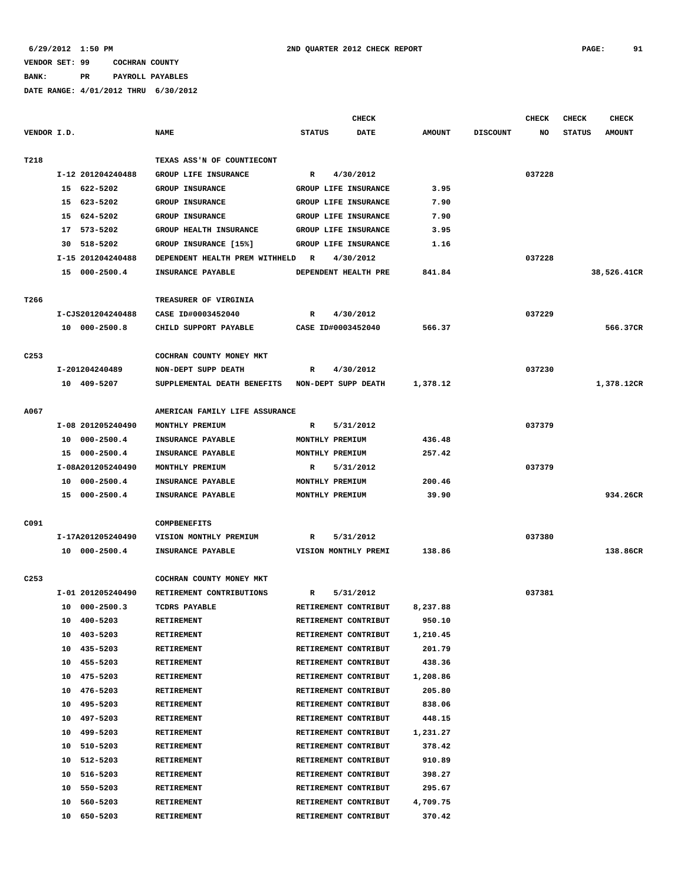6/29/2012 1:50 PM 2ND QUARTER 2012 CHECK REPORT

VENDOR SET: 99 COCHRAN COUNTY

BANK: PR PAYROLL PAYABLES

DATE RANGE: 4/01/2012 THRU 6/30/2012

| VENDOR I.D. | NAME | STATUS | CHECK DATE | AMOUNT | DISCOUNT | CHECK NO | CHECK STATUS | CHECK AMOUNT |
|---|---|---|---|---|---|---|---|---|
| T218 | TEXAS ASS'N OF COUNTIECONT | | | | | | | |
| I-12 201204240488 | GROUP LIFE INSURANCE | R | 4/30/2012 | | | 037228 | | |
| 15 622-5202 | GROUP INSURANCE | GROUP LIFE INSURANCE | | 3.95 | | | | |
| 15 623-5202 | GROUP INSURANCE | GROUP LIFE INSURANCE | | 7.90 | | | | |
| 15 624-5202 | GROUP INSURANCE | GROUP LIFE INSURANCE | | 7.90 | | | | |
| 17 573-5202 | GROUP HEALTH INSURANCE | GROUP LIFE INSURANCE | | 3.95 | | | | |
| 30 518-5202 | GROUP INSURANCE [15%] | GROUP LIFE INSURANCE | | 1.16 | | | | |
| I-15 201204240488 | DEPENDENT HEALTH PREM WITHHELD | R | 4/30/2012 | | | 037228 | | |
| 15 000-2500.4 | INSURANCE PAYABLE | DEPENDENT HEALTH PRE | | 841.84 | | | | 38,526.41CR |
| T266 | TREASURER OF VIRGINIA | | | | | | | |
| I-CJS201204240488 | CASE ID#0003452040 | R | 4/30/2012 | | | 037229 | | |
| 10 000-2500.8 | CHILD SUPPORT PAYABLE | CASE ID#0003452040 | | 566.37 | | | | 566.37CR |
| C253 | COCHRAN COUNTY MONEY MKT | | | | | | | |
| I-201204240489 | NON-DEPT SUPP DEATH | R | 4/30/2012 | | | 037230 | | |
| 10 409-5207 | SUPPLEMENTAL DEATH BENEFITS | NON-DEPT SUPP DEATH | | 1,378.12 | | | | 1,378.12CR |
| A067 | AMERICAN FAMILY LIFE ASSURANCE | | | | | | | |
| I-08 201205240490 | MONTHLY PREMIUM | R | 5/31/2012 | | | 037379 | | |
| 10 000-2500.4 | INSURANCE PAYABLE | MONTHLY PREMIUM | | 436.48 | | | | |
| 15 000-2500.4 | INSURANCE PAYABLE | MONTHLY PREMIUM | | 257.42 | | | | |
| I-08A201205240490 | MONTHLY PREMIUM | R | 5/31/2012 | | | 037379 | | |
| 10 000-2500.4 | INSURANCE PAYABLE | MONTHLY PREMIUM | | 200.46 | | | | |
| 15 000-2500.4 | INSURANCE PAYABLE | MONTHLY PREMIUM | | 39.90 | | | | 934.26CR |
| C091 | COMPBENEFITS | | | | | | | |
| I-17A201205240490 | VISION MONTHLY PREMIUM | R | 5/31/2012 | | | 037380 | | |
| 10 000-2500.4 | INSURANCE PAYABLE | VISION MONTHLY PREMI | | 138.86 | | | | 138.86CR |
| C253 | COCHRAN COUNTY MONEY MKT | | | | | | | |
| I-01 201205240490 | RETIREMENT CONTRIBUTIONS | R | 5/31/2012 | | | 037381 | | |
| 10 000-2500.3 | TCDRS PAYABLE | RETIREMENT CONTRIBUT | | 8,237.88 | | | | |
| 10 400-5203 | RETIREMENT | RETIREMENT CONTRIBUT | | 950.10 | | | | |
| 10 403-5203 | RETIREMENT | RETIREMENT CONTRIBUT | | 1,210.45 | | | | |
| 10 435-5203 | RETIREMENT | RETIREMENT CONTRIBUT | | 201.79 | | | | |
| 10 455-5203 | RETIREMENT | RETIREMENT CONTRIBUT | | 438.36 | | | | |
| 10 475-5203 | RETIREMENT | RETIREMENT CONTRIBUT | | 1,208.86 | | | | |
| 10 476-5203 | RETIREMENT | RETIREMENT CONTRIBUT | | 205.80 | | | | |
| 10 495-5203 | RETIREMENT | RETIREMENT CONTRIBUT | | 838.06 | | | | |
| 10 497-5203 | RETIREMENT | RETIREMENT CONTRIBUT | | 448.15 | | | | |
| 10 499-5203 | RETIREMENT | RETIREMENT CONTRIBUT | | 1,231.27 | | | | |
| 10 510-5203 | RETIREMENT | RETIREMENT CONTRIBUT | | 378.42 | | | | |
| 10 512-5203 | RETIREMENT | RETIREMENT CONTRIBUT | | 910.89 | | | | |
| 10 516-5203 | RETIREMENT | RETIREMENT CONTRIBUT | | 398.27 | | | | |
| 10 550-5203 | RETIREMENT | RETIREMENT CONTRIBUT | | 295.67 | | | | |
| 10 560-5203 | RETIREMENT | RETIREMENT CONTRIBUT | | 4,709.75 | | | | |
| 10 650-5203 | RETIREMENT | RETIREMENT CONTRIBUT | | 370.42 | | | | |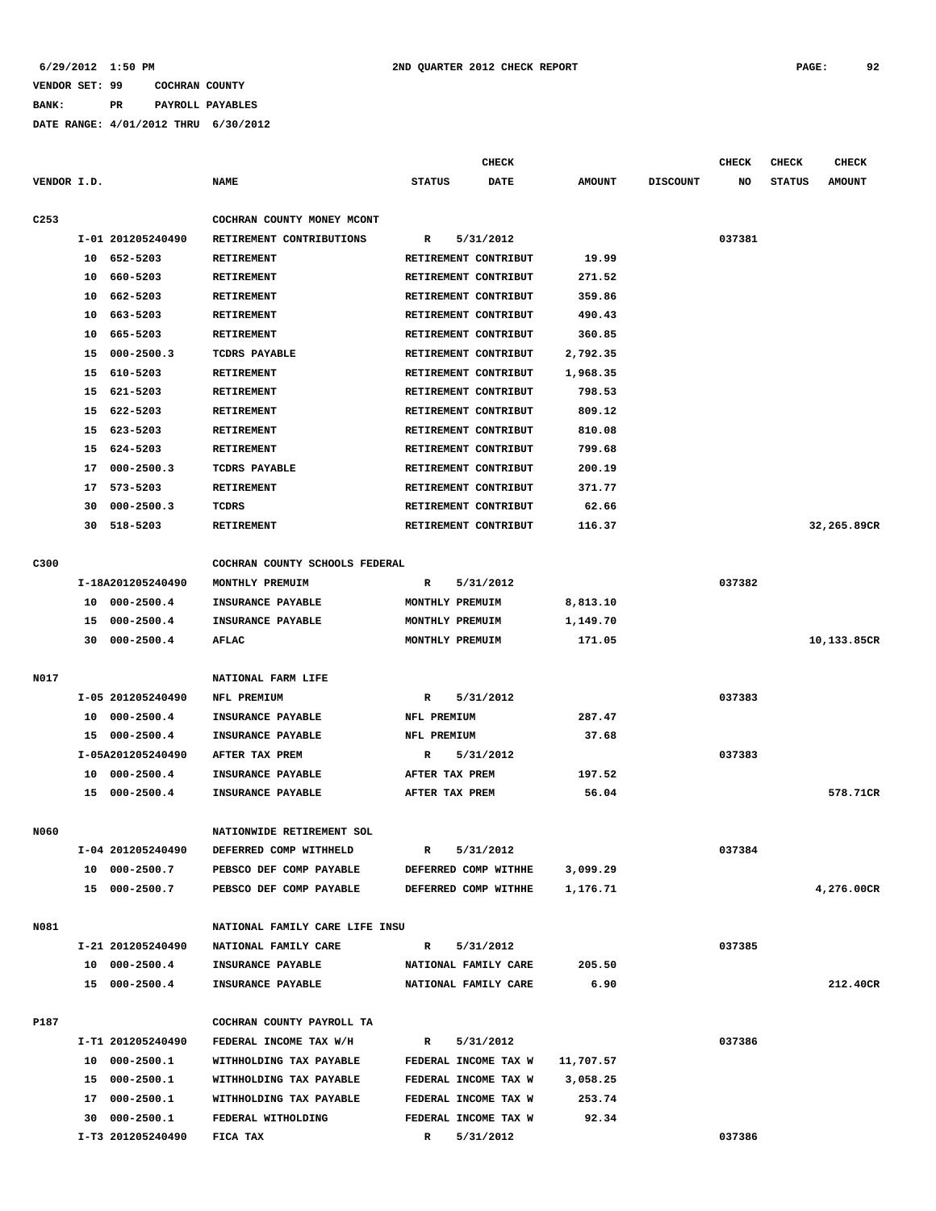6/29/2012 1:50 PM — 2ND QUARTER 2012 CHECK REPORT

VENDOR SET: 99 COCHRAN COUNTY
BANK: PR PAYROLL PAYABLES
DATE RANGE: 4/01/2012 THRU 6/30/2012

| VENDOR I.D. | | NAME | STATUS | CHECK DATE | AMOUNT | DISCOUNT | CHECK NO | CHECK STATUS | CHECK AMOUNT |
|---|---|---|---|---|---|---|---|---|---|
| C253 | | COCHRAN COUNTY MONEY MCONT | | | | | | | |
| | I-01 201205240490 | RETIREMENT CONTRIBUTIONS | R | 5/31/2012 | | | 037381 | | |
| | 10 652-5203 | RETIREMENT | RETIREMENT CONTRIBUT | | 19.99 | | | | |
| | 10 660-5203 | RETIREMENT | RETIREMENT CONTRIBUT | | 271.52 | | | | |
| | 10 662-5203 | RETIREMENT | RETIREMENT CONTRIBUT | | 359.86 | | | | |
| | 10 663-5203 | RETIREMENT | RETIREMENT CONTRIBUT | | 490.43 | | | | |
| | 10 665-5203 | RETIREMENT | RETIREMENT CONTRIBUT | | 360.85 | | | | |
| | 15 000-2500.3 | TCDRS PAYABLE | RETIREMENT CONTRIBUT | | 2,792.35 | | | | |
| | 15 610-5203 | RETIREMENT | RETIREMENT CONTRIBUT | | 1,968.35 | | | | |
| | 15 621-5203 | RETIREMENT | RETIREMENT CONTRIBUT | | 798.53 | | | | |
| | 15 622-5203 | RETIREMENT | RETIREMENT CONTRIBUT | | 809.12 | | | | |
| | 15 623-5203 | RETIREMENT | RETIREMENT CONTRIBUT | | 810.08 | | | | |
| | 15 624-5203 | RETIREMENT | RETIREMENT CONTRIBUT | | 799.68 | | | | |
| | 17 000-2500.3 | TCDRS PAYABLE | RETIREMENT CONTRIBUT | | 200.19 | | | | |
| | 17 573-5203 | RETIREMENT | RETIREMENT CONTRIBUT | | 371.77 | | | | |
| | 30 000-2500.3 | TCDRS | RETIREMENT CONTRIBUT | | 62.66 | | | | |
| | 30 518-5203 | RETIREMENT | RETIREMENT CONTRIBUT | | 116.37 | | | | 32,265.89CR |
| C300 | | COCHRAN COUNTY SCHOOLS FEDERAL | | | | | | | |
| | I-18A201205240490 | MONTHLY PREMUIM | R | 5/31/2012 | | | 037382 | | |
| | 10 000-2500.4 | INSURANCE PAYABLE | MONTHLY PREMUIM | | 8,813.10 | | | | |
| | 15 000-2500.4 | INSURANCE PAYABLE | MONTHLY PREMUIM | | 1,149.70 | | | | |
| | 30 000-2500.4 | AFLAC | MONTHLY PREMUIM | | 171.05 | | | | 10,133.85CR |
| N017 | | NATIONAL FARM LIFE | | | | | | | |
| | I-05 201205240490 | NFL PREMIUM | R | 5/31/2012 | | | 037383 | | |
| | 10 000-2500.4 | INSURANCE PAYABLE | NFL PREMIUM | | 287.47 | | | | |
| | 15 000-2500.4 | INSURANCE PAYABLE | NFL PREMIUM | | 37.68 | | | | |
| | I-05A201205240490 | AFTER TAX PREM | R | 5/31/2012 | | | 037383 | | |
| | 10 000-2500.4 | INSURANCE PAYABLE | AFTER TAX PREM | | 197.52 | | | | |
| | 15 000-2500.4 | INSURANCE PAYABLE | AFTER TAX PREM | | 56.04 | | | | 578.71CR |
| N060 | | NATIONWIDE RETIREMENT SOL | | | | | | | |
| | I-04 201205240490 | DEFERRED COMP WITHHELD | R | 5/31/2012 | | | 037384 | | |
| | 10 000-2500.7 | PEBSCO DEF COMP PAYABLE | DEFERRED COMP WITHHE | | 3,099.29 | | | | |
| | 15 000-2500.7 | PEBSCO DEF COMP PAYABLE | DEFERRED COMP WITHHE | | 1,176.71 | | | | 4,276.00CR |
| N081 | | NATIONAL FAMILY CARE LIFE INSU | | | | | | | |
| | I-21 201205240490 | NATIONAL FAMILY CARE | R | 5/31/2012 | | | 037385 | | |
| | 10 000-2500.4 | INSURANCE PAYABLE | NATIONAL FAMILY CARE | | 205.50 | | | | |
| | 15 000-2500.4 | INSURANCE PAYABLE | NATIONAL FAMILY CARE | | 6.90 | | | | 212.40CR |
| P187 | | COCHRAN COUNTY PAYROLL TA | | | | | | | |
| | I-T1 201205240490 | FEDERAL INCOME TAX W/H | R | 5/31/2012 | | | 037386 | | |
| | 10 000-2500.1 | WITHHOLDING TAX PAYABLE | FEDERAL INCOME TAX W | | 11,707.57 | | | | |
| | 15 000-2500.1 | WITHHOLDING TAX PAYABLE | FEDERAL INCOME TAX W | | 3,058.25 | | | | |
| | 17 000-2500.1 | WITHHOLDING TAX PAYABLE | FEDERAL INCOME TAX W | | 253.74 | | | | |
| | 30 000-2500.1 | FEDERAL WITHOLDING | FEDERAL INCOME TAX W | | 92.34 | | | | |
| | I-T3 201205240490 | FICA TAX | R | 5/31/2012 | | | 037386 | | |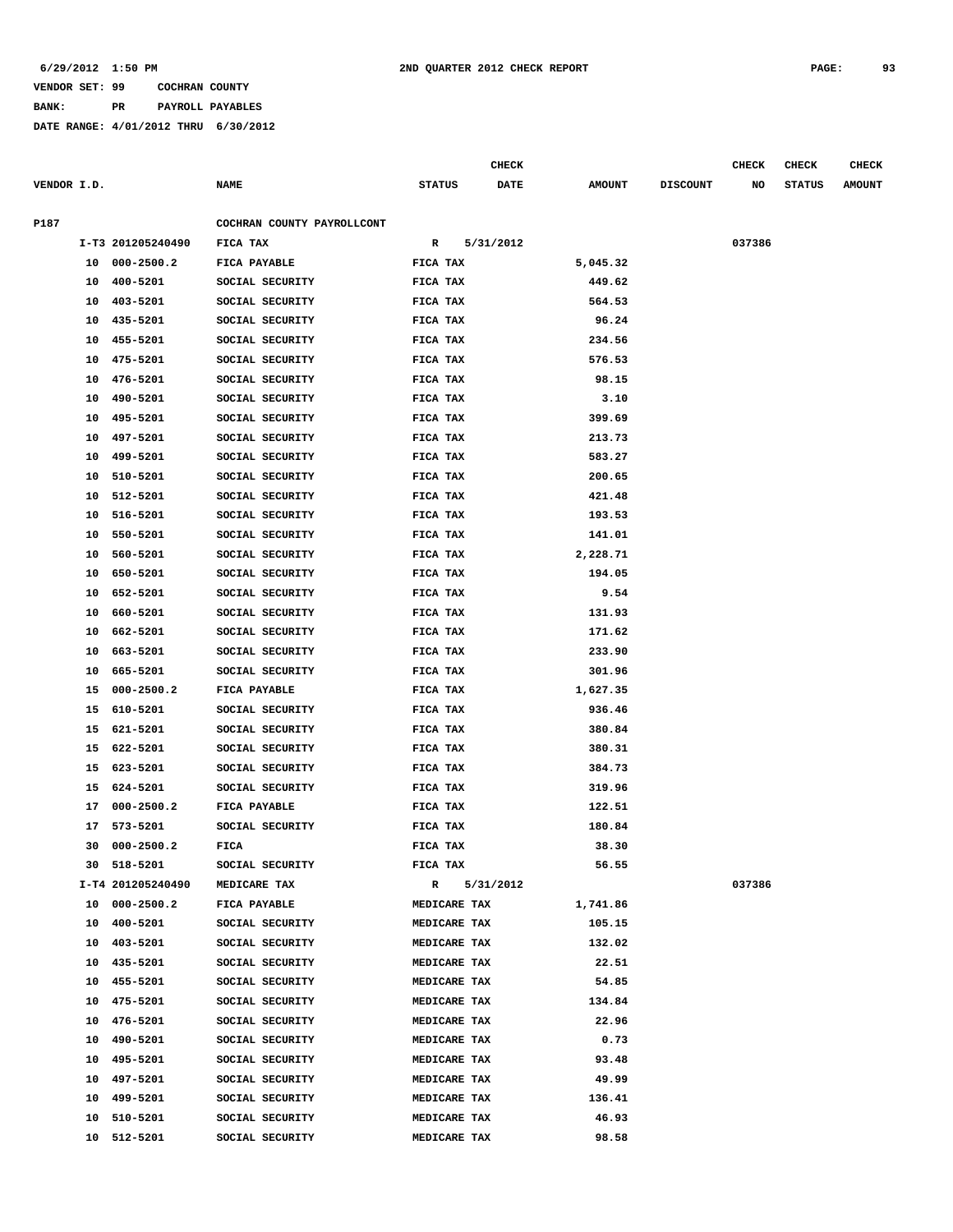6/29/2012 1:50 PM 2ND QUARTER 2012 CHECK REPORT

VENDOR SET: 99 COCHRAN COUNTY

BANK: PR PAYROLL PAYABLES

DATE RANGE: 4/01/2012 THRU 6/30/2012

| VENDOR I.D. | | NAME | STATUS | CHECK DATE | AMOUNT | DISCOUNT | CHECK NO | CHECK STATUS | CHECK AMOUNT |
|---|---|---|---|---|---|---|---|---|---|
| P187 | | COCHRAN COUNTY PAYROLLCONT | | | | | | | |
| | I-T3 201205240490 | FICA TAX | R | 5/31/2012 | | | 037386 | | |
| | 10 000-2500.2 | FICA PAYABLE | FICA TAX | | 5,045.32 | | | | |
| | 10 400-5201 | SOCIAL SECURITY | FICA TAX | | 449.62 | | | | |
| | 10 403-5201 | SOCIAL SECURITY | FICA TAX | | 564.53 | | | | |
| | 10 435-5201 | SOCIAL SECURITY | FICA TAX | | 96.24 | | | | |
| | 10 455-5201 | SOCIAL SECURITY | FICA TAX | | 234.56 | | | | |
| | 10 475-5201 | SOCIAL SECURITY | FICA TAX | | 576.53 | | | | |
| | 10 476-5201 | SOCIAL SECURITY | FICA TAX | | 98.15 | | | | |
| | 10 490-5201 | SOCIAL SECURITY | FICA TAX | | 3.10 | | | | |
| | 10 495-5201 | SOCIAL SECURITY | FICA TAX | | 399.69 | | | | |
| | 10 497-5201 | SOCIAL SECURITY | FICA TAX | | 213.73 | | | | |
| | 10 499-5201 | SOCIAL SECURITY | FICA TAX | | 583.27 | | | | |
| | 10 510-5201 | SOCIAL SECURITY | FICA TAX | | 200.65 | | | | |
| | 10 512-5201 | SOCIAL SECURITY | FICA TAX | | 421.48 | | | | |
| | 10 516-5201 | SOCIAL SECURITY | FICA TAX | | 193.53 | | | | |
| | 10 550-5201 | SOCIAL SECURITY | FICA TAX | | 141.01 | | | | |
| | 10 560-5201 | SOCIAL SECURITY | FICA TAX | | 2,228.71 | | | | |
| | 10 650-5201 | SOCIAL SECURITY | FICA TAX | | 194.05 | | | | |
| | 10 652-5201 | SOCIAL SECURITY | FICA TAX | | 9.54 | | | | |
| | 10 660-5201 | SOCIAL SECURITY | FICA TAX | | 131.93 | | | | |
| | 10 662-5201 | SOCIAL SECURITY | FICA TAX | | 171.62 | | | | |
| | 10 663-5201 | SOCIAL SECURITY | FICA TAX | | 233.90 | | | | |
| | 10 665-5201 | SOCIAL SECURITY | FICA TAX | | 301.96 | | | | |
| | 15 000-2500.2 | FICA PAYABLE | FICA TAX | | 1,627.35 | | | | |
| | 15 610-5201 | SOCIAL SECURITY | FICA TAX | | 936.46 | | | | |
| | 15 621-5201 | SOCIAL SECURITY | FICA TAX | | 380.84 | | | | |
| | 15 622-5201 | SOCIAL SECURITY | FICA TAX | | 380.31 | | | | |
| | 15 623-5201 | SOCIAL SECURITY | FICA TAX | | 384.73 | | | | |
| | 15 624-5201 | SOCIAL SECURITY | FICA TAX | | 319.96 | | | | |
| | 17 000-2500.2 | FICA PAYABLE | FICA TAX | | 122.51 | | | | |
| | 17 573-5201 | SOCIAL SECURITY | FICA TAX | | 180.84 | | | | |
| | 30 000-2500.2 | FICA | FICA TAX | | 38.30 | | | | |
| | 30 518-5201 | SOCIAL SECURITY | FICA TAX | | 56.55 | | | | |
| | I-T4 201205240490 | MEDICARE TAX | R | 5/31/2012 | | | 037386 | | |
| | 10 000-2500.2 | FICA PAYABLE | MEDICARE TAX | | 1,741.86 | | | | |
| | 10 400-5201 | SOCIAL SECURITY | MEDICARE TAX | | 105.15 | | | | |
| | 10 403-5201 | SOCIAL SECURITY | MEDICARE TAX | | 132.02 | | | | |
| | 10 435-5201 | SOCIAL SECURITY | MEDICARE TAX | | 22.51 | | | | |
| | 10 455-5201 | SOCIAL SECURITY | MEDICARE TAX | | 54.85 | | | | |
| | 10 475-5201 | SOCIAL SECURITY | MEDICARE TAX | | 134.84 | | | | |
| | 10 476-5201 | SOCIAL SECURITY | MEDICARE TAX | | 22.96 | | | | |
| | 10 490-5201 | SOCIAL SECURITY | MEDICARE TAX | | 0.73 | | | | |
| | 10 495-5201 | SOCIAL SECURITY | MEDICARE TAX | | 93.48 | | | | |
| | 10 497-5201 | SOCIAL SECURITY | MEDICARE TAX | | 49.99 | | | | |
| | 10 499-5201 | SOCIAL SECURITY | MEDICARE TAX | | 136.41 | | | | |
| | 10 510-5201 | SOCIAL SECURITY | MEDICARE TAX | | 46.93 | | | | |
| | 10 512-5201 | SOCIAL SECURITY | MEDICARE TAX | | 98.58 | | | | |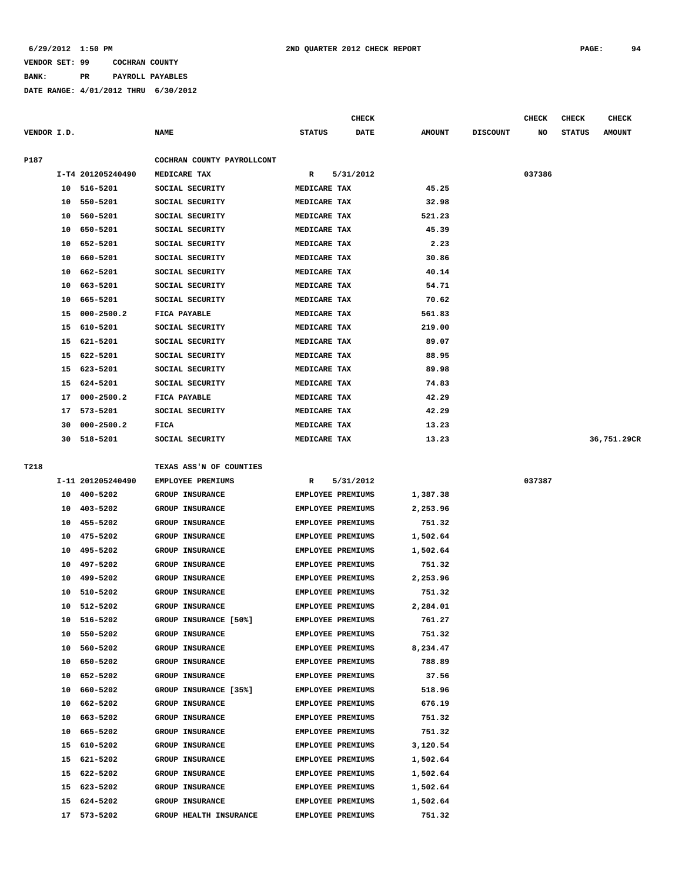6/29/2012 1:50 PM **2ND QUARTER 2012 CHECK REPORT**

VENDOR SET: 99 COCHRAN COUNTY
BANK: PR PAYROLL PAYABLES
DATE RANGE: 4/01/2012 THRU 6/30/2012

| VENDOR I.D. | | NAME | STATUS | CHECK DATE | AMOUNT | DISCOUNT | CHECK NO | CHECK STATUS | CHECK AMOUNT |
|---|---|---|---|---|---|---|---|---|---|
| P187 | | COCHRAN COUNTY PAYROLLCONT | | | | | | | |
| | I-T4 201205240490 | MEDICARE TAX | R | 5/31/2012 | | | 037386 | | |
| | 10 516-5201 | SOCIAL SECURITY | MEDICARE TAX | | 45.25 | | | | |
| | 10 550-5201 | SOCIAL SECURITY | MEDICARE TAX | | 32.98 | | | | |
| | 10 560-5201 | SOCIAL SECURITY | MEDICARE TAX | | 521.23 | | | | |
| | 10 650-5201 | SOCIAL SECURITY | MEDICARE TAX | | 45.39 | | | | |
| | 10 652-5201 | SOCIAL SECURITY | MEDICARE TAX | | 2.23 | | | | |
| | 10 660-5201 | SOCIAL SECURITY | MEDICARE TAX | | 30.86 | | | | |
| | 10 662-5201 | SOCIAL SECURITY | MEDICARE TAX | | 40.14 | | | | |
| | 10 663-5201 | SOCIAL SECURITY | MEDICARE TAX | | 54.71 | | | | |
| | 10 665-5201 | SOCIAL SECURITY | MEDICARE TAX | | 70.62 | | | | |
| | 15 000-2500.2 | FICA PAYABLE | MEDICARE TAX | | 561.83 | | | | |
| | 15 610-5201 | SOCIAL SECURITY | MEDICARE TAX | | 219.00 | | | | |
| | 15 621-5201 | SOCIAL SECURITY | MEDICARE TAX | | 89.07 | | | | |
| | 15 622-5201 | SOCIAL SECURITY | MEDICARE TAX | | 88.95 | | | | |
| | 15 623-5201 | SOCIAL SECURITY | MEDICARE TAX | | 89.98 | | | | |
| | 15 624-5201 | SOCIAL SECURITY | MEDICARE TAX | | 74.83 | | | | |
| | 17 000-2500.2 | FICA PAYABLE | MEDICARE TAX | | 42.29 | | | | |
| | 17 573-5201 | SOCIAL SECURITY | MEDICARE TAX | | 42.29 | | | | |
| | 30 000-2500.2 | FICA | MEDICARE TAX | | 13.23 | | | | |
| | 30 518-5201 | SOCIAL SECURITY | MEDICARE TAX | | 13.23 | | | | 36,751.29CR |
| T218 | | TEXAS ASS'N OF COUNTIES | | | | | | | |
| | I-11 201205240490 | EMPLOYEE PREMIUMS | R | 5/31/2012 | | | 037387 | | |
| | 10 400-5202 | GROUP INSURANCE | EMPLOYEE PREMIUMS | | 1,387.38 | | | | |
| | 10 403-5202 | GROUP INSURANCE | EMPLOYEE PREMIUMS | | 2,253.96 | | | | |
| | 10 455-5202 | GROUP INSURANCE | EMPLOYEE PREMIUMS | | 751.32 | | | | |
| | 10 475-5202 | GROUP INSURANCE | EMPLOYEE PREMIUMS | | 1,502.64 | | | | |
| | 10 495-5202 | GROUP INSURANCE | EMPLOYEE PREMIUMS | | 1,502.64 | | | | |
| | 10 497-5202 | GROUP INSURANCE | EMPLOYEE PREMIUMS | | 751.32 | | | | |
| | 10 499-5202 | GROUP INSURANCE | EMPLOYEE PREMIUMS | | 2,253.96 | | | | |
| | 10 510-5202 | GROUP INSURANCE | EMPLOYEE PREMIUMS | | 751.32 | | | | |
| | 10 512-5202 | GROUP INSURANCE | EMPLOYEE PREMIUMS | | 2,284.01 | | | | |
| | 10 516-5202 | GROUP INSURANCE [50%] | EMPLOYEE PREMIUMS | | 761.27 | | | | |
| | 10 550-5202 | GROUP INSURANCE | EMPLOYEE PREMIUMS | | 751.32 | | | | |
| | 10 560-5202 | GROUP INSURANCE | EMPLOYEE PREMIUMS | | 8,234.47 | | | | |
| | 10 650-5202 | GROUP INSURANCE | EMPLOYEE PREMIUMS | | 788.89 | | | | |
| | 10 652-5202 | GROUP INSURANCE | EMPLOYEE PREMIUMS | | 37.56 | | | | |
| | 10 660-5202 | GROUP INSURANCE [35%] | EMPLOYEE PREMIUMS | | 518.96 | | | | |
| | 10 662-5202 | GROUP INSURANCE | EMPLOYEE PREMIUMS | | 676.19 | | | | |
| | 10 663-5202 | GROUP INSURANCE | EMPLOYEE PREMIUMS | | 751.32 | | | | |
| | 10 665-5202 | GROUP INSURANCE | EMPLOYEE PREMIUMS | | 751.32 | | | | |
| | 15 610-5202 | GROUP INSURANCE | EMPLOYEE PREMIUMS | | 3,120.54 | | | | |
| | 15 621-5202 | GROUP INSURANCE | EMPLOYEE PREMIUMS | | 1,502.64 | | | | |
| | 15 622-5202 | GROUP INSURANCE | EMPLOYEE PREMIUMS | | 1,502.64 | | | | |
| | 15 623-5202 | GROUP INSURANCE | EMPLOYEE PREMIUMS | | 1,502.64 | | | | |
| | 15 624-5202 | GROUP INSURANCE | EMPLOYEE PREMIUMS | | 1,502.64 | | | | |
| | 17 573-5202 | GROUP HEALTH INSURANCE | EMPLOYEE PREMIUMS | | 751.32 | | | | |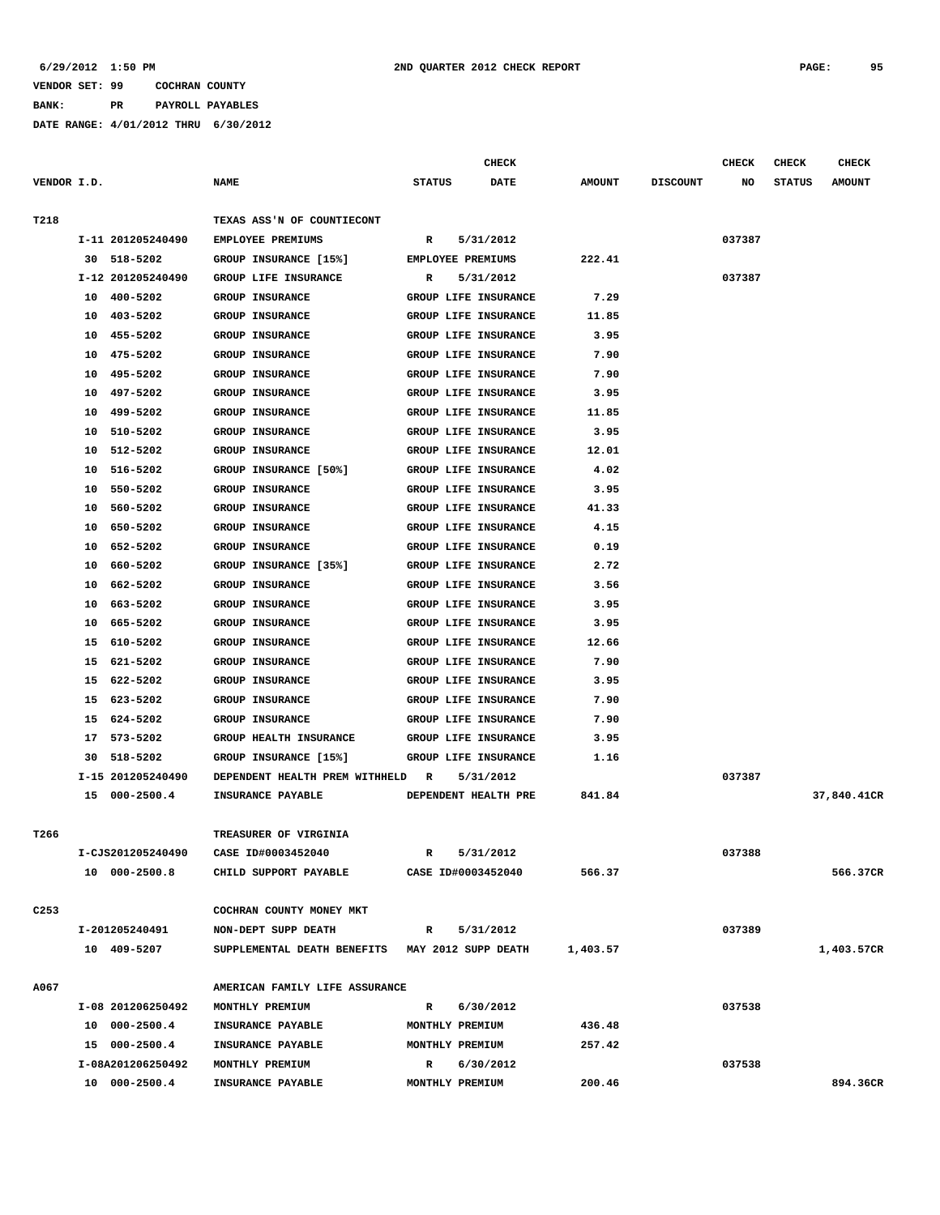6/29/2012 1:50 PM 2ND QUARTER 2012 CHECK REPORT

VENDOR SET: 99 COCHRAN COUNTY

BANK: PR PAYROLL PAYABLES

DATE RANGE: 4/01/2012 THRU 6/30/2012

| VENDOR I.D. | NAME | STATUS | CHECK DATE | AMOUNT | DISCOUNT | CHECK NO | CHECK STATUS | CHECK AMOUNT |
|---|---|---|---|---|---|---|---|---|
| T218 | TEXAS ASS'N OF COUNTIECONT | | | | | | | |
| I-11 201205240490 | EMPLOYEE PREMIUMS | R | 5/31/2012 | | | 037387 | | |
| 30 518-5202 | GROUP INSURANCE [15%] | EMPLOYEE PREMIUMS | | 222.41 | | | | |
| I-12 201205240490 | GROUP LIFE INSURANCE | R | 5/31/2012 | | | 037387 | | |
| 10 400-5202 | GROUP INSURANCE | GROUP LIFE INSURANCE | | 7.29 | | | | |
| 10 403-5202 | GROUP INSURANCE | GROUP LIFE INSURANCE | | 11.85 | | | | |
| 10 455-5202 | GROUP INSURANCE | GROUP LIFE INSURANCE | | 3.95 | | | | |
| 10 475-5202 | GROUP INSURANCE | GROUP LIFE INSURANCE | | 7.90 | | | | |
| 10 495-5202 | GROUP INSURANCE | GROUP LIFE INSURANCE | | 7.90 | | | | |
| 10 497-5202 | GROUP INSURANCE | GROUP LIFE INSURANCE | | 3.95 | | | | |
| 10 499-5202 | GROUP INSURANCE | GROUP LIFE INSURANCE | | 11.85 | | | | |
| 10 510-5202 | GROUP INSURANCE | GROUP LIFE INSURANCE | | 3.95 | | | | |
| 10 512-5202 | GROUP INSURANCE | GROUP LIFE INSURANCE | | 12.01 | | | | |
| 10 516-5202 | GROUP INSURANCE [50%] | GROUP LIFE INSURANCE | | 4.02 | | | | |
| 10 550-5202 | GROUP INSURANCE | GROUP LIFE INSURANCE | | 3.95 | | | | |
| 10 560-5202 | GROUP INSURANCE | GROUP LIFE INSURANCE | | 41.33 | | | | |
| 10 650-5202 | GROUP INSURANCE | GROUP LIFE INSURANCE | | 4.15 | | | | |
| 10 652-5202 | GROUP INSURANCE | GROUP LIFE INSURANCE | | 0.19 | | | | |
| 10 660-5202 | GROUP INSURANCE [35%] | GROUP LIFE INSURANCE | | 2.72 | | | | |
| 10 662-5202 | GROUP INSURANCE | GROUP LIFE INSURANCE | | 3.56 | | | | |
| 10 663-5202 | GROUP INSURANCE | GROUP LIFE INSURANCE | | 3.95 | | | | |
| 10 665-5202 | GROUP INSURANCE | GROUP LIFE INSURANCE | | 3.95 | | | | |
| 15 610-5202 | GROUP INSURANCE | GROUP LIFE INSURANCE | | 12.66 | | | | |
| 15 621-5202 | GROUP INSURANCE | GROUP LIFE INSURANCE | | 7.90 | | | | |
| 15 622-5202 | GROUP INSURANCE | GROUP LIFE INSURANCE | | 3.95 | | | | |
| 15 623-5202 | GROUP INSURANCE | GROUP LIFE INSURANCE | | 7.90 | | | | |
| 15 624-5202 | GROUP INSURANCE | GROUP LIFE INSURANCE | | 7.90 | | | | |
| 17 573-5202 | GROUP HEALTH INSURANCE | GROUP LIFE INSURANCE | | 3.95 | | | | |
| 30 518-5202 | GROUP INSURANCE [15%] | GROUP LIFE INSURANCE | | 1.16 | | | | |
| I-15 201205240490 | DEPENDENT HEALTH PREM WITHHELD | R | 5/31/2012 | | | 037387 | | |
| 15 000-2500.4 | INSURANCE PAYABLE | DEPENDENT HEALTH PRE | | 841.84 | | | | 37,840.41CR |
| T266 | TREASURER OF VIRGINIA | | | | | | | |
| I-CJS201205240490 | CASE ID#0003452040 | R | 5/31/2012 | | | 037388 | | |
| 10 000-2500.8 | CHILD SUPPORT PAYABLE | CASE ID#0003452040 | | 566.37 | | | | 566.37CR |
| C253 | COCHRAN COUNTY MONEY MKT | | | | | | | |
| I-201205240491 | NON-DEPT SUPP DEATH | R | 5/31/2012 | | | 037389 | | |
| 10 409-5207 | SUPPLEMENTAL DEATH BENEFITS | MAY 2012 SUPP DEATH | | 1,403.57 | | | | 1,403.57CR |
| A067 | AMERICAN FAMILY LIFE ASSURANCE | | | | | | | |
| I-08 201206250492 | MONTHLY PREMIUM | R | 6/30/2012 | | | 037538 | | |
| 10 000-2500.4 | INSURANCE PAYABLE | MONTHLY PREMIUM | | 436.48 | | | | |
| 15 000-2500.4 | INSURANCE PAYABLE | MONTHLY PREMIUM | | 257.42 | | | | |
| I-08A201206250492 | MONTHLY PREMIUM | R | 6/30/2012 | | | 037538 | | |
| 10 000-2500.4 | INSURANCE PAYABLE | MONTHLY PREMIUM | | 200.46 | | | | 894.36CR |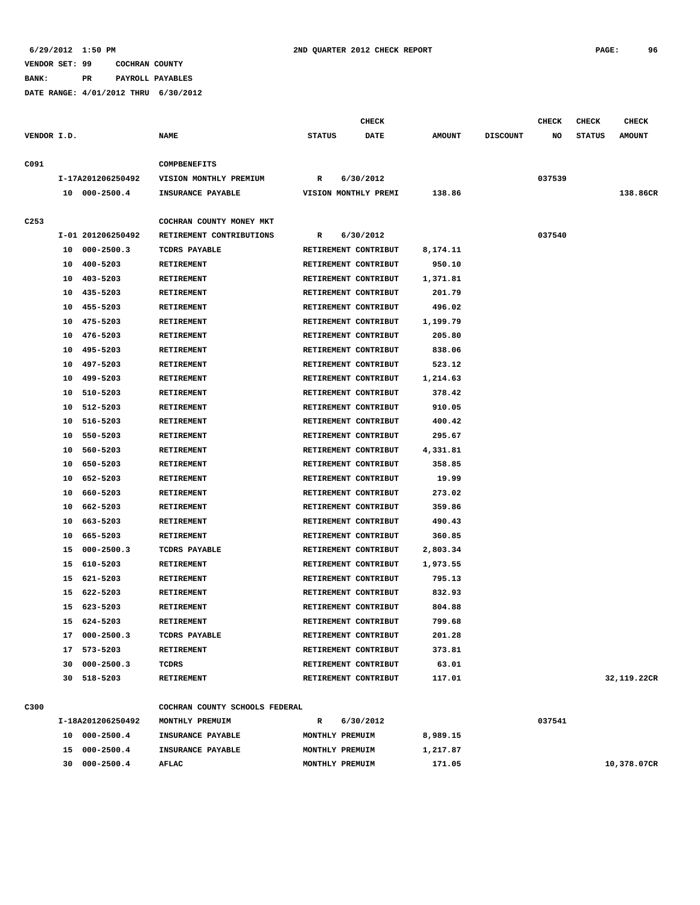6/29/2012 1:50 PM 2ND QUARTER 2012 CHECK REPORT

VENDOR SET: 99 COCHRAN COUNTY

BANK: PR PAYROLL PAYABLES

DATE RANGE: 4/01/2012 THRU 6/30/2012

| VENDOR I.D. | | NAME | STATUS | CHECK DATE | AMOUNT | DISCOUNT | CHECK NO | CHECK STATUS | CHECK AMOUNT |
|---|---|---|---|---|---|---|---|---|---|
| C091 | | COMPBENEFITS | | | | | | | |
| | I-17A201206250492 | VISION MONTHLY PREMIUM | R | 6/30/2012 | | | 037539 | | |
| | 10 000-2500.4 | INSURANCE PAYABLE | VISION MONTHLY PREMI | | 138.86 | | | | 138.86CR |
| C253 | | COCHRAN COUNTY MONEY MKT | | | | | | | |
| | I-01 201206250492 | RETIREMENT CONTRIBUTIONS | R | 6/30/2012 | | | 037540 | | |
| | 10 000-2500.3 | TCDRS PAYABLE | RETIREMENT CONTRIBUT | | 8,174.11 | | | | |
| | 10 400-5203 | RETIREMENT | RETIREMENT CONTRIBUT | | 950.10 | | | | |
| | 10 403-5203 | RETIREMENT | RETIREMENT CONTRIBUT | | 1,371.81 | | | | |
| | 10 435-5203 | RETIREMENT | RETIREMENT CONTRIBUT | | 201.79 | | | | |
| | 10 455-5203 | RETIREMENT | RETIREMENT CONTRIBUT | | 496.02 | | | | |
| | 10 475-5203 | RETIREMENT | RETIREMENT CONTRIBUT | | 1,199.79 | | | | |
| | 10 476-5203 | RETIREMENT | RETIREMENT CONTRIBUT | | 205.80 | | | | |
| | 10 495-5203 | RETIREMENT | RETIREMENT CONTRIBUT | | 838.06 | | | | |
| | 10 497-5203 | RETIREMENT | RETIREMENT CONTRIBUT | | 523.12 | | | | |
| | 10 499-5203 | RETIREMENT | RETIREMENT CONTRIBUT | | 1,214.63 | | | | |
| | 10 510-5203 | RETIREMENT | RETIREMENT CONTRIBUT | | 378.42 | | | | |
| | 10 512-5203 | RETIREMENT | RETIREMENT CONTRIBUT | | 910.05 | | | | |
| | 10 516-5203 | RETIREMENT | RETIREMENT CONTRIBUT | | 400.42 | | | | |
| | 10 550-5203 | RETIREMENT | RETIREMENT CONTRIBUT | | 295.67 | | | | |
| | 10 560-5203 | RETIREMENT | RETIREMENT CONTRIBUT | | 4,331.81 | | | | |
| | 10 650-5203 | RETIREMENT | RETIREMENT CONTRIBUT | | 358.85 | | | | |
| | 10 652-5203 | RETIREMENT | RETIREMENT CONTRIBUT | | 19.99 | | | | |
| | 10 660-5203 | RETIREMENT | RETIREMENT CONTRIBUT | | 273.02 | | | | |
| | 10 662-5203 | RETIREMENT | RETIREMENT CONTRIBUT | | 359.86 | | | | |
| | 10 663-5203 | RETIREMENT | RETIREMENT CONTRIBUT | | 490.43 | | | | |
| | 10 665-5203 | RETIREMENT | RETIREMENT CONTRIBUT | | 360.85 | | | | |
| | 15 000-2500.3 | TCDRS PAYABLE | RETIREMENT CONTRIBUT | | 2,803.34 | | | | |
| | 15 610-5203 | RETIREMENT | RETIREMENT CONTRIBUT | | 1,973.55 | | | | |
| | 15 621-5203 | RETIREMENT | RETIREMENT CONTRIBUT | | 795.13 | | | | |
| | 15 622-5203 | RETIREMENT | RETIREMENT CONTRIBUT | | 832.93 | | | | |
| | 15 623-5203 | RETIREMENT | RETIREMENT CONTRIBUT | | 804.88 | | | | |
| | 15 624-5203 | RETIREMENT | RETIREMENT CONTRIBUT | | 799.68 | | | | |
| | 17 000-2500.3 | TCDRS PAYABLE | RETIREMENT CONTRIBUT | | 201.28 | | | | |
| | 17 573-5203 | RETIREMENT | RETIREMENT CONTRIBUT | | 373.81 | | | | |
| | 30 000-2500.3 | TCDRS | RETIREMENT CONTRIBUT | | 63.01 | | | | |
| | 30 518-5203 | RETIREMENT | RETIREMENT CONTRIBUT | | 117.01 | | | | 32,119.22CR |
| C300 | | COCHRAN COUNTY SCHOOLS FEDERAL | | | | | | | |
| | I-18A201206250492 | MONTHLY PREMUIM | R | 6/30/2012 | | | 037541 | | |
| | 10 000-2500.4 | INSURANCE PAYABLE | MONTHLY PREMUIM | | 8,989.15 | | | | |
| | 15 000-2500.4 | INSURANCE PAYABLE | MONTHLY PREMUIM | | 1,217.87 | | | | |
| | 30 000-2500.4 | AFLAC | MONTHLY PREMUIM | | 171.05 | | | | 10,378.07CR |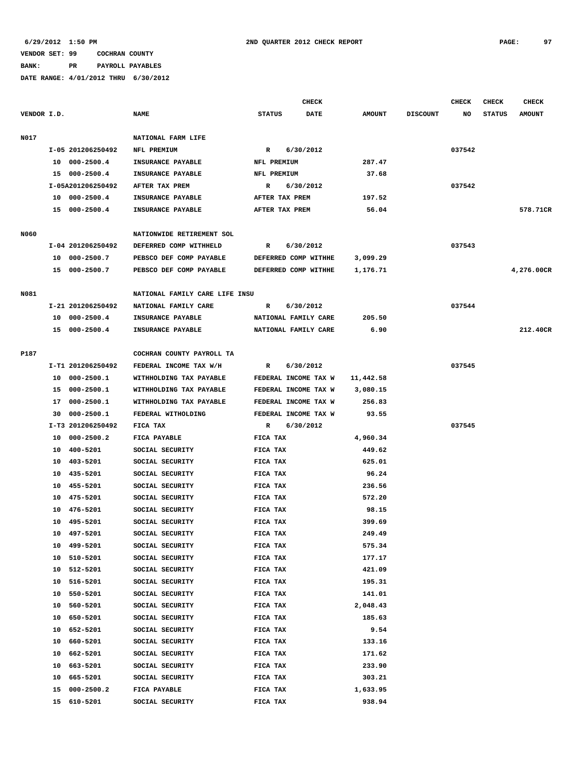6/29/2012 1:50 PM 2ND QUARTER 2012 CHECK REPORT

VENDOR SET: 99 COCHRAN COUNTY

BANK: PR PAYROLL PAYABLES

DATE RANGE: 4/01/2012 THRU 6/30/2012

| VENDOR I.D. | | NAME | STATUS | CHECK DATE | AMOUNT | DISCOUNT | CHECK NO | CHECK STATUS | CHECK AMOUNT |
|---|---|---|---|---|---|---|---|---|---|
| N017 | | NATIONAL FARM LIFE | | | | | | | |
| | I-05 201206250492 | NFL PREMIUM | R | 6/30/2012 | | | 037542 | | |
| | 10 000-2500.4 | INSURANCE PAYABLE | NFL PREMIUM | | 287.47 | | | | |
| | 15 000-2500.4 | INSURANCE PAYABLE | NFL PREMIUM | | 37.68 | | | | |
| | I-05A201206250492 | AFTER TAX PREM | R | 6/30/2012 | | | 037542 | | |
| | 10 000-2500.4 | INSURANCE PAYABLE | AFTER TAX PREM | | 197.52 | | | | |
| | 15 000-2500.4 | INSURANCE PAYABLE | AFTER TAX PREM | | 56.04 | | | | 578.71CR |
| N060 | | NATIONWIDE RETIREMENT SOL | | | | | | | |
| | I-04 201206250492 | DEFERRED COMP WITHHELD | R | 6/30/2012 | | | 037543 | | |
| | 10 000-2500.7 | PEBSCO DEF COMP PAYABLE | DEFERRED COMP WITHHE | | 3,099.29 | | | | |
| | 15 000-2500.7 | PEBSCO DEF COMP PAYABLE | DEFERRED COMP WITHHE | | 1,176.71 | | | | 4,276.00CR |
| N081 | | NATIONAL FAMILY CARE LIFE INSU | | | | | | | |
| | I-21 201206250492 | NATIONAL FAMILY CARE | R | 6/30/2012 | | | 037544 | | |
| | 10 000-2500.4 | INSURANCE PAYABLE | NATIONAL FAMILY CARE | | 205.50 | | | | |
| | 15 000-2500.4 | INSURANCE PAYABLE | NATIONAL FAMILY CARE | | 6.90 | | | | 212.40CR |
| P187 | | COCHRAN COUNTY PAYROLL TA | | | | | | | |
| | I-T1 201206250492 | FEDERAL INCOME TAX W/H | R | 6/30/2012 | | | 037545 | | |
| | 10 000-2500.1 | WITHHOLDING TAX PAYABLE | FEDERAL INCOME TAX W | | 11,442.58 | | | | |
| | 15 000-2500.1 | WITHHOLDING TAX PAYABLE | FEDERAL INCOME TAX W | | 3,080.15 | | | | |
| | 17 000-2500.1 | WITHHOLDING TAX PAYABLE | FEDERAL INCOME TAX W | | 256.83 | | | | |
| | 30 000-2500.1 | FEDERAL WITHOLDING | FEDERAL INCOME TAX W | | 93.55 | | | | |
| | I-T3 201206250492 | FICA TAX | R | 6/30/2012 | | | 037545 | | |
| | 10 000-2500.2 | FICA PAYABLE | FICA TAX | | 4,960.34 | | | | |
| | 10 400-5201 | SOCIAL SECURITY | FICA TAX | | 449.62 | | | | |
| | 10 403-5201 | SOCIAL SECURITY | FICA TAX | | 625.01 | | | | |
| | 10 435-5201 | SOCIAL SECURITY | FICA TAX | | 96.24 | | | | |
| | 10 455-5201 | SOCIAL SECURITY | FICA TAX | | 236.56 | | | | |
| | 10 475-5201 | SOCIAL SECURITY | FICA TAX | | 572.20 | | | | |
| | 10 476-5201 | SOCIAL SECURITY | FICA TAX | | 98.15 | | | | |
| | 10 495-5201 | SOCIAL SECURITY | FICA TAX | | 399.69 | | | | |
| | 10 497-5201 | SOCIAL SECURITY | FICA TAX | | 249.49 | | | | |
| | 10 499-5201 | SOCIAL SECURITY | FICA TAX | | 575.34 | | | | |
| | 10 510-5201 | SOCIAL SECURITY | FICA TAX | | 177.17 | | | | |
| | 10 512-5201 | SOCIAL SECURITY | FICA TAX | | 421.09 | | | | |
| | 10 516-5201 | SOCIAL SECURITY | FICA TAX | | 195.31 | | | | |
| | 10 550-5201 | SOCIAL SECURITY | FICA TAX | | 141.01 | | | | |
| | 10 560-5201 | SOCIAL SECURITY | FICA TAX | | 2,048.43 | | | | |
| | 10 650-5201 | SOCIAL SECURITY | FICA TAX | | 185.63 | | | | |
| | 10 652-5201 | SOCIAL SECURITY | FICA TAX | | 9.54 | | | | |
| | 10 660-5201 | SOCIAL SECURITY | FICA TAX | | 133.16 | | | | |
| | 10 662-5201 | SOCIAL SECURITY | FICA TAX | | 171.62 | | | | |
| | 10 663-5201 | SOCIAL SECURITY | FICA TAX | | 233.90 | | | | |
| | 10 665-5201 | SOCIAL SECURITY | FICA TAX | | 303.21 | | | | |
| | 15 000-2500.2 | FICA PAYABLE | FICA TAX | | 1,633.95 | | | | |
| | 15 610-5201 | SOCIAL SECURITY | FICA TAX | | 938.94 | | | | |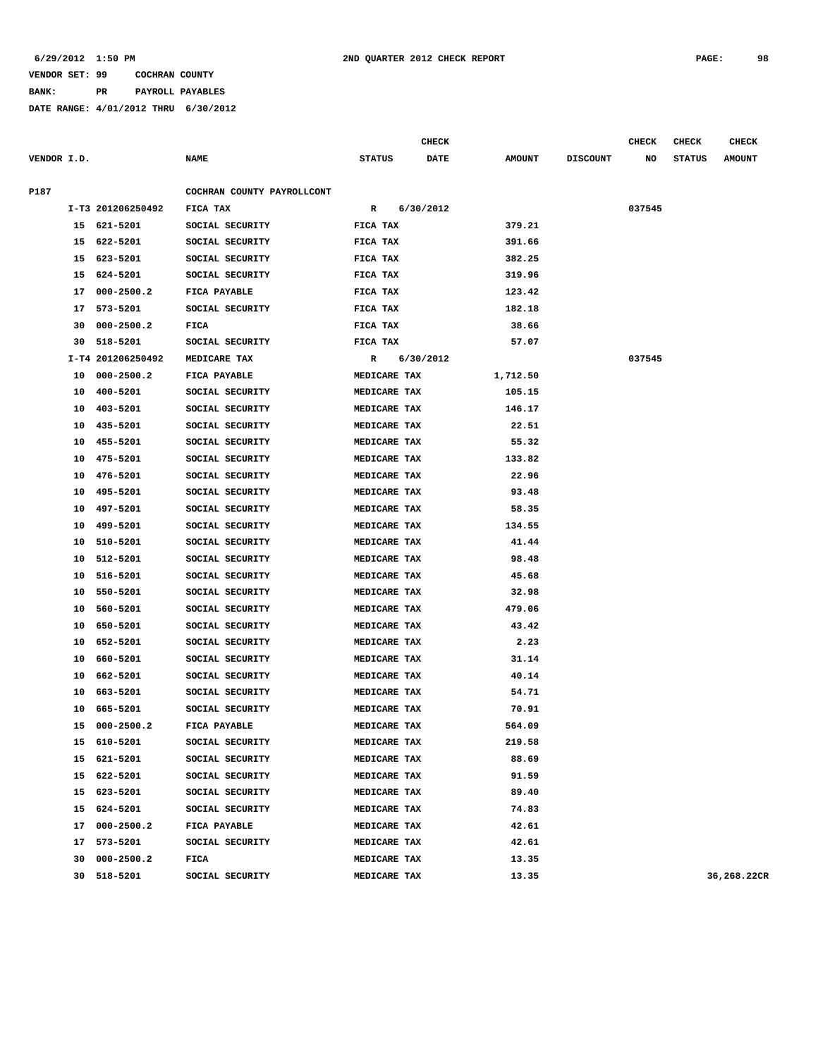6/29/2012 1:50 PM 2ND QUARTER 2012 CHECK REPORT

VENDOR SET: 99 COCHRAN COUNTY

BANK: PR PAYROLL PAYABLES

DATE RANGE: 4/01/2012 THRU 6/30/2012

| VENDOR I.D. | | NAME | STATUS | CHECK DATE | AMOUNT | DISCOUNT | CHECK NO | CHECK STATUS | CHECK AMOUNT |
|---|---|---|---|---|---|---|---|---|---|
| P187 | | COCHRAN COUNTY PAYROLLCONT | | | | | | | |
| | I-T3 201206250492 | FICA TAX | R | 6/30/2012 | | | 037545 | | |
| | 15 621-5201 | SOCIAL SECURITY | FICA TAX | | 379.21 | | | | |
| | 15 622-5201 | SOCIAL SECURITY | FICA TAX | | 391.66 | | | | |
| | 15 623-5201 | SOCIAL SECURITY | FICA TAX | | 382.25 | | | | |
| | 15 624-5201 | SOCIAL SECURITY | FICA TAX | | 319.96 | | | | |
| | 17 000-2500.2 | FICA PAYABLE | FICA TAX | | 123.42 | | | | |
| | 17 573-5201 | SOCIAL SECURITY | FICA TAX | | 182.18 | | | | |
| | 30 000-2500.2 | FICA | FICA TAX | | 38.66 | | | | |
| | 30 518-5201 | SOCIAL SECURITY | FICA TAX | | 57.07 | | | | |
| | I-T4 201206250492 | MEDICARE TAX | R | 6/30/2012 | | | 037545 | | |
| | 10 000-2500.2 | FICA PAYABLE | MEDICARE TAX | | 1,712.50 | | | | |
| | 10 400-5201 | SOCIAL SECURITY | MEDICARE TAX | | 105.15 | | | | |
| | 10 403-5201 | SOCIAL SECURITY | MEDICARE TAX | | 146.17 | | | | |
| | 10 435-5201 | SOCIAL SECURITY | MEDICARE TAX | | 22.51 | | | | |
| | 10 455-5201 | SOCIAL SECURITY | MEDICARE TAX | | 55.32 | | | | |
| | 10 475-5201 | SOCIAL SECURITY | MEDICARE TAX | | 133.82 | | | | |
| | 10 476-5201 | SOCIAL SECURITY | MEDICARE TAX | | 22.96 | | | | |
| | 10 495-5201 | SOCIAL SECURITY | MEDICARE TAX | | 93.48 | | | | |
| | 10 497-5201 | SOCIAL SECURITY | MEDICARE TAX | | 58.35 | | | | |
| | 10 499-5201 | SOCIAL SECURITY | MEDICARE TAX | | 134.55 | | | | |
| | 10 510-5201 | SOCIAL SECURITY | MEDICARE TAX | | 41.44 | | | | |
| | 10 512-5201 | SOCIAL SECURITY | MEDICARE TAX | | 98.48 | | | | |
| | 10 516-5201 | SOCIAL SECURITY | MEDICARE TAX | | 45.68 | | | | |
| | 10 550-5201 | SOCIAL SECURITY | MEDICARE TAX | | 32.98 | | | | |
| | 10 560-5201 | SOCIAL SECURITY | MEDICARE TAX | | 479.06 | | | | |
| | 10 650-5201 | SOCIAL SECURITY | MEDICARE TAX | | 43.42 | | | | |
| | 10 652-5201 | SOCIAL SECURITY | MEDICARE TAX | | 2.23 | | | | |
| | 10 660-5201 | SOCIAL SECURITY | MEDICARE TAX | | 31.14 | | | | |
| | 10 662-5201 | SOCIAL SECURITY | MEDICARE TAX | | 40.14 | | | | |
| | 10 663-5201 | SOCIAL SECURITY | MEDICARE TAX | | 54.71 | | | | |
| | 10 665-5201 | SOCIAL SECURITY | MEDICARE TAX | | 70.91 | | | | |
| | 15 000-2500.2 | FICA PAYABLE | MEDICARE TAX | | 564.09 | | | | |
| | 15 610-5201 | SOCIAL SECURITY | MEDICARE TAX | | 219.58 | | | | |
| | 15 621-5201 | SOCIAL SECURITY | MEDICARE TAX | | 88.69 | | | | |
| | 15 622-5201 | SOCIAL SECURITY | MEDICARE TAX | | 91.59 | | | | |
| | 15 623-5201 | SOCIAL SECURITY | MEDICARE TAX | | 89.40 | | | | |
| | 15 624-5201 | SOCIAL SECURITY | MEDICARE TAX | | 74.83 | | | | |
| | 17 000-2500.2 | FICA PAYABLE | MEDICARE TAX | | 42.61 | | | | |
| | 17 573-5201 | SOCIAL SECURITY | MEDICARE TAX | | 42.61 | | | | |
| | 30 000-2500.2 | FICA | MEDICARE TAX | | 13.35 | | | | |
| | 30 518-5201 | SOCIAL SECURITY | MEDICARE TAX | | 13.35 | | | | 36,268.22CR |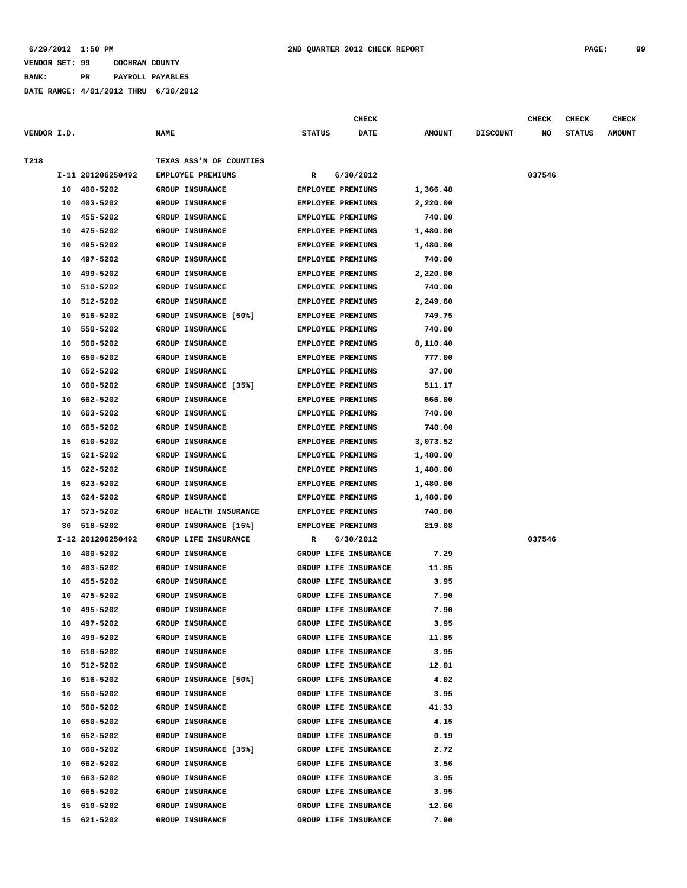6/29/2012 1:50 PM **2ND QUARTER 2012 CHECK REPORT**

VENDOR SET: 99 COCHRAN COUNTY
BANK: PR PAYROLL PAYABLES
DATE RANGE: 4/01/2012 THRU 6/30/2012

| VENDOR I.D. | NAME | STATUS | CHECK DATE | AMOUNT | DISCOUNT | CHECK NO | CHECK STATUS | CHECK AMOUNT |
|---|---|---|---|---|---|---|---|---|
| T218 | TEXAS ASS'N OF COUNTIES | | | | | | | |
| I-11 201206250492 | EMPLOYEE PREMIUMS | R | 6/30/2012 | | | 037546 | | |
| 10 400-5202 | GROUP INSURANCE | EMPLOYEE PREMIUMS | | 1,366.48 | | | | |
| 10 403-5202 | GROUP INSURANCE | EMPLOYEE PREMIUMS | | 2,220.00 | | | | |
| 10 455-5202 | GROUP INSURANCE | EMPLOYEE PREMIUMS | | 740.00 | | | | |
| 10 475-5202 | GROUP INSURANCE | EMPLOYEE PREMIUMS | | 1,480.00 | | | | |
| 10 495-5202 | GROUP INSURANCE | EMPLOYEE PREMIUMS | | 1,480.00 | | | | |
| 10 497-5202 | GROUP INSURANCE | EMPLOYEE PREMIUMS | | 740.00 | | | | |
| 10 499-5202 | GROUP INSURANCE | EMPLOYEE PREMIUMS | | 2,220.00 | | | | |
| 10 510-5202 | GROUP INSURANCE | EMPLOYEE PREMIUMS | | 740.00 | | | | |
| 10 512-5202 | GROUP INSURANCE | EMPLOYEE PREMIUMS | | 2,249.60 | | | | |
| 10 516-5202 | GROUP INSURANCE [50%] | EMPLOYEE PREMIUMS | | 749.75 | | | | |
| 10 550-5202 | GROUP INSURANCE | EMPLOYEE PREMIUMS | | 740.00 | | | | |
| 10 560-5202 | GROUP INSURANCE | EMPLOYEE PREMIUMS | | 8,110.40 | | | | |
| 10 650-5202 | GROUP INSURANCE | EMPLOYEE PREMIUMS | | 777.00 | | | | |
| 10 652-5202 | GROUP INSURANCE | EMPLOYEE PREMIUMS | | 37.00 | | | | |
| 10 660-5202 | GROUP INSURANCE [35%] | EMPLOYEE PREMIUMS | | 511.17 | | | | |
| 10 662-5202 | GROUP INSURANCE | EMPLOYEE PREMIUMS | | 666.00 | | | | |
| 10 663-5202 | GROUP INSURANCE | EMPLOYEE PREMIUMS | | 740.00 | | | | |
| 10 665-5202 | GROUP INSURANCE | EMPLOYEE PREMIUMS | | 740.00 | | | | |
| 15 610-5202 | GROUP INSURANCE | EMPLOYEE PREMIUMS | | 3,073.52 | | | | |
| 15 621-5202 | GROUP INSURANCE | EMPLOYEE PREMIUMS | | 1,480.00 | | | | |
| 15 622-5202 | GROUP INSURANCE | EMPLOYEE PREMIUMS | | 1,480.00 | | | | |
| 15 623-5202 | GROUP INSURANCE | EMPLOYEE PREMIUMS | | 1,480.00 | | | | |
| 15 624-5202 | GROUP INSURANCE | EMPLOYEE PREMIUMS | | 1,480.00 | | | | |
| 17 573-5202 | GROUP HEALTH INSURANCE | EMPLOYEE PREMIUMS | | 740.00 | | | | |
| 30 518-5202 | GROUP INSURANCE [15%] | EMPLOYEE PREMIUMS | | 219.08 | | | | |
| I-12 201206250492 | GROUP LIFE INSURANCE | R | 6/30/2012 | | | 037546 | | |
| 10 400-5202 | GROUP INSURANCE | GROUP LIFE INSURANCE | | 7.29 | | | | |
| 10 403-5202 | GROUP INSURANCE | GROUP LIFE INSURANCE | | 11.85 | | | | |
| 10 455-5202 | GROUP INSURANCE | GROUP LIFE INSURANCE | | 3.95 | | | | |
| 10 475-5202 | GROUP INSURANCE | GROUP LIFE INSURANCE | | 7.90 | | | | |
| 10 495-5202 | GROUP INSURANCE | GROUP LIFE INSURANCE | | 7.90 | | | | |
| 10 497-5202 | GROUP INSURANCE | GROUP LIFE INSURANCE | | 3.95 | | | | |
| 10 499-5202 | GROUP INSURANCE | GROUP LIFE INSURANCE | | 11.85 | | | | |
| 10 510-5202 | GROUP INSURANCE | GROUP LIFE INSURANCE | | 3.95 | | | | |
| 10 512-5202 | GROUP INSURANCE | GROUP LIFE INSURANCE | | 12.01 | | | | |
| 10 516-5202 | GROUP INSURANCE [50%] | GROUP LIFE INSURANCE | | 4.02 | | | | |
| 10 550-5202 | GROUP INSURANCE | GROUP LIFE INSURANCE | | 3.95 | | | | |
| 10 560-5202 | GROUP INSURANCE | GROUP LIFE INSURANCE | | 41.33 | | | | |
| 10 650-5202 | GROUP INSURANCE | GROUP LIFE INSURANCE | | 4.15 | | | | |
| 10 652-5202 | GROUP INSURANCE | GROUP LIFE INSURANCE | | 0.19 | | | | |
| 10 660-5202 | GROUP INSURANCE [35%] | GROUP LIFE INSURANCE | | 2.72 | | | | |
| 10 662-5202 | GROUP INSURANCE | GROUP LIFE INSURANCE | | 3.56 | | | | |
| 10 663-5202 | GROUP INSURANCE | GROUP LIFE INSURANCE | | 3.95 | | | | |
| 10 665-5202 | GROUP INSURANCE | GROUP LIFE INSURANCE | | 3.95 | | | | |
| 15 610-5202 | GROUP INSURANCE | GROUP LIFE INSURANCE | | 12.66 | | | | |
| 15 621-5202 | GROUP INSURANCE | GROUP LIFE INSURANCE | | 7.90 | | | | |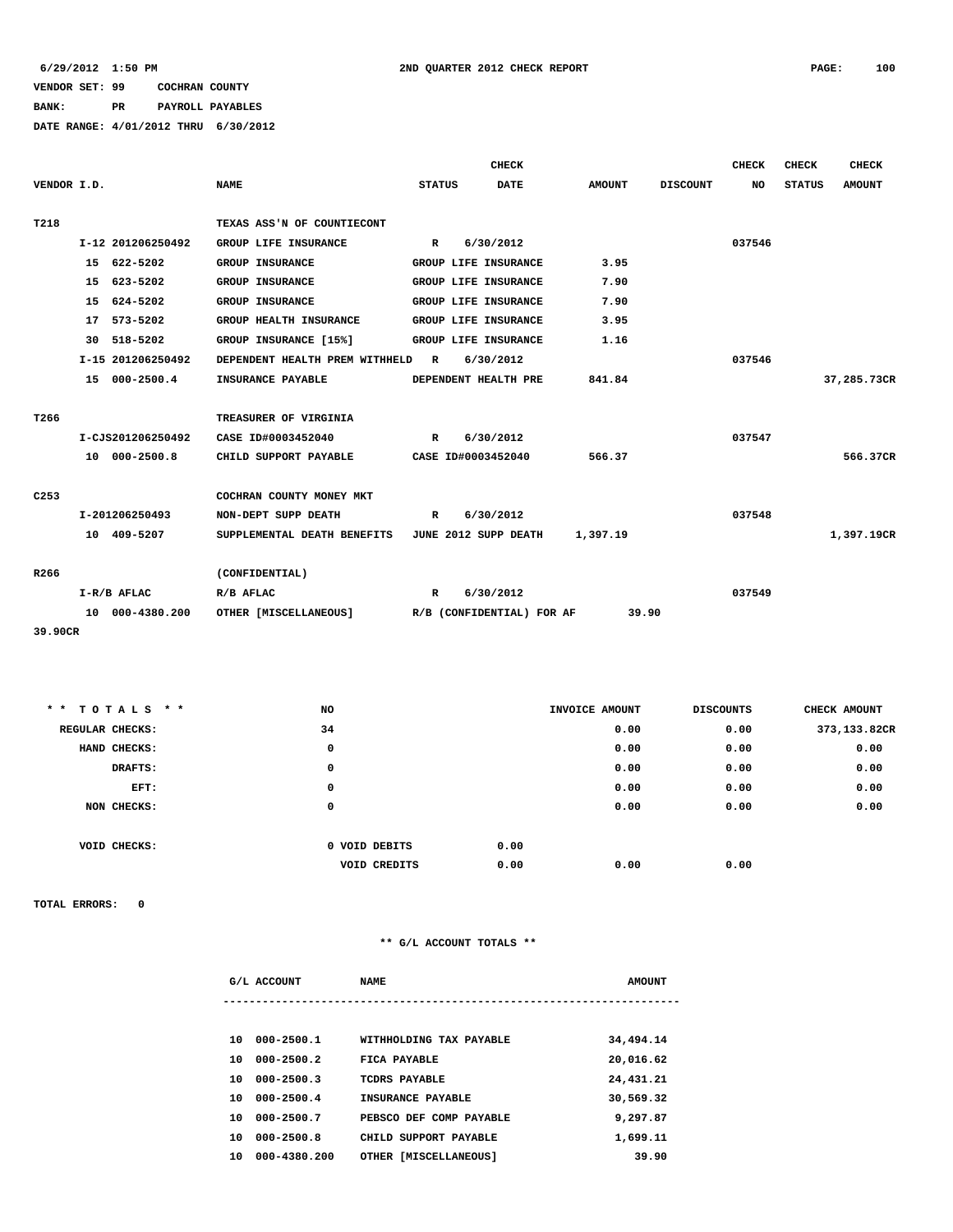6/29/2012 1:50 PM 2ND QUARTER 2012 CHECK REPORT

VENDOR SET: 99 COCHRAN COUNTY

BANK: PR PAYROLL PAYABLES

DATE RANGE: 4/01/2012 THRU 6/30/2012

| VENDOR I.D. | NAME | STATUS | CHECK DATE | AMOUNT | DISCOUNT | CHECK NO | CHECK STATUS | CHECK AMOUNT |
|---|---|---|---|---|---|---|---|---|
| T218 | TEXAS ASS'N OF COUNTIECONT | | | | | | | |
| I-12 201206250492 | GROUP LIFE INSURANCE | R | 6/30/2012 | | | 037546 | | |
| 15 622-5202 | GROUP INSURANCE | GROUP LIFE INSURANCE | | 3.95 | | | | |
| 15 623-5202 | GROUP INSURANCE | GROUP LIFE INSURANCE | | 7.90 | | | | |
| 15 624-5202 | GROUP INSURANCE | GROUP LIFE INSURANCE | | 7.90 | | | | |
| 17 573-5202 | GROUP HEALTH INSURANCE | GROUP LIFE INSURANCE | | 3.95 | | | | |
| 30 518-5202 | GROUP INSURANCE [15%] | GROUP LIFE INSURANCE | | 1.16 | | | | |
| I-15 201206250492 | DEPENDENT HEALTH PREM WITHHELD | R | 6/30/2012 | | | 037546 | | |
| 15 000-2500.4 | INSURANCE PAYABLE | DEPENDENT HEALTH PRE | | 841.84 | | | | 37,285.73CR |
| T266 | TREASURER OF VIRGINIA | | | | | | | |
| I-CJS201206250492 | CASE ID#0003452040 | R | 6/30/2012 | | | 037547 | | |
| 10 000-2500.8 | CHILD SUPPORT PAYABLE | CASE ID#0003452040 | | 566.37 | | | | 566.37CR |
| C253 | COCHRAN COUNTY MONEY MKT | | | | | | | |
| I-201206250493 | NON-DEPT SUPP DEATH | R | 6/30/2012 | | | 037548 | | |
| 10 409-5207 | SUPPLEMENTAL DEATH BENEFITS | JUNE 2012 SUPP DEATH | | 1,397.19 | | | | 1,397.19CR |
| R266 | (CONFIDENTIAL) | | | | | | | |
| I-R/B AFLAC | R/B AFLAC | R | 6/30/2012 | | | 037549 | | |
| 10 000-4380.200 | OTHER [MISCELLANEOUS] | R/B (CONFIDENTIAL) FOR AF | | 39.90 | | | | 39.90CR |

| ** TOTALS ** | NO | | INVOICE AMOUNT | DISCOUNTS | CHECK AMOUNT |
|---|---|---|---|---|---|
| REGULAR CHECKS: | 34 | | 0.00 | 0.00 | 373,133.82CR |
| HAND CHECKS: | 0 | | 0.00 | 0.00 | 0.00 |
| DRAFTS: | 0 | | 0.00 | 0.00 | 0.00 |
| EFT: | 0 | | 0.00 | 0.00 | 0.00 |
| NON CHECKS: | 0 | | 0.00 | 0.00 | 0.00 |
| VOID CHECKS: | 0 VOID DEBITS | 0.00 | | | |
| | VOID CREDITS | 0.00 | 0.00 | 0.00 | |

TOTAL ERRORS: 0

** G/L ACCOUNT TOTALS **

| G/L ACCOUNT | NAME | AMOUNT |
|---|---|---|
| 10 000-2500.1 | WITHHOLDING TAX PAYABLE | 34,494.14 |
| 10 000-2500.2 | FICA PAYABLE | 20,016.62 |
| 10 000-2500.3 | TCDRS PAYABLE | 24,431.21 |
| 10 000-2500.4 | INSURANCE PAYABLE | 30,569.32 |
| 10 000-2500.7 | PEBSCO DEF COMP PAYABLE | 9,297.87 |
| 10 000-2500.8 | CHILD SUPPORT PAYABLE | 1,699.11 |
| 10 000-4380.200 | OTHER [MISCELLANEOUS] | 39.90 |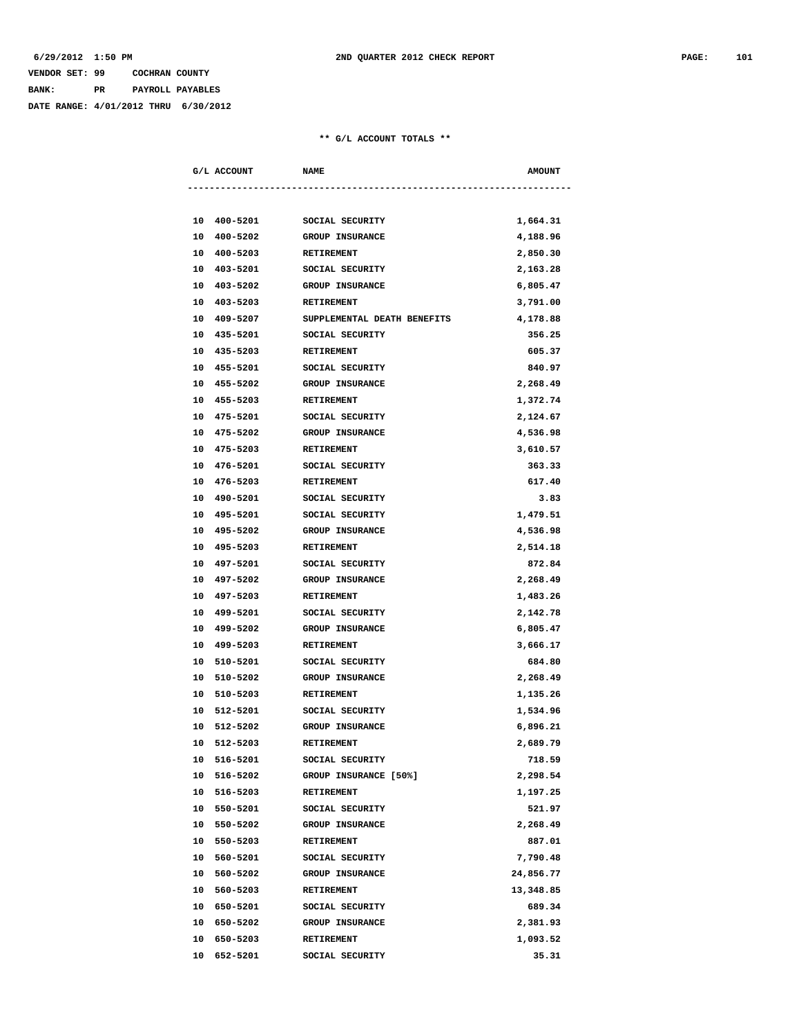6/29/2012 1:50 PM 2ND QUARTER 2012 CHECK REPORT

VENDOR SET: 99 COCHRAN COUNTY
BANK: PR PAYROLL PAYABLES
DATE RANGE: 4/01/2012 THRU 6/30/2012

** G/L ACCOUNT TOTALS **

| G/L ACCOUNT | NAME | AMOUNT |
|---|---|---|
| 10 400-5201 | SOCIAL SECURITY | 1,664.31 |
| 10 400-5202 | GROUP INSURANCE | 4,188.96 |
| 10 400-5203 | RETIREMENT | 2,850.30 |
| 10 403-5201 | SOCIAL SECURITY | 2,163.28 |
| 10 403-5202 | GROUP INSURANCE | 6,805.47 |
| 10 403-5203 | RETIREMENT | 3,791.00 |
| 10 409-5207 | SUPPLEMENTAL DEATH BENEFITS | 4,178.88 |
| 10 435-5201 | SOCIAL SECURITY | 356.25 |
| 10 435-5203 | RETIREMENT | 605.37 |
| 10 455-5201 | SOCIAL SECURITY | 840.97 |
| 10 455-5202 | GROUP INSURANCE | 2,268.49 |
| 10 455-5203 | RETIREMENT | 1,372.74 |
| 10 475-5201 | SOCIAL SECURITY | 2,124.67 |
| 10 475-5202 | GROUP INSURANCE | 4,536.98 |
| 10 475-5203 | RETIREMENT | 3,610.57 |
| 10 476-5201 | SOCIAL SECURITY | 363.33 |
| 10 476-5203 | RETIREMENT | 617.40 |
| 10 490-5201 | SOCIAL SECURITY | 3.83 |
| 10 495-5201 | SOCIAL SECURITY | 1,479.51 |
| 10 495-5202 | GROUP INSURANCE | 4,536.98 |
| 10 495-5203 | RETIREMENT | 2,514.18 |
| 10 497-5201 | SOCIAL SECURITY | 872.84 |
| 10 497-5202 | GROUP INSURANCE | 2,268.49 |
| 10 497-5203 | RETIREMENT | 1,483.26 |
| 10 499-5201 | SOCIAL SECURITY | 2,142.78 |
| 10 499-5202 | GROUP INSURANCE | 6,805.47 |
| 10 499-5203 | RETIREMENT | 3,666.17 |
| 10 510-5201 | SOCIAL SECURITY | 684.80 |
| 10 510-5202 | GROUP INSURANCE | 2,268.49 |
| 10 510-5203 | RETIREMENT | 1,135.26 |
| 10 512-5201 | SOCIAL SECURITY | 1,534.96 |
| 10 512-5202 | GROUP INSURANCE | 6,896.21 |
| 10 512-5203 | RETIREMENT | 2,689.79 |
| 10 516-5201 | SOCIAL SECURITY | 718.59 |
| 10 516-5202 | GROUP INSURANCE [50%] | 2,298.54 |
| 10 516-5203 | RETIREMENT | 1,197.25 |
| 10 550-5201 | SOCIAL SECURITY | 521.97 |
| 10 550-5202 | GROUP INSURANCE | 2,268.49 |
| 10 550-5203 | RETIREMENT | 887.01 |
| 10 560-5201 | SOCIAL SECURITY | 7,790.48 |
| 10 560-5202 | GROUP INSURANCE | 24,856.77 |
| 10 560-5203 | RETIREMENT | 13,348.85 |
| 10 650-5201 | SOCIAL SECURITY | 689.34 |
| 10 650-5202 | GROUP INSURANCE | 2,381.93 |
| 10 650-5203 | RETIREMENT | 1,093.52 |
| 10 652-5201 | SOCIAL SECURITY | 35.31 |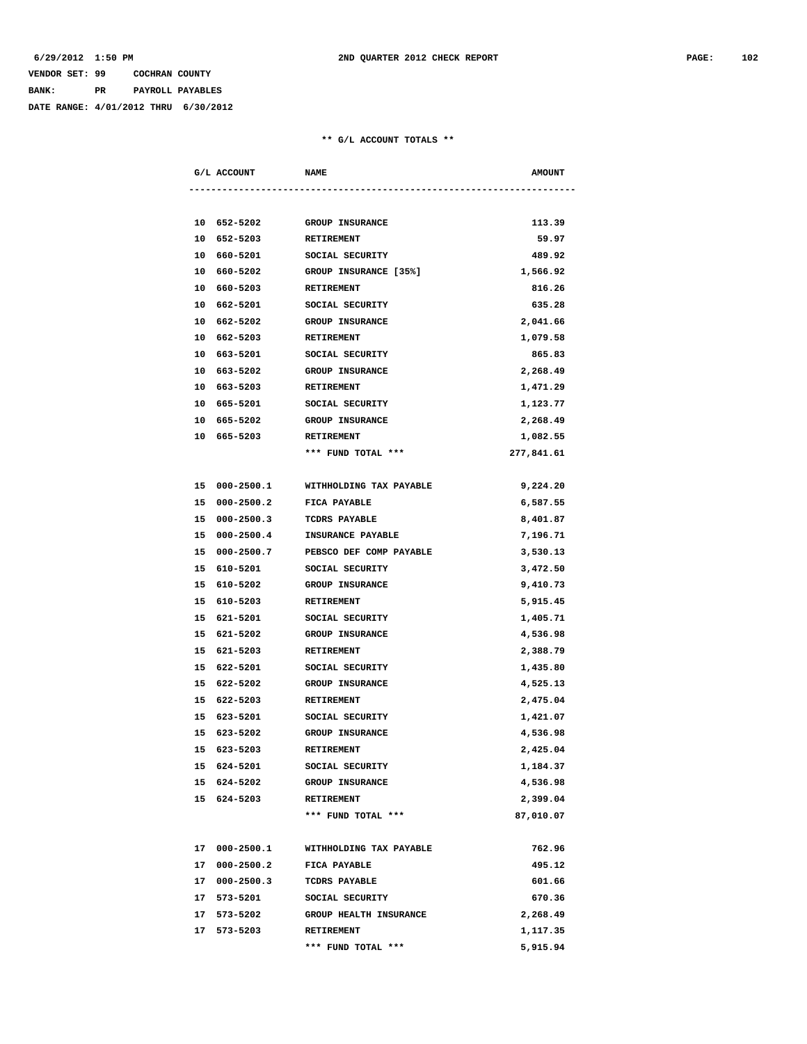VENDOR SET: 99 COCHRAN COUNTY

BANK: PR PAYROLL PAYABLES

DATE RANGE: 4/01/2012 THRU 6/30/2012

** G/L ACCOUNT TOTALS **

| G/L ACCOUNT | NAME | AMOUNT |
|---|---|---|
| 10 652-5202 | GROUP INSURANCE | 113.39 |
| 10 652-5203 | RETIREMENT | 59.97 |
| 10 660-5201 | SOCIAL SECURITY | 489.92 |
| 10 660-5202 | GROUP INSURANCE [35%] | 1,566.92 |
| 10 660-5203 | RETIREMENT | 816.26 |
| 10 662-5201 | SOCIAL SECURITY | 635.28 |
| 10 662-5202 | GROUP INSURANCE | 2,041.66 |
| 10 662-5203 | RETIREMENT | 1,079.58 |
| 10 663-5201 | SOCIAL SECURITY | 865.83 |
| 10 663-5202 | GROUP INSURANCE | 2,268.49 |
| 10 663-5203 | RETIREMENT | 1,471.29 |
| 10 665-5201 | SOCIAL SECURITY | 1,123.77 |
| 10 665-5202 | GROUP INSURANCE | 2,268.49 |
| 10 665-5203 | RETIREMENT | 1,082.55 |
| | *** FUND TOTAL *** | 277,841.61 |
| 15 000-2500.1 | WITHHOLDING TAX PAYABLE | 9,224.20 |
| 15 000-2500.2 | FICA PAYABLE | 6,587.55 |
| 15 000-2500.3 | TCDRS PAYABLE | 8,401.87 |
| 15 000-2500.4 | INSURANCE PAYABLE | 7,196.71 |
| 15 000-2500.7 | PEBSCO DEF COMP PAYABLE | 3,530.13 |
| 15 610-5201 | SOCIAL SECURITY | 3,472.50 |
| 15 610-5202 | GROUP INSURANCE | 9,410.73 |
| 15 610-5203 | RETIREMENT | 5,915.45 |
| 15 621-5201 | SOCIAL SECURITY | 1,405.71 |
| 15 621-5202 | GROUP INSURANCE | 4,536.98 |
| 15 621-5203 | RETIREMENT | 2,388.79 |
| 15 622-5201 | SOCIAL SECURITY | 1,435.80 |
| 15 622-5202 | GROUP INSURANCE | 4,525.13 |
| 15 622-5203 | RETIREMENT | 2,475.04 |
| 15 623-5201 | SOCIAL SECURITY | 1,421.07 |
| 15 623-5202 | GROUP INSURANCE | 4,536.98 |
| 15 623-5203 | RETIREMENT | 2,425.04 |
| 15 624-5201 | SOCIAL SECURITY | 1,184.37 |
| 15 624-5202 | GROUP INSURANCE | 4,536.98 |
| 15 624-5203 | RETIREMENT | 2,399.04 |
| | *** FUND TOTAL *** | 87,010.07 |
| 17 000-2500.1 | WITHHOLDING TAX PAYABLE | 762.96 |
| 17 000-2500.2 | FICA PAYABLE | 495.12 |
| 17 000-2500.3 | TCDRS PAYABLE | 601.66 |
| 17 573-5201 | SOCIAL SECURITY | 670.36 |
| 17 573-5202 | GROUP HEALTH INSURANCE | 2,268.49 |
| 17 573-5203 | RETIREMENT | 1,117.35 |
| | *** FUND TOTAL *** | 5,915.94 |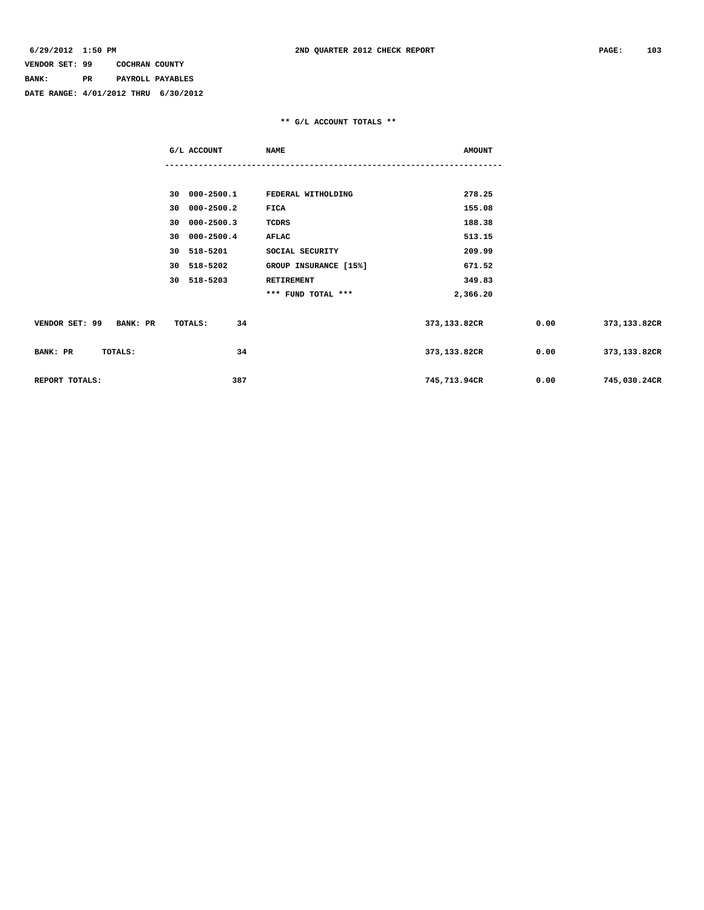6/29/2012 1:50 PM — 2ND QUARTER 2012 CHECK REPORT

VENDOR SET: 99 COCHRAN COUNTY
BANK: PR PAYROLL PAYABLES
DATE RANGE: 4/01/2012 THRU 6/30/2012

** G/L ACCOUNT TOTALS **

| G/L ACCOUNT | NAME | AMOUNT |
|---|---|---|
| 30 000-2500.1 | FEDERAL WITHOLDING | 278.25 |
| 30 000-2500.2 | FICA | 155.08 |
| 30 000-2500.3 | TCDRS | 188.38 |
| 30 000-2500.4 | AFLAC | 513.15 |
| 30 518-5201 | SOCIAL SECURITY | 209.99 |
| 30 518-5202 | GROUP INSURANCE [15%] | 671.52 |
| 30 518-5203 | RETIREMENT | 349.83 |
| | *** FUND TOTAL *** | 2,366.20 |

| | | | | |
|---|---|---|---|---|
| VENDOR SET: 99 BANK: PR TOTALS: | 34 | 373,133.82CR | 0.00 | 373,133.82CR |
| BANK: PR TOTALS: | 34 | 373,133.82CR | 0.00 | 373,133.82CR |
| REPORT TOTALS: | 387 | 745,713.94CR | 0.00 | 745,030.24CR |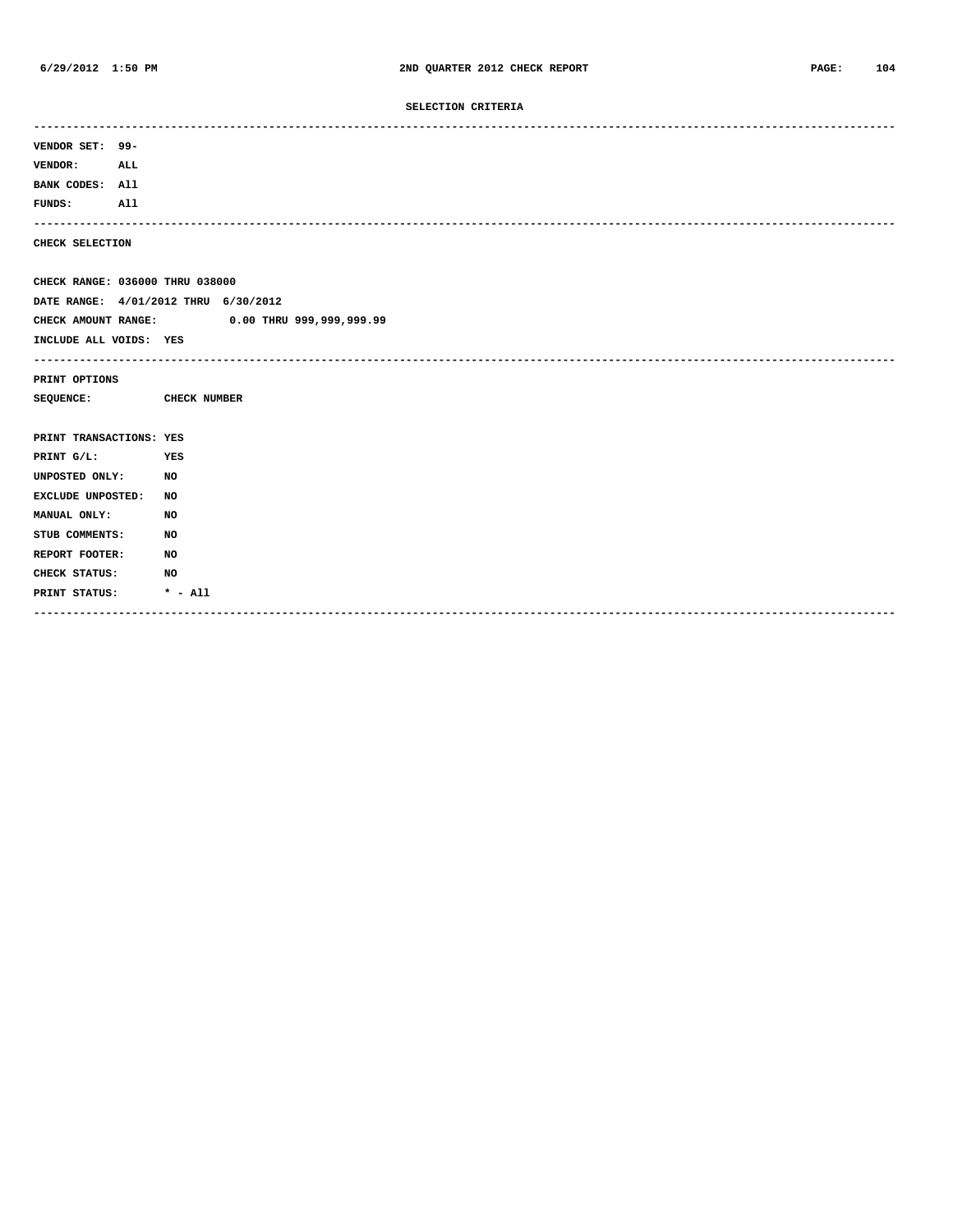## SELECTION CRITERIA

---

VENDOR SET: 99-
VENDOR: ALL
BANK CODES: All
FUNDS: All

---

CHECK SELECTION

CHECK RANGE: 036000 THRU 038000
DATE RANGE: 4/01/2012 THRU 6/30/2012
CHECK AMOUNT RANGE: 0.00 THRU 999,999,999.99
INCLUDE ALL VOIDS: YES

---

PRINT OPTIONS
SEQUENCE: CHECK NUMBER

PRINT TRANSACTIONS: YES
PRINT G/L: YES
UNPOSTED ONLY: NO
EXCLUDE UNPOSTED: NO
MANUAL ONLY: NO
STUB COMMENTS: NO
REPORT FOOTER: NO
CHECK STATUS: NO
PRINT STATUS: * - All

---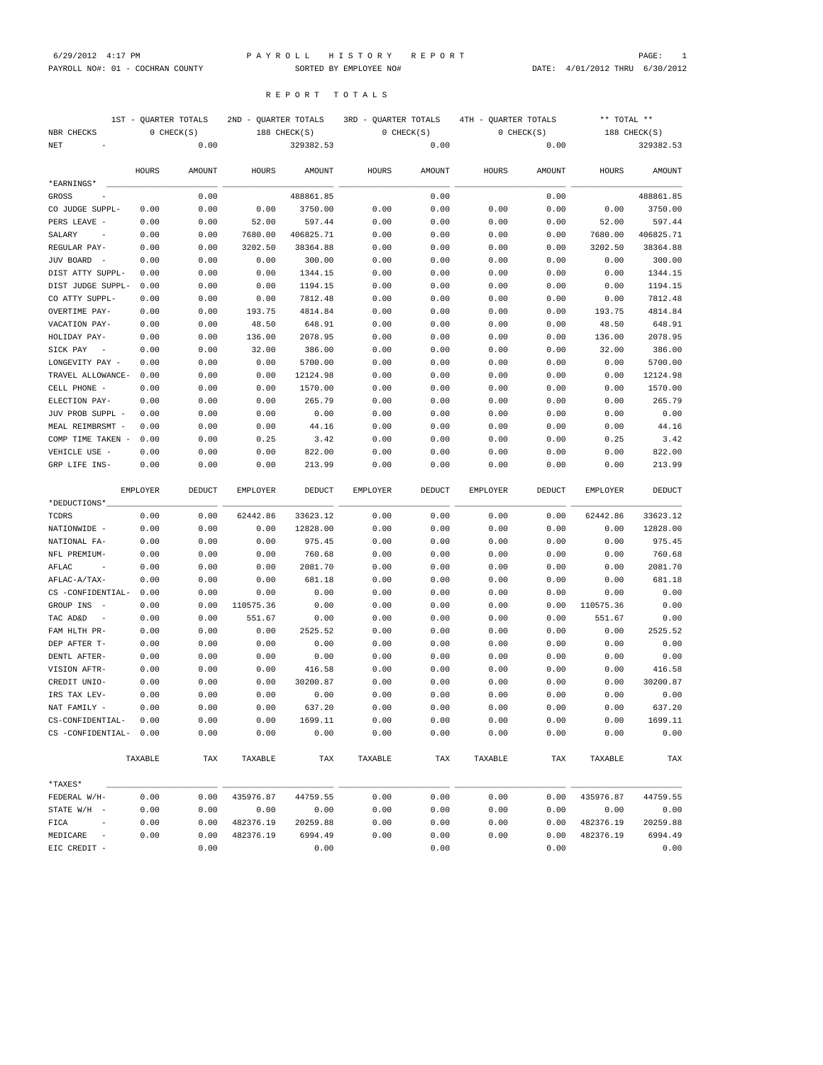6/29/2012 4:17 PM **P A Y R O L L H I S T O R Y R E P O R T**

PAYROLL NO#: 01 - COCHRAN COUNTY SORTED BY EMPLOYEE NO# DATE: 4/01/2012 THRU 6/30/2012

## R E P O R T T O T A L S

| | 1ST - QUARTER TOTALS | | 2ND - QUARTER TOTALS | | 3RD - QUARTER TOTALS | | 4TH - QUARTER TOTALS | | ** TOTAL ** | |
|---|---|---|---|---|---|---|---|---|---|---|
| NBR CHECKS | 0 CHECK(S) | | 188 CHECK(S) | | 0 CHECK(S) | | 0 CHECK(S) | | 188 CHECK(S) | |
| NET - | | 0.00 | | 329382.53 | | 0.00 | | 0.00 | | 329382.53 |

| *EARNINGS* | HOURS | AMOUNT | HOURS | AMOUNT | HOURS | AMOUNT | HOURS | AMOUNT | HOURS | AMOUNT |
|---|---|---|---|---|---|---|---|---|---|---|
| GROSS - | | 0.00 | | 488861.85 | | 0.00 | | 0.00 | | 488861.85 |
| CO JUDGE SUPPL- | 0.00 | 0.00 | 0.00 | 3750.00 | 0.00 | 0.00 | 0.00 | 0.00 | 0.00 | 3750.00 |
| PERS LEAVE - | 0.00 | 0.00 | 52.00 | 597.44 | 0.00 | 0.00 | 0.00 | 0.00 | 52.00 | 597.44 |
| SALARY - | 0.00 | 0.00 | 7680.00 | 406825.71 | 0.00 | 0.00 | 0.00 | 0.00 | 7680.00 | 406825.71 |
| REGULAR PAY- | 0.00 | 0.00 | 3202.50 | 38364.88 | 0.00 | 0.00 | 0.00 | 0.00 | 3202.50 | 38364.88 |
| JUV BOARD - | 0.00 | 0.00 | 0.00 | 300.00 | 0.00 | 0.00 | 0.00 | 0.00 | 0.00 | 300.00 |
| DIST ATTY SUPPL- | 0.00 | 0.00 | 0.00 | 1344.15 | 0.00 | 0.00 | 0.00 | 0.00 | 0.00 | 1344.15 |
| DIST JUDGE SUPPL- | 0.00 | 0.00 | 0.00 | 1194.15 | 0.00 | 0.00 | 0.00 | 0.00 | 0.00 | 1194.15 |
| CO ATTY SUPPL- | 0.00 | 0.00 | 0.00 | 7812.48 | 0.00 | 0.00 | 0.00 | 0.00 | 0.00 | 7812.48 |
| OVERTIME PAY- | 0.00 | 0.00 | 193.75 | 4814.84 | 0.00 | 0.00 | 0.00 | 0.00 | 193.75 | 4814.84 |
| VACATION PAY- | 0.00 | 0.00 | 48.50 | 648.91 | 0.00 | 0.00 | 0.00 | 0.00 | 48.50 | 648.91 |
| HOLIDAY PAY- | 0.00 | 0.00 | 136.00 | 2078.95 | 0.00 | 0.00 | 0.00 | 0.00 | 136.00 | 2078.95 |
| SICK PAY - | 0.00 | 0.00 | 32.00 | 386.00 | 0.00 | 0.00 | 0.00 | 0.00 | 32.00 | 386.00 |
| LONGEVITY PAY - | 0.00 | 0.00 | 0.00 | 5700.00 | 0.00 | 0.00 | 0.00 | 0.00 | 0.00 | 5700.00 |
| TRAVEL ALLOWANCE- | 0.00 | 0.00 | 0.00 | 12124.98 | 0.00 | 0.00 | 0.00 | 0.00 | 0.00 | 12124.98 |
| CELL PHONE - | 0.00 | 0.00 | 0.00 | 1570.00 | 0.00 | 0.00 | 0.00 | 0.00 | 0.00 | 1570.00 |
| ELECTION PAY- | 0.00 | 0.00 | 0.00 | 265.79 | 0.00 | 0.00 | 0.00 | 0.00 | 0.00 | 265.79 |
| JUV PROB SUPPL - | 0.00 | 0.00 | 0.00 | 0.00 | 0.00 | 0.00 | 0.00 | 0.00 | 0.00 | 0.00 |
| MEAL REIMBRSMT - | 0.00 | 0.00 | 0.00 | 44.16 | 0.00 | 0.00 | 0.00 | 0.00 | 0.00 | 44.16 |
| COMP TIME TAKEN - | 0.00 | 0.00 | 0.25 | 3.42 | 0.00 | 0.00 | 0.00 | 0.00 | 0.25 | 3.42 |
| VEHICLE USE - | 0.00 | 0.00 | 0.00 | 822.00 | 0.00 | 0.00 | 0.00 | 0.00 | 0.00 | 822.00 |
| GRP LIFE INS- | 0.00 | 0.00 | 0.00 | 213.99 | 0.00 | 0.00 | 0.00 | 0.00 | 0.00 | 213.99 |

| *DEDUCTIONS* | EMPLOYER | DEDUCT | EMPLOYER | DEDUCT | EMPLOYER | DEDUCT | EMPLOYER | DEDUCT | EMPLOYER | DEDUCT |
|---|---|---|---|---|---|---|---|---|---|---|
| TCDRS | 0.00 | 0.00 | 62442.86 | 33623.12 | 0.00 | 0.00 | 0.00 | 0.00 | 62442.86 | 33623.12 |
| NATIONWIDE - | 0.00 | 0.00 | 0.00 | 12828.00 | 0.00 | 0.00 | 0.00 | 0.00 | 0.00 | 12828.00 |
| NATIONAL FA- | 0.00 | 0.00 | 0.00 | 975.45 | 0.00 | 0.00 | 0.00 | 0.00 | 0.00 | 975.45 |
| NFL PREMIUM- | 0.00 | 0.00 | 0.00 | 760.68 | 0.00 | 0.00 | 0.00 | 0.00 | 0.00 | 760.68 |
| AFLAC - | 0.00 | 0.00 | 0.00 | 2081.70 | 0.00 | 0.00 | 0.00 | 0.00 | 0.00 | 2081.70 |
| AFLAC-A/TAX- | 0.00 | 0.00 | 0.00 | 681.18 | 0.00 | 0.00 | 0.00 | 0.00 | 0.00 | 681.18 |
| CS -CONFIDENTIAL- | 0.00 | 0.00 | 0.00 | 0.00 | 0.00 | 0.00 | 0.00 | 0.00 | 0.00 | 0.00 |
| GROUP INS - | 0.00 | 0.00 | 110575.36 | 0.00 | 0.00 | 0.00 | 0.00 | 0.00 | 110575.36 | 0.00 |
| TAC AD&D - | 0.00 | 0.00 | 551.67 | 0.00 | 0.00 | 0.00 | 0.00 | 0.00 | 551.67 | 0.00 |
| FAM HLTH PR- | 0.00 | 0.00 | 0.00 | 2525.52 | 0.00 | 0.00 | 0.00 | 0.00 | 0.00 | 2525.52 |
| DEP AFTER T- | 0.00 | 0.00 | 0.00 | 0.00 | 0.00 | 0.00 | 0.00 | 0.00 | 0.00 | 0.00 |
| DENTL AFTER- | 0.00 | 0.00 | 0.00 | 0.00 | 0.00 | 0.00 | 0.00 | 0.00 | 0.00 | 0.00 |
| VISION AFTR- | 0.00 | 0.00 | 0.00 | 416.58 | 0.00 | 0.00 | 0.00 | 0.00 | 0.00 | 416.58 |
| CREDIT UNIO- | 0.00 | 0.00 | 0.00 | 30200.87 | 0.00 | 0.00 | 0.00 | 0.00 | 0.00 | 30200.87 |
| IRS TAX LEV- | 0.00 | 0.00 | 0.00 | 0.00 | 0.00 | 0.00 | 0.00 | 0.00 | 0.00 | 0.00 |
| NAT FAMILY - | 0.00 | 0.00 | 0.00 | 637.20 | 0.00 | 0.00 | 0.00 | 0.00 | 0.00 | 637.20 |
| CS-CONFIDENTIAL- | 0.00 | 0.00 | 0.00 | 1699.11 | 0.00 | 0.00 | 0.00 | 0.00 | 0.00 | 1699.11 |
| CS -CONFIDENTIAL- | 0.00 | 0.00 | 0.00 | 0.00 | 0.00 | 0.00 | 0.00 | 0.00 | 0.00 | 0.00 |

| *TAXES* | TAXABLE | TAX | TAXABLE | TAX | TAXABLE | TAX | TAXABLE | TAX | TAXABLE | TAX |
|---|---|---|---|---|---|---|---|---|---|---|
| FEDERAL W/H- | 0.00 | 0.00 | 435976.87 | 44759.55 | 0.00 | 0.00 | 0.00 | 0.00 | 435976.87 | 44759.55 |
| STATE W/H - | 0.00 | 0.00 | 0.00 | 0.00 | 0.00 | 0.00 | 0.00 | 0.00 | 0.00 | 0.00 |
| FICA - | 0.00 | 0.00 | 482376.19 | 20259.88 | 0.00 | 0.00 | 0.00 | 0.00 | 482376.19 | 20259.88 |
| MEDICARE - | 0.00 | 0.00 | 482376.19 | 6994.49 | 0.00 | 0.00 | 0.00 | 0.00 | 482376.19 | 6994.49 |
| EIC CREDIT - | | 0.00 | | 0.00 | | 0.00 | | 0.00 | | 0.00 |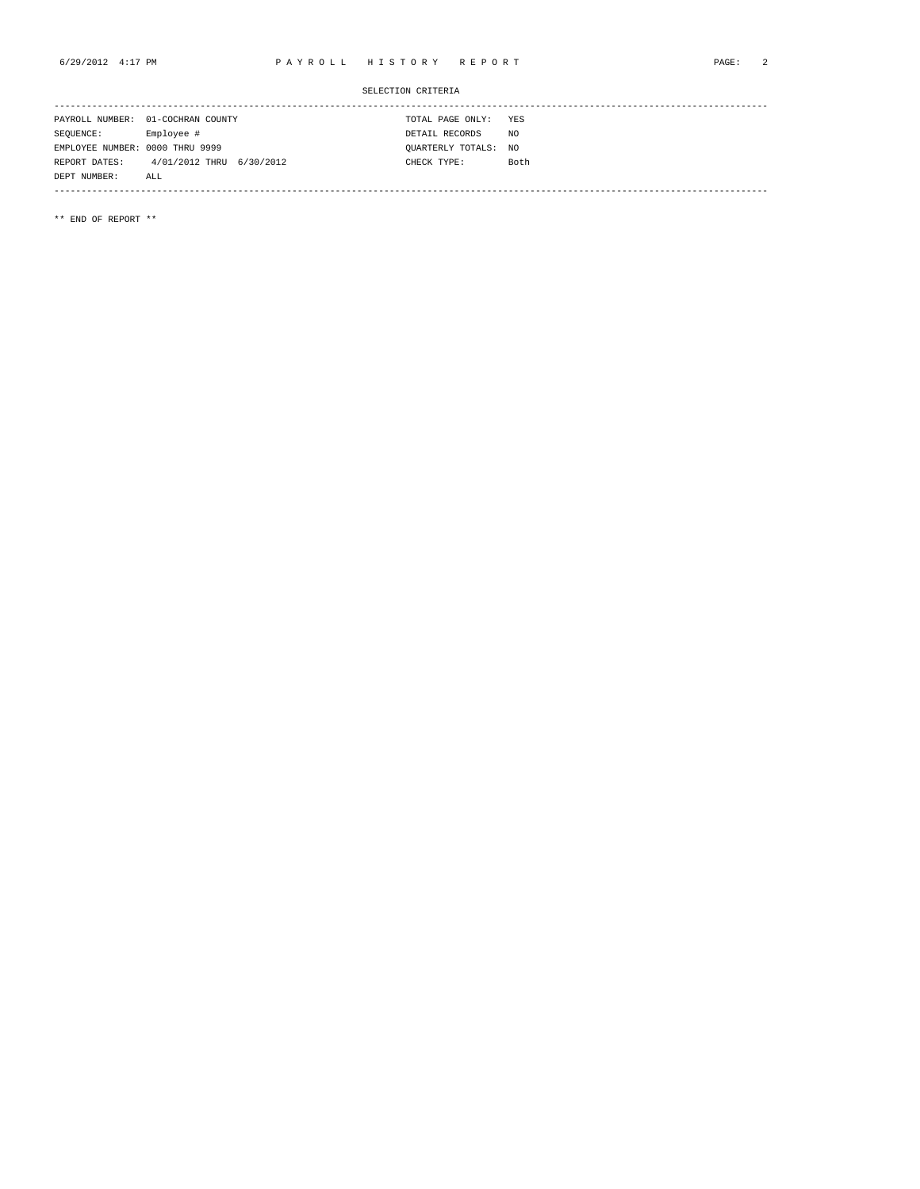SELECTION CRITERIA

| | | | |
|---|---|---|---|
| PAYROLL NUMBER: | 01-COCHRAN COUNTY | TOTAL PAGE ONLY: | YES |
| SEQUENCE: | Employee # | DETAIL RECORDS | NO |
| EMPLOYEE NUMBER: | 0000 THRU 9999 | QUARTERLY TOTALS: | NO |
| REPORT DATES: | 4/01/2012 THRU 6/30/2012 | CHECK TYPE: | Both |
| DEPT NUMBER: | ALL | | |

** END OF REPORT **